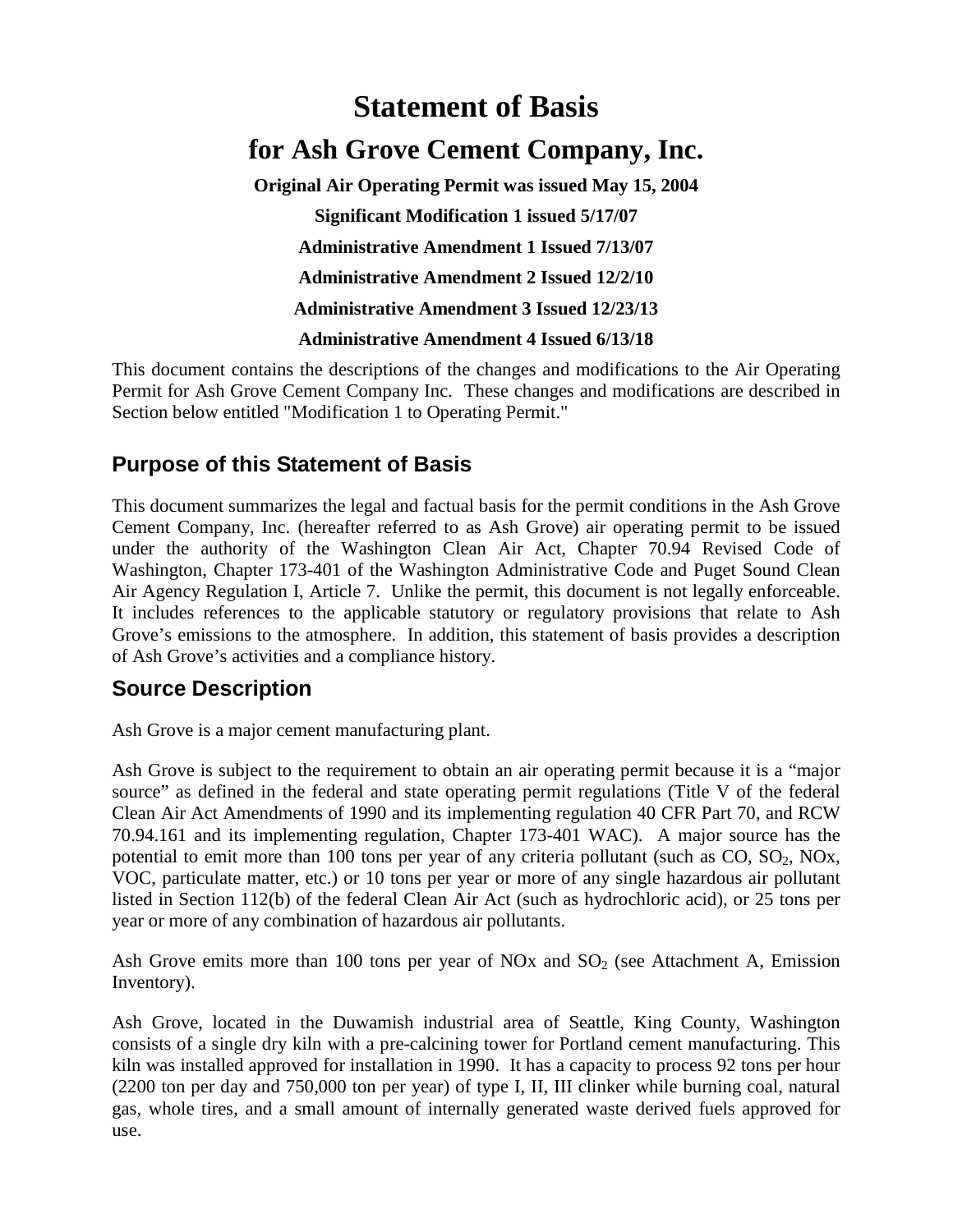# Statement of Basis

# for Ash Grove Cement Company, Inc.

**Original Air Operating Permit was issued May 15, 2004**

**Significant Modification 1 issued 5/17/07**

**Administrative Amendment 1 Issued 7/13/07**

**Administrative Amendment 2 Issued 12/2/10**

**Administrative Amendment 3 Issued 12/23/13**

**Administrative Amendment 4 Issued 6/13/18**

This document contains the descriptions of the changes and modifications to the Air Operating Permit for Ash Grove Cement Company Inc. These changes and modifications are described in Section below entitled "Modification 1 to Operating Permit."

## Purpose of this Statement of Basis

This document summarizes the legal and factual basis for the permit conditions in the Ash Grove Cement Company, Inc. (hereafter referred to as Ash Grove) air operating permit to be issued under the authority of the Washington Clean Air Act, Chapter 70.94 Revised Code of Washington, Chapter 173-401 of the Washington Administrative Code and Puget Sound Clean Air Agency Regulation I, Article 7. Unlike the permit, this document is not legally enforceable. It includes references to the applicable statutory or regulatory provisions that relate to Ash Grove's emissions to the atmosphere. In addition, this statement of basis provides a description of Ash Grove's activities and a compliance history.

## Source Description

Ash Grove is a major cement manufacturing plant.

Ash Grove is subject to the requirement to obtain an air operating permit because it is a "major source" as defined in the federal and state operating permit regulations (Title V of the federal Clean Air Act Amendments of 1990 and its implementing regulation 40 CFR Part 70, and RCW 70.94.161 and its implementing regulation, Chapter 173-401 WAC). A major source has the potential to emit more than 100 tons per year of any criteria pollutant (such as CO, $SO_2$, NOx, VOC, particulate matter, etc.) or 10 tons per year or more of any single hazardous air pollutant listed in Section 112(b) of the federal Clean Air Act (such as hydrochloric acid), or 25 tons per year or more of any combination of hazardous air pollutants.

Ash Grove emits more than 100 tons per year of NOx and $SO_2$ (see Attachment A, Emission Inventory).

Ash Grove, located in the Duwamish industrial area of Seattle, King County, Washington consists of a single dry kiln with a pre-calcining tower for Portland cement manufacturing. This kiln was installed approved for installation in 1990. It has a capacity to process 92 tons per hour (2200 ton per day and 750,000 ton per year) of type I, II, III clinker while burning coal, natural gas, whole tires, and a small amount of internally generated waste derived fuels approved for use.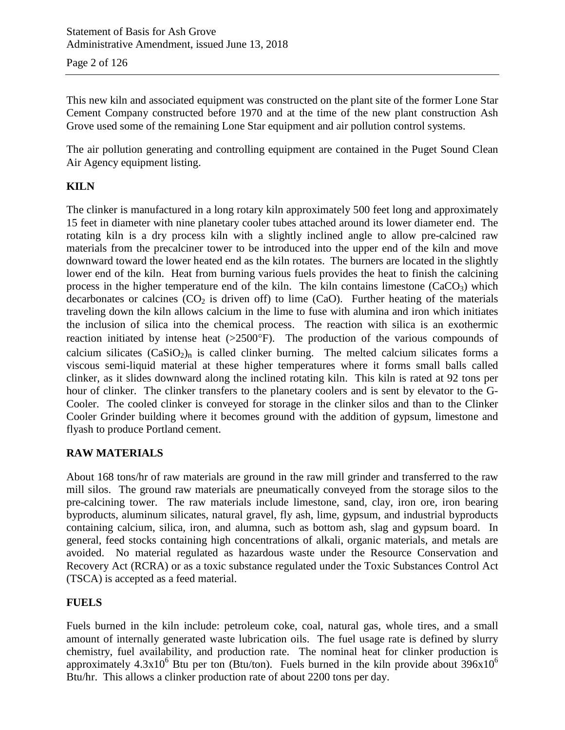This new kiln and associated equipment was constructed on the plant site of the former Lone Star Cement Company constructed before 1970 and at the time of the new plant construction Ash Grove used some of the remaining Lone Star equipment and air pollution control systems.

The air pollution generating and controlling equipment are contained in the Puget Sound Clean Air Agency equipment listing.

## KILN

The clinker is manufactured in a long rotary kiln approximately 500 feet long and approximately 15 feet in diameter with nine planetary cooler tubes attached around its lower diameter end. The rotating kiln is a dry process kiln with a slightly inclined angle to allow pre-calcined raw materials from the precalciner tower to be introduced into the upper end of the kiln and move downward toward the lower heated end as the kiln rotates. The burners are located in the slightly lower end of the kiln. Heat from burning various fuels provides the heat to finish the calcining process in the higher temperature end of the kiln. The kiln contains limestone ($CaCO_3$) which decarbonates or calcines ($CO_2$ is driven off) to lime (CaO). Further heating of the materials traveling down the kiln allows calcium in the lime to fuse with alumina and iron which initiates the inclusion of silica into the chemical process. The reaction with silica is an exothermic reaction initiated by intense heat (>2500°F). The production of the various compounds of calcium silicates $(CaSiO_2)_n$ is called clinker burning. The melted calcium silicates forms a viscous semi-liquid material at these higher temperatures where it forms small balls called clinker, as it slides downward along the inclined rotating kiln. This kiln is rated at 92 tons per hour of clinker. The clinker transfers to the planetary coolers and is sent by elevator to the G-Cooler. The cooled clinker is conveyed for storage in the clinker silos and than to the Clinker Cooler Grinder building where it becomes ground with the addition of gypsum, limestone and flyash to produce Portland cement.

## RAW MATERIALS

About 168 tons/hr of raw materials are ground in the raw mill grinder and transferred to the raw mill silos. The ground raw materials are pneumatically conveyed from the storage silos to the pre-calcining tower. The raw materials include limestone, sand, clay, iron ore, iron bearing byproducts, aluminum silicates, natural gravel, fly ash, lime, gypsum, and industrial byproducts containing calcium, silica, iron, and alumna, such as bottom ash, slag and gypsum board. In general, feed stocks containing high concentrations of alkali, organic materials, and metals are avoided. No material regulated as hazardous waste under the Resource Conservation and Recovery Act (RCRA) or as a toxic substance regulated under the Toxic Substances Control Act (TSCA) is accepted as a feed material.

## FUELS

Fuels burned in the kiln include: petroleum coke, coal, natural gas, whole tires, and a small amount of internally generated waste lubrication oils. The fuel usage rate is defined by slurry chemistry, fuel availability, and production rate. The nominal heat for clinker production is approximately $4.3 \times 10^6$ Btu per ton (Btu/ton). Fuels burned in the kiln provide about $396 \times 10^6$ Btu/hr. This allows a clinker production rate of about 2200 tons per day.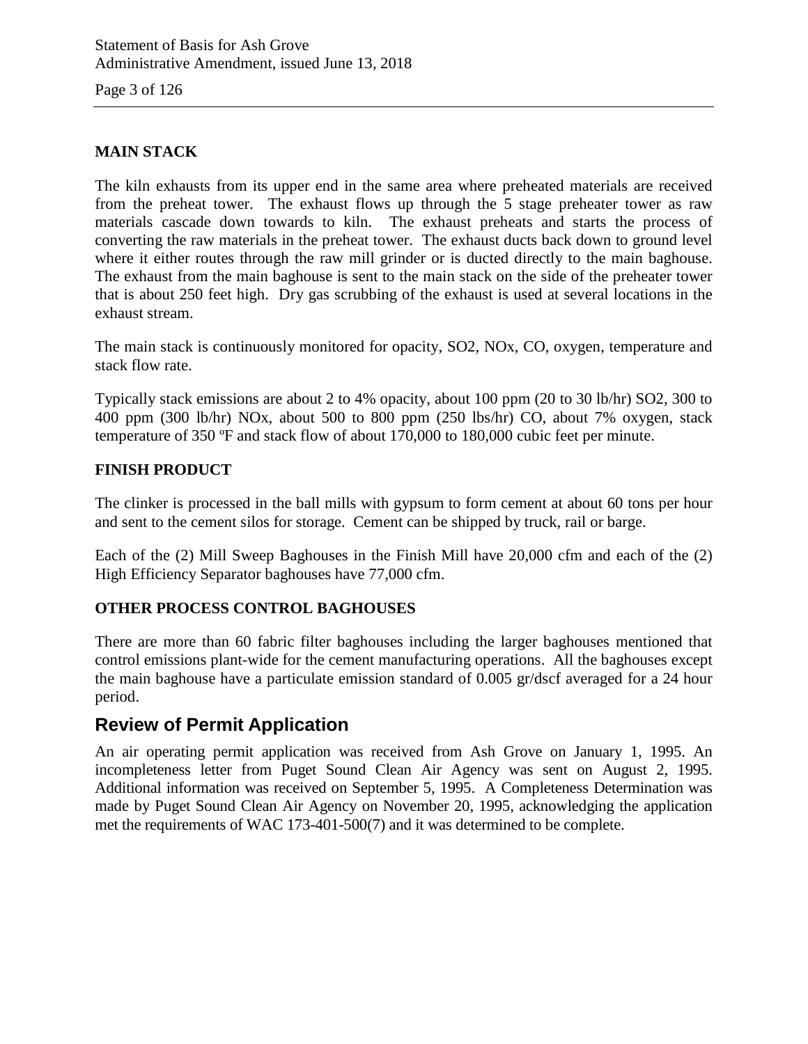### MAIN STACK

The kiln exhausts from its upper end in the same area where preheated materials are received from the preheat tower. The exhaust flows up through the 5 stage preheater tower as raw materials cascade down towards to kiln. The exhaust preheats and starts the process of converting the raw materials in the preheat tower. The exhaust ducts back down to ground level where it either routes through the raw mill grinder or is ducted directly to the main baghouse. The exhaust from the main baghouse is sent to the main stack on the side of the preheater tower that is about 250 feet high. Dry gas scrubbing of the exhaust is used at several locations in the exhaust stream.

The main stack is continuously monitored for opacity, $SO_2$, $NO_x$, CO, oxygen, temperature and stack flow rate.

Typically stack emissions are about 2 to 4% opacity, about 100 ppm (20 to 30 lb/hr) $SO_2$, 300 to 400 ppm (300 lb/hr) $NO_x$, about 500 to 800 ppm (250 lbs/hr) CO, about 7% oxygen, stack temperature of 350 ºF and stack flow of about 170,000 to 180,000 cubic feet per minute.

### FINISH PRODUCT

The clinker is processed in the ball mills with gypsum to form cement at about 60 tons per hour and sent to the cement silos for storage. Cement can be shipped by truck, rail or barge.

Each of the (2) Mill Sweep Baghouses in the Finish Mill have 20,000 cfm and each of the (2) High Efficiency Separator baghouses have 77,000 cfm.

### OTHER PROCESS CONTROL BAGHOUSES

There are more than 60 fabric filter baghouses including the larger baghouses mentioned that control emissions plant-wide for the cement manufacturing operations. All the baghouses except the main baghouse have a particulate emission standard of 0.005 gr/dscf averaged for a 24 hour period.

## Review of Permit Application

An air operating permit application was received from Ash Grove on January 1, 1995. An incompleteness letter from Puget Sound Clean Air Agency was sent on August 2, 1995. Additional information was received on September 5, 1995. A Completeness Determination was made by Puget Sound Clean Air Agency on November 20, 1995, acknowledging the application met the requirements of WAC 173-401-500(7) and it was determined to be complete.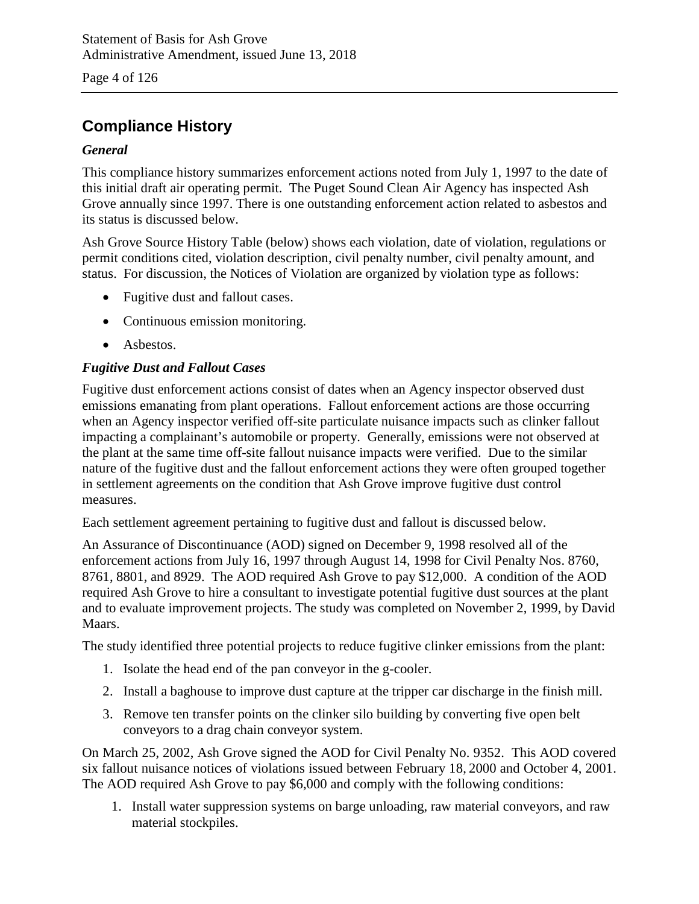## Compliance History

### *General*

This compliance history summarizes enforcement actions noted from July 1, 1997 to the date of this initial draft air operating permit. The Puget Sound Clean Air Agency has inspected Ash Grove annually since 1997. There is one outstanding enforcement action related to asbestos and its status is discussed below.

Ash Grove Source History Table (below) shows each violation, date of violation, regulations or permit conditions cited, violation description, civil penalty number, civil penalty amount, and status. For discussion, the Notices of Violation are organized by violation type as follows:

- Fugitive dust and fallout cases.
- Continuous emission monitoring.
- Asbestos.

### *Fugitive Dust and Fallout Cases*

Fugitive dust enforcement actions consist of dates when an Agency inspector observed dust emissions emanating from plant operations. Fallout enforcement actions are those occurring when an Agency inspector verified off-site particulate nuisance impacts such as clinker fallout impacting a complainant's automobile or property. Generally, emissions were not observed at the plant at the same time off-site fallout nuisance impacts were verified. Due to the similar nature of the fugitive dust and the fallout enforcement actions they were often grouped together in settlement agreements on the condition that Ash Grove improve fugitive dust control measures.

Each settlement agreement pertaining to fugitive dust and fallout is discussed below.

An Assurance of Discontinuance (AOD) signed on December 9, 1998 resolved all of the enforcement actions from July 16, 1997 through August 14, 1998 for Civil Penalty Nos. 8760, 8761, 8801, and 8929. The AOD required Ash Grove to pay $12,000. A condition of the AOD required Ash Grove to hire a consultant to investigate potential fugitive dust sources at the plant and to evaluate improvement projects. The study was completed on November 2, 1999, by David Maars.

The study identified three potential projects to reduce fugitive clinker emissions from the plant:

1. Isolate the head end of the pan conveyor in the g-cooler.
2. Install a baghouse to improve dust capture at the tripper car discharge in the finish mill.
3. Remove ten transfer points on the clinker silo building by converting five open belt conveyors to a drag chain conveyor system.

On March 25, 2002, Ash Grove signed the AOD for Civil Penalty No. 9352. This AOD covered six fallout nuisance notices of violations issued between February 18, 2000 and October 4, 2001. The AOD required Ash Grove to pay $6,000 and comply with the following conditions:

1. Install water suppression systems on barge unloading, raw material conveyors, and raw material stockpiles.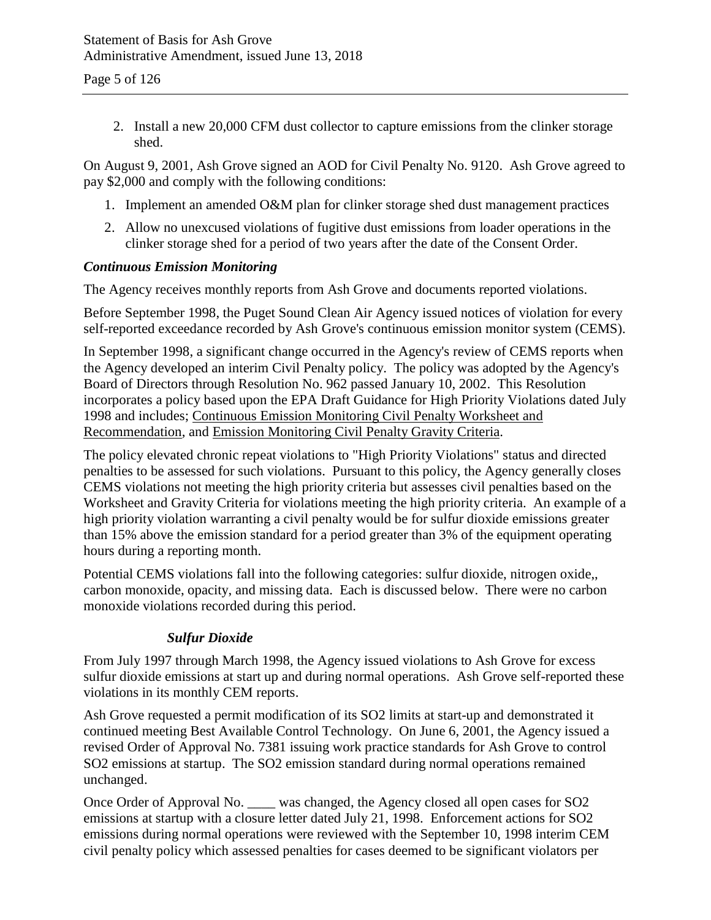2. Install a new 20,000 CFM dust collector to capture emissions from the clinker storage shed.

On August 9, 2001, Ash Grove signed an AOD for Civil Penalty No. 9120. Ash Grove agreed to pay $2,000 and comply with the following conditions:

1. Implement an amended O&M plan for clinker storage shed dust management practices
2. Allow no unexcused violations of fugitive dust emissions from loader operations in the clinker storage shed for a period of two years after the date of the Consent Order.

***Continuous Emission Monitoring***

The Agency receives monthly reports from Ash Grove and documents reported violations.

Before September 1998, the Puget Sound Clean Air Agency issued notices of violation for every self-reported exceedance recorded by Ash Grove's continuous emission monitor system (CEMS).

In September 1998, a significant change occurred in the Agency's review of CEMS reports when the Agency developed an interim Civil Penalty policy. The policy was adopted by the Agency's Board of Directors through Resolution No. 962 passed January 10, 2002. This Resolution incorporates a policy based upon the EPA Draft Guidance for High Priority Violations dated July 1998 and includes; Continuous Emission Monitoring Civil Penalty Worksheet and Recommendation, and Emission Monitoring Civil Penalty Gravity Criteria.

The policy elevated chronic repeat violations to "High Priority Violations" status and directed penalties to be assessed for such violations. Pursuant to this policy, the Agency generally closes CEMS violations not meeting the high priority criteria but assesses civil penalties based on the Worksheet and Gravity Criteria for violations meeting the high priority criteria. An example of a high priority violation warranting a civil penalty would be for sulfur dioxide emissions greater than 15% above the emission standard for a period greater than 3% of the equipment operating hours during a reporting month.

Potential CEMS violations fall into the following categories: sulfur dioxide, nitrogen oxide,, carbon monoxide, opacity, and missing data. Each is discussed below. There were no carbon monoxide violations recorded during this period.

***Sulfur Dioxide***

From July 1997 through March 1998, the Agency issued violations to Ash Grove for excess sulfur dioxide emissions at start up and during normal operations. Ash Grove self-reported these violations in its monthly CEM reports.

Ash Grove requested a permit modification of its SO2 limits at start-up and demonstrated it continued meeting Best Available Control Technology. On June 6, 2001, the Agency issued a revised Order of Approval No. 7381 issuing work practice standards for Ash Grove to control SO2 emissions at startup. The SO2 emission standard during normal operations remained unchanged.

Once Order of Approval No. ____ was changed, the Agency closed all open cases for SO2 emissions at startup with a closure letter dated July 21, 1998. Enforcement actions for SO2 emissions during normal operations were reviewed with the September 10, 1998 interim CEM civil penalty policy which assessed penalties for cases deemed to be significant violators per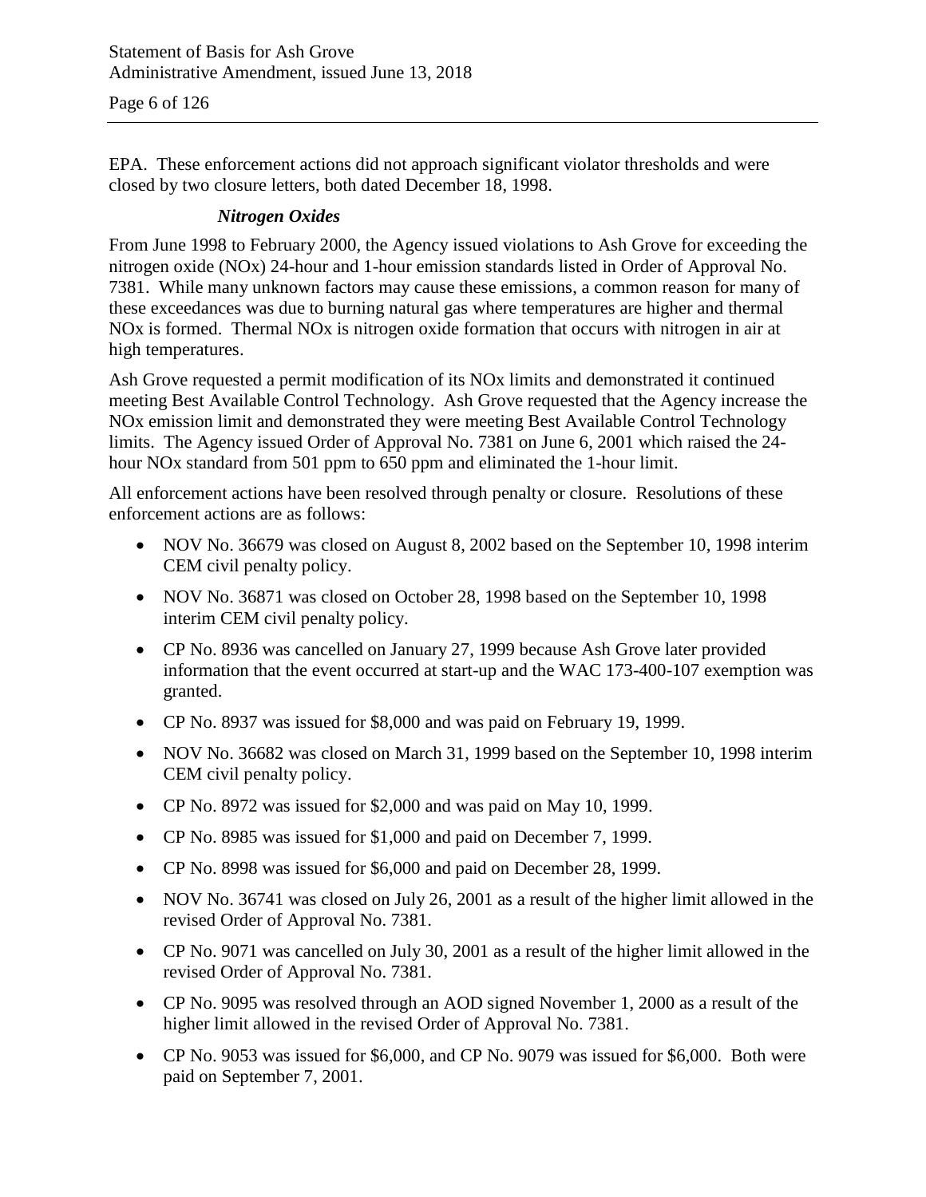EPA. These enforcement actions did not approach significant violator thresholds and were closed by two closure letters, both dated December 18, 1998.

### *Nitrogen Oxides*

From June 1998 to February 2000, the Agency issued violations to Ash Grove for exceeding the nitrogen oxide (NOx) 24-hour and 1-hour emission standards listed in Order of Approval No. 7381. While many unknown factors may cause these emissions, a common reason for many of these exceedances was due to burning natural gas where temperatures are higher and thermal NOx is formed. Thermal NOx is nitrogen oxide formation that occurs with nitrogen in air at high temperatures.

Ash Grove requested a permit modification of its NOx limits and demonstrated it continued meeting Best Available Control Technology. Ash Grove requested that the Agency increase the NOx emission limit and demonstrated they were meeting Best Available Control Technology limits. The Agency issued Order of Approval No. 7381 on June 6, 2001 which raised the 24-hour NOx standard from 501 ppm to 650 ppm and eliminated the 1-hour limit.

All enforcement actions have been resolved through penalty or closure. Resolutions of these enforcement actions are as follows:

- NOV No. 36679 was closed on August 8, 2002 based on the September 10, 1998 interim CEM civil penalty policy.
- NOV No. 36871 was closed on October 28, 1998 based on the September 10, 1998 interim CEM civil penalty policy.
- CP No. 8936 was cancelled on January 27, 1999 because Ash Grove later provided information that the event occurred at start-up and the WAC 173-400-107 exemption was granted.
- CP No. 8937 was issued for $8,000 and was paid on February 19, 1999.
- NOV No. 36682 was closed on March 31, 1999 based on the September 10, 1998 interim CEM civil penalty policy.
- CP No. 8972 was issued for $2,000 and was paid on May 10, 1999.
- CP No. 8985 was issued for $1,000 and paid on December 7, 1999.
- CP No. 8998 was issued for $6,000 and paid on December 28, 1999.
- NOV No. 36741 was closed on July 26, 2001 as a result of the higher limit allowed in the revised Order of Approval No. 7381.
- CP No. 9071 was cancelled on July 30, 2001 as a result of the higher limit allowed in the revised Order of Approval No. 7381.
- CP No. 9095 was resolved through an AOD signed November 1, 2000 as a result of the higher limit allowed in the revised Order of Approval No. 7381.
- CP No. 9053 was issued for $6,000, and CP No. 9079 was issued for $6,000. Both were paid on September 7, 2001.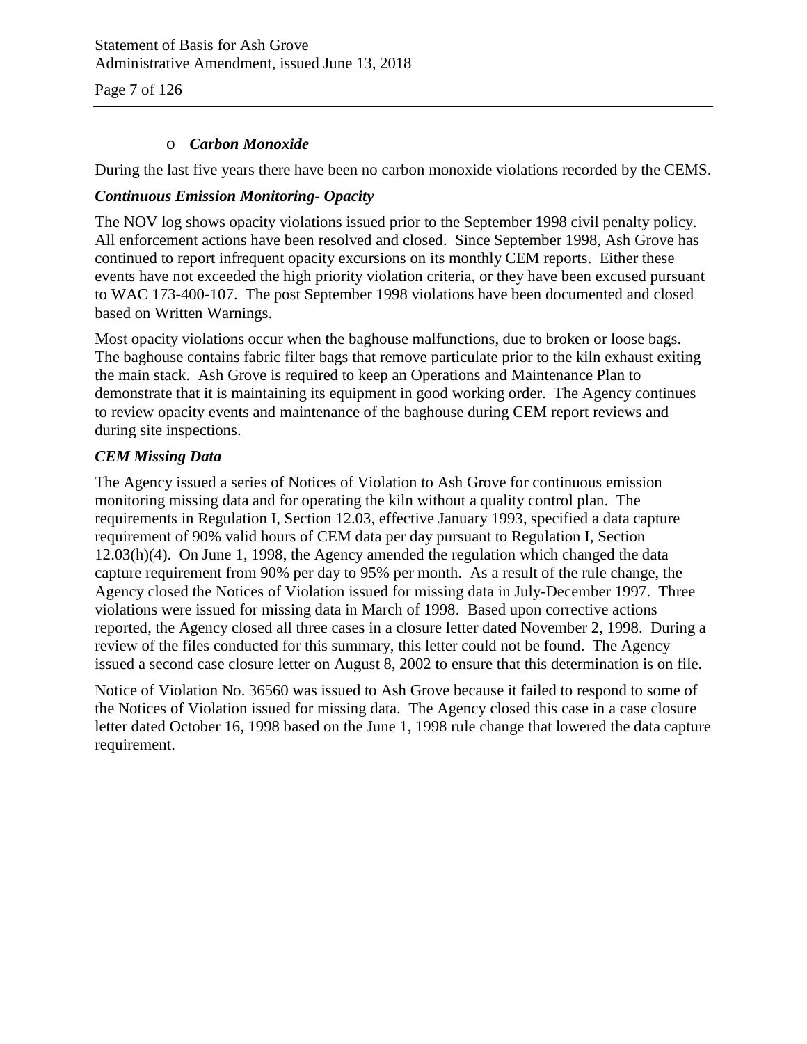- ***Carbon Monoxide***

During the last five years there have been no carbon monoxide violations recorded by the CEMS.

***Continuous Emission Monitoring- Opacity***

The NOV log shows opacity violations issued prior to the September 1998 civil penalty policy. All enforcement actions have been resolved and closed. Since September 1998, Ash Grove has continued to report infrequent opacity excursions on its monthly CEM reports. Either these events have not exceeded the high priority violation criteria, or they have been excused pursuant to WAC 173-400-107. The post September 1998 violations have been documented and closed based on Written Warnings.

Most opacity violations occur when the baghouse malfunctions, due to broken or loose bags. The baghouse contains fabric filter bags that remove particulate prior to the kiln exhaust exiting the main stack. Ash Grove is required to keep an Operations and Maintenance Plan to demonstrate that it is maintaining its equipment in good working order. The Agency continues to review opacity events and maintenance of the baghouse during CEM report reviews and during site inspections.

***CEM Missing Data***

The Agency issued a series of Notices of Violation to Ash Grove for continuous emission monitoring missing data and for operating the kiln without a quality control plan. The requirements in Regulation I, Section 12.03, effective January 1993, specified a data capture requirement of 90% valid hours of CEM data per day pursuant to Regulation I, Section 12.03(h)(4). On June 1, 1998, the Agency amended the regulation which changed the data capture requirement from 90% per day to 95% per month. As a result of the rule change, the Agency closed the Notices of Violation issued for missing data in July-December 1997. Three violations were issued for missing data in March of 1998. Based upon corrective actions reported, the Agency closed all three cases in a closure letter dated November 2, 1998. During a review of the files conducted for this summary, this letter could not be found. The Agency issued a second case closure letter on August 8, 2002 to ensure that this determination is on file.

Notice of Violation No. 36560 was issued to Ash Grove because it failed to respond to some of the Notices of Violation issued for missing data. The Agency closed this case in a case closure letter dated October 16, 1998 based on the June 1, 1998 rule change that lowered the data capture requirement.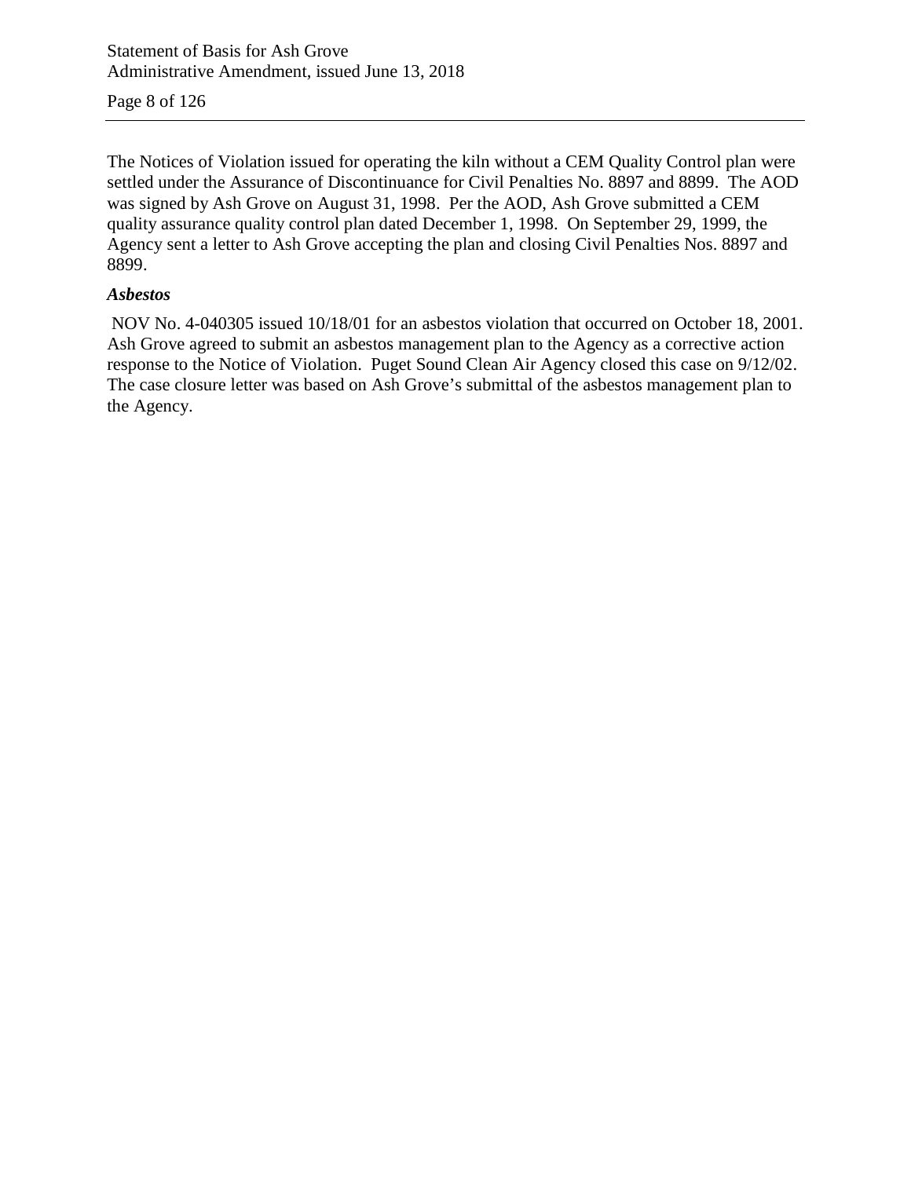The Notices of Violation issued for operating the kiln without a CEM Quality Control plan were settled under the Assurance of Discontinuance for Civil Penalties No. 8897 and 8899. The AOD was signed by Ash Grove on August 31, 1998. Per the AOD, Ash Grove submitted a CEM quality assurance quality control plan dated December 1, 1998. On September 29, 1999, the Agency sent a letter to Ash Grove accepting the plan and closing Civil Penalties Nos. 8897 and 8899.

***Asbestos***

NOV No. 4-040305 issued 10/18/01 for an asbestos violation that occurred on October 18, 2001. Ash Grove agreed to submit an asbestos management plan to the Agency as a corrective action response to the Notice of Violation. Puget Sound Clean Air Agency closed this case on 9/12/02. The case closure letter was based on Ash Grove's submittal of the asbestos management plan to the Agency.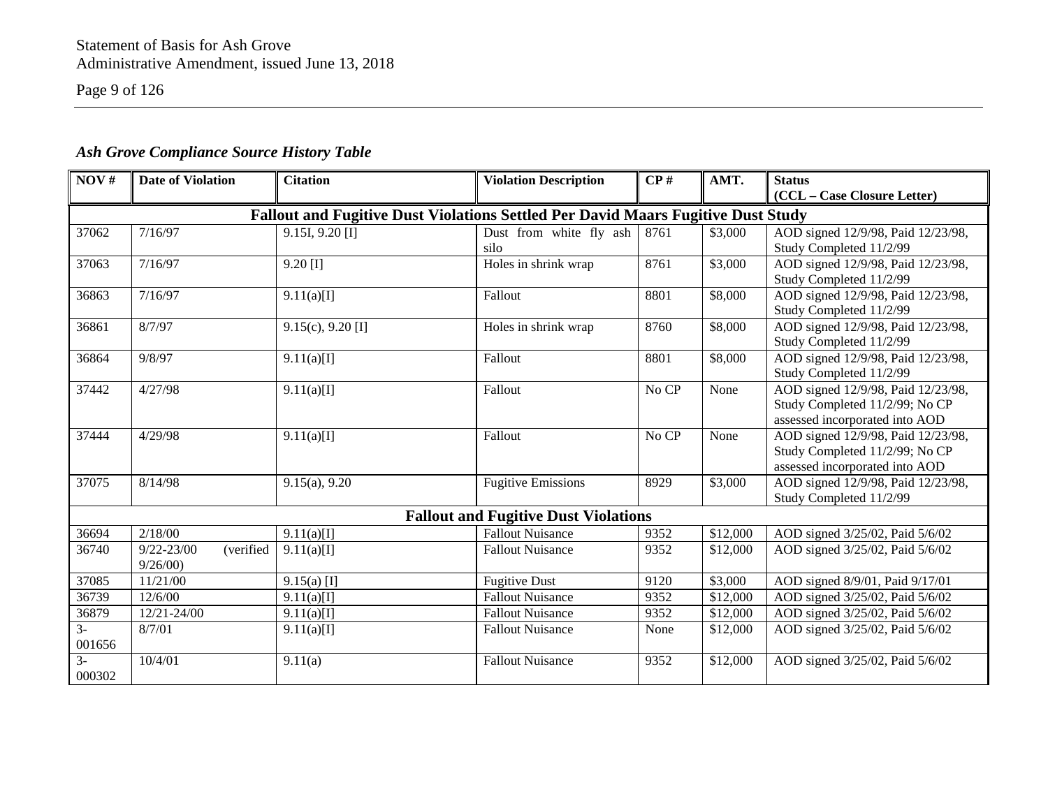### *Ash Grove Compliance Source History Table*

| NOV # | Date of Violation | Citation | Violation Description | CP # | AMT. | Status (CCL – Case Closure Letter) |
|---|---|---|---|---|---|---|
| **Fallout and Fugitive Dust Violations Settled Per David Maars Fugitive Dust Study** | | | | | | |
| 37062 | 7/16/97 | 9.15I, 9.20 [I] | Dust from white fly ash silo | 8761 | \$3,000 | AOD signed 12/9/98, Paid 12/23/98, Study Completed 11/2/99 |
| 37063 | 7/16/97 | 9.20 [I] | Holes in shrink wrap | 8761 | \$3,000 | AOD signed 12/9/98, Paid 12/23/98, Study Completed 11/2/99 |
| 36863 | 7/16/97 | 9.11(a)[I] | Fallout | 8801 | \$8,000 | AOD signed 12/9/98, Paid 12/23/98, Study Completed 11/2/99 |
| 36861 | 8/7/97 | 9.15(c), 9.20 [I] | Holes in shrink wrap | 8760 | \$8,000 | AOD signed 12/9/98, Paid 12/23/98, Study Completed 11/2/99 |
| 36864 | 9/8/97 | 9.11(a)[I] | Fallout | 8801 | \$8,000 | AOD signed 12/9/98, Paid 12/23/98, Study Completed 11/2/99 |
| 37442 | 4/27/98 | 9.11(a)[I] | Fallout | No CP | None | AOD signed 12/9/98, Paid 12/23/98, Study Completed 11/2/99; No CP assessed incorporated into AOD |
| 37444 | 4/29/98 | 9.11(a)[I] | Fallout | No CP | None | AOD signed 12/9/98, Paid 12/23/98, Study Completed 11/2/99; No CP assessed incorporated into AOD |
| 37075 | 8/14/98 | 9.15(a), 9.20 | Fugitive Emissions | 8929 | \$3,000 | AOD signed 12/9/98, Paid 12/23/98, Study Completed 11/2/99 |
| **Fallout and Fugitive Dust Violations** | | | | | | |
| 36694 | 2/18/00 | 9.11(a)[I] | Fallout Nuisance | 9352 | \$12,000 | AOD signed 3/25/02, Paid 5/6/02 |
| 36740 | 9/22-23/00 (verified 9/26/00) | 9.11(a)[I] | Fallout Nuisance | 9352 | \$12,000 | AOD signed 3/25/02, Paid 5/6/02 |
| 37085 | 11/21/00 | 9.15(a) [I] | Fugitive Dust | 9120 | \$3,000 | AOD signed 8/9/01, Paid 9/17/01 |
| 36739 | 12/6/00 | 9.11(a)[I] | Fallout Nuisance | 9352 | \$12,000 | AOD signed 3/25/02, Paid 5/6/02 |
| 36879 | 12/21-24/00 | 9.11(a)[I] | Fallout Nuisance | 9352 | \$12,000 | AOD signed 3/25/02, Paid 5/6/02 |
| 3-001656 | 8/7/01 | 9.11(a)[I] | Fallout Nuisance | None | \$12,000 | AOD signed 3/25/02, Paid 5/6/02 |
| 3-000302 | 10/4/01 | 9.11(a) | Fallout Nuisance | 9352 | \$12,000 | AOD signed 3/25/02, Paid 5/6/02 |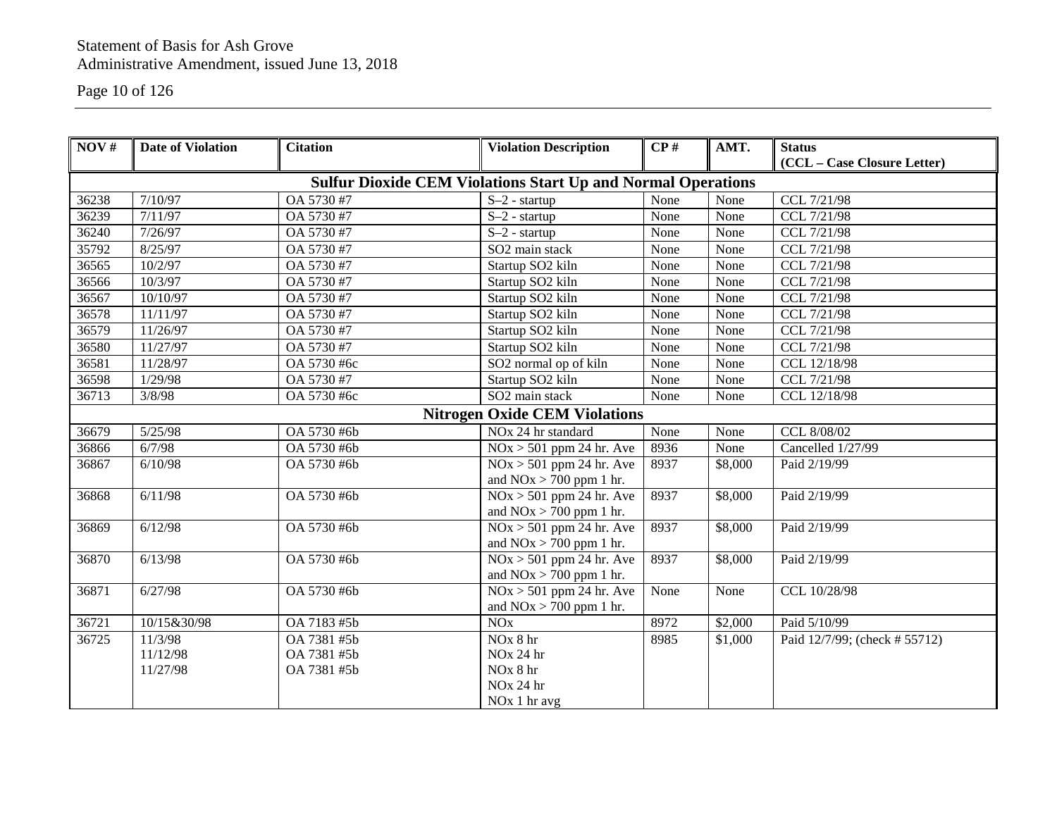| NOV # | Date of Violation | Citation | Violation Description | CP # | AMT. | Status (CCL – Case Closure Letter) |
|---|---|---|---|---|---|---|
| **Sulfur Dioxide CEM Violations Start Up and Normal Operations** | | | | | | |
| 36238 | 7/10/97 | OA 5730 #7 | S–2 - startup | None | None | CCL 7/21/98 |
| 36239 | 7/11/97 | OA 5730 #7 | S–2 - startup | None | None | CCL 7/21/98 |
| 36240 | 7/26/97 | OA 5730 #7 | S–2 - startup | None | None | CCL 7/21/98 |
| 35792 | 8/25/97 | OA 5730 #7 | SO2 main stack | None | None | CCL 7/21/98 |
| 36565 | 10/2/97 | OA 5730 #7 | Startup SO2 kiln | None | None | CCL 7/21/98 |
| 36566 | 10/3/97 | OA 5730 #7 | Startup SO2 kiln | None | None | CCL 7/21/98 |
| 36567 | 10/10/97 | OA 5730 #7 | Startup SO2 kiln | None | None | CCL 7/21/98 |
| 36578 | 11/11/97 | OA 5730 #7 | Startup SO2 kiln | None | None | CCL 7/21/98 |
| 36579 | 11/26/97 | OA 5730 #7 | Startup SO2 kiln | None | None | CCL 7/21/98 |
| 36580 | 11/27/97 | OA 5730 #7 | Startup SO2 kiln | None | None | CCL 7/21/98 |
| 36581 | 11/28/97 | OA 5730 #6c | SO2 normal op of kiln | None | None | CCL 12/18/98 |
| 36598 | 1/29/98 | OA 5730 #7 | Startup SO2 kiln | None | None | CCL 7/21/98 |
| 36713 | 3/8/98 | OA 5730 #6c | SO2 main stack | None | None | CCL 12/18/98 |
| **Nitrogen Oxide CEM Violations** | | | | | | |
| 36679 | 5/25/98 | OA 5730 #6b | NOx 24 hr standard | None | None | CCL 8/08/02 |
| 36866 | 6/7/98 | OA 5730 #6b | NOx > 501 ppm 24 hr. Ave | 8936 | None | Cancelled 1/27/99 |
| 36867 | 6/10/98 | OA 5730 #6b | NOx > 501 ppm 24 hr. Ave and NOx > 700 ppm 1 hr. | 8937 | $8,000 | Paid 2/19/99 |
| 36868 | 6/11/98 | OA 5730 #6b | NOx > 501 ppm 24 hr. Ave and NOx > 700 ppm 1 hr. | 8937 | $8,000 | Paid 2/19/99 |
| 36869 | 6/12/98 | OA 5730 #6b | NOx > 501 ppm 24 hr. Ave and NOx > 700 ppm 1 hr. | 8937 | $8,000 | Paid 2/19/99 |
| 36870 | 6/13/98 | OA 5730 #6b | NOx > 501 ppm 24 hr. Ave and NOx > 700 ppm 1 hr. | 8937 | $8,000 | Paid 2/19/99 |
| 36871 | 6/27/98 | OA 5730 #6b | NOx > 501 ppm 24 hr. Ave and NOx > 700 ppm 1 hr. | None | None | CCL 10/28/98 |
| 36721 | 10/15&30/98 | OA 7183 #5b | NOx | 8972 | $2,000 | Paid 5/10/99 |
| 36725 | 11/3/98<br>11/12/98<br>11/27/98 | OA 7381 #5b<br>OA 7381 #5b<br>OA 7381 #5b | NOx 8 hr<br>NOx 24 hr<br>NOx 8 hr<br>NOx 24 hr<br>NOx 1 hr avg | 8985 | $1,000 | Paid 12/7/99; (check # 55712) |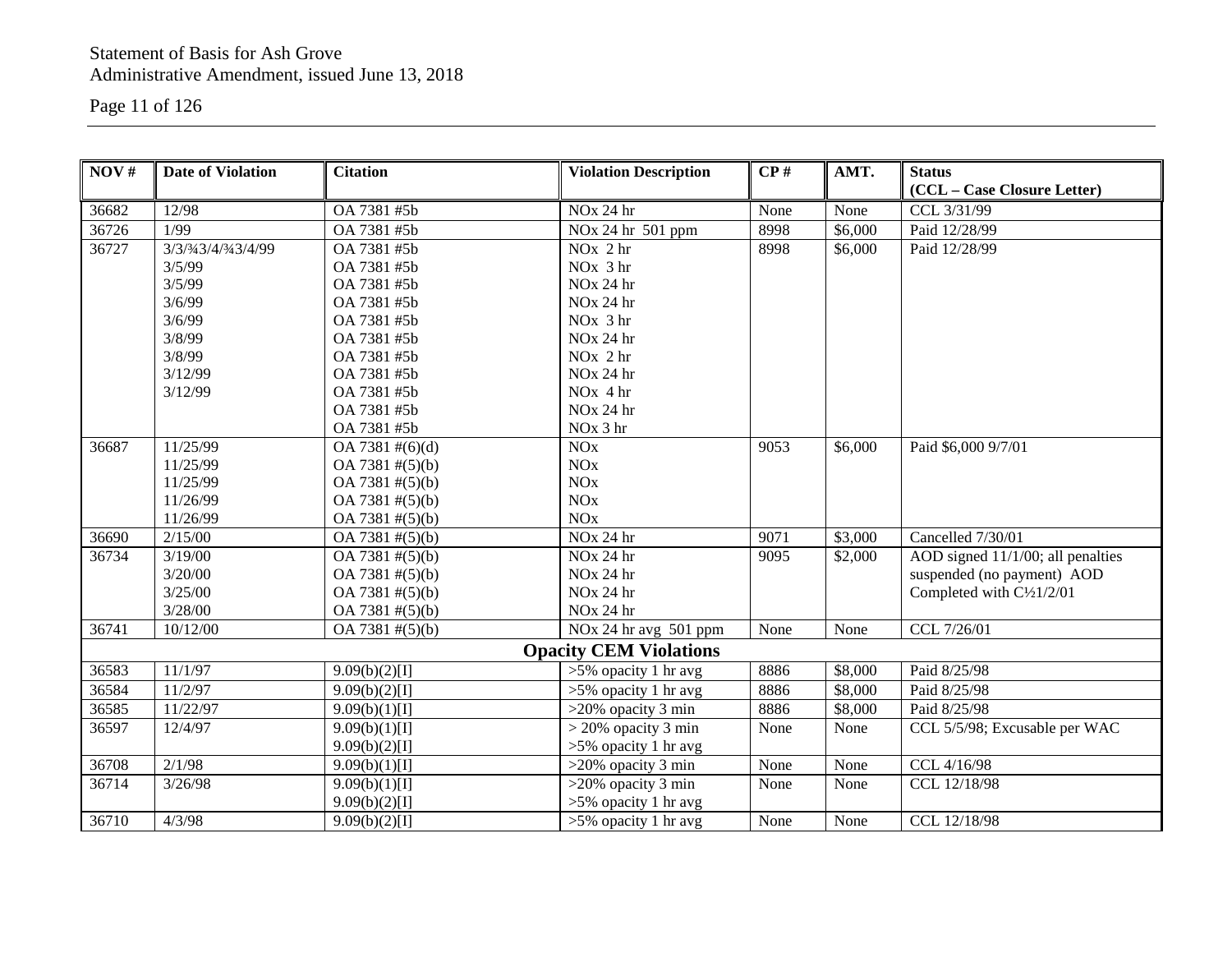| NOV # | Date of Violation | Citation | Violation Description | CP # | AMT. | Status (CCL – Case Closure Letter) |
|---|---|---|---|---|---|---|
| 36682 | 12/98 | OA 7381 #5b | NOx 24 hr | None | None | CCL 3/31/99 |
| 36726 | 1/99 | OA 7381 #5b | NOx 24 hr 501 ppm | 8998 | $6,000 | Paid 12/28/99 |
| 36727 | 3/3/¾3/4/¾3/4/99<br>3/5/99<br>3/5/99<br>3/6/99<br>3/6/99<br>3/8/99<br>3/8/99<br>3/12/99<br>3/12/99 | OA 7381 #5b<br>OA 7381 #5b<br>OA 7381 #5b<br>OA 7381 #5b<br>OA 7381 #5b<br>OA 7381 #5b<br>OA 7381 #5b<br>OA 7381 #5b<br>OA 7381 #5b<br>OA 7381 #5b<br>OA 7381 #5b | NOx 2 hr<br>NOx 3 hr<br>NOx 24 hr<br>NOx 24 hr<br>NOx 3 hr<br>NOx 24 hr<br>NOx 2 hr<br>NOx 24 hr<br>NOx 4 hr<br>NOx 24 hr<br>NOx 3 hr | 8998 | $6,000 | Paid 12/28/99 |
| 36687 | 11/25/99<br>11/25/99<br>11/25/99<br>11/26/99<br>11/26/99 | OA 7381 #(6)(d)<br>OA 7381 #(5)(b)<br>OA 7381 #(5)(b)<br>OA 7381 #(5)(b)<br>OA 7381 #(5)(b) | NOx<br>NOx<br>NOx<br>NOx<br>NOx | 9053 | $6,000 | Paid $6,000 9/7/01 |
| 36690 | 2/15/00 | OA 7381 #(5)(b) | NOx 24 hr | 9071 | $3,000 | Cancelled 7/30/01 |
| 36734 | 3/19/00<br>3/20/00<br>3/25/00<br>3/28/00 | OA 7381 #(5)(b)<br>OA 7381 #(5)(b)<br>OA 7381 #(5)(b)<br>OA 7381 #(5)(b) | NOx 24 hr<br>NOx 24 hr<br>NOx 24 hr<br>NOx 24 hr | 9095 | $2,000 | AOD signed 11/1/00; all penalties suspended (no payment) AOD Completed with C½1/2/01 |
| 36741 | 10/12/00 | OA 7381 #(5)(b) | NOx 24 hr avg 501 ppm | None | None | CCL 7/26/01 |
| **Opacity CEM Violations** | | | | | | |
| 36583 | 11/1/97 | 9.09(b)(2)[I] | >5% opacity 1 hr avg | 8886 | $8,000 | Paid 8/25/98 |
| 36584 | 11/2/97 | 9.09(b)(2)[I] | >5% opacity 1 hr avg | 8886 | $8,000 | Paid 8/25/98 |
| 36585 | 11/22/97 | 9.09(b)(1)[I] | >20% opacity 3 min | 8886 | $8,000 | Paid 8/25/98 |
| 36597 | 12/4/97 | 9.09(b)(1)[I]<br>9.09(b)(2)[I] | > 20% opacity 3 min<br>>5% opacity 1 hr avg | None | None | CCL 5/5/98; Excusable per WAC |
| 36708 | 2/1/98 | 9.09(b)(1)[I] | >20% opacity 3 min | None | None | CCL 4/16/98 |
| 36714 | 3/26/98 | 9.09(b)(1)[I]<br>9.09(b)(2)[I] | >20% opacity 3 min<br>>5% opacity 1 hr avg | None | None | CCL 12/18/98 |
| 36710 | 4/3/98 | 9.09(b)(2)[I] | >5% opacity 1 hr avg | None | None | CCL 12/18/98 |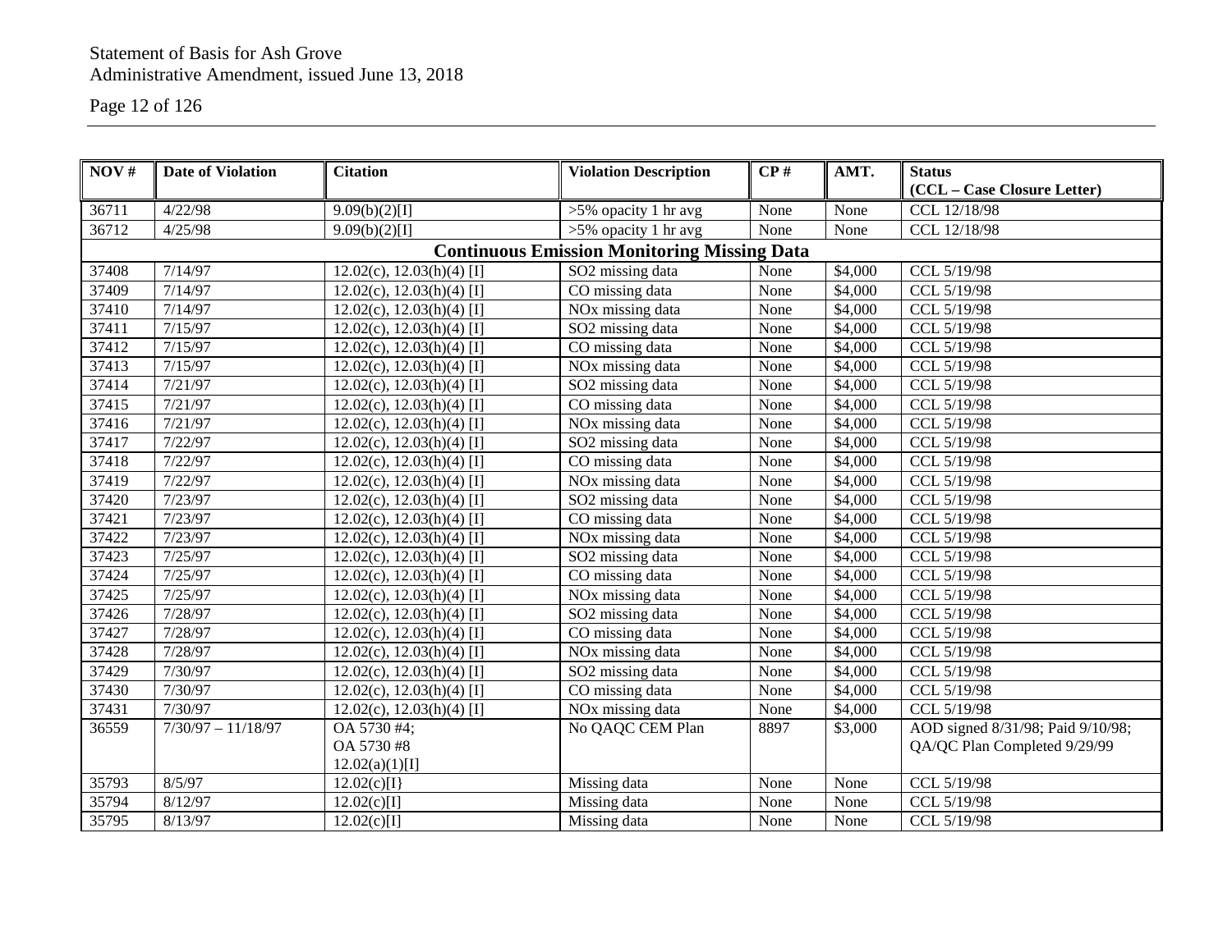| NOV # | Date of Violation | Citation | Violation Description | CP # | AMT. | Status (CCL – Case Closure Letter) |
|---|---|---|---|---|---|---|
| 36711 | 4/22/98 | 9.09(b)(2)[I] | >5% opacity 1 hr avg | None | None | CCL 12/18/98 |
| 36712 | 4/25/98 | 9.09(b)(2)[I] | >5% opacity 1 hr avg | None | None | CCL 12/18/98 |
| **Continuous Emission Monitoring Missing Data** | | | | | | |
| 37408 | 7/14/97 | 12.02(c), 12.03(h)(4) [I] | SO2 missing data | None | $4,000 | CCL 5/19/98 |
| 37409 | 7/14/97 | 12.02(c), 12.03(h)(4) [I] | CO missing data | None | $4,000 | CCL 5/19/98 |
| 37410 | 7/14/97 | 12.02(c), 12.03(h)(4) [I] | NOx missing data | None | $4,000 | CCL 5/19/98 |
| 37411 | 7/15/97 | 12.02(c), 12.03(h)(4) [I] | SO2 missing data | None | $4,000 | CCL 5/19/98 |
| 37412 | 7/15/97 | 12.02(c), 12.03(h)(4) [I] | CO missing data | None | $4,000 | CCL 5/19/98 |
| 37413 | 7/15/97 | 12.02(c), 12.03(h)(4) [I] | NOx missing data | None | $4,000 | CCL 5/19/98 |
| 37414 | 7/21/97 | 12.02(c), 12.03(h)(4) [I] | SO2 missing data | None | $4,000 | CCL 5/19/98 |
| 37415 | 7/21/97 | 12.02(c), 12.03(h)(4) [I] | CO missing data | None | $4,000 | CCL 5/19/98 |
| 37416 | 7/21/97 | 12.02(c), 12.03(h)(4) [I] | NOx missing data | None | $4,000 | CCL 5/19/98 |
| 37417 | 7/22/97 | 12.02(c), 12.03(h)(4) [I] | SO2 missing data | None | $4,000 | CCL 5/19/98 |
| 37418 | 7/22/97 | 12.02(c), 12.03(h)(4) [I] | CO missing data | None | $4,000 | CCL 5/19/98 |
| 37419 | 7/22/97 | 12.02(c), 12.03(h)(4) [I] | NOx missing data | None | $4,000 | CCL 5/19/98 |
| 37420 | 7/23/97 | 12.02(c), 12.03(h)(4) [I] | SO2 missing data | None | $4,000 | CCL 5/19/98 |
| 37421 | 7/23/97 | 12.02(c), 12.03(h)(4) [I] | CO missing data | None | $4,000 | CCL 5/19/98 |
| 37422 | 7/23/97 | 12.02(c), 12.03(h)(4) [I] | NOx missing data | None | $4,000 | CCL 5/19/98 |
| 37423 | 7/25/97 | 12.02(c), 12.03(h)(4) [I] | SO2 missing data | None | $4,000 | CCL 5/19/98 |
| 37424 | 7/25/97 | 12.02(c), 12.03(h)(4) [I] | CO missing data | None | $4,000 | CCL 5/19/98 |
| 37425 | 7/25/97 | 12.02(c), 12.03(h)(4) [I] | NOx missing data | None | $4,000 | CCL 5/19/98 |
| 37426 | 7/28/97 | 12.02(c), 12.03(h)(4) [I] | SO2 missing data | None | $4,000 | CCL 5/19/98 |
| 37427 | 7/28/97 | 12.02(c), 12.03(h)(4) [I] | CO missing data | None | $4,000 | CCL 5/19/98 |
| 37428 | 7/28/97 | 12.02(c), 12.03(h)(4) [I] | NOx missing data | None | $4,000 | CCL 5/19/98 |
| 37429 | 7/30/97 | 12.02(c), 12.03(h)(4) [I] | SO2 missing data | None | $4,000 | CCL 5/19/98 |
| 37430 | 7/30/97 | 12.02(c), 12.03(h)(4) [I] | CO missing data | None | $4,000 | CCL 5/19/98 |
| 37431 | 7/30/97 | 12.02(c), 12.03(h)(4) [I] | NOx missing data | None | $4,000 | CCL 5/19/98 |
| 36559 | 7/30/97 – 11/18/97 | OA 5730 #4; OA 5730 #8 12.02(a)(1)[I] | No QAQC CEM Plan | 8897 | $3,000 | AOD signed 8/31/98; Paid 9/10/98; QA/QC Plan Completed 9/29/99 |
| 35793 | 8/5/97 | 12.02(c)[I} | Missing data | None | None | CCL 5/19/98 |
| 35794 | 8/12/97 | 12.02(c)[I] | Missing data | None | None | CCL 5/19/98 |
| 35795 | 8/13/97 | 12.02(c)[I] | Missing data | None | None | CCL 5/19/98 |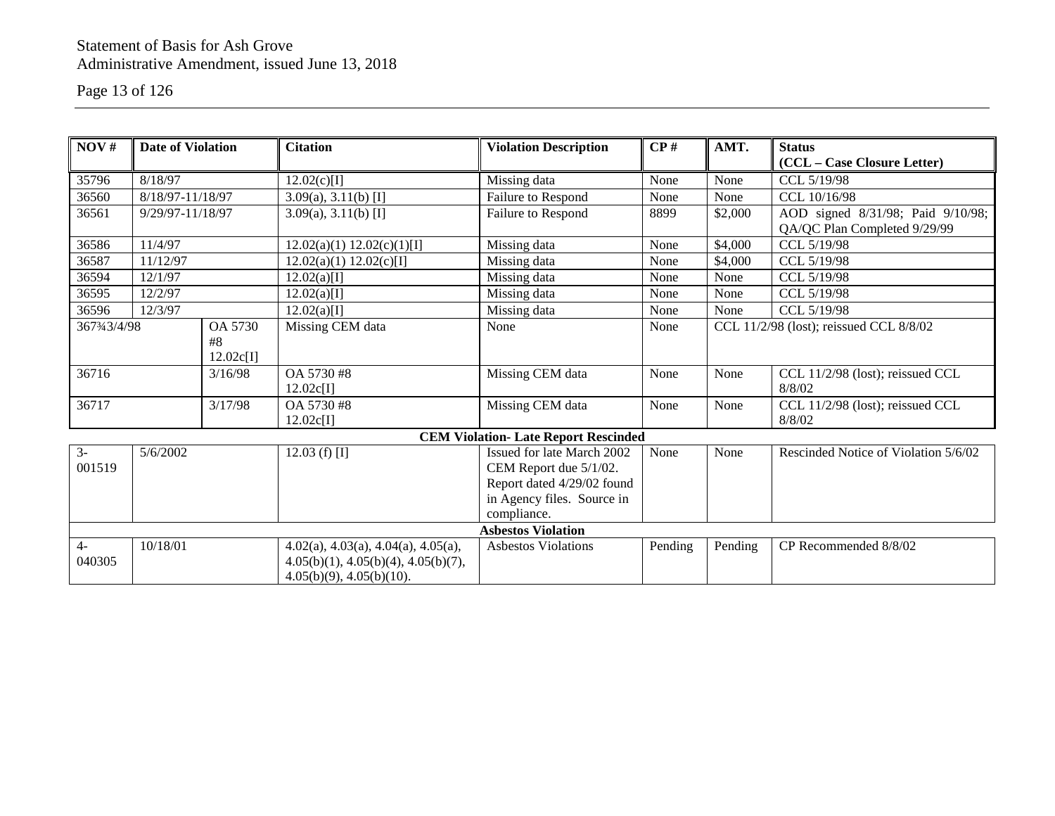| NOV # | Date of Violation | Citation | Violation Description | CP # | AMT. | Status (CCL – Case Closure Letter) |
|---|---|---|---|---|---|---|
| 35796 | 8/18/97 | 12.02(c)[I] | Missing data | None | None | CCL 5/19/98 |
| 36560 | 8/18/97-11/18/97 | 3.09(a), 3.11(b) [I] | Failure to Respond | None | None | CCL 10/16/98 |
| 36561 | 9/29/97-11/18/97 | 3.09(a), 3.11(b) [I] | Failure to Respond | 8899 | $2,000 | AOD signed 8/31/98; Paid 9/10/98; QA/QC Plan Completed 9/29/99 |
| 36586 | 11/4/97 | 12.02(a)(1) 12.02(c)(1)[I] | Missing data | None | $4,000 | CCL 5/19/98 |
| 36587 | 11/12/97 | 12.02(a)(1) 12.02(c)[I] | Missing data | None | $4,000 | CCL 5/19/98 |
| 36594 | 12/1/97 | 12.02(a)[I] | Missing data | None | None | CCL 5/19/98 |
| 36595 | 12/2/97 | 12.02(a)[I] | Missing data | None | None | CCL 5/19/98 |
| 36596 | 12/3/97 | 12.02(a)[I] | Missing data | None | None | CCL 5/19/98 |
| 367¾3/4/98 | OA 5730 #8 12.02c[I] | Missing CEM data | None | None | CCL 11/2/98 (lost); reissued CCL 8/8/02 | |
| 36716 | 3/16/98 | OA 5730 #8 12.02c[I] | Missing CEM data | None | None | CCL 11/2/98 (lost); reissued CCL 8/8/02 |
| 36717 | 3/17/98 | OA 5730 #8 12.02c[I] | Missing CEM data | None | None | CCL 11/2/98 (lost); reissued CCL 8/8/02 |
| **CEM Violation- Late Report Rescinded** | | | | | | |
| 3-001519 | 5/6/2002 | 12.03 (f) [I] | Issued for late March 2002 CEM Report due 5/1/02. Report dated 4/29/02 found in Agency files. Source in compliance. | None | None | Rescinded Notice of Violation 5/6/02 |
| **Asbestos Violation** | | | | | | |
| 4-040305 | 10/18/01 | 4.02(a), 4.03(a), 4.04(a), 4.05(a), 4.05(b)(1), 4.05(b)(4), 4.05(b)(7), 4.05(b)(9), 4.05(b)(10). | Asbestos Violations | Pending | Pending | CP Recommended 8/8/02 |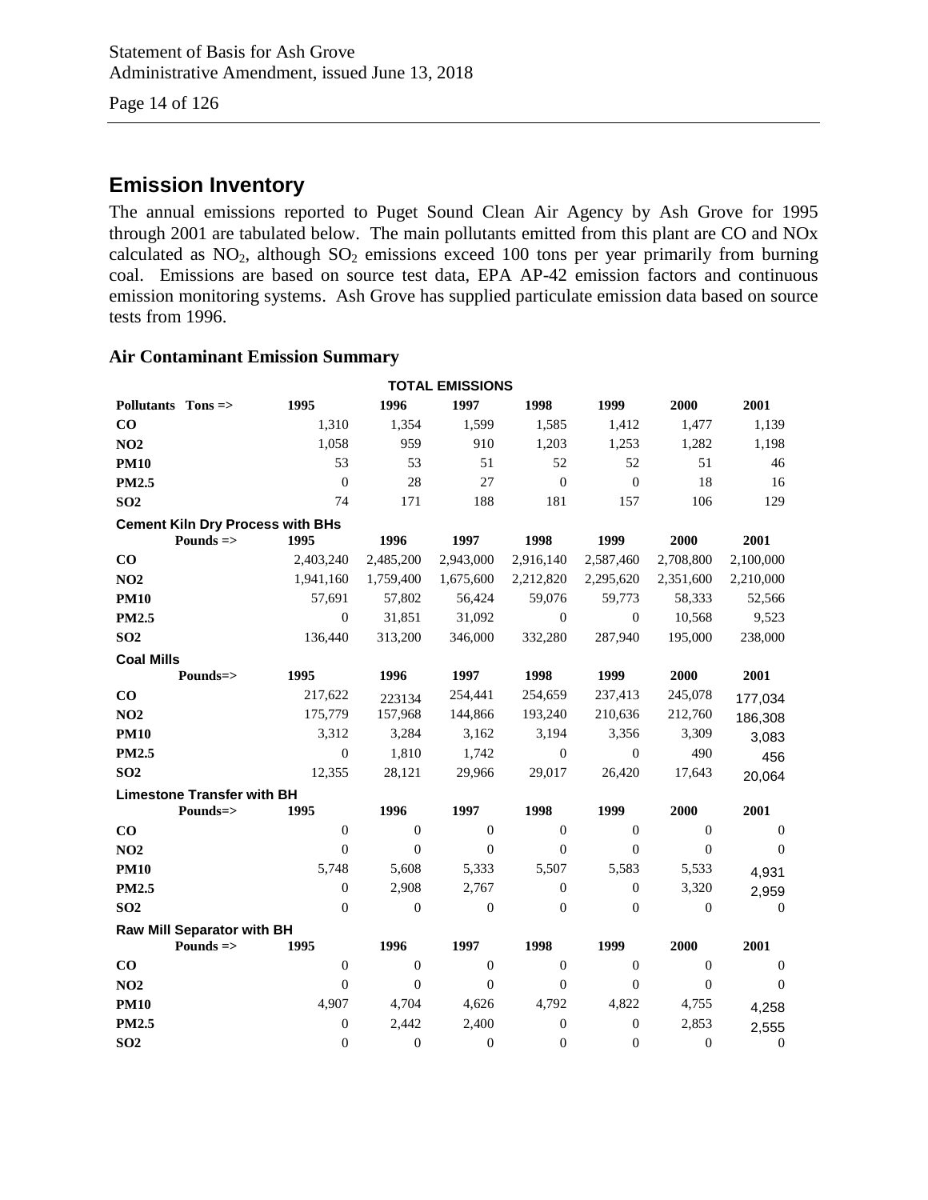## Emission Inventory

The annual emissions reported to Puget Sound Clean Air Agency by Ash Grove for 1995 through 2001 are tabulated below. The main pollutants emitted from this plant are CO and NOx calculated as $NO_2$, although $SO_2$ emissions exceed 100 tons per year primarily from burning coal. Emissions are based on source test data, EPA AP-42 emission factors and continuous emission monitoring systems. Ash Grove has supplied particulate emission data based on source tests from 1996.

### Air Contaminant Emission Summary

**TOTAL EMISSIONS**

| Pollutants Tons => | 1995 | 1996 | 1997 | 1998 | 1999 | 2000 | 2001 |
|---|---|---|---|---|---|---|---|
| CO | 1,310 | 1,354 | 1,599 | 1,585 | 1,412 | 1,477 | 1,139 |
| NO2 | 1,058 | 959 | 910 | 1,203 | 1,253 | 1,282 | 1,198 |
| PM10 | 53 | 53 | 51 | 52 | 52 | 51 | 46 |
| PM2.5 | 0 | 28 | 27 | 0 | 0 | 18 | 16 |
| SO2 | 74 | 171 | 188 | 181 | 157 | 106 | 129 |

**Cement Kiln Dry Process with BHs**

| Pounds => | 1995 | 1996 | 1997 | 1998 | 1999 | 2000 | 2001 |
|---|---|---|---|---|---|---|---|
| CO | 2,403,240 | 2,485,200 | 2,943,000 | 2,916,140 | 2,587,460 | 2,708,800 | 2,100,000 |
| NO2 | 1,941,160 | 1,759,400 | 1,675,600 | 2,212,820 | 2,295,620 | 2,351,600 | 2,210,000 |
| PM10 | 57,691 | 57,802 | 56,424 | 59,076 | 59,773 | 58,333 | 52,566 |
| PM2.5 | 0 | 31,851 | 31,092 | 0 | 0 | 10,568 | 9,523 |
| SO2 | 136,440 | 313,200 | 346,000 | 332,280 | 287,940 | 195,000 | 238,000 |

**Coal Mills**

| Pounds=> | 1995 | 1996 | 1997 | 1998 | 1999 | 2000 | 2001 |
|---|---|---|---|---|---|---|---|
| CO | 217,622 | 223134 | 254,441 | 254,659 | 237,413 | 245,078 | 177,034 |
| NO2 | 175,779 | 157,968 | 144,866 | 193,240 | 210,636 | 212,760 | 186,308 |
| PM10 | 3,312 | 3,284 | 3,162 | 3,194 | 3,356 | 3,309 | 3,083 |
| PM2.5 | 0 | 1,810 | 1,742 | 0 | 0 | 490 | 456 |
| SO2 | 12,355 | 28,121 | 29,966 | 29,017 | 26,420 | 17,643 | 20,064 |

**Limestone Transfer with BH**

| Pounds=> | 1995 | 1996 | 1997 | 1998 | 1999 | 2000 | 2001 |
|---|---|---|---|---|---|---|---|
| CO | 0 | 0 | 0 | 0 | 0 | 0 | 0 |
| NO2 | 0 | 0 | 0 | 0 | 0 | 0 | 0 |
| PM10 | 5,748 | 5,608 | 5,333 | 5,507 | 5,583 | 5,533 | 4,931 |
| PM2.5 | 0 | 2,908 | 2,767 | 0 | 0 | 3,320 | 2,959 |
| SO2 | 0 | 0 | 0 | 0 | 0 | 0 | 0 |

**Raw Mill Separator with BH**

| Pounds => | 1995 | 1996 | 1997 | 1998 | 1999 | 2000 | 2001 |
|---|---|---|---|---|---|---|---|
| CO | 0 | 0 | 0 | 0 | 0 | 0 | 0 |
| NO2 | 0 | 0 | 0 | 0 | 0 | 0 | 0 |
| PM10 | 4,907 | 4,704 | 4,626 | 4,792 | 4,822 | 4,755 | 4,258 |
| PM2.5 | 0 | 2,442 | 2,400 | 0 | 0 | 2,853 | 2,555 |
| SO2 | 0 | 0 | 0 | 0 | 0 | 0 | 0 |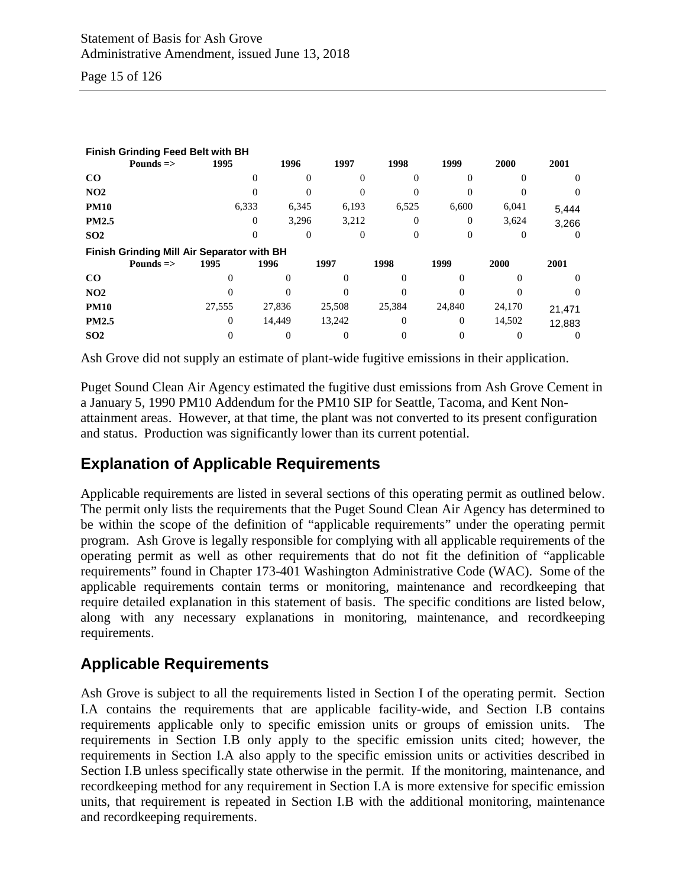**Finish Grinding Feed Belt with BH**

| Pounds => | 1995 | 1996 | 1997 | 1998 | 1999 | 2000 | 2001 |
|---|---|---|---|---|---|---|---|
| **CO** | 0 | 0 | 0 | 0 | 0 | 0 | 0 |
| **NO2** | 0 | 0 | 0 | 0 | 0 | 0 | 0 |
| **PM10** | 6,333 | 6,345 | 6,193 | 6,525 | 6,600 | 6,041 | 5,444 |
| **PM2.5** | 0 | 3,296 | 3,212 | 0 | 0 | 3,624 | 3,266 |
| **SO2** | 0 | 0 | 0 | 0 | 0 | 0 | 0 |

**Finish Grinding Mill Air Separator with BH**

| Pounds => | 1995 | 1996 | 1997 | 1998 | 1999 | 2000 | 2001 |
|---|---|---|---|---|---|---|---|
| **CO** | 0 | 0 | 0 | 0 | 0 | 0 | 0 |
| **NO2** | 0 | 0 | 0 | 0 | 0 | 0 | 0 |
| **PM10** | 27,555 | 27,836 | 25,508 | 25,384 | 24,840 | 24,170 | 21,471 |
| **PM2.5** | 0 | 14,449 | 13,242 | 0 | 0 | 14,502 | 12,883 |
| **SO2** | 0 | 0 | 0 | 0 | 0 | 0 | 0 |

Ash Grove did not supply an estimate of plant-wide fugitive emissions in their application.

Puget Sound Clean Air Agency estimated the fugitive dust emissions from Ash Grove Cement in a January 5, 1990 PM10 Addendum for the PM10 SIP for Seattle, Tacoma, and Kent Non-attainment areas. However, at that time, the plant was not converted to its present configuration and status. Production was significantly lower than its current potential.

## Explanation of Applicable Requirements

Applicable requirements are listed in several sections of this operating permit as outlined below. The permit only lists the requirements that the Puget Sound Clean Air Agency has determined to be within the scope of the definition of "applicable requirements" under the operating permit program. Ash Grove is legally responsible for complying with all applicable requirements of the operating permit as well as other requirements that do not fit the definition of "applicable requirements" found in Chapter 173-401 Washington Administrative Code (WAC). Some of the applicable requirements contain terms or monitoring, maintenance and recordkeeping that require detailed explanation in this statement of basis. The specific conditions are listed below, along with any necessary explanations in monitoring, maintenance, and recordkeeping requirements.

## Applicable Requirements

Ash Grove is subject to all the requirements listed in Section I of the operating permit. Section I.A contains the requirements that are applicable facility-wide, and Section I.B contains requirements applicable only to specific emission units or groups of emission units. The requirements in Section I.B only apply to the specific emission units cited; however, the requirements in Section I.A also apply to the specific emission units or activities described in Section I.B unless specifically state otherwise in the permit. If the monitoring, maintenance, and recordkeeping method for any requirement in Section I.A is more extensive for specific emission units, that requirement is repeated in Section I.B with the additional monitoring, maintenance and recordkeeping requirements.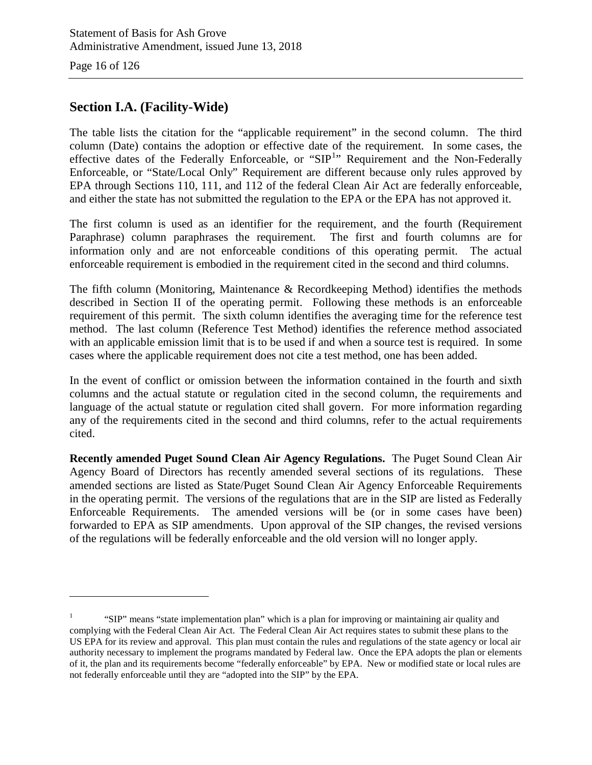## Section I.A. (Facility-Wide)

The table lists the citation for the "applicable requirement" in the second column. The third column (Date) contains the adoption or effective date of the requirement. In some cases, the effective dates of the Federally Enforceable, or "SIP[1]" Requirement and the Non-Federally Enforceable, or "State/Local Only" Requirement are different because only rules approved by EPA through Sections 110, 111, and 112 of the federal Clean Air Act are federally enforceable, and either the state has not submitted the regulation to the EPA or the EPA has not approved it.

The first column is used as an identifier for the requirement, and the fourth (Requirement Paraphrase) column paraphrases the requirement. The first and fourth columns are for information only and are not enforceable conditions of this operating permit. The actual enforceable requirement is embodied in the requirement cited in the second and third columns.

The fifth column (Monitoring, Maintenance & Recordkeeping Method) identifies the methods described in Section II of the operating permit. Following these methods is an enforceable requirement of this permit. The sixth column identifies the averaging time for the reference test method. The last column (Reference Test Method) identifies the reference method associated with an applicable emission limit that is to be used if and when a source test is required. In some cases where the applicable requirement does not cite a test method, one has been added.

In the event of conflict or omission between the information contained in the fourth and sixth columns and the actual statute or regulation cited in the second column, the requirements and language of the actual statute or regulation cited shall govern. For more information regarding any of the requirements cited in the second and third columns, refer to the actual requirements cited.

**Recently amended Puget Sound Clean Air Agency Regulations.** The Puget Sound Clean Air Agency Board of Directors has recently amended several sections of its regulations. These amended sections are listed as State/Puget Sound Clean Air Agency Enforceable Requirements in the operating permit. The versions of the regulations that are in the SIP are listed as Federally Enforceable Requirements. The amended versions will be (or in some cases have been) forwarded to EPA as SIP amendments. Upon approval of the SIP changes, the revised versions of the regulations will be federally enforceable and the old version will no longer apply.

---

[1] "SIP" means "state implementation plan" which is a plan for improving or maintaining air quality and complying with the Federal Clean Air Act. The Federal Clean Air Act requires states to submit these plans to the US EPA for its review and approval. This plan must contain the rules and regulations of the state agency or local air authority necessary to implement the programs mandated by Federal law. Once the EPA adopts the plan or elements of it, the plan and its requirements become "federally enforceable" by EPA. New or modified state or local rules are not federally enforceable until they are "adopted into the SIP" by the EPA.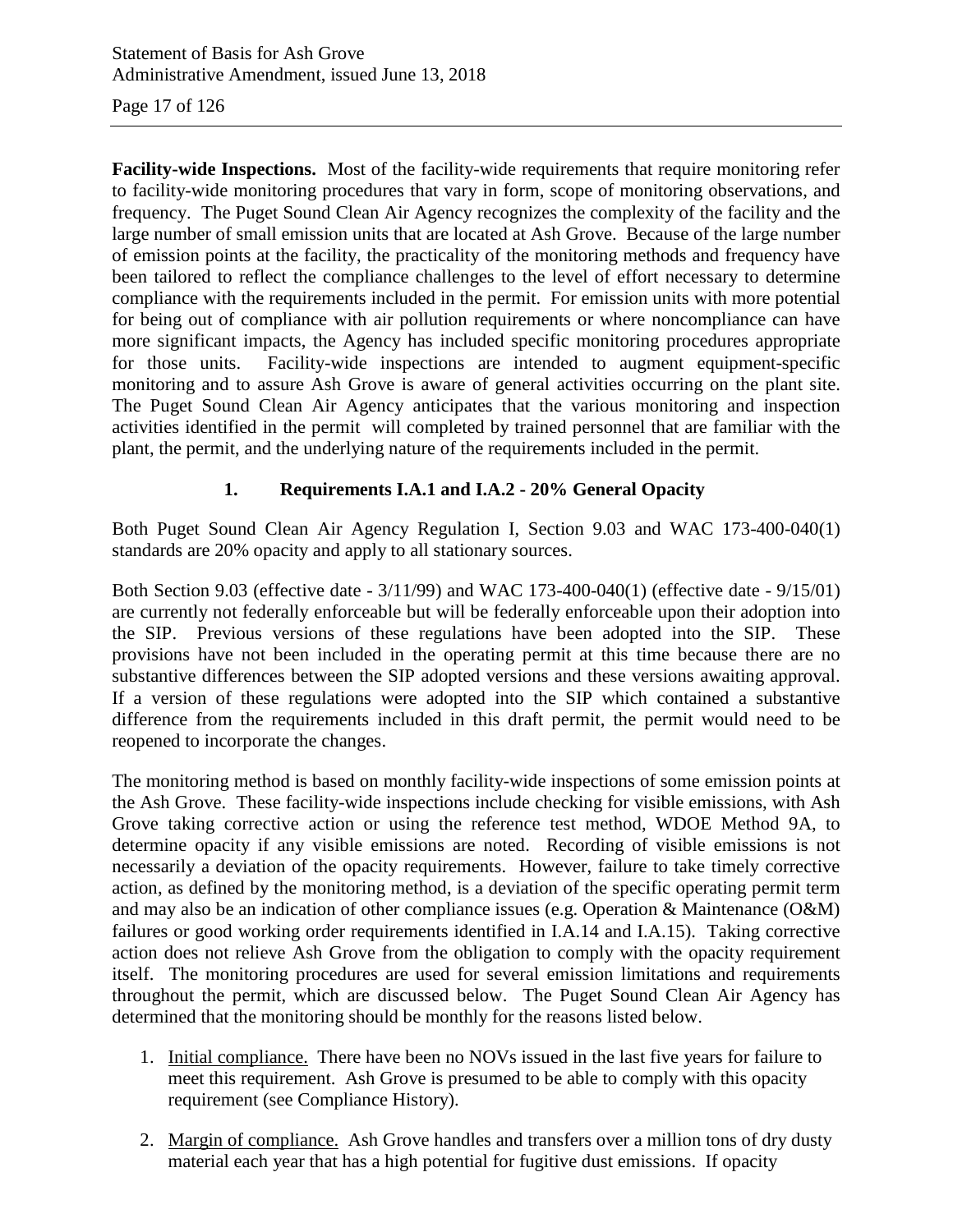**Facility-wide Inspections.** Most of the facility-wide requirements that require monitoring refer to facility-wide monitoring procedures that vary in form, scope of monitoring observations, and frequency. The Puget Sound Clean Air Agency recognizes the complexity of the facility and the large number of small emission units that are located at Ash Grove. Because of the large number of emission points at the facility, the practicality of the monitoring methods and frequency have been tailored to reflect the compliance challenges to the level of effort necessary to determine compliance with the requirements included in the permit. For emission units with more potential for being out of compliance with air pollution requirements or where noncompliance can have more significant impacts, the Agency has included specific monitoring procedures appropriate for those units. Facility-wide inspections are intended to augment equipment-specific monitoring and to assure Ash Grove is aware of general activities occurring on the plant site. The Puget Sound Clean Air Agency anticipates that the various monitoring and inspection activities identified in the permit will completed by trained personnel that are familiar with the plant, the permit, and the underlying nature of the requirements included in the permit.

### 1. Requirements I.A.1 and I.A.2 - 20% General Opacity

Both Puget Sound Clean Air Agency Regulation I, Section 9.03 and WAC 173-400-040(1) standards are 20% opacity and apply to all stationary sources.

Both Section 9.03 (effective date - 3/11/99) and WAC 173-400-040(1) (effective date - 9/15/01) are currently not federally enforceable but will be federally enforceable upon their adoption into the SIP. Previous versions of these regulations have been adopted into the SIP. These provisions have not been included in the operating permit at this time because there are no substantive differences between the SIP adopted versions and these versions awaiting approval. If a version of these regulations were adopted into the SIP which contained a substantive difference from the requirements included in this draft permit, the permit would need to be reopened to incorporate the changes.

The monitoring method is based on monthly facility-wide inspections of some emission points at the Ash Grove. These facility-wide inspections include checking for visible emissions, with Ash Grove taking corrective action or using the reference test method, WDOE Method 9A, to determine opacity if any visible emissions are noted. Recording of visible emissions is not necessarily a deviation of the opacity requirements. However, failure to take timely corrective action, as defined by the monitoring method, is a deviation of the specific operating permit term and may also be an indication of other compliance issues (e.g. Operation & Maintenance (O&M) failures or good working order requirements identified in I.A.14 and I.A.15). Taking corrective action does not relieve Ash Grove from the obligation to comply with the opacity requirement itself. The monitoring procedures are used for several emission limitations and requirements throughout the permit, which are discussed below. The Puget Sound Clean Air Agency has determined that the monitoring should be monthly for the reasons listed below.

1. Initial compliance. There have been no NOVs issued in the last five years for failure to meet this requirement. Ash Grove is presumed to be able to comply with this opacity requirement (see Compliance History).

2. Margin of compliance. Ash Grove handles and transfers over a million tons of dry dusty material each year that has a high potential for fugitive dust emissions. If opacity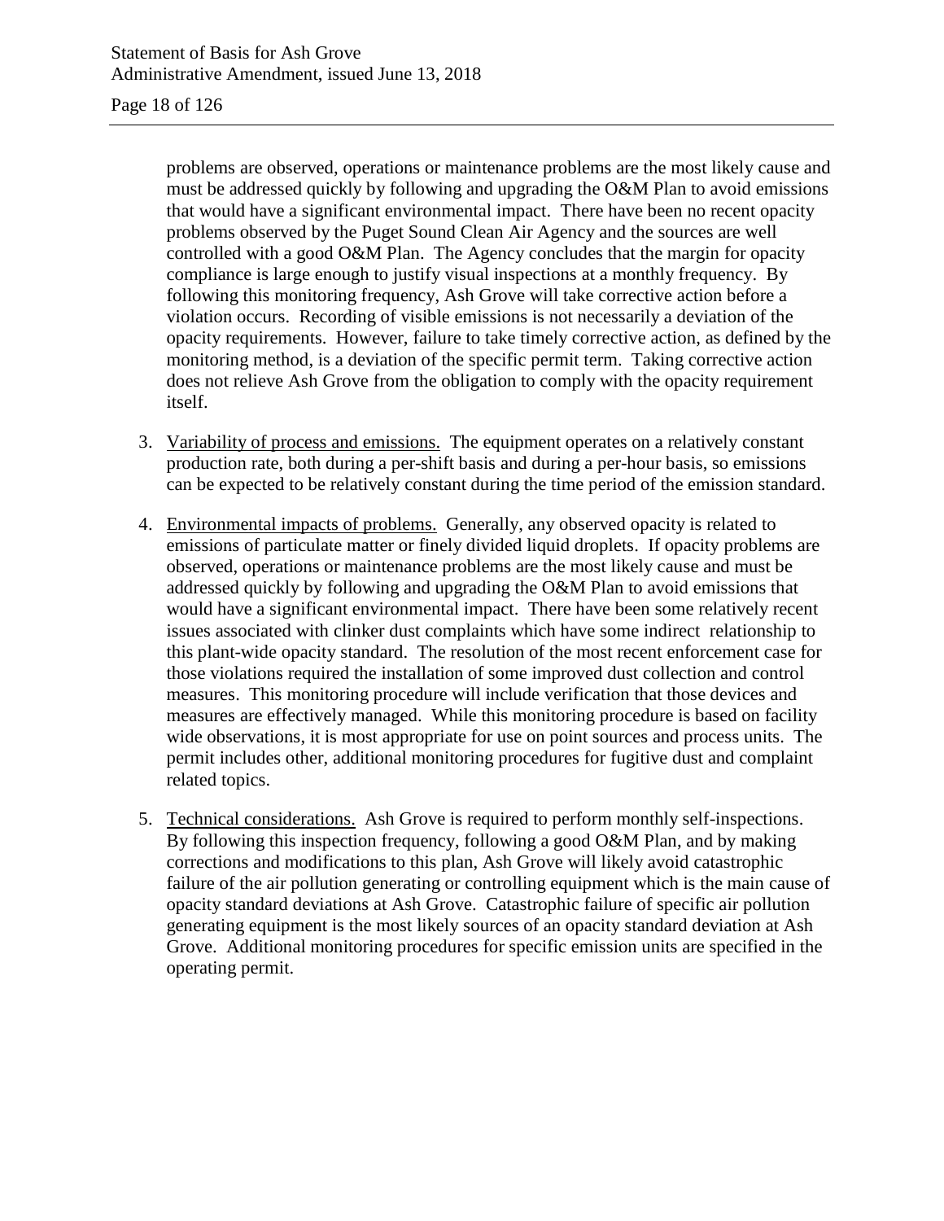problems are observed, operations or maintenance problems are the most likely cause and must be addressed quickly by following and upgrading the O&M Plan to avoid emissions that would have a significant environmental impact. There have been no recent opacity problems observed by the Puget Sound Clean Air Agency and the sources are well controlled with a good O&M Plan. The Agency concludes that the margin for opacity compliance is large enough to justify visual inspections at a monthly frequency. By following this monitoring frequency, Ash Grove will take corrective action before a violation occurs. Recording of visible emissions is not necessarily a deviation of the opacity requirements. However, failure to take timely corrective action, as defined by the monitoring method, is a deviation of the specific permit term. Taking corrective action does not relieve Ash Grove from the obligation to comply with the opacity requirement itself.

3. Variability of process and emissions. The equipment operates on a relatively constant production rate, both during a per-shift basis and during a per-hour basis, so emissions can be expected to be relatively constant during the time period of the emission standard.

4. Environmental impacts of problems. Generally, any observed opacity is related to emissions of particulate matter or finely divided liquid droplets. If opacity problems are observed, operations or maintenance problems are the most likely cause and must be addressed quickly by following and upgrading the O&M Plan to avoid emissions that would have a significant environmental impact. There have been some relatively recent issues associated with clinker dust complaints which have some indirect relationship to this plant-wide opacity standard. The resolution of the most recent enforcement case for those violations required the installation of some improved dust collection and control measures. This monitoring procedure will include verification that those devices and measures are effectively managed. While this monitoring procedure is based on facility wide observations, it is most appropriate for use on point sources and process units. The permit includes other, additional monitoring procedures for fugitive dust and complaint related topics.

5. Technical considerations. Ash Grove is required to perform monthly self-inspections. By following this inspection frequency, following a good O&M Plan, and by making corrections and modifications to this plan, Ash Grove will likely avoid catastrophic failure of the air pollution generating or controlling equipment which is the main cause of opacity standard deviations at Ash Grove. Catastrophic failure of specific air pollution generating equipment is the most likely sources of an opacity standard deviation at Ash Grove. Additional monitoring procedures for specific emission units are specified in the operating permit.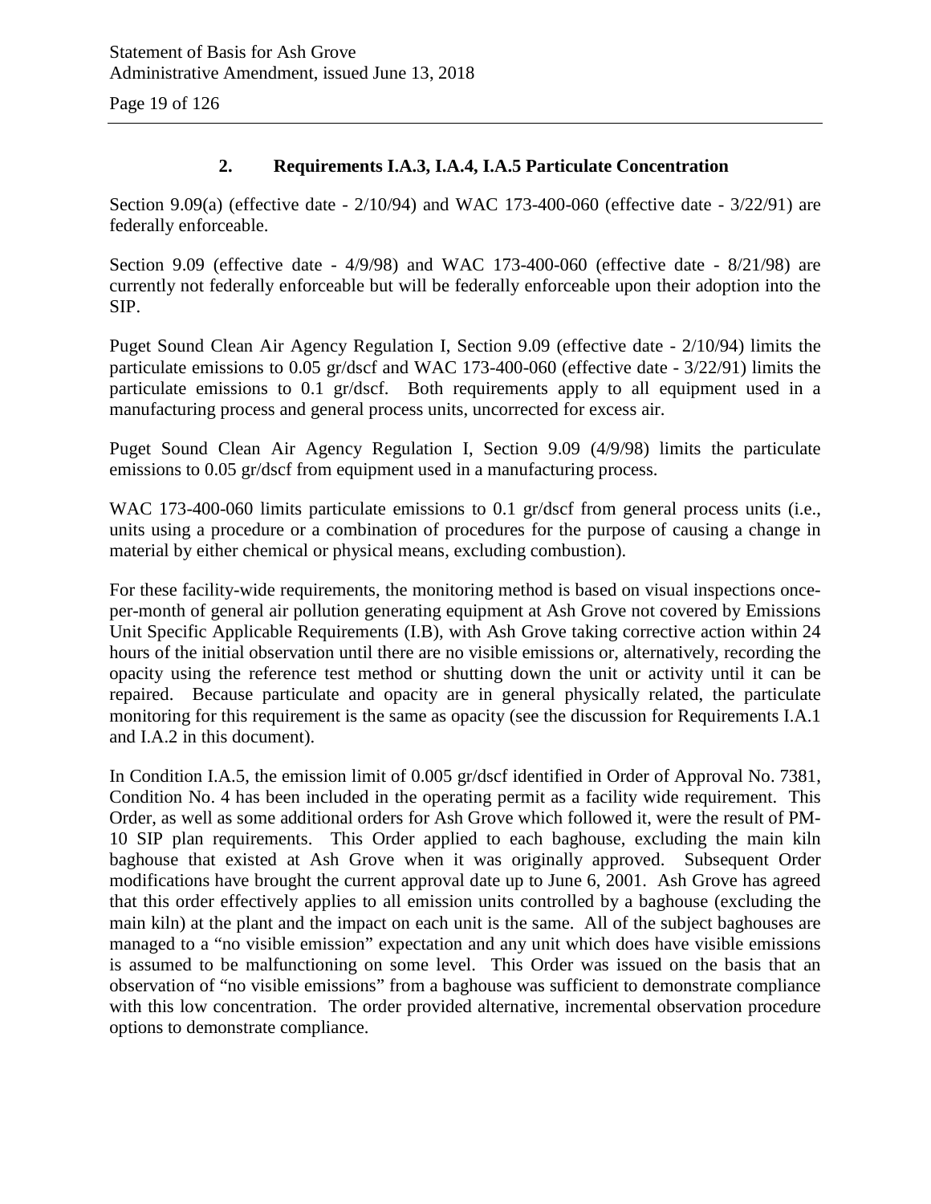### 2. Requirements I.A.3, I.A.4, I.A.5 Particulate Concentration

Section 9.09(a) (effective date - 2/10/94) and WAC 173-400-060 (effective date - 3/22/91) are federally enforceable.

Section 9.09 (effective date - 4/9/98) and WAC 173-400-060 (effective date - 8/21/98) are currently not federally enforceable but will be federally enforceable upon their adoption into the SIP.

Puget Sound Clean Air Agency Regulation I, Section 9.09 (effective date - 2/10/94) limits the particulate emissions to 0.05 gr/dscf and WAC 173-400-060 (effective date - 3/22/91) limits the particulate emissions to 0.1 gr/dscf. Both requirements apply to all equipment used in a manufacturing process and general process units, uncorrected for excess air.

Puget Sound Clean Air Agency Regulation I, Section 9.09 (4/9/98) limits the particulate emissions to 0.05 gr/dscf from equipment used in a manufacturing process.

WAC 173-400-060 limits particulate emissions to 0.1 gr/dscf from general process units (i.e., units using a procedure or a combination of procedures for the purpose of causing a change in material by either chemical or physical means, excluding combustion).

For these facility-wide requirements, the monitoring method is based on visual inspections once-per-month of general air pollution generating equipment at Ash Grove not covered by Emissions Unit Specific Applicable Requirements (I.B), with Ash Grove taking corrective action within 24 hours of the initial observation until there are no visible emissions or, alternatively, recording the opacity using the reference test method or shutting down the unit or activity until it can be repaired. Because particulate and opacity are in general physically related, the particulate monitoring for this requirement is the same as opacity (see the discussion for Requirements I.A.1 and I.A.2 in this document).

In Condition I.A.5, the emission limit of 0.005 gr/dscf identified in Order of Approval No. 7381, Condition No. 4 has been included in the operating permit as a facility wide requirement. This Order, as well as some additional orders for Ash Grove which followed it, were the result of PM-10 SIP plan requirements. This Order applied to each baghouse, excluding the main kiln baghouse that existed at Ash Grove when it was originally approved. Subsequent Order modifications have brought the current approval date up to June 6, 2001. Ash Grove has agreed that this order effectively applies to all emission units controlled by a baghouse (excluding the main kiln) at the plant and the impact on each unit is the same. All of the subject baghouses are managed to a "no visible emission" expectation and any unit which does have visible emissions is assumed to be malfunctioning on some level. This Order was issued on the basis that an observation of "no visible emissions" from a baghouse was sufficient to demonstrate compliance with this low concentration. The order provided alternative, incremental observation procedure options to demonstrate compliance.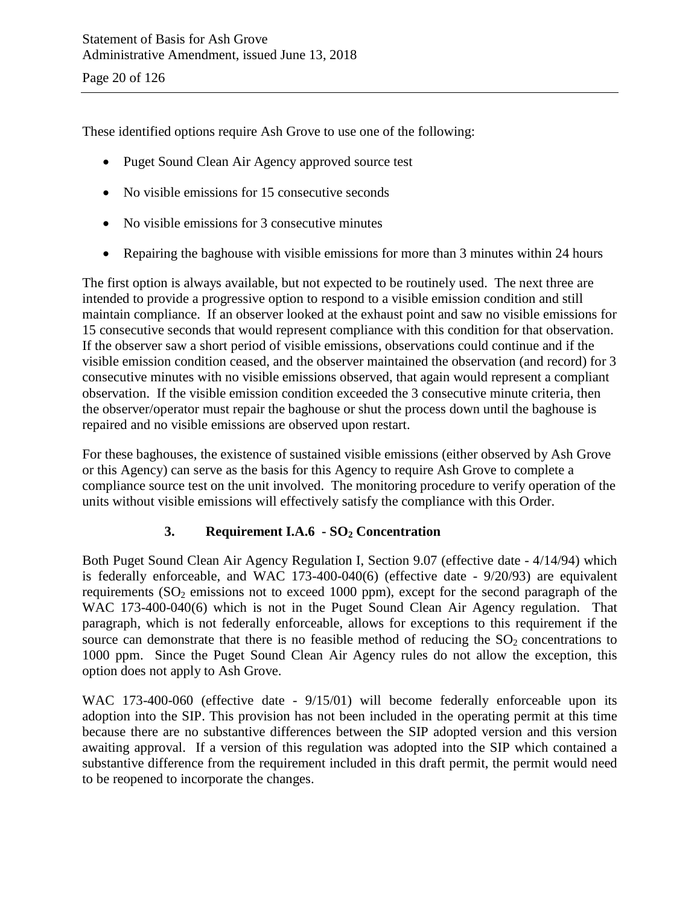These identified options require Ash Grove to use one of the following:

- Puget Sound Clean Air Agency approved source test
- No visible emissions for 15 consecutive seconds
- No visible emissions for 3 consecutive minutes
- Repairing the baghouse with visible emissions for more than 3 minutes within 24 hours

The first option is always available, but not expected to be routinely used. The next three are intended to provide a progressive option to respond to a visible emission condition and still maintain compliance. If an observer looked at the exhaust point and saw no visible emissions for 15 consecutive seconds that would represent compliance with this condition for that observation. If the observer saw a short period of visible emissions, observations could continue and if the visible emission condition ceased, and the observer maintained the observation (and record) for 3 consecutive minutes with no visible emissions observed, that again would represent a compliant observation. If the visible emission condition exceeded the 3 consecutive minute criteria, then the observer/operator must repair the baghouse or shut the process down until the baghouse is repaired and no visible emissions are observed upon restart.

For these baghouses, the existence of sustained visible emissions (either observed by Ash Grove or this Agency) can serve as the basis for this Agency to require Ash Grove to complete a compliance source test on the unit involved. The monitoring procedure to verify operation of the units without visible emissions will effectively satisfy the compliance with this Order.

### 3. Requirement I.A.6 - $SO_2$ Concentration

Both Puget Sound Clean Air Agency Regulation I, Section 9.07 (effective date - 4/14/94) which is federally enforceable, and WAC 173-400-040(6) (effective date - 9/20/93) are equivalent requirements ($SO_2$ emissions not to exceed 1000 ppm), except for the second paragraph of the WAC 173-400-040(6) which is not in the Puget Sound Clean Air Agency regulation. That paragraph, which is not federally enforceable, allows for exceptions to this requirement if the source can demonstrate that there is no feasible method of reducing the $SO_2$ concentrations to 1000 ppm. Since the Puget Sound Clean Air Agency rules do not allow the exception, this option does not apply to Ash Grove.

WAC 173-400-060 (effective date - 9/15/01) will become federally enforceable upon its adoption into the SIP. This provision has not been included in the operating permit at this time because there are no substantive differences between the SIP adopted version and this version awaiting approval. If a version of this regulation was adopted into the SIP which contained a substantive difference from the requirement included in this draft permit, the permit would need to be reopened to incorporate the changes.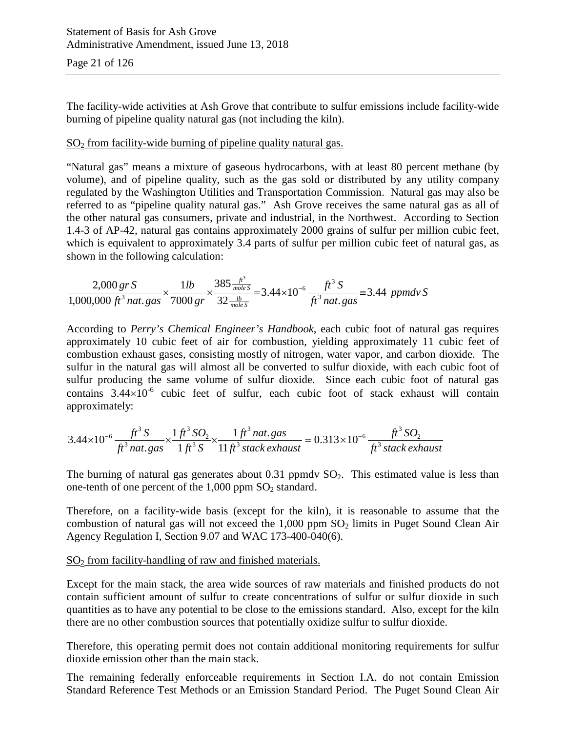The facility-wide activities at Ash Grove that contribute to sulfur emissions include facility-wide burning of pipeline quality natural gas (not including the kiln).

$SO_2$ from facility-wide burning of pipeline quality natural gas.

"Natural gas" means a mixture of gaseous hydrocarbons, with at least 80 percent methane (by volume), and of pipeline quality, such as the gas sold or distributed by any utility company regulated by the Washington Utilities and Transportation Commission. Natural gas may also be referred to as "pipeline quality natural gas." Ash Grove receives the same natural gas as all of the other natural gas consumers, private and industrial, in the Northwest. According to Section 1.4-3 of AP-42, natural gas contains approximately 2000 grains of sulfur per million cubic feet, which is equivalent to approximately 3.4 parts of sulfur per million cubic feet of natural gas, as shown in the following calculation:

$$\frac{2{,}000\, gr\, S}{1{,}000{,}000\, ft^3\, nat.gas} \times \frac{1 lb}{7000\, gr} \times \frac{385 \frac{ft^3}{mole\, S}}{32 \frac{lb}{mole\, S}} = 3.44 \times 10^{-6} \frac{ft^3\, S}{ft^3\, nat.gas} \equiv 3.44\ ppmdv\, S$$

According to *Perry's Chemical Engineer's Handbook*, each cubic foot of natural gas requires approximately 10 cubic feet of air for combustion, yielding approximately 11 cubic feet of combustion exhaust gases, consisting mostly of nitrogen, water vapor, and carbon dioxide. The sulfur in the natural gas will almost all be converted to sulfur dioxide, with each cubic foot of sulfur producing the same volume of sulfur dioxide. Since each cubic foot of natural gas contains $3.44 \times 10^{-6}$ cubic feet of sulfur, each cubic foot of stack exhaust will contain approximately:

$$3.44 \times 10^{-6} \frac{ft^3\, S}{ft^3\, nat.gas} \times \frac{1\, ft^3\, SO_2}{1\, ft^3\, S} \times \frac{1\, ft^3\, nat.gas}{11\, ft^3\, stack\, exhaust} = 0.313 \times 10^{-6} \frac{ft^3\, SO_2}{ft^3\, stack\, exhaust}$$

The burning of natural gas generates about 0.31 ppmdv $SO_2$. This estimated value is less than one-tenth of one percent of the 1,000 ppm $SO_2$ standard.

Therefore, on a facility-wide basis (except for the kiln), it is reasonable to assume that the combustion of natural gas will not exceed the 1,000 ppm $SO_2$ limits in Puget Sound Clean Air Agency Regulation I, Section 9.07 and WAC 173-400-040(6).

$SO_2$ from facility-handling of raw and finished materials.

Except for the main stack, the area wide sources of raw materials and finished products do not contain sufficient amount of sulfur to create concentrations of sulfur or sulfur dioxide in such quantities as to have any potential to be close to the emissions standard. Also, except for the kiln there are no other combustion sources that potentially oxidize sulfur to sulfur dioxide.

Therefore, this operating permit does not contain additional monitoring requirements for sulfur dioxide emission other than the main stack.

The remaining federally enforceable requirements in Section I.A. do not contain Emission Standard Reference Test Methods or an Emission Standard Period. The Puget Sound Clean Air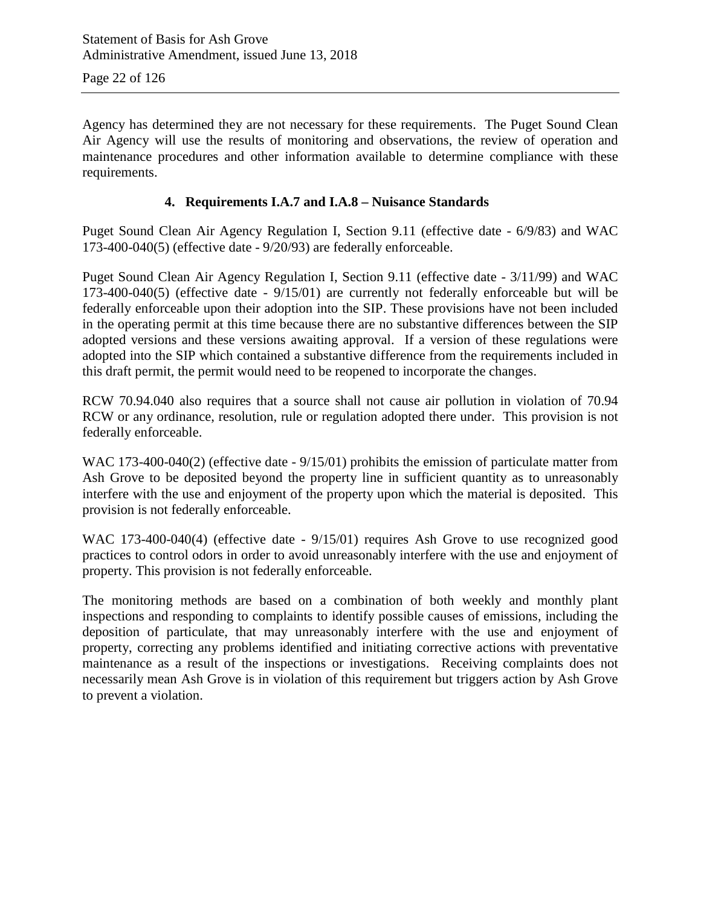Agency has determined they are not necessary for these requirements. The Puget Sound Clean Air Agency will use the results of monitoring and observations, the review of operation and maintenance procedures and other information available to determine compliance with these requirements.

#### 4. Requirements I.A.7 and I.A.8 – Nuisance Standards

Puget Sound Clean Air Agency Regulation I, Section 9.11 (effective date - 6/9/83) and WAC 173-400-040(5) (effective date - 9/20/93) are federally enforceable.

Puget Sound Clean Air Agency Regulation I, Section 9.11 (effective date - 3/11/99) and WAC 173-400-040(5) (effective date - 9/15/01) are currently not federally enforceable but will be federally enforceable upon their adoption into the SIP. These provisions have not been included in the operating permit at this time because there are no substantive differences between the SIP adopted versions and these versions awaiting approval. If a version of these regulations were adopted into the SIP which contained a substantive difference from the requirements included in this draft permit, the permit would need to be reopened to incorporate the changes.

RCW 70.94.040 also requires that a source shall not cause air pollution in violation of 70.94 RCW or any ordinance, resolution, rule or regulation adopted there under. This provision is not federally enforceable.

WAC 173-400-040(2) (effective date - 9/15/01) prohibits the emission of particulate matter from Ash Grove to be deposited beyond the property line in sufficient quantity as to unreasonably interfere with the use and enjoyment of the property upon which the material is deposited. This provision is not federally enforceable.

WAC 173-400-040(4) (effective date - 9/15/01) requires Ash Grove to use recognized good practices to control odors in order to avoid unreasonably interfere with the use and enjoyment of property. This provision is not federally enforceable.

The monitoring methods are based on a combination of both weekly and monthly plant inspections and responding to complaints to identify possible causes of emissions, including the deposition of particulate, that may unreasonably interfere with the use and enjoyment of property, correcting any problems identified and initiating corrective actions with preventative maintenance as a result of the inspections or investigations. Receiving complaints does not necessarily mean Ash Grove is in violation of this requirement but triggers action by Ash Grove to prevent a violation.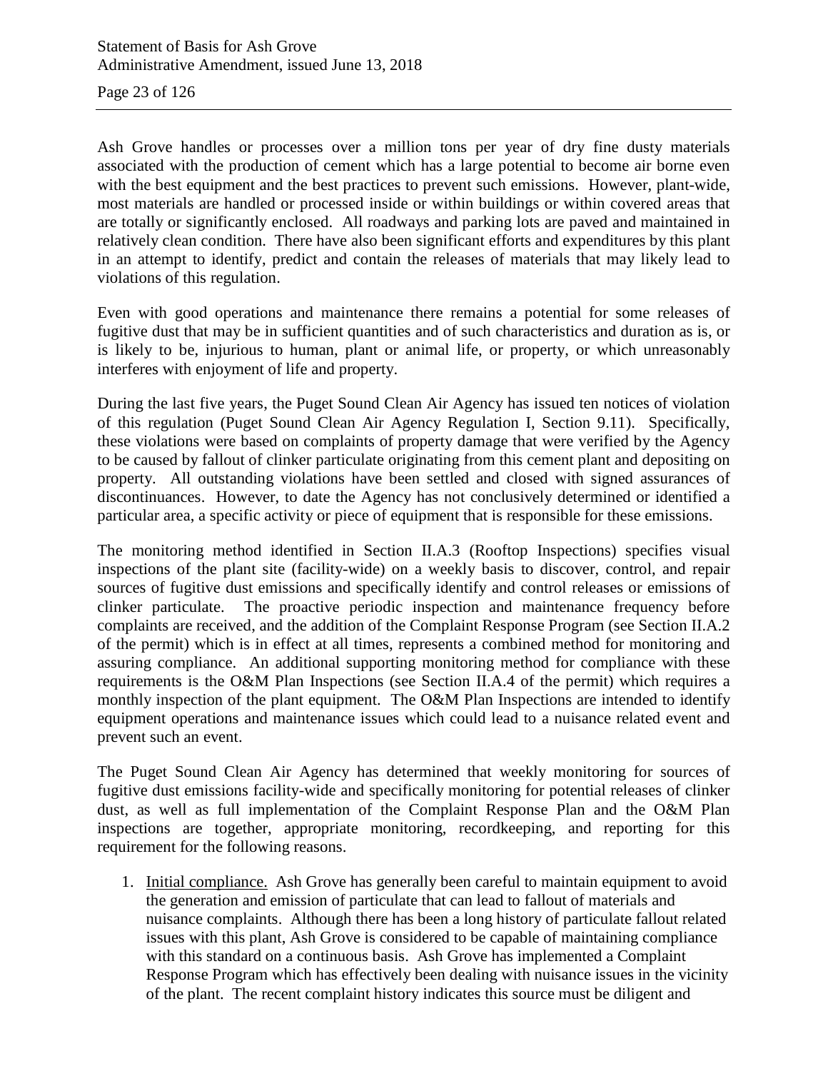Ash Grove handles or processes over a million tons per year of dry fine dusty materials associated with the production of cement which has a large potential to become air borne even with the best equipment and the best practices to prevent such emissions. However, plant-wide, most materials are handled or processed inside or within buildings or within covered areas that are totally or significantly enclosed. All roadways and parking lots are paved and maintained in relatively clean condition. There have also been significant efforts and expenditures by this plant in an attempt to identify, predict and contain the releases of materials that may likely lead to violations of this regulation.

Even with good operations and maintenance there remains a potential for some releases of fugitive dust that may be in sufficient quantities and of such characteristics and duration as is, or is likely to be, injurious to human, plant or animal life, or property, or which unreasonably interferes with enjoyment of life and property.

During the last five years, the Puget Sound Clean Air Agency has issued ten notices of violation of this regulation (Puget Sound Clean Air Agency Regulation I, Section 9.11). Specifically, these violations were based on complaints of property damage that were verified by the Agency to be caused by fallout of clinker particulate originating from this cement plant and depositing on property. All outstanding violations have been settled and closed with signed assurances of discontinuances. However, to date the Agency has not conclusively determined or identified a particular area, a specific activity or piece of equipment that is responsible for these emissions.

The monitoring method identified in Section II.A.3 (Rooftop Inspections) specifies visual inspections of the plant site (facility-wide) on a weekly basis to discover, control, and repair sources of fugitive dust emissions and specifically identify and control releases or emissions of clinker particulate. The proactive periodic inspection and maintenance frequency before complaints are received, and the addition of the Complaint Response Program (see Section II.A.2 of the permit) which is in effect at all times, represents a combined method for monitoring and assuring compliance. An additional supporting monitoring method for compliance with these requirements is the O&M Plan Inspections (see Section II.A.4 of the permit) which requires a monthly inspection of the plant equipment. The O&M Plan Inspections are intended to identify equipment operations and maintenance issues which could lead to a nuisance related event and prevent such an event.

The Puget Sound Clean Air Agency has determined that weekly monitoring for sources of fugitive dust emissions facility-wide and specifically monitoring for potential releases of clinker dust, as well as full implementation of the Complaint Response Plan and the O&M Plan inspections are together, appropriate monitoring, recordkeeping, and reporting for this requirement for the following reasons.

1. Initial compliance. Ash Grove has generally been careful to maintain equipment to avoid the generation and emission of particulate that can lead to fallout of materials and nuisance complaints. Although there has been a long history of particulate fallout related issues with this plant, Ash Grove is considered to be capable of maintaining compliance with this standard on a continuous basis. Ash Grove has implemented a Complaint Response Program which has effectively been dealing with nuisance issues in the vicinity of the plant. The recent complaint history indicates this source must be diligent and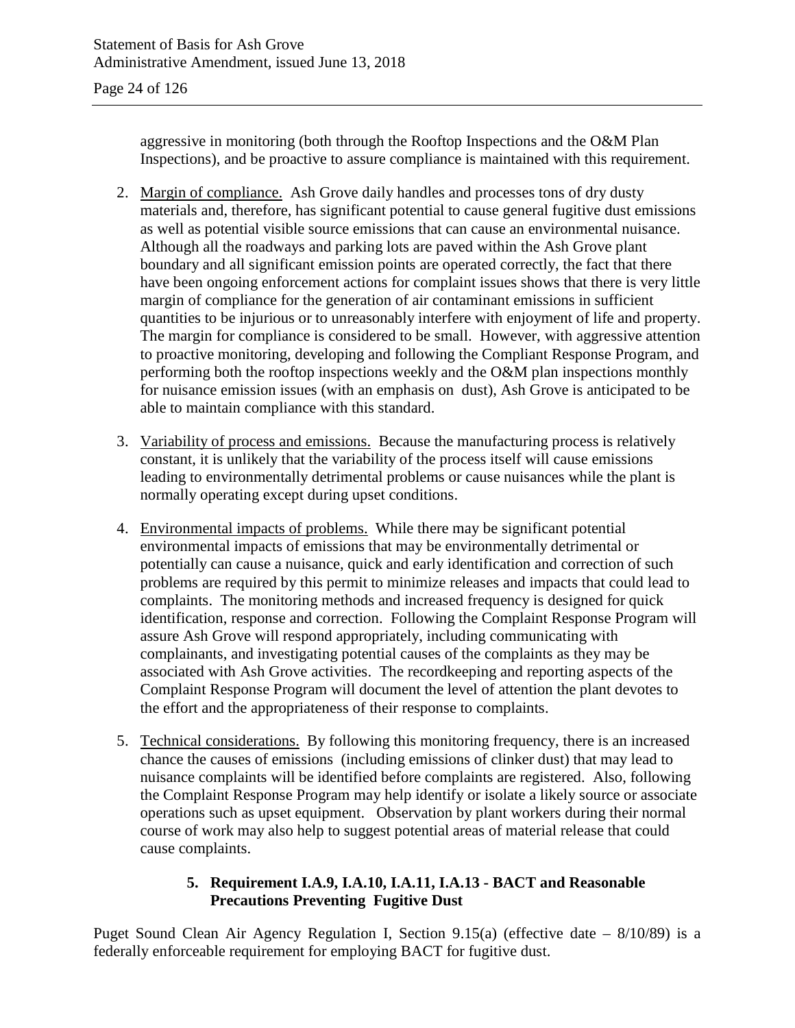aggressive in monitoring (both through the Rooftop Inspections and the O&M Plan Inspections), and be proactive to assure compliance is maintained with this requirement.

2. Margin of compliance. Ash Grove daily handles and processes tons of dry dusty materials and, therefore, has significant potential to cause general fugitive dust emissions as well as potential visible source emissions that can cause an environmental nuisance. Although all the roadways and parking lots are paved within the Ash Grove plant boundary and all significant emission points are operated correctly, the fact that there have been ongoing enforcement actions for complaint issues shows that there is very little margin of compliance for the generation of air contaminant emissions in sufficient quantities to be injurious or to unreasonably interfere with enjoyment of life and property. The margin for compliance is considered to be small. However, with aggressive attention to proactive monitoring, developing and following the Compliant Response Program, and performing both the rooftop inspections weekly and the O&M plan inspections monthly for nuisance emission issues (with an emphasis on dust), Ash Grove is anticipated to be able to maintain compliance with this standard.

3. Variability of process and emissions. Because the manufacturing process is relatively constant, it is unlikely that the variability of the process itself will cause emissions leading to environmentally detrimental problems or cause nuisances while the plant is normally operating except during upset conditions.

4. Environmental impacts of problems. While there may be significant potential environmental impacts of emissions that may be environmentally detrimental or potentially can cause a nuisance, quick and early identification and correction of such problems are required by this permit to minimize releases and impacts that could lead to complaints. The monitoring methods and increased frequency is designed for quick identification, response and correction. Following the Complaint Response Program will assure Ash Grove will respond appropriately, including communicating with complainants, and investigating potential causes of the complaints as they may be associated with Ash Grove activities. The recordkeeping and reporting aspects of the Complaint Response Program will document the level of attention the plant devotes to the effort and the appropriateness of their response to complaints.

5. Technical considerations. By following this monitoring frequency, there is an increased chance the causes of emissions (including emissions of clinker dust) that may lead to nuisance complaints will be identified before complaints are registered. Also, following the Complaint Response Program may help identify or isolate a likely source or associate operations such as upset equipment. Observation by plant workers during their normal course of work may also help to suggest potential areas of material release that could cause complaints.

### 5. Requirement I.A.9, I.A.10, I.A.11, I.A.13 - BACT and Reasonable Precautions Preventing Fugitive Dust

Puget Sound Clean Air Agency Regulation I, Section 9.15(a) (effective date – 8/10/89) is a federally enforceable requirement for employing BACT for fugitive dust.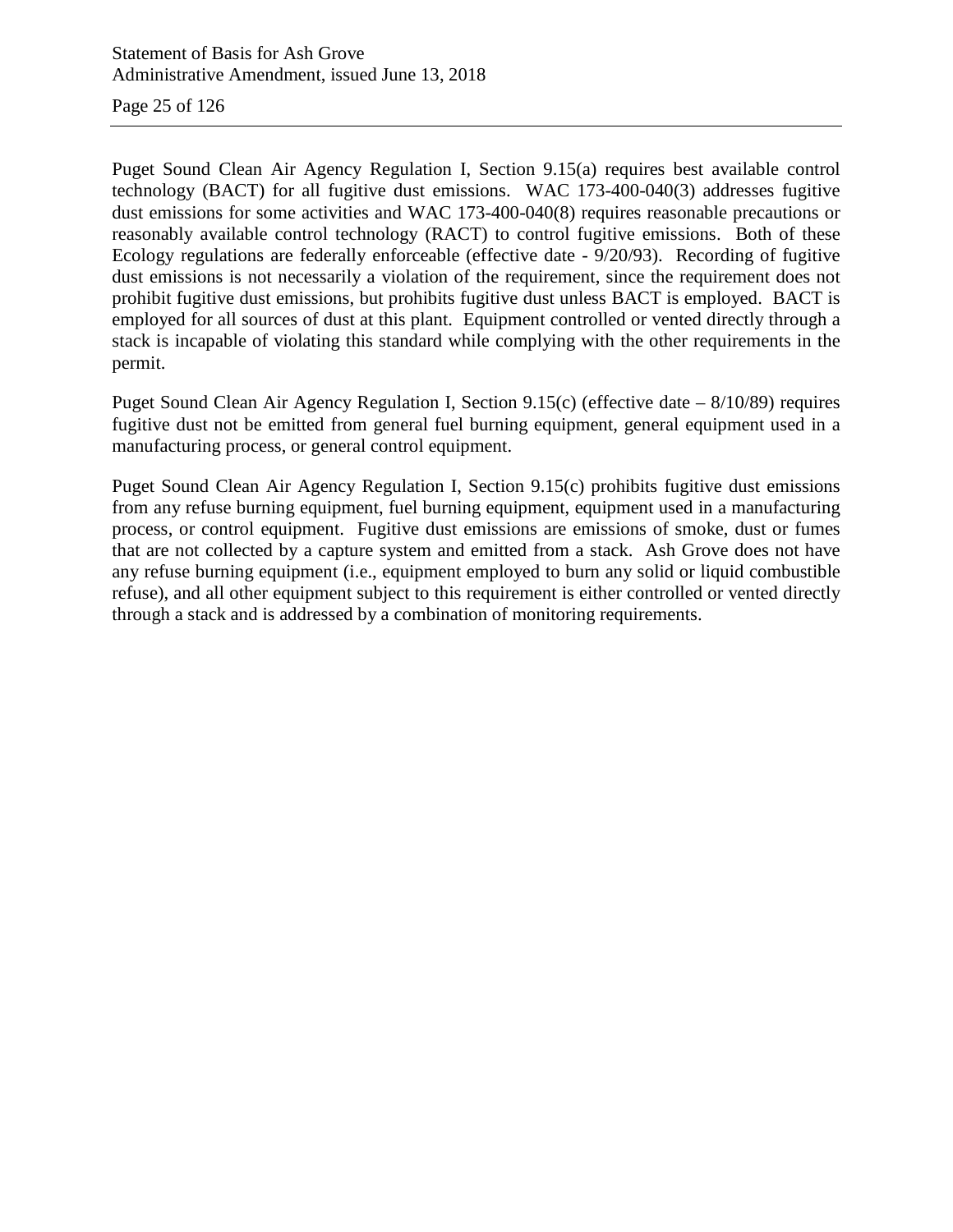Puget Sound Clean Air Agency Regulation I, Section 9.15(a) requires best available control technology (BACT) for all fugitive dust emissions. WAC 173-400-040(3) addresses fugitive dust emissions for some activities and WAC 173-400-040(8) requires reasonable precautions or reasonably available control technology (RACT) to control fugitive emissions. Both of these Ecology regulations are federally enforceable (effective date - 9/20/93). Recording of fugitive dust emissions is not necessarily a violation of the requirement, since the requirement does not prohibit fugitive dust emissions, but prohibits fugitive dust unless BACT is employed. BACT is employed for all sources of dust at this plant. Equipment controlled or vented directly through a stack is incapable of violating this standard while complying with the other requirements in the permit.

Puget Sound Clean Air Agency Regulation I, Section 9.15(c) (effective date – 8/10/89) requires fugitive dust not be emitted from general fuel burning equipment, general equipment used in a manufacturing process, or general control equipment.

Puget Sound Clean Air Agency Regulation I, Section 9.15(c) prohibits fugitive dust emissions from any refuse burning equipment, fuel burning equipment, equipment used in a manufacturing process, or control equipment. Fugitive dust emissions are emissions of smoke, dust or fumes that are not collected by a capture system and emitted from a stack. Ash Grove does not have any refuse burning equipment (i.e., equipment employed to burn any solid or liquid combustible refuse), and all other equipment subject to this requirement is either controlled or vented directly through a stack and is addressed by a combination of monitoring requirements.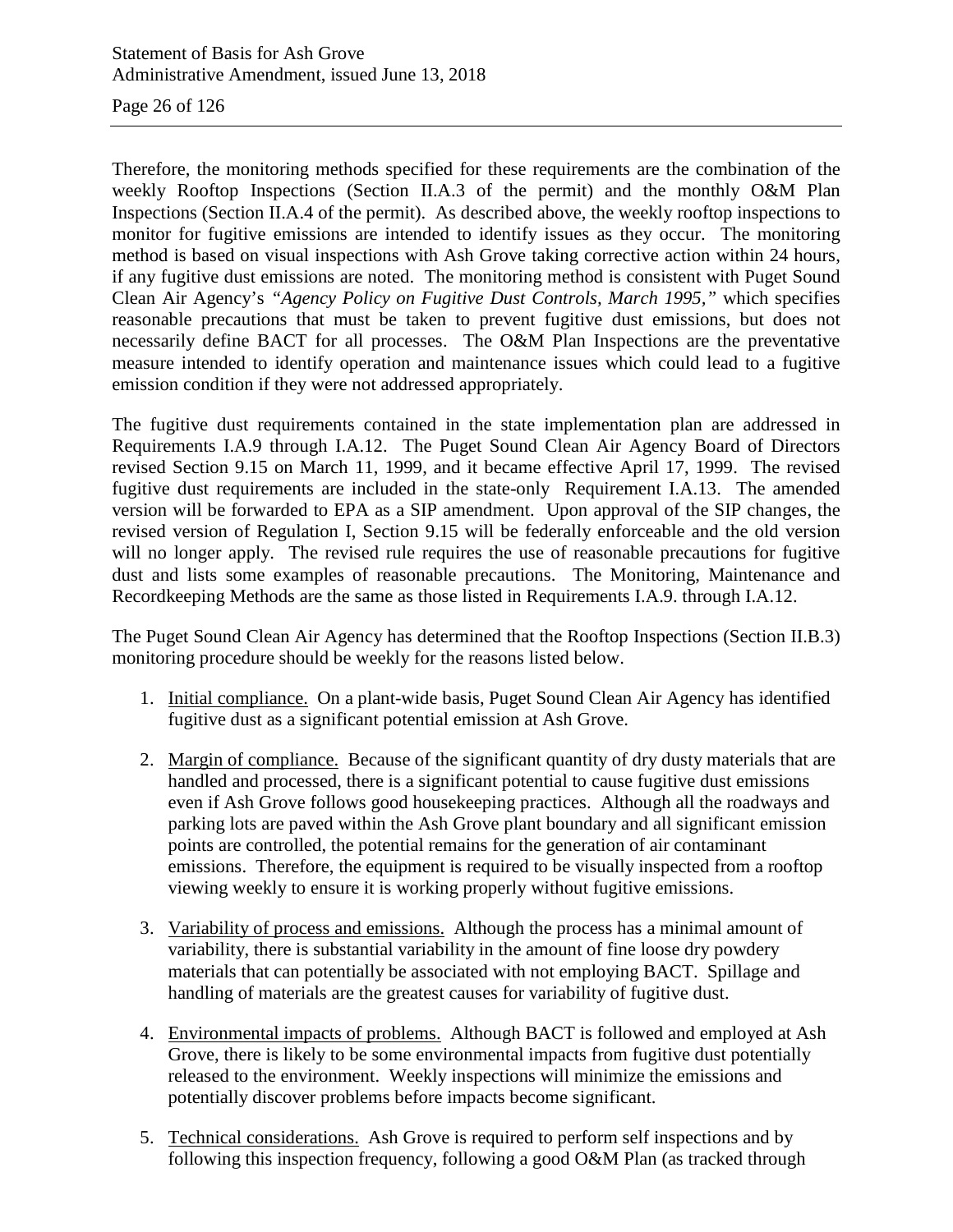Therefore, the monitoring methods specified for these requirements are the combination of the weekly Rooftop Inspections (Section II.A.3 of the permit) and the monthly O&M Plan Inspections (Section II.A.4 of the permit). As described above, the weekly rooftop inspections to monitor for fugitive emissions are intended to identify issues as they occur. The monitoring method is based on visual inspections with Ash Grove taking corrective action within 24 hours, if any fugitive dust emissions are noted. The monitoring method is consistent with Puget Sound Clean Air Agency's *"Agency Policy on Fugitive Dust Controls, March 1995,"* which specifies reasonable precautions that must be taken to prevent fugitive dust emissions, but does not necessarily define BACT for all processes. The O&M Plan Inspections are the preventative measure intended to identify operation and maintenance issues which could lead to a fugitive emission condition if they were not addressed appropriately.

The fugitive dust requirements contained in the state implementation plan are addressed in Requirements I.A.9 through I.A.12. The Puget Sound Clean Air Agency Board of Directors revised Section 9.15 on March 11, 1999, and it became effective April 17, 1999. The revised fugitive dust requirements are included in the state-only Requirement I.A.13. The amended version will be forwarded to EPA as a SIP amendment. Upon approval of the SIP changes, the revised version of Regulation I, Section 9.15 will be federally enforceable and the old version will no longer apply. The revised rule requires the use of reasonable precautions for fugitive dust and lists some examples of reasonable precautions. The Monitoring, Maintenance and Recordkeeping Methods are the same as those listed in Requirements I.A.9. through I.A.12.

The Puget Sound Clean Air Agency has determined that the Rooftop Inspections (Section II.B.3) monitoring procedure should be weekly for the reasons listed below.

1. <u>Initial compliance.</u> On a plant-wide basis, Puget Sound Clean Air Agency has identified fugitive dust as a significant potential emission at Ash Grove.

2. <u>Margin of compliance.</u> Because of the significant quantity of dry dusty materials that are handled and processed, there is a significant potential to cause fugitive dust emissions even if Ash Grove follows good housekeeping practices. Although all the roadways and parking lots are paved within the Ash Grove plant boundary and all significant emission points are controlled, the potential remains for the generation of air contaminant emissions. Therefore, the equipment is required to be visually inspected from a rooftop viewing weekly to ensure it is working properly without fugitive emissions.

3. <u>Variability of process and emissions.</u> Although the process has a minimal amount of variability, there is substantial variability in the amount of fine loose dry powdery materials that can potentially be associated with not employing BACT. Spillage and handling of materials are the greatest causes for variability of fugitive dust.

4. <u>Environmental impacts of problems.</u> Although BACT is followed and employed at Ash Grove, there is likely to be some environmental impacts from fugitive dust potentially released to the environment. Weekly inspections will minimize the emissions and potentially discover problems before impacts become significant.

5. <u>Technical considerations.</u> Ash Grove is required to perform self inspections and by following this inspection frequency, following a good O&M Plan (as tracked through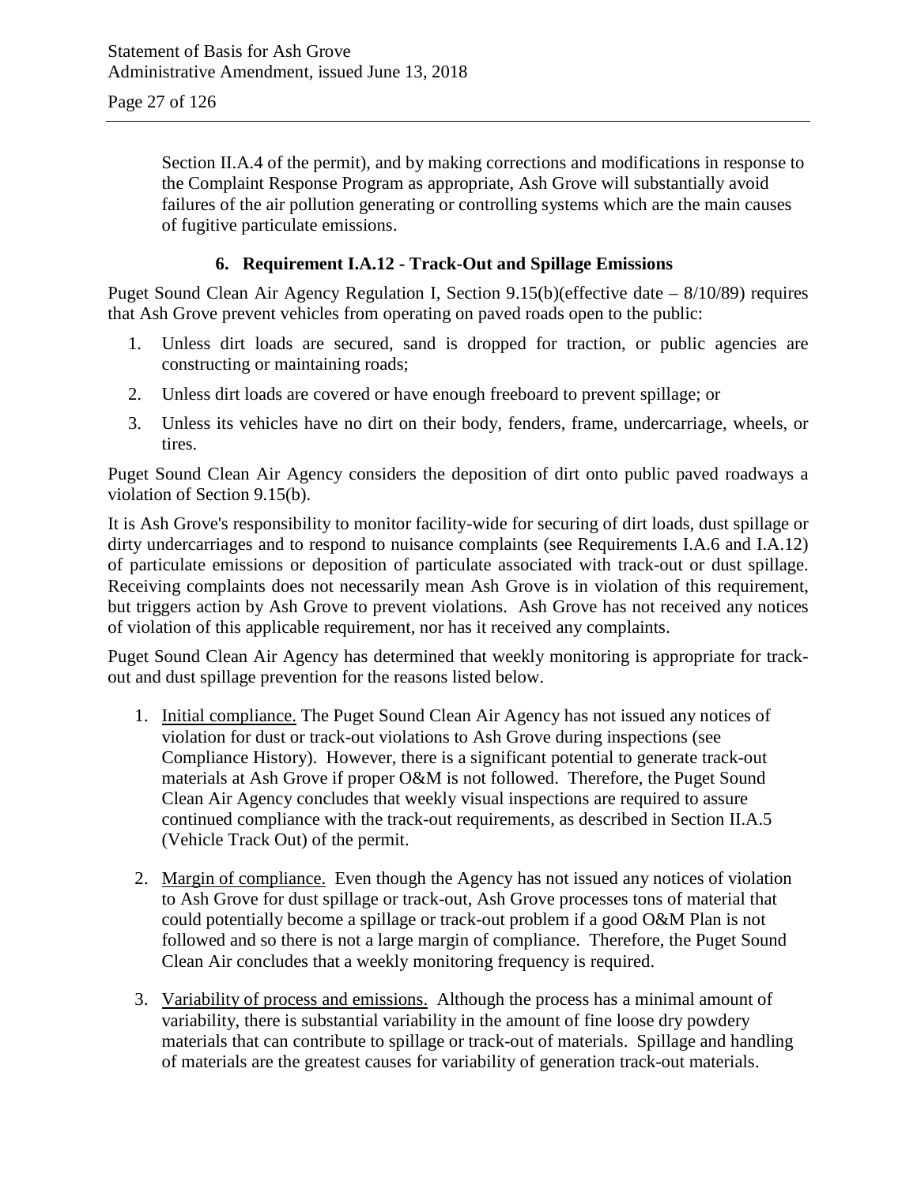Section II.A.4 of the permit), and by making corrections and modifications in response to the Complaint Response Program as appropriate, Ash Grove will substantially avoid failures of the air pollution generating or controlling systems which are the main causes of fugitive particulate emissions.

### 6. Requirement I.A.12 - Track-Out and Spillage Emissions

Puget Sound Clean Air Agency Regulation I, Section 9.15(b)(effective date – 8/10/89) requires that Ash Grove prevent vehicles from operating on paved roads open to the public:

1. Unless dirt loads are secured, sand is dropped for traction, or public agencies are constructing or maintaining roads;
2. Unless dirt loads are covered or have enough freeboard to prevent spillage; or
3. Unless its vehicles have no dirt on their body, fenders, frame, undercarriage, wheels, or tires.

Puget Sound Clean Air Agency considers the deposition of dirt onto public paved roadways a violation of Section 9.15(b).

It is Ash Grove's responsibility to monitor facility-wide for securing of dirt loads, dust spillage or dirty undercarriages and to respond to nuisance complaints (see Requirements I.A.6 and I.A.12) of particulate emissions or deposition of particulate associated with track-out or dust spillage. Receiving complaints does not necessarily mean Ash Grove is in violation of this requirement, but triggers action by Ash Grove to prevent violations. Ash Grove has not received any notices of violation of this applicable requirement, nor has it received any complaints.

Puget Sound Clean Air Agency has determined that weekly monitoring is appropriate for track-out and dust spillage prevention for the reasons listed below.

1. Initial compliance. The Puget Sound Clean Air Agency has not issued any notices of violation for dust or track-out violations to Ash Grove during inspections (see Compliance History). However, there is a significant potential to generate track-out materials at Ash Grove if proper O&M is not followed. Therefore, the Puget Sound Clean Air Agency concludes that weekly visual inspections are required to assure continued compliance with the track-out requirements, as described in Section II.A.5 (Vehicle Track Out) of the permit.

2. Margin of compliance. Even though the Agency has not issued any notices of violation to Ash Grove for dust spillage or track-out, Ash Grove processes tons of material that could potentially become a spillage or track-out problem if a good O&M Plan is not followed and so there is not a large margin of compliance. Therefore, the Puget Sound Clean Air concludes that a weekly monitoring frequency is required.

3. Variability of process and emissions. Although the process has a minimal amount of variability, there is substantial variability in the amount of fine loose dry powdery materials that can contribute to spillage or track-out of materials. Spillage and handling of materials are the greatest causes for variability of generation track-out materials.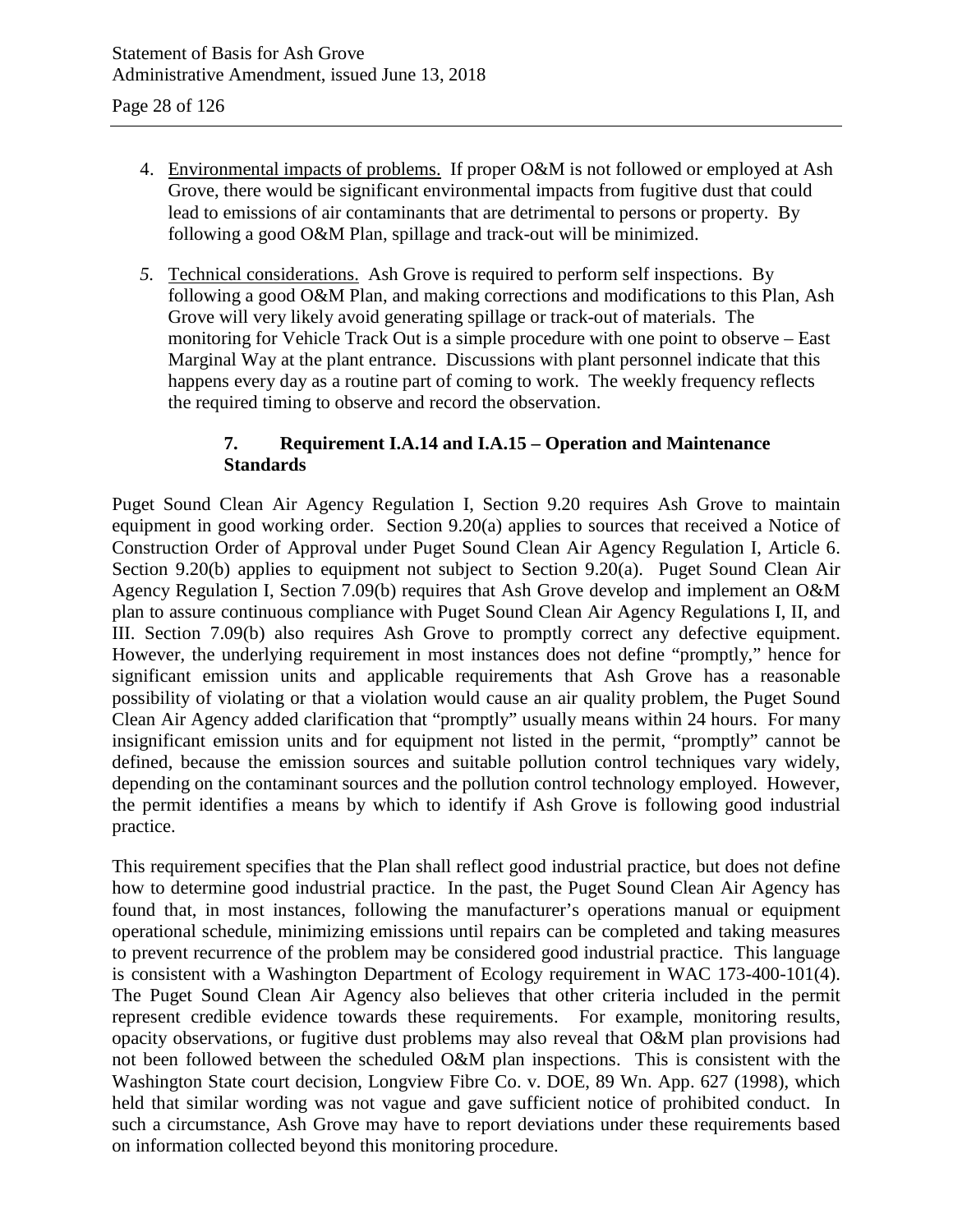4. <u>Environmental impacts of problems.</u> If proper O&M is not followed or employed at Ash Grove, there would be significant environmental impacts from fugitive dust that could lead to emissions of air contaminants that are detrimental to persons or property. By following a good O&M Plan, spillage and track-out will be minimized.

5. <u>Technical considerations.</u> Ash Grove is required to perform self inspections. By following a good O&M Plan, and making corrections and modifications to this Plan, Ash Grove will very likely avoid generating spillage or track-out of materials. The monitoring for Vehicle Track Out is a simple procedure with one point to observe – East Marginal Way at the plant entrance. Discussions with plant personnel indicate that this happens every day as a routine part of coming to work. The weekly frequency reflects the required timing to observe and record the observation.

### 7. Requirement I.A.14 and I.A.15 – Operation and Maintenance Standards

Puget Sound Clean Air Agency Regulation I, Section 9.20 requires Ash Grove to maintain equipment in good working order. Section 9.20(a) applies to sources that received a Notice of Construction Order of Approval under Puget Sound Clean Air Agency Regulation I, Article 6. Section 9.20(b) applies to equipment not subject to Section 9.20(a). Puget Sound Clean Air Agency Regulation I, Section 7.09(b) requires that Ash Grove develop and implement an O&M plan to assure continuous compliance with Puget Sound Clean Air Agency Regulations I, II, and III. Section 7.09(b) also requires Ash Grove to promptly correct any defective equipment. However, the underlying requirement in most instances does not define "promptly," hence for significant emission units and applicable requirements that Ash Grove has a reasonable possibility of violating or that a violation would cause an air quality problem, the Puget Sound Clean Air Agency added clarification that "promptly" usually means within 24 hours. For many insignificant emission units and for equipment not listed in the permit, "promptly" cannot be defined, because the emission sources and suitable pollution control techniques vary widely, depending on the contaminant sources and the pollution control technology employed. However, the permit identifies a means by which to identify if Ash Grove is following good industrial practice.

This requirement specifies that the Plan shall reflect good industrial practice, but does not define how to determine good industrial practice. In the past, the Puget Sound Clean Air Agency has found that, in most instances, following the manufacturer's operations manual or equipment operational schedule, minimizing emissions until repairs can be completed and taking measures to prevent recurrence of the problem may be considered good industrial practice. This language is consistent with a Washington Department of Ecology requirement in WAC 173-400-101(4). The Puget Sound Clean Air Agency also believes that other criteria included in the permit represent credible evidence towards these requirements. For example, monitoring results, opacity observations, or fugitive dust problems may also reveal that O&M plan provisions had not been followed between the scheduled O&M plan inspections. This is consistent with the Washington State court decision, Longview Fibre Co. v. DOE, 89 Wn. App. 627 (1998), which held that similar wording was not vague and gave sufficient notice of prohibited conduct. In such a circumstance, Ash Grove may have to report deviations under these requirements based on information collected beyond this monitoring procedure.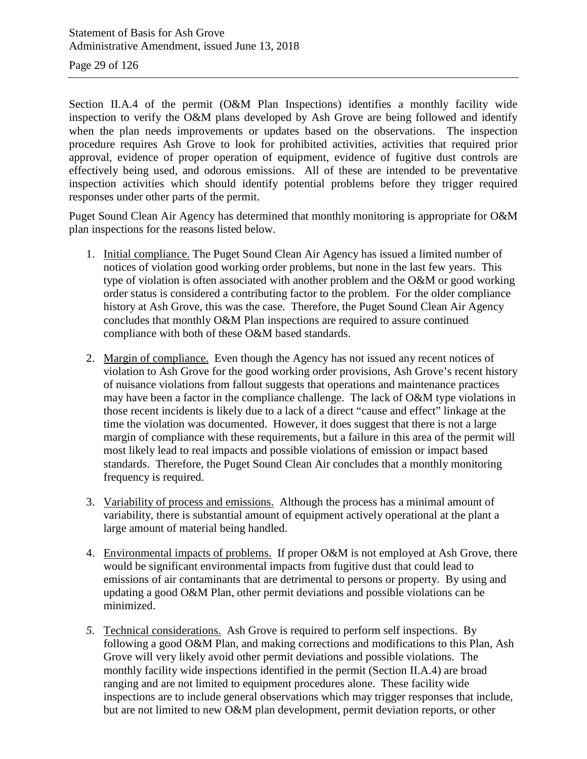Section II.A.4 of the permit (O&M Plan Inspections) identifies a monthly facility wide inspection to verify the O&M plans developed by Ash Grove are being followed and identify when the plan needs improvements or updates based on the observations. The inspection procedure requires Ash Grove to look for prohibited activities, activities that required prior approval, evidence of proper operation of equipment, evidence of fugitive dust controls are effectively being used, and odorous emissions. All of these are intended to be preventative inspection activities which should identify potential problems before they trigger required responses under other parts of the permit.

Puget Sound Clean Air Agency has determined that monthly monitoring is appropriate for O&M plan inspections for the reasons listed below.

1. Initial compliance. The Puget Sound Clean Air Agency has issued a limited number of notices of violation good working order problems, but none in the last few years. This type of violation is often associated with another problem and the O&M or good working order status is considered a contributing factor to the problem. For the older compliance history at Ash Grove, this was the case. Therefore, the Puget Sound Clean Air Agency concludes that monthly O&M Plan inspections are required to assure continued compliance with both of these O&M based standards.

2. Margin of compliance. Even though the Agency has not issued any recent notices of violation to Ash Grove for the good working order provisions, Ash Grove's recent history of nuisance violations from fallout suggests that operations and maintenance practices may have been a factor in the compliance challenge. The lack of O&M type violations in those recent incidents is likely due to a lack of a direct "cause and effect" linkage at the time the violation was documented. However, it does suggest that there is not a large margin of compliance with these requirements, but a failure in this area of the permit will most likely lead to real impacts and possible violations of emission or impact based standards. Therefore, the Puget Sound Clean Air concludes that a monthly monitoring frequency is required.

3. Variability of process and emissions. Although the process has a minimal amount of variability, there is substantial amount of equipment actively operational at the plant a large amount of material being handled.

4. Environmental impacts of problems. If proper O&M is not employed at Ash Grove, there would be significant environmental impacts from fugitive dust that could lead to emissions of air contaminants that are detrimental to persons or property. By using and updating a good O&M Plan, other permit deviations and possible violations can be minimized.

5. Technical considerations. Ash Grove is required to perform self inspections. By following a good O&M Plan, and making corrections and modifications to this Plan, Ash Grove will very likely avoid other permit deviations and possible violations. The monthly facility wide inspections identified in the permit (Section II.A.4) are broad ranging and are not limited to equipment procedures alone. These facility wide inspections are to include general observations which may trigger responses that include, but are not limited to new O&M plan development, permit deviation reports, or other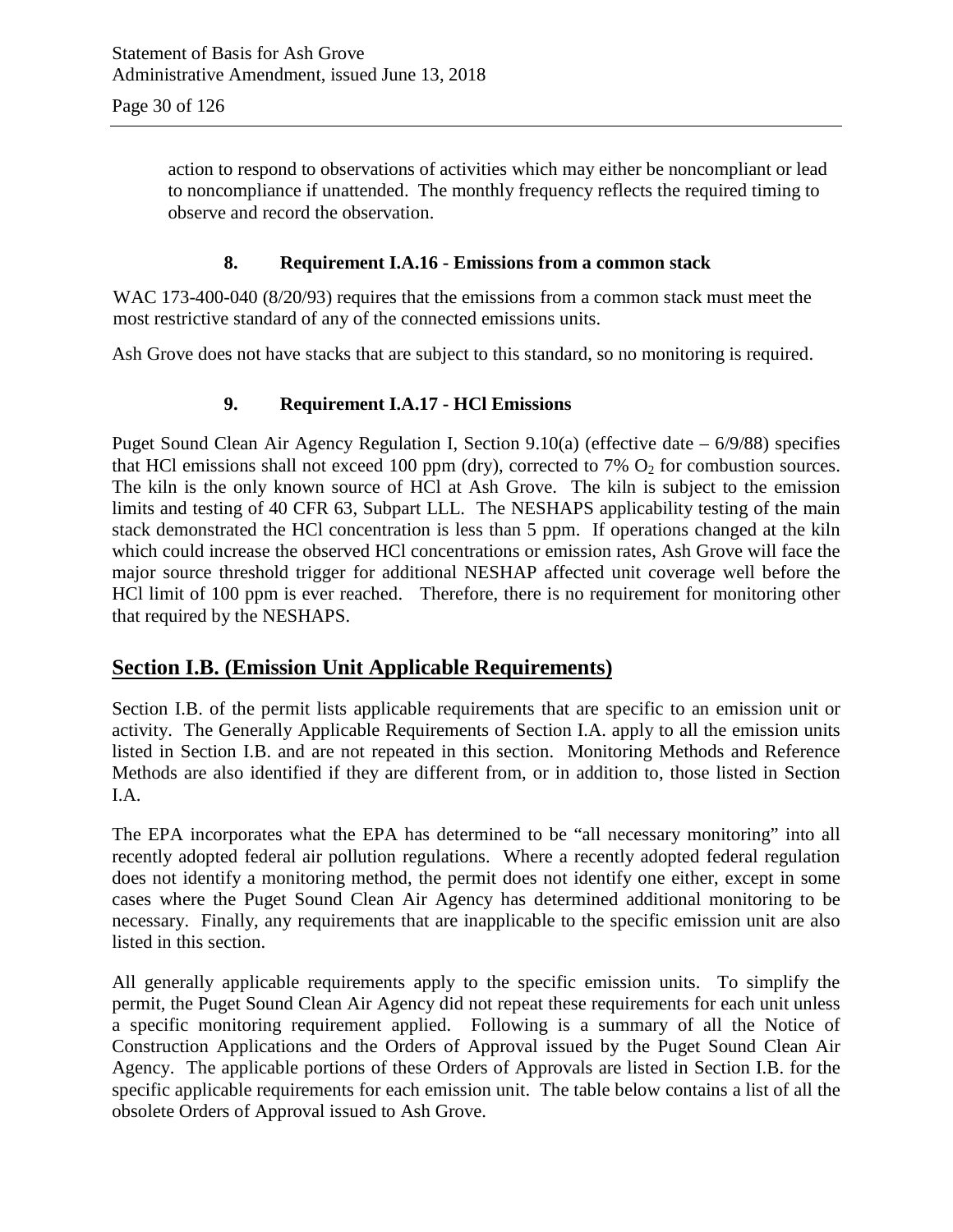action to respond to observations of activities which may either be noncompliant or lead to noncompliance if unattended. The monthly frequency reflects the required timing to observe and record the observation.

### 8. Requirement I.A.16 - Emissions from a common stack

WAC 173-400-040 (8/20/93) requires that the emissions from a common stack must meet the most restrictive standard of any of the connected emissions units.

Ash Grove does not have stacks that are subject to this standard, so no monitoring is required.

### 9. Requirement I.A.17 - HCl Emissions

Puget Sound Clean Air Agency Regulation I, Section 9.10(a) (effective date – 6/9/88) specifies that HCl emissions shall not exceed 100 ppm (dry), corrected to 7% $O_2$ for combustion sources. The kiln is the only known source of HCl at Ash Grove. The kiln is subject to the emission limits and testing of 40 CFR 63, Subpart LLL. The NESHAPS applicability testing of the main stack demonstrated the HCl concentration is less than 5 ppm. If operations changed at the kiln which could increase the observed HCl concentrations or emission rates, Ash Grove will face the major source threshold trigger for additional NESHAP affected unit coverage well before the HCl limit of 100 ppm is ever reached. Therefore, there is no requirement for monitoring other that required by the NESHAPS.

## Section I.B. (Emission Unit Applicable Requirements)

Section I.B. of the permit lists applicable requirements that are specific to an emission unit or activity. The Generally Applicable Requirements of Section I.A. apply to all the emission units listed in Section I.B. and are not repeated in this section. Monitoring Methods and Reference Methods are also identified if they are different from, or in addition to, those listed in Section I.A.

The EPA incorporates what the EPA has determined to be "all necessary monitoring" into all recently adopted federal air pollution regulations. Where a recently adopted federal regulation does not identify a monitoring method, the permit does not identify one either, except in some cases where the Puget Sound Clean Air Agency has determined additional monitoring to be necessary. Finally, any requirements that are inapplicable to the specific emission unit are also listed in this section.

All generally applicable requirements apply to the specific emission units. To simplify the permit, the Puget Sound Clean Air Agency did not repeat these requirements for each unit unless a specific monitoring requirement applied. Following is a summary of all the Notice of Construction Applications and the Orders of Approval issued by the Puget Sound Clean Air Agency. The applicable portions of these Orders of Approvals are listed in Section I.B. for the specific applicable requirements for each emission unit. The table below contains a list of all the obsolete Orders of Approval issued to Ash Grove.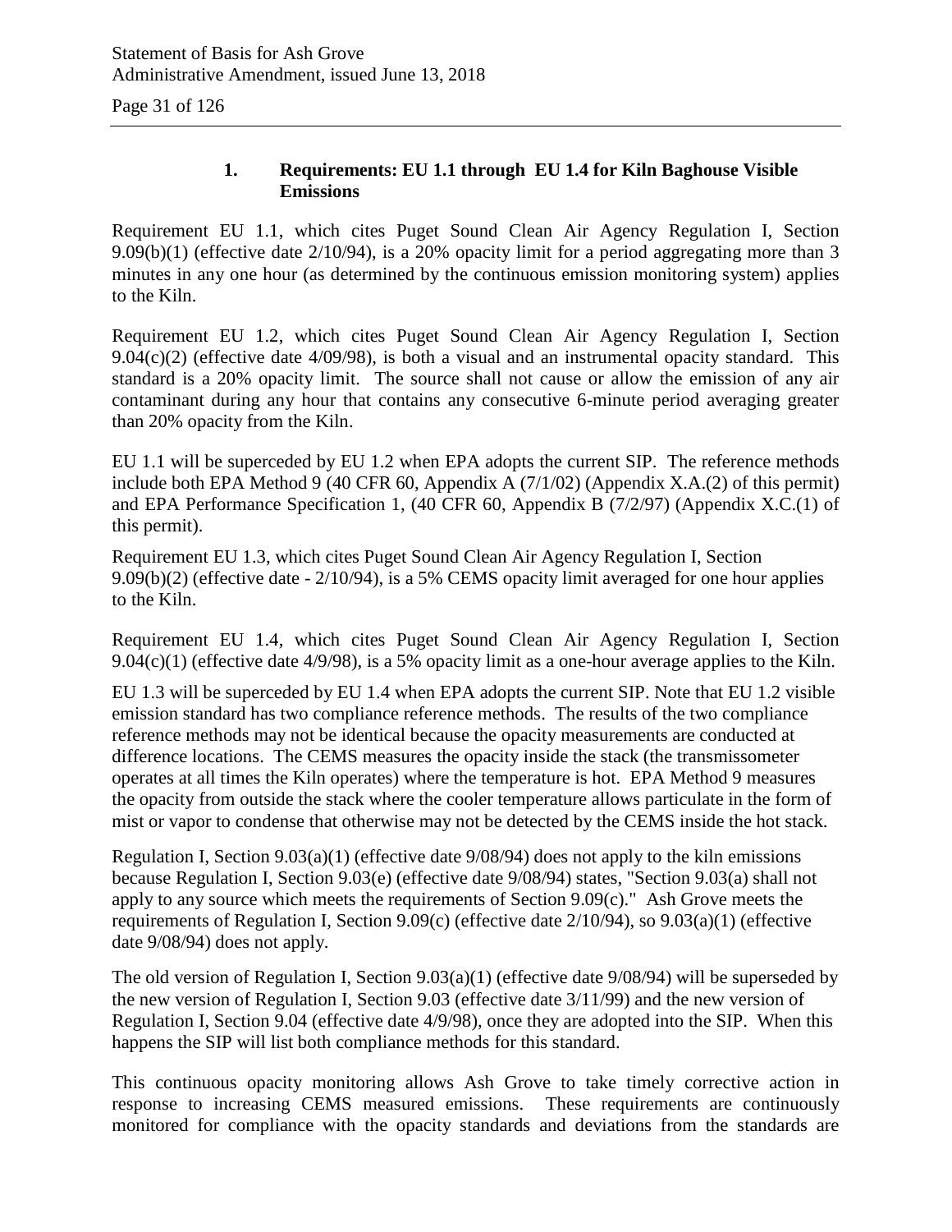### 1. Requirements: EU 1.1 through EU 1.4 for Kiln Baghouse Visible Emissions

Requirement EU 1.1, which cites Puget Sound Clean Air Agency Regulation I, Section 9.09(b)(1) (effective date 2/10/94), is a 20% opacity limit for a period aggregating more than 3 minutes in any one hour (as determined by the continuous emission monitoring system) applies to the Kiln.

Requirement EU 1.2, which cites Puget Sound Clean Air Agency Regulation I, Section 9.04(c)(2) (effective date 4/09/98), is both a visual and an instrumental opacity standard. This standard is a 20% opacity limit. The source shall not cause or allow the emission of any air contaminant during any hour that contains any consecutive 6-minute period averaging greater than 20% opacity from the Kiln.

EU 1.1 will be superceded by EU 1.2 when EPA adopts the current SIP. The reference methods include both EPA Method 9 (40 CFR 60, Appendix A (7/1/02) (Appendix X.A.(2) of this permit) and EPA Performance Specification 1, (40 CFR 60, Appendix B (7/2/97) (Appendix X.C.(1) of this permit).

Requirement EU 1.3, which cites Puget Sound Clean Air Agency Regulation I, Section 9.09(b)(2) (effective date - 2/10/94), is a 5% CEMS opacity limit averaged for one hour applies to the Kiln.

Requirement EU 1.4, which cites Puget Sound Clean Air Agency Regulation I, Section 9.04(c)(1) (effective date 4/9/98), is a 5% opacity limit as a one-hour average applies to the Kiln.

EU 1.3 will be superceded by EU 1.4 when EPA adopts the current SIP. Note that EU 1.2 visible emission standard has two compliance reference methods. The results of the two compliance reference methods may not be identical because the opacity measurements are conducted at difference locations. The CEMS measures the opacity inside the stack (the transmissometer operates at all times the Kiln operates) where the temperature is hot. EPA Method 9 measures the opacity from outside the stack where the cooler temperature allows particulate in the form of mist or vapor to condense that otherwise may not be detected by the CEMS inside the hot stack.

Regulation I, Section 9.03(a)(1) (effective date 9/08/94) does not apply to the kiln emissions because Regulation I, Section 9.03(e) (effective date 9/08/94) states, "Section 9.03(a) shall not apply to any source which meets the requirements of Section 9.09(c)." Ash Grove meets the requirements of Regulation I, Section 9.09(c) (effective date 2/10/94), so 9.03(a)(1) (effective date 9/08/94) does not apply.

The old version of Regulation I, Section 9.03(a)(1) (effective date 9/08/94) will be superseded by the new version of Regulation I, Section 9.03 (effective date 3/11/99) and the new version of Regulation I, Section 9.04 (effective date 4/9/98), once they are adopted into the SIP. When this happens the SIP will list both compliance methods for this standard.

This continuous opacity monitoring allows Ash Grove to take timely corrective action in response to increasing CEMS measured emissions. These requirements are continuously monitored for compliance with the opacity standards and deviations from the standards are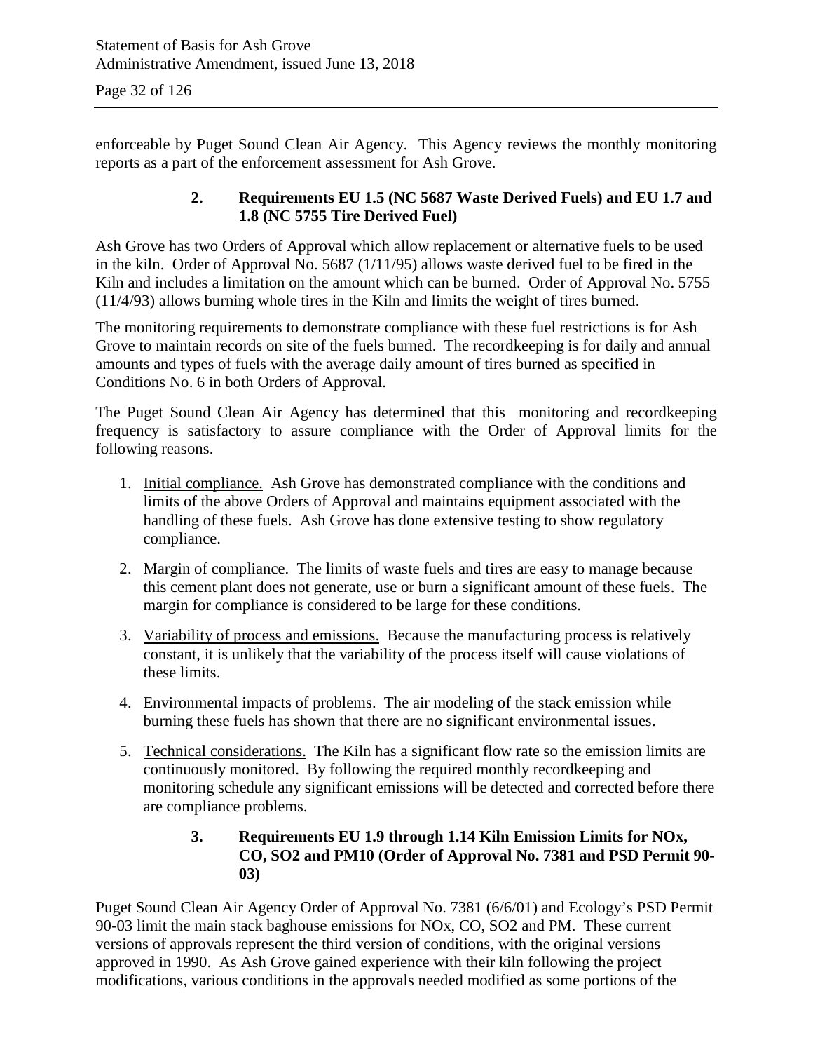enforceable by Puget Sound Clean Air Agency. This Agency reviews the monthly monitoring reports as a part of the enforcement assessment for Ash Grove.

### 2. Requirements EU 1.5 (NC 5687 Waste Derived Fuels) and EU 1.7 and 1.8 (NC 5755 Tire Derived Fuel)

Ash Grove has two Orders of Approval which allow replacement or alternative fuels to be used in the kiln. Order of Approval No. 5687 (1/11/95) allows waste derived fuel to be fired in the Kiln and includes a limitation on the amount which can be burned. Order of Approval No. 5755 (11/4/93) allows burning whole tires in the Kiln and limits the weight of tires burned.

The monitoring requirements to demonstrate compliance with these fuel restrictions is for Ash Grove to maintain records on site of the fuels burned. The recordkeeping is for daily and annual amounts and types of fuels with the average daily amount of tires burned as specified in Conditions No. 6 in both Orders of Approval.

The Puget Sound Clean Air Agency has determined that this monitoring and recordkeeping frequency is satisfactory to assure compliance with the Order of Approval limits for the following reasons.

1. Initial compliance. Ash Grove has demonstrated compliance with the conditions and limits of the above Orders of Approval and maintains equipment associated with the handling of these fuels. Ash Grove has done extensive testing to show regulatory compliance.
2. Margin of compliance. The limits of waste fuels and tires are easy to manage because this cement plant does not generate, use or burn a significant amount of these fuels. The margin for compliance is considered to be large for these conditions.
3. Variability of process and emissions. Because the manufacturing process is relatively constant, it is unlikely that the variability of the process itself will cause violations of these limits.
4. Environmental impacts of problems. The air modeling of the stack emission while burning these fuels has shown that there are no significant environmental issues.
5. Technical considerations. The Kiln has a significant flow rate so the emission limits are continuously monitored. By following the required monthly recordkeeping and monitoring schedule any significant emissions will be detected and corrected before there are compliance problems.

### 3. Requirements EU 1.9 through 1.14 Kiln Emission Limits for NOx, CO, SO2 and PM10 (Order of Approval No. 7381 and PSD Permit 90-03)

Puget Sound Clean Air Agency Order of Approval No. 7381 (6/6/01) and Ecology's PSD Permit 90-03 limit the main stack baghouse emissions for NOx, CO, SO2 and PM. These current versions of approvals represent the third version of conditions, with the original versions approved in 1990. As Ash Grove gained experience with their kiln following the project modifications, various conditions in the approvals needed modified as some portions of the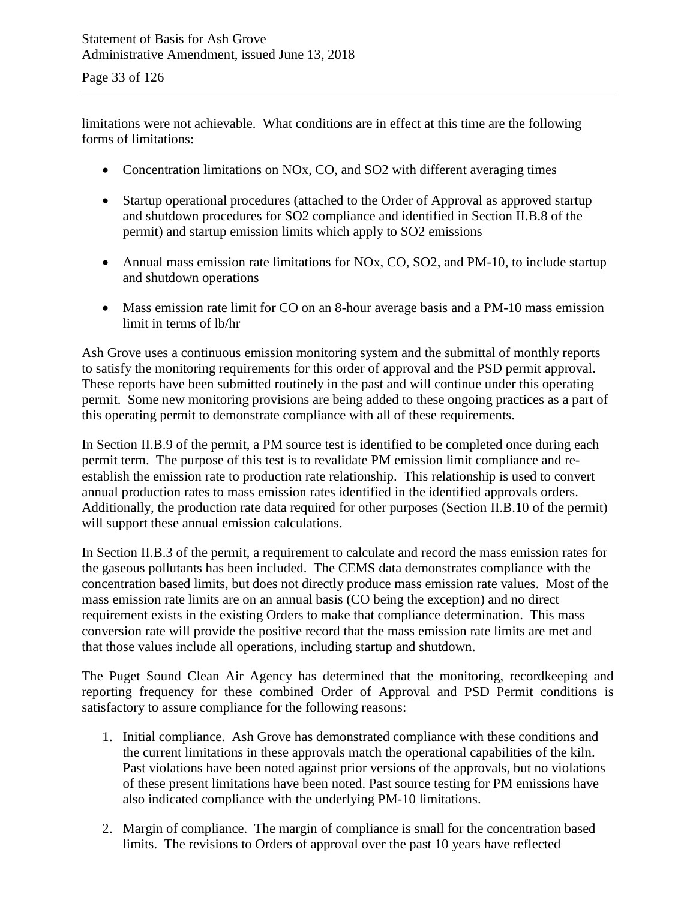limitations were not achievable. What conditions are in effect at this time are the following forms of limitations:

- Concentration limitations on NOx, CO, and SO2 with different averaging times
- Startup operational procedures (attached to the Order of Approval as approved startup and shutdown procedures for SO2 compliance and identified in Section II.B.8 of the permit) and startup emission limits which apply to SO2 emissions
- Annual mass emission rate limitations for NOx, CO, SO2, and PM-10, to include startup and shutdown operations
- Mass emission rate limit for CO on an 8-hour average basis and a PM-10 mass emission limit in terms of lb/hr

Ash Grove uses a continuous emission monitoring system and the submittal of monthly reports to satisfy the monitoring requirements for this order of approval and the PSD permit approval. These reports have been submitted routinely in the past and will continue under this operating permit. Some new monitoring provisions are being added to these ongoing practices as a part of this operating permit to demonstrate compliance with all of these requirements.

In Section II.B.9 of the permit, a PM source test is identified to be completed once during each permit term. The purpose of this test is to revalidate PM emission limit compliance and re-establish the emission rate to production rate relationship. This relationship is used to convert annual production rates to mass emission rates identified in the identified approvals orders. Additionally, the production rate data required for other purposes (Section II.B.10 of the permit) will support these annual emission calculations.

In Section II.B.3 of the permit, a requirement to calculate and record the mass emission rates for the gaseous pollutants has been included. The CEMS data demonstrates compliance with the concentration based limits, but does not directly produce mass emission rate values. Most of the mass emission rate limits are on an annual basis (CO being the exception) and no direct requirement exists in the existing Orders to make that compliance determination. This mass conversion rate will provide the positive record that the mass emission rate limits are met and that those values include all operations, including startup and shutdown.

The Puget Sound Clean Air Agency has determined that the monitoring, recordkeeping and reporting frequency for these combined Order of Approval and PSD Permit conditions is satisfactory to assure compliance for the following reasons:

1. Initial compliance. Ash Grove has demonstrated compliance with these conditions and the current limitations in these approvals match the operational capabilities of the kiln. Past violations have been noted against prior versions of the approvals, but no violations of these present limitations have been noted. Past source testing for PM emissions have also indicated compliance with the underlying PM-10 limitations.
2. Margin of compliance. The margin of compliance is small for the concentration based limits. The revisions to Orders of approval over the past 10 years have reflected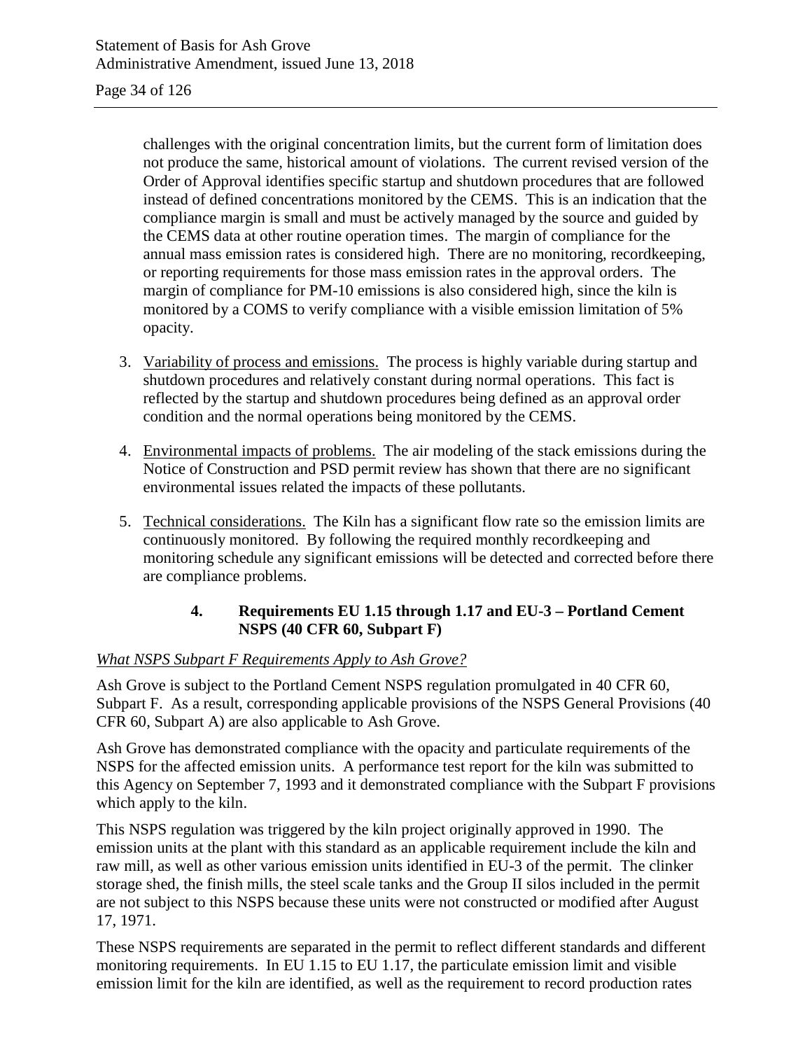challenges with the original concentration limits, but the current form of limitation does not produce the same, historical amount of violations. The current revised version of the Order of Approval identifies specific startup and shutdown procedures that are followed instead of defined concentrations monitored by the CEMS. This is an indication that the compliance margin is small and must be actively managed by the source and guided by the CEMS data at other routine operation times. The margin of compliance for the annual mass emission rates is considered high. There are no monitoring, recordkeeping, or reporting requirements for those mass emission rates in the approval orders. The margin of compliance for PM-10 emissions is also considered high, since the kiln is monitored by a COMS to verify compliance with a visible emission limitation of 5% opacity.

3. Variability of process and emissions. The process is highly variable during startup and shutdown procedures and relatively constant during normal operations. This fact is reflected by the startup and shutdown procedures being defined as an approval order condition and the normal operations being monitored by the CEMS.

4. Environmental impacts of problems. The air modeling of the stack emissions during the Notice of Construction and PSD permit review has shown that there are no significant environmental issues related the impacts of these pollutants.

5. Technical considerations. The Kiln has a significant flow rate so the emission limits are continuously monitored. By following the required monthly recordkeeping and monitoring schedule any significant emissions will be detected and corrected before there are compliance problems.

### 4. Requirements EU 1.15 through 1.17 and EU-3 – Portland Cement NSPS (40 CFR 60, Subpart F)

*What NSPS Subpart F Requirements Apply to Ash Grove?*

Ash Grove is subject to the Portland Cement NSPS regulation promulgated in 40 CFR 60, Subpart F. As a result, corresponding applicable provisions of the NSPS General Provisions (40 CFR 60, Subpart A) are also applicable to Ash Grove.

Ash Grove has demonstrated compliance with the opacity and particulate requirements of the NSPS for the affected emission units. A performance test report for the kiln was submitted to this Agency on September 7, 1993 and it demonstrated compliance with the Subpart F provisions which apply to the kiln.

This NSPS regulation was triggered by the kiln project originally approved in 1990. The emission units at the plant with this standard as an applicable requirement include the kiln and raw mill, as well as other various emission units identified in EU-3 of the permit. The clinker storage shed, the finish mills, the steel scale tanks and the Group II silos included in the permit are not subject to this NSPS because these units were not constructed or modified after August 17, 1971.

These NSPS requirements are separated in the permit to reflect different standards and different monitoring requirements. In EU 1.15 to EU 1.17, the particulate emission limit and visible emission limit for the kiln are identified, as well as the requirement to record production rates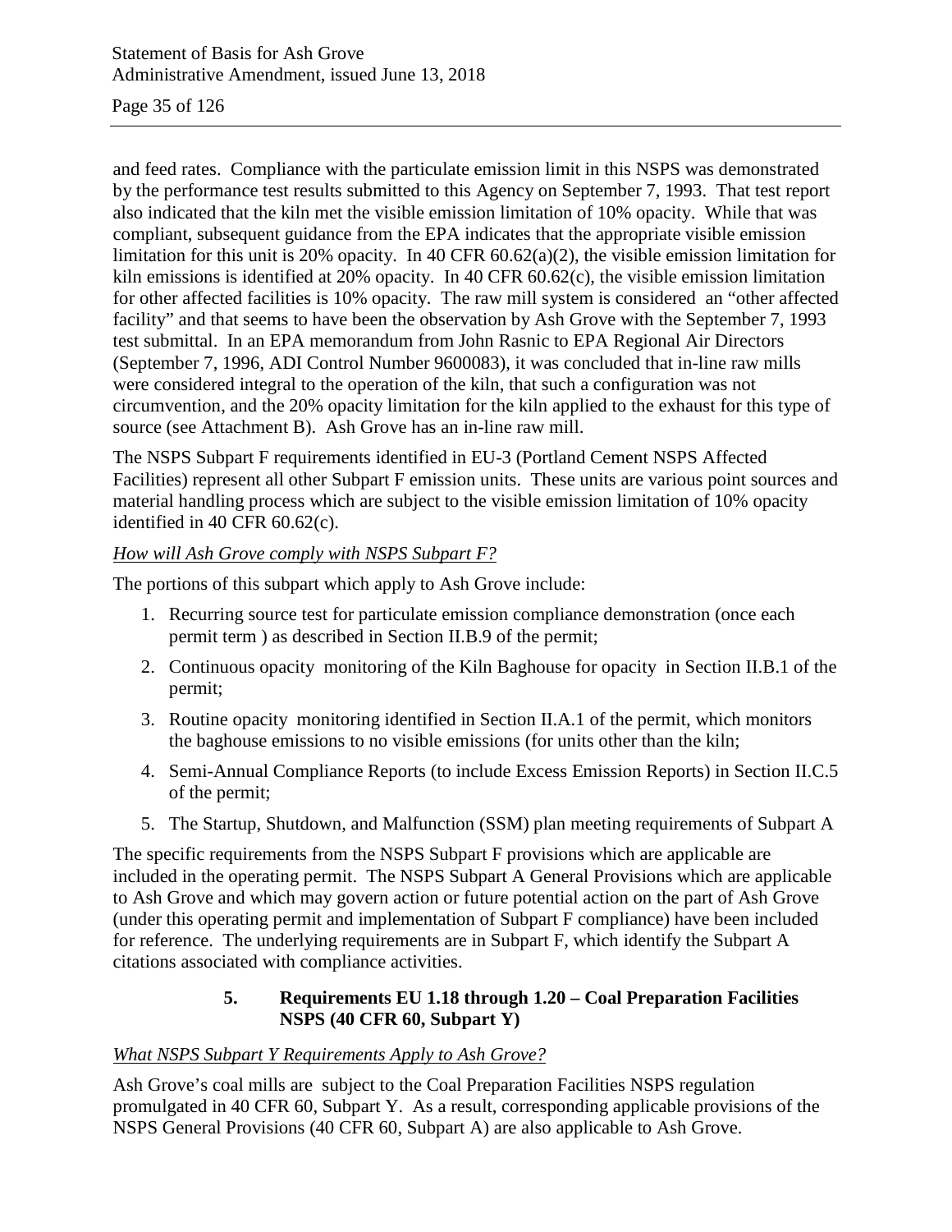and feed rates. Compliance with the particulate emission limit in this NSPS was demonstrated by the performance test results submitted to this Agency on September 7, 1993. That test report also indicated that the kiln met the visible emission limitation of 10% opacity. While that was compliant, subsequent guidance from the EPA indicates that the appropriate visible emission limitation for this unit is 20% opacity. In 40 CFR 60.62(a)(2), the visible emission limitation for kiln emissions is identified at 20% opacity. In 40 CFR 60.62(c), the visible emission limitation for other affected facilities is 10% opacity. The raw mill system is considered an "other affected facility" and that seems to have been the observation by Ash Grove with the September 7, 1993 test submittal. In an EPA memorandum from John Rasnic to EPA Regional Air Directors (September 7, 1996, ADI Control Number 9600083), it was concluded that in-line raw mills were considered integral to the operation of the kiln, that such a configuration was not circumvention, and the 20% opacity limitation for the kiln applied to the exhaust for this type of source (see Attachment B). Ash Grove has an in-line raw mill.

The NSPS Subpart F requirements identified in EU-3 (Portland Cement NSPS Affected Facilities) represent all other Subpart F emission units. These units are various point sources and material handling process which are subject to the visible emission limitation of 10% opacity identified in 40 CFR 60.62(c).

*How will Ash Grove comply with NSPS Subpart F?*

The portions of this subpart which apply to Ash Grove include:

1. Recurring source test for particulate emission compliance demonstration (once each permit term ) as described in Section II.B.9 of the permit;
2. Continuous opacity monitoring of the Kiln Baghouse for opacity in Section II.B.1 of the permit;
3. Routine opacity monitoring identified in Section II.A.1 of the permit, which monitors the baghouse emissions to no visible emissions (for units other than the kiln;
4. Semi-Annual Compliance Reports (to include Excess Emission Reports) in Section II.C.5 of the permit;
5. The Startup, Shutdown, and Malfunction (SSM) plan meeting requirements of Subpart A

The specific requirements from the NSPS Subpart F provisions which are applicable are included in the operating permit. The NSPS Subpart A General Provisions which are applicable to Ash Grove and which may govern action or future potential action on the part of Ash Grove (under this operating permit and implementation of Subpart F compliance) have been included for reference. The underlying requirements are in Subpart F, which identify the Subpart A citations associated with compliance activities.

### 5. Requirements EU 1.18 through 1.20 – Coal Preparation Facilities NSPS (40 CFR 60, Subpart Y)

*What NSPS Subpart Y Requirements Apply to Ash Grove?*

Ash Grove's coal mills are subject to the Coal Preparation Facilities NSPS regulation promulgated in 40 CFR 60, Subpart Y. As a result, corresponding applicable provisions of the NSPS General Provisions (40 CFR 60, Subpart A) are also applicable to Ash Grove.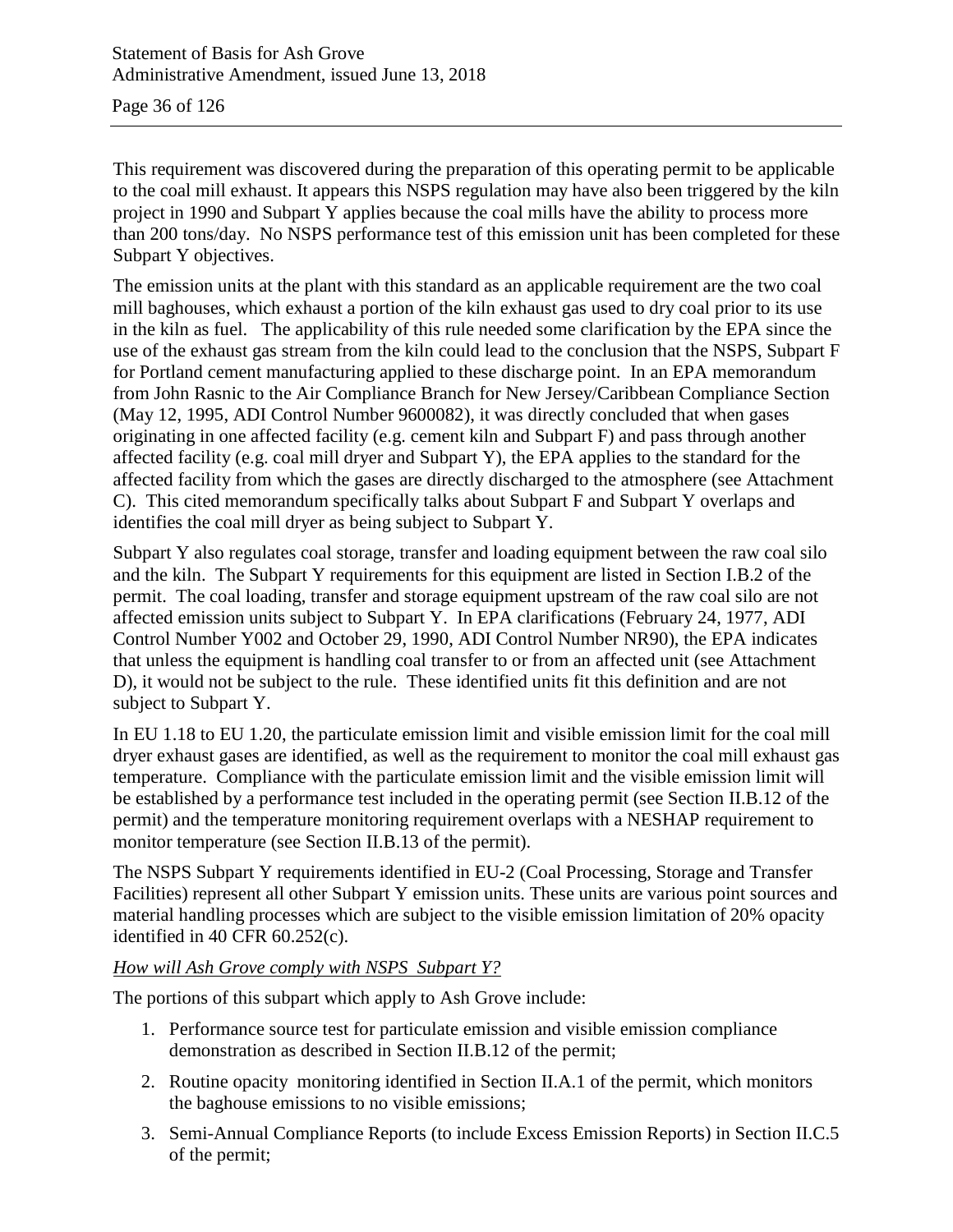This requirement was discovered during the preparation of this operating permit to be applicable to the coal mill exhaust. It appears this NSPS regulation may have also been triggered by the kiln project in 1990 and Subpart Y applies because the coal mills have the ability to process more than 200 tons/day. No NSPS performance test of this emission unit has been completed for these Subpart Y objectives.

The emission units at the plant with this standard as an applicable requirement are the two coal mill baghouses, which exhaust a portion of the kiln exhaust gas used to dry coal prior to its use in the kiln as fuel. The applicability of this rule needed some clarification by the EPA since the use of the exhaust gas stream from the kiln could lead to the conclusion that the NSPS, Subpart F for Portland cement manufacturing applied to these discharge point. In an EPA memorandum from John Rasnic to the Air Compliance Branch for New Jersey/Caribbean Compliance Section (May 12, 1995, ADI Control Number 9600082), it was directly concluded that when gases originating in one affected facility (e.g. cement kiln and Subpart F) and pass through another affected facility (e.g. coal mill dryer and Subpart Y), the EPA applies to the standard for the affected facility from which the gases are directly discharged to the atmosphere (see Attachment C). This cited memorandum specifically talks about Subpart F and Subpart Y overlaps and identifies the coal mill dryer as being subject to Subpart Y.

Subpart Y also regulates coal storage, transfer and loading equipment between the raw coal silo and the kiln. The Subpart Y requirements for this equipment are listed in Section I.B.2 of the permit. The coal loading, transfer and storage equipment upstream of the raw coal silo are not affected emission units subject to Subpart Y. In EPA clarifications (February 24, 1977, ADI Control Number Y002 and October 29, 1990, ADI Control Number NR90), the EPA indicates that unless the equipment is handling coal transfer to or from an affected unit (see Attachment D), it would not be subject to the rule. These identified units fit this definition and are not subject to Subpart Y.

In EU 1.18 to EU 1.20, the particulate emission limit and visible emission limit for the coal mill dryer exhaust gases are identified, as well as the requirement to monitor the coal mill exhaust gas temperature. Compliance with the particulate emission limit and the visible emission limit will be established by a performance test included in the operating permit (see Section II.B.12 of the permit) and the temperature monitoring requirement overlaps with a NESHAP requirement to monitor temperature (see Section II.B.13 of the permit).

The NSPS Subpart Y requirements identified in EU-2 (Coal Processing, Storage and Transfer Facilities) represent all other Subpart Y emission units. These units are various point sources and material handling processes which are subject to the visible emission limitation of 20% opacity identified in 40 CFR 60.252(c).

*How will Ash Grove comply with NSPS Subpart Y?*

The portions of this subpart which apply to Ash Grove include:

1. Performance source test for particulate emission and visible emission compliance demonstration as described in Section II.B.12 of the permit;
2. Routine opacity monitoring identified in Section II.A.1 of the permit, which monitors the baghouse emissions to no visible emissions;
3. Semi-Annual Compliance Reports (to include Excess Emission Reports) in Section II.C.5 of the permit;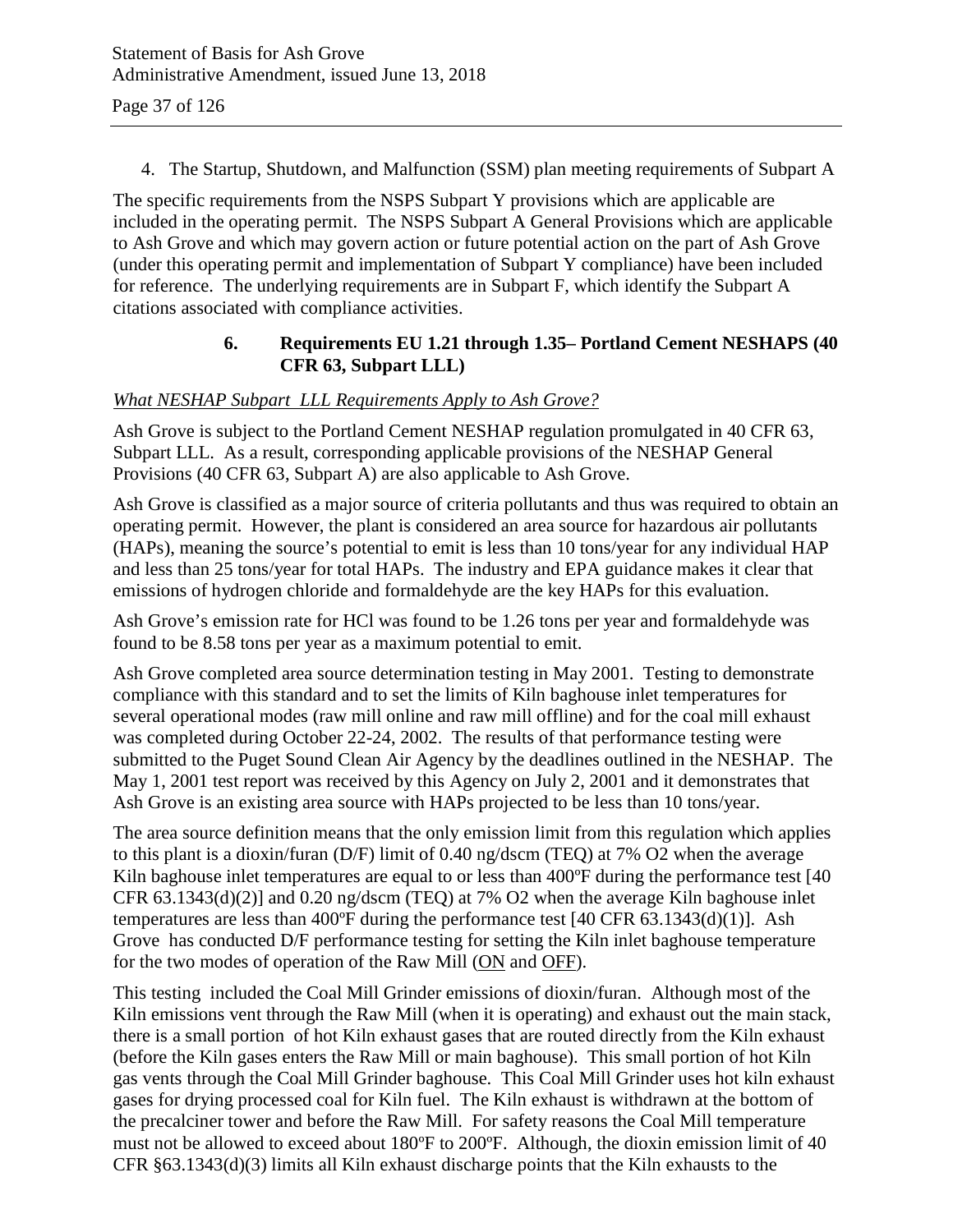4. The Startup, Shutdown, and Malfunction (SSM) plan meeting requirements of Subpart A

The specific requirements from the NSPS Subpart Y provisions which are applicable are included in the operating permit. The NSPS Subpart A General Provisions which are applicable to Ash Grove and which may govern action or future potential action on the part of Ash Grove (under this operating permit and implementation of Subpart Y compliance) have been included for reference. The underlying requirements are in Subpart F, which identify the Subpart A citations associated with compliance activities.

### 6. Requirements EU 1.21 through 1.35– Portland Cement NESHAPS (40 CFR 63, Subpart LLL)

*What NESHAP Subpart LLL Requirements Apply to Ash Grove?*

Ash Grove is subject to the Portland Cement NESHAP regulation promulgated in 40 CFR 63, Subpart LLL. As a result, corresponding applicable provisions of the NESHAP General Provisions (40 CFR 63, Subpart A) are also applicable to Ash Grove.

Ash Grove is classified as a major source of criteria pollutants and thus was required to obtain an operating permit. However, the plant is considered an area source for hazardous air pollutants (HAPs), meaning the source's potential to emit is less than 10 tons/year for any individual HAP and less than 25 tons/year for total HAPs. The industry and EPA guidance makes it clear that emissions of hydrogen chloride and formaldehyde are the key HAPs for this evaluation.

Ash Grove's emission rate for HCl was found to be 1.26 tons per year and formaldehyde was found to be 8.58 tons per year as a maximum potential to emit.

Ash Grove completed area source determination testing in May 2001. Testing to demonstrate compliance with this standard and to set the limits of Kiln baghouse inlet temperatures for several operational modes (raw mill online and raw mill offline) and for the coal mill exhaust was completed during October 22-24, 2002. The results of that performance testing were submitted to the Puget Sound Clean Air Agency by the deadlines outlined in the NESHAP. The May 1, 2001 test report was received by this Agency on July 2, 2001 and it demonstrates that Ash Grove is an existing area source with HAPs projected to be less than 10 tons/year.

The area source definition means that the only emission limit from this regulation which applies to this plant is a dioxin/furan (D/F) limit of 0.40 ng/dscm (TEQ) at 7% O2 when the average Kiln baghouse inlet temperatures are equal to or less than 400ºF during the performance test [40 CFR 63.1343(d)(2)] and 0.20 ng/dscm (TEQ) at 7% O2 when the average Kiln baghouse inlet temperatures are less than 400ºF during the performance test [40 CFR 63.1343(d)(1)]. Ash Grove has conducted D/F performance testing for setting the Kiln inlet baghouse temperature for the two modes of operation of the Raw Mill (ON and OFF).

This testing included the Coal Mill Grinder emissions of dioxin/furan. Although most of the Kiln emissions vent through the Raw Mill (when it is operating) and exhaust out the main stack, there is a small portion of hot Kiln exhaust gases that are routed directly from the Kiln exhaust (before the Kiln gases enters the Raw Mill or main baghouse). This small portion of hot Kiln gas vents through the Coal Mill Grinder baghouse. This Coal Mill Grinder uses hot kiln exhaust gases for drying processed coal for Kiln fuel. The Kiln exhaust is withdrawn at the bottom of the precalciner tower and before the Raw Mill. For safety reasons the Coal Mill temperature must not be allowed to exceed about 180ºF to 200ºF. Although, the dioxin emission limit of 40 CFR §63.1343(d)(3) limits all Kiln exhaust discharge points that the Kiln exhausts to the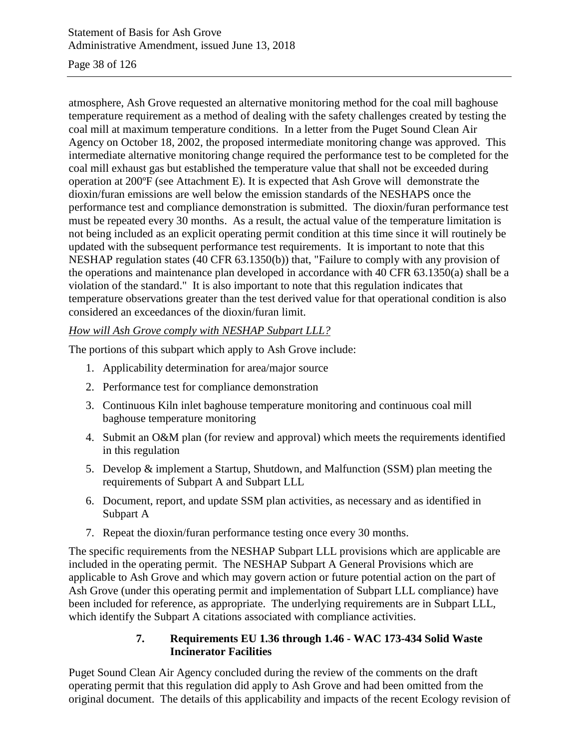atmosphere, Ash Grove requested an alternative monitoring method for the coal mill baghouse temperature requirement as a method of dealing with the safety challenges created by testing the coal mill at maximum temperature conditions. In a letter from the Puget Sound Clean Air Agency on October 18, 2002, the proposed intermediate monitoring change was approved. This intermediate alternative monitoring change required the performance test to be completed for the coal mill exhaust gas but established the temperature value that shall not be exceeded during operation at 200ºF (see Attachment E). It is expected that Ash Grove will demonstrate the dioxin/furan emissions are well below the emission standards of the NESHAPS once the performance test and compliance demonstration is submitted. The dioxin/furan performance test must be repeated every 30 months. As a result, the actual value of the temperature limitation is not being included as an explicit operating permit condition at this time since it will routinely be updated with the subsequent performance test requirements. It is important to note that this NESHAP regulation states (40 CFR 63.1350(b)) that, "Failure to comply with any provision of the operations and maintenance plan developed in accordance with 40 CFR 63.1350(a) shall be a violation of the standard." It is also important to note that this regulation indicates that temperature observations greater than the test derived value for that operational condition is also considered an exceedances of the dioxin/furan limit.

*How will Ash Grove comply with NESHAP Subpart LLL?*

The portions of this subpart which apply to Ash Grove include:

1. Applicability determination for area/major source
2. Performance test for compliance demonstration
3. Continuous Kiln inlet baghouse temperature monitoring and continuous coal mill baghouse temperature monitoring
4. Submit an O&M plan (for review and approval) which meets the requirements identified in this regulation
5. Develop & implement a Startup, Shutdown, and Malfunction (SSM) plan meeting the requirements of Subpart A and Subpart LLL
6. Document, report, and update SSM plan activities, as necessary and as identified in Subpart A
7. Repeat the dioxin/furan performance testing once every 30 months.

The specific requirements from the NESHAP Subpart LLL provisions which are applicable are included in the operating permit. The NESHAP Subpart A General Provisions which are applicable to Ash Grove and which may govern action or future potential action on the part of Ash Grove (under this operating permit and implementation of Subpart LLL compliance) have been included for reference, as appropriate. The underlying requirements are in Subpart LLL, which identify the Subpart A citations associated with compliance activities.

### 7. Requirements EU 1.36 through 1.46 - WAC 173-434 Solid Waste Incinerator Facilities

Puget Sound Clean Air Agency concluded during the review of the comments on the draft operating permit that this regulation did apply to Ash Grove and had been omitted from the original document. The details of this applicability and impacts of the recent Ecology revision of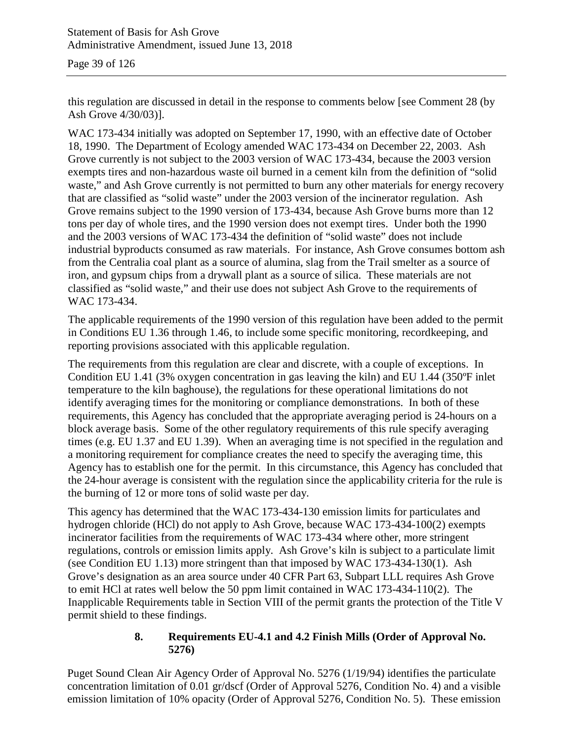this regulation are discussed in detail in the response to comments below [see Comment 28 (by Ash Grove 4/30/03)].

WAC 173-434 initially was adopted on September 17, 1990, with an effective date of October 18, 1990. The Department of Ecology amended WAC 173-434 on December 22, 2003. Ash Grove currently is not subject to the 2003 version of WAC 173-434, because the 2003 version exempts tires and non-hazardous waste oil burned in a cement kiln from the definition of "solid waste," and Ash Grove currently is not permitted to burn any other materials for energy recovery that are classified as "solid waste" under the 2003 version of the incinerator regulation. Ash Grove remains subject to the 1990 version of 173-434, because Ash Grove burns more than 12 tons per day of whole tires, and the 1990 version does not exempt tires. Under both the 1990 and the 2003 versions of WAC 173-434 the definition of "solid waste" does not include industrial byproducts consumed as raw materials. For instance, Ash Grove consumes bottom ash from the Centralia coal plant as a source of alumina, slag from the Trail smelter as a source of iron, and gypsum chips from a drywall plant as a source of silica. These materials are not classified as "solid waste," and their use does not subject Ash Grove to the requirements of WAC 173-434.

The applicable requirements of the 1990 version of this regulation have been added to the permit in Conditions EU 1.36 through 1.46, to include some specific monitoring, recordkeeping, and reporting provisions associated with this applicable regulation.

The requirements from this regulation are clear and discrete, with a couple of exceptions. In Condition EU 1.41 (3% oxygen concentration in gas leaving the kiln) and EU 1.44 (350ºF inlet temperature to the kiln baghouse), the regulations for these operational limitations do not identify averaging times for the monitoring or compliance demonstrations. In both of these requirements, this Agency has concluded that the appropriate averaging period is 24-hours on a block average basis. Some of the other regulatory requirements of this rule specify averaging times (e.g. EU 1.37 and EU 1.39). When an averaging time is not specified in the regulation and a monitoring requirement for compliance creates the need to specify the averaging time, this Agency has to establish one for the permit. In this circumstance, this Agency has concluded that the 24-hour average is consistent with the regulation since the applicability criteria for the rule is the burning of 12 or more tons of solid waste per day.

This agency has determined that the WAC 173-434-130 emission limits for particulates and hydrogen chloride (HCl) do not apply to Ash Grove, because WAC 173-434-100(2) exempts incinerator facilities from the requirements of WAC 173-434 where other, more stringent regulations, controls or emission limits apply. Ash Grove's kiln is subject to a particulate limit (see Condition EU 1.13) more stringent than that imposed by WAC 173-434-130(1). Ash Grove's designation as an area source under 40 CFR Part 63, Subpart LLL requires Ash Grove to emit HCl at rates well below the 50 ppm limit contained in WAC 173-434-110(2). The Inapplicable Requirements table in Section VIII of the permit grants the protection of the Title V permit shield to these findings.

### 8. Requirements EU-4.1 and 4.2 Finish Mills (Order of Approval No. 5276)

Puget Sound Clean Air Agency Order of Approval No. 5276 (1/19/94) identifies the particulate concentration limitation of 0.01 gr/dscf (Order of Approval 5276, Condition No. 4) and a visible emission limitation of 10% opacity (Order of Approval 5276, Condition No. 5). These emission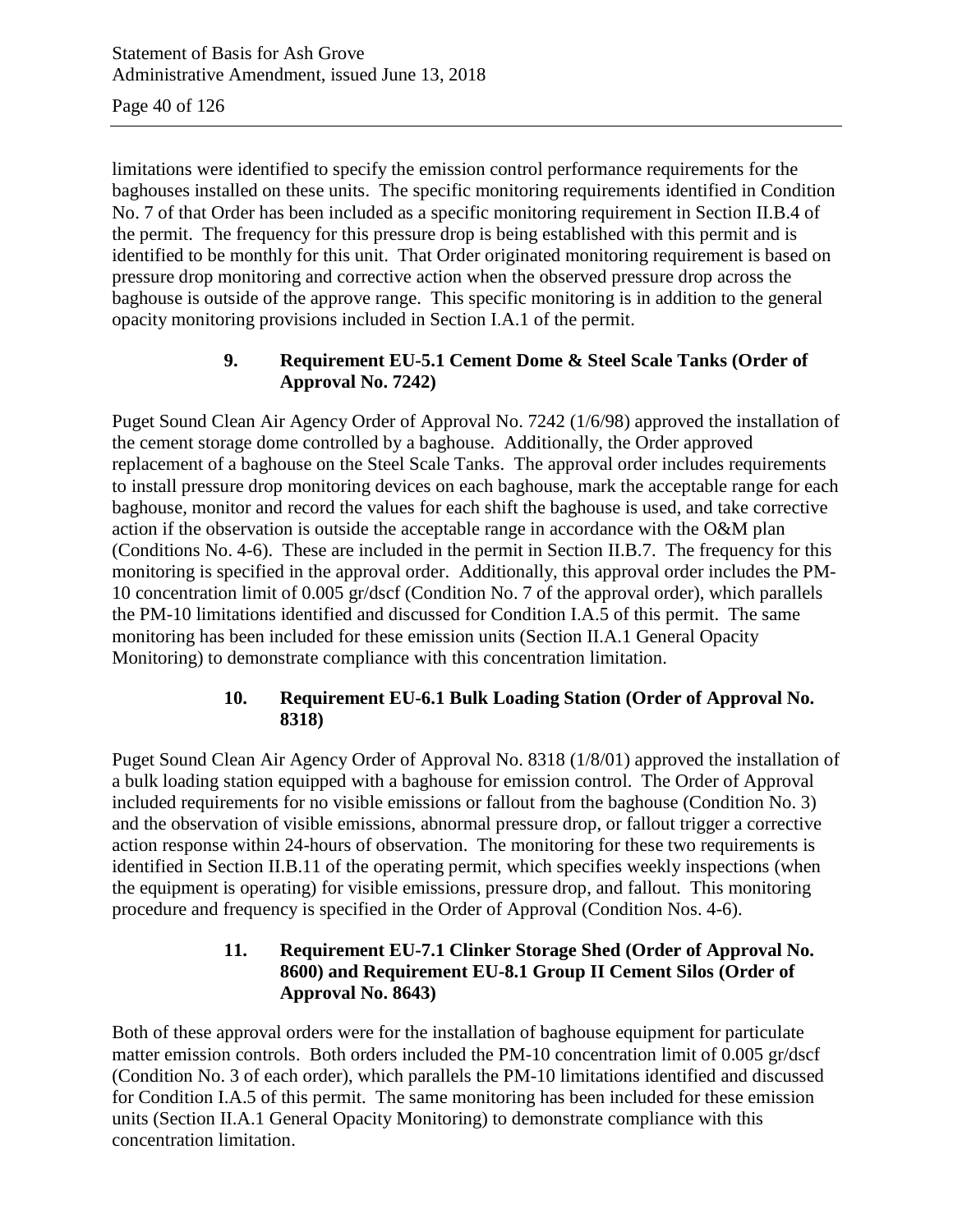limitations were identified to specify the emission control performance requirements for the baghouses installed on these units. The specific monitoring requirements identified in Condition No. 7 of that Order has been included as a specific monitoring requirement in Section II.B.4 of the permit. The frequency for this pressure drop is being established with this permit and is identified to be monthly for this unit. That Order originated monitoring requirement is based on pressure drop monitoring and corrective action when the observed pressure drop across the baghouse is outside of the approve range. This specific monitoring is in addition to the general opacity monitoring provisions included in Section I.A.1 of the permit.

### 9. Requirement EU-5.1 Cement Dome & Steel Scale Tanks (Order of Approval No. 7242)

Puget Sound Clean Air Agency Order of Approval No. 7242 (1/6/98) approved the installation of the cement storage dome controlled by a baghouse. Additionally, the Order approved replacement of a baghouse on the Steel Scale Tanks. The approval order includes requirements to install pressure drop monitoring devices on each baghouse, mark the acceptable range for each baghouse, monitor and record the values for each shift the baghouse is used, and take corrective action if the observation is outside the acceptable range in accordance with the O&M plan (Conditions No. 4-6). These are included in the permit in Section II.B.7. The frequency for this monitoring is specified in the approval order. Additionally, this approval order includes the PM-10 concentration limit of 0.005 gr/dscf (Condition No. 7 of the approval order), which parallels the PM-10 limitations identified and discussed for Condition I.A.5 of this permit. The same monitoring has been included for these emission units (Section II.A.1 General Opacity Monitoring) to demonstrate compliance with this concentration limitation.

### 10. Requirement EU-6.1 Bulk Loading Station (Order of Approval No. 8318)

Puget Sound Clean Air Agency Order of Approval No. 8318 (1/8/01) approved the installation of a bulk loading station equipped with a baghouse for emission control. The Order of Approval included requirements for no visible emissions or fallout from the baghouse (Condition No. 3) and the observation of visible emissions, abnormal pressure drop, or fallout trigger a corrective action response within 24-hours of observation. The monitoring for these two requirements is identified in Section II.B.11 of the operating permit, which specifies weekly inspections (when the equipment is operating) for visible emissions, pressure drop, and fallout. This monitoring procedure and frequency is specified in the Order of Approval (Condition Nos. 4-6).

### 11. Requirement EU-7.1 Clinker Storage Shed (Order of Approval No. 8600) and Requirement EU-8.1 Group II Cement Silos (Order of Approval No. 8643)

Both of these approval orders were for the installation of baghouse equipment for particulate matter emission controls. Both orders included the PM-10 concentration limit of 0.005 gr/dscf (Condition No. 3 of each order), which parallels the PM-10 limitations identified and discussed for Condition I.A.5 of this permit. The same monitoring has been included for these emission units (Section II.A.1 General Opacity Monitoring) to demonstrate compliance with this concentration limitation.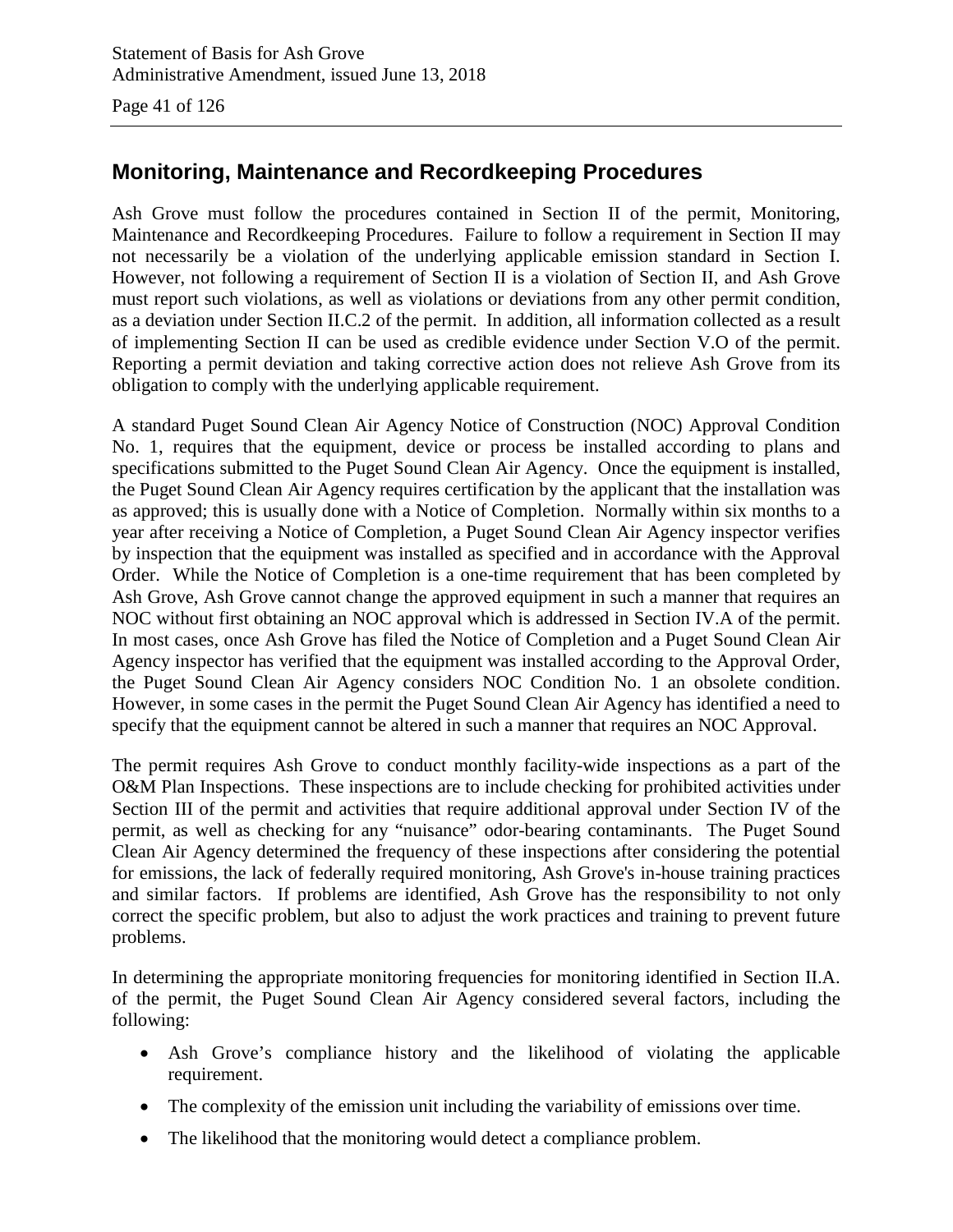## Monitoring, Maintenance and Recordkeeping Procedures

Ash Grove must follow the procedures contained in Section II of the permit, Monitoring, Maintenance and Recordkeeping Procedures. Failure to follow a requirement in Section II may not necessarily be a violation of the underlying applicable emission standard in Section I. However, not following a requirement of Section II is a violation of Section II, and Ash Grove must report such violations, as well as violations or deviations from any other permit condition, as a deviation under Section II.C.2 of the permit. In addition, all information collected as a result of implementing Section II can be used as credible evidence under Section V.O of the permit. Reporting a permit deviation and taking corrective action does not relieve Ash Grove from its obligation to comply with the underlying applicable requirement.

A standard Puget Sound Clean Air Agency Notice of Construction (NOC) Approval Condition No. 1, requires that the equipment, device or process be installed according to plans and specifications submitted to the Puget Sound Clean Air Agency. Once the equipment is installed, the Puget Sound Clean Air Agency requires certification by the applicant that the installation was as approved; this is usually done with a Notice of Completion. Normally within six months to a year after receiving a Notice of Completion, a Puget Sound Clean Air Agency inspector verifies by inspection that the equipment was installed as specified and in accordance with the Approval Order. While the Notice of Completion is a one-time requirement that has been completed by Ash Grove, Ash Grove cannot change the approved equipment in such a manner that requires an NOC without first obtaining an NOC approval which is addressed in Section IV.A of the permit. In most cases, once Ash Grove has filed the Notice of Completion and a Puget Sound Clean Air Agency inspector has verified that the equipment was installed according to the Approval Order, the Puget Sound Clean Air Agency considers NOC Condition No. 1 an obsolete condition. However, in some cases in the permit the Puget Sound Clean Air Agency has identified a need to specify that the equipment cannot be altered in such a manner that requires an NOC Approval.

The permit requires Ash Grove to conduct monthly facility-wide inspections as a part of the O&M Plan Inspections. These inspections are to include checking for prohibited activities under Section III of the permit and activities that require additional approval under Section IV of the permit, as well as checking for any "nuisance" odor-bearing contaminants. The Puget Sound Clean Air Agency determined the frequency of these inspections after considering the potential for emissions, the lack of federally required monitoring, Ash Grove's in-house training practices and similar factors. If problems are identified, Ash Grove has the responsibility to not only correct the specific problem, but also to adjust the work practices and training to prevent future problems.

In determining the appropriate monitoring frequencies for monitoring identified in Section II.A. of the permit, the Puget Sound Clean Air Agency considered several factors, including the following:

- Ash Grove's compliance history and the likelihood of violating the applicable requirement.
- The complexity of the emission unit including the variability of emissions over time.
- The likelihood that the monitoring would detect a compliance problem.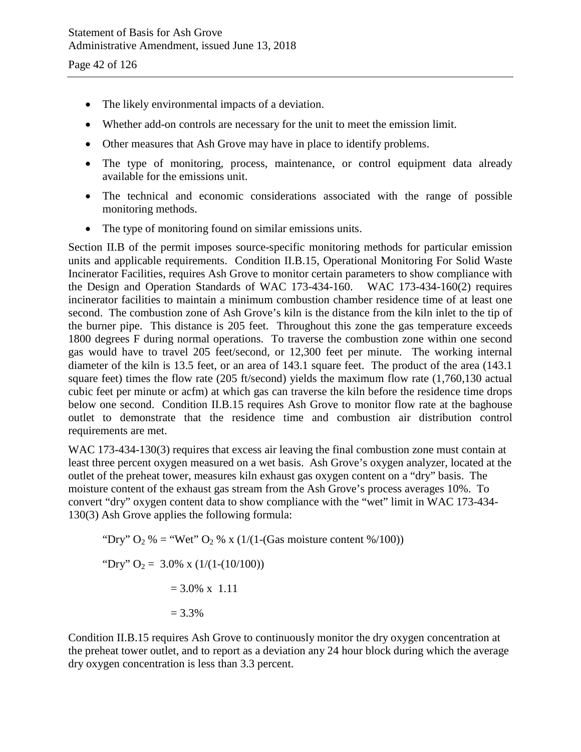- The likely environmental impacts of a deviation.
- Whether add-on controls are necessary for the unit to meet the emission limit.
- Other measures that Ash Grove may have in place to identify problems.
- The type of monitoring, process, maintenance, or control equipment data already available for the emissions unit.
- The technical and economic considerations associated with the range of possible monitoring methods.
- The type of monitoring found on similar emissions units.

Section II.B of the permit imposes source-specific monitoring methods for particular emission units and applicable requirements. Condition II.B.15, Operational Monitoring For Solid Waste Incinerator Facilities, requires Ash Grove to monitor certain parameters to show compliance with the Design and Operation Standards of WAC 173-434-160. WAC 173-434-160(2) requires incinerator facilities to maintain a minimum combustion chamber residence time of at least one second. The combustion zone of Ash Grove's kiln is the distance from the kiln inlet to the tip of the burner pipe. This distance is 205 feet. Throughout this zone the gas temperature exceeds 1800 degrees F during normal operations. To traverse the combustion zone within one second gas would have to travel 205 feet/second, or 12,300 feet per minute. The working internal diameter of the kiln is 13.5 feet, or an area of 143.1 square feet. The product of the area (143.1 square feet) times the flow rate (205 ft/second) yields the maximum flow rate (1,760,130 actual cubic feet per minute or acfm) at which gas can traverse the kiln before the residence time drops below one second. Condition II.B.15 requires Ash Grove to monitor flow rate at the baghouse outlet to demonstrate that the residence time and combustion air distribution control requirements are met.

WAC 173-434-130(3) requires that excess air leaving the final combustion zone must contain at least three percent oxygen measured on a wet basis. Ash Grove's oxygen analyzer, located at the outlet of the preheat tower, measures kiln exhaust gas oxygen content on a "dry" basis. The moisture content of the exhaust gas stream from the Ash Grove's process averages 10%. To convert "dry" oxygen content data to show compliance with the "wet" limit in WAC 173-434-130(3) Ash Grove applies the following formula:

$$\text{"Dry" } O_2\ \% = \text{"Wet" } O_2\ \% \times (1/(1-(\text{Gas moisture content } \%/100))$$

$$\text{"Dry" } O_2 = 3.0\% \times (1/(1-(10/100))$$

$$= 3.0\% \times 1.11$$

$$= 3.3\%$$

Condition II.B.15 requires Ash Grove to continuously monitor the dry oxygen concentration at the preheat tower outlet, and to report as a deviation any 24 hour block during which the average dry oxygen concentration is less than 3.3 percent.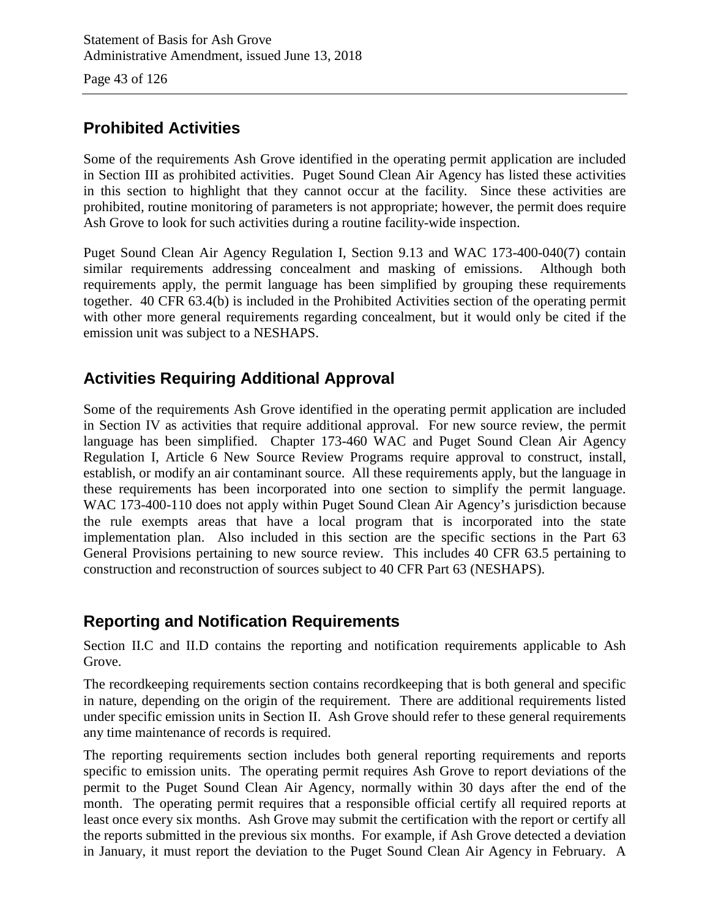## Prohibited Activities

Some of the requirements Ash Grove identified in the operating permit application are included in Section III as prohibited activities. Puget Sound Clean Air Agency has listed these activities in this section to highlight that they cannot occur at the facility. Since these activities are prohibited, routine monitoring of parameters is not appropriate; however, the permit does require Ash Grove to look for such activities during a routine facility-wide inspection.

Puget Sound Clean Air Agency Regulation I, Section 9.13 and WAC 173-400-040(7) contain similar requirements addressing concealment and masking of emissions. Although both requirements apply, the permit language has been simplified by grouping these requirements together. 40 CFR 63.4(b) is included in the Prohibited Activities section of the operating permit with other more general requirements regarding concealment, but it would only be cited if the emission unit was subject to a NESHAPS.

## Activities Requiring Additional Approval

Some of the requirements Ash Grove identified in the operating permit application are included in Section IV as activities that require additional approval. For new source review, the permit language has been simplified. Chapter 173-460 WAC and Puget Sound Clean Air Agency Regulation I, Article 6 New Source Review Programs require approval to construct, install, establish, or modify an air contaminant source. All these requirements apply, but the language in these requirements has been incorporated into one section to simplify the permit language. WAC 173-400-110 does not apply within Puget Sound Clean Air Agency's jurisdiction because the rule exempts areas that have a local program that is incorporated into the state implementation plan. Also included in this section are the specific sections in the Part 63 General Provisions pertaining to new source review. This includes 40 CFR 63.5 pertaining to construction and reconstruction of sources subject to 40 CFR Part 63 (NESHAPS).

## Reporting and Notification Requirements

Section II.C and II.D contains the reporting and notification requirements applicable to Ash Grove.

The recordkeeping requirements section contains recordkeeping that is both general and specific in nature, depending on the origin of the requirement. There are additional requirements listed under specific emission units in Section II. Ash Grove should refer to these general requirements any time maintenance of records is required.

The reporting requirements section includes both general reporting requirements and reports specific to emission units. The operating permit requires Ash Grove to report deviations of the permit to the Puget Sound Clean Air Agency, normally within 30 days after the end of the month. The operating permit requires that a responsible official certify all required reports at least once every six months. Ash Grove may submit the certification with the report or certify all the reports submitted in the previous six months. For example, if Ash Grove detected a deviation in January, it must report the deviation to the Puget Sound Clean Air Agency in February. A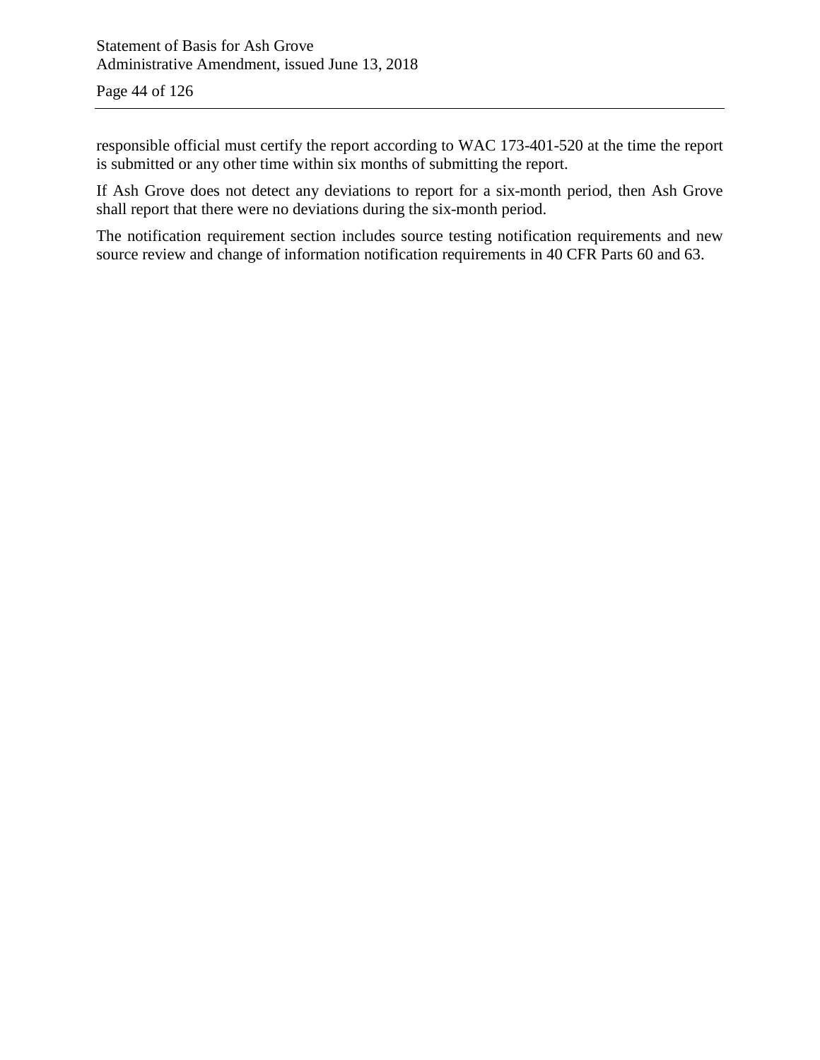responsible official must certify the report according to WAC 173-401-520 at the time the report is submitted or any other time within six months of submitting the report.

If Ash Grove does not detect any deviations to report for a six-month period, then Ash Grove shall report that there were no deviations during the six-month period.

The notification requirement section includes source testing notification requirements and new source review and change of information notification requirements in 40 CFR Parts 60 and 63.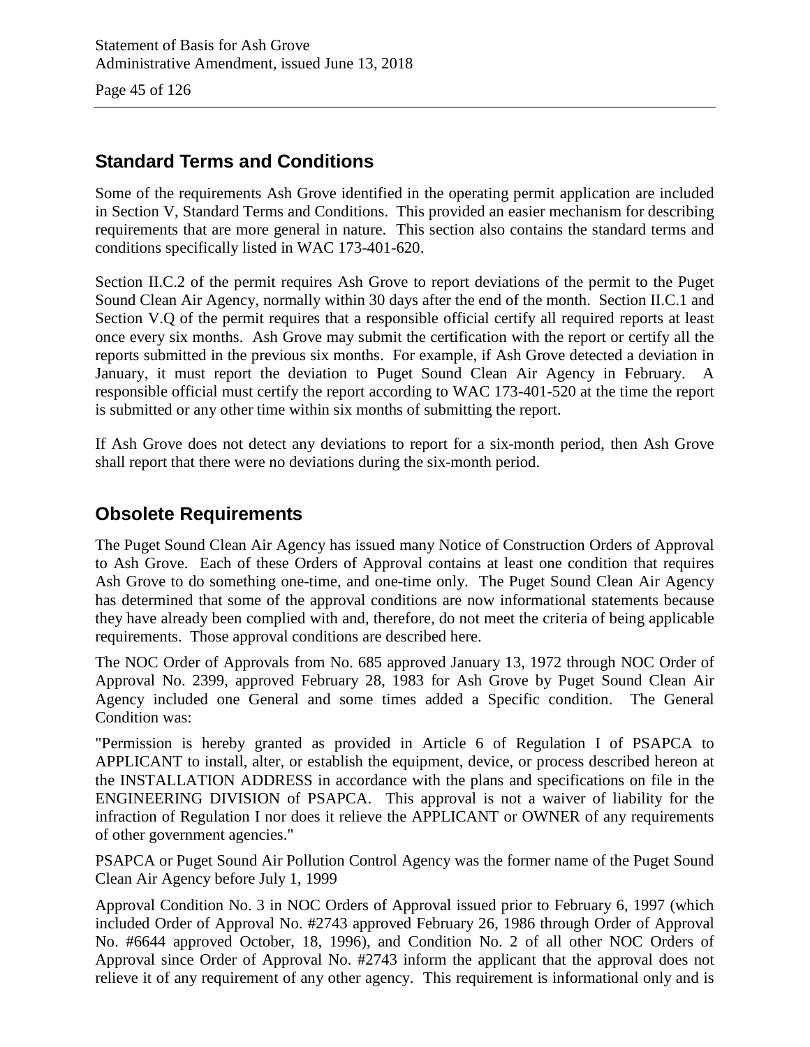## Standard Terms and Conditions

Some of the requirements Ash Grove identified in the operating permit application are included in Section V, Standard Terms and Conditions. This provided an easier mechanism for describing requirements that are more general in nature. This section also contains the standard terms and conditions specifically listed in WAC 173-401-620.

Section II.C.2 of the permit requires Ash Grove to report deviations of the permit to the Puget Sound Clean Air Agency, normally within 30 days after the end of the month. Section II.C.1 and Section V.Q of the permit requires that a responsible official certify all required reports at least once every six months. Ash Grove may submit the certification with the report or certify all the reports submitted in the previous six months. For example, if Ash Grove detected a deviation in January, it must report the deviation to Puget Sound Clean Air Agency in February. A responsible official must certify the report according to WAC 173-401-520 at the time the report is submitted or any other time within six months of submitting the report.

If Ash Grove does not detect any deviations to report for a six-month period, then Ash Grove shall report that there were no deviations during the six-month period.

## Obsolete Requirements

The Puget Sound Clean Air Agency has issued many Notice of Construction Orders of Approval to Ash Grove. Each of these Orders of Approval contains at least one condition that requires Ash Grove to do something one-time, and one-time only. The Puget Sound Clean Air Agency has determined that some of the approval conditions are now informational statements because they have already been complied with and, therefore, do not meet the criteria of being applicable requirements. Those approval conditions are described here.

The NOC Order of Approvals from No. 685 approved January 13, 1972 through NOC Order of Approval No. 2399, approved February 28, 1983 for Ash Grove by Puget Sound Clean Air Agency included one General and some times added a Specific condition. The General Condition was:

"Permission is hereby granted as provided in Article 6 of Regulation I of PSAPCA to APPLICANT to install, alter, or establish the equipment, device, or process described hereon at the INSTALLATION ADDRESS in accordance with the plans and specifications on file in the ENGINEERING DIVISION of PSAPCA. This approval is not a waiver of liability for the infraction of Regulation I nor does it relieve the APPLICANT or OWNER of any requirements of other government agencies."

PSAPCA or Puget Sound Air Pollution Control Agency was the former name of the Puget Sound Clean Air Agency before July 1, 1999

Approval Condition No. 3 in NOC Orders of Approval issued prior to February 6, 1997 (which included Order of Approval No. #2743 approved February 26, 1986 through Order of Approval No. #6644 approved October, 18, 1996), and Condition No. 2 of all other NOC Orders of Approval since Order of Approval No. #2743 inform the applicant that the approval does not relieve it of any requirement of any other agency. This requirement is informational only and is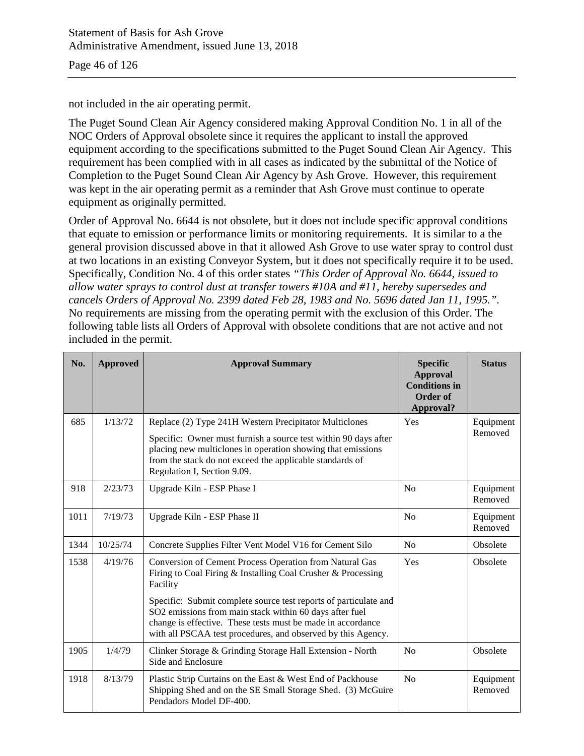not included in the air operating permit.

The Puget Sound Clean Air Agency considered making Approval Condition No. 1 in all of the NOC Orders of Approval obsolete since it requires the applicant to install the approved equipment according to the specifications submitted to the Puget Sound Clean Air Agency. This requirement has been complied with in all cases as indicated by the submittal of the Notice of Completion to the Puget Sound Clean Air Agency by Ash Grove. However, this requirement was kept in the air operating permit as a reminder that Ash Grove must continue to operate equipment as originally permitted.

Order of Approval No. 6644 is not obsolete, but it does not include specific approval conditions that equate to emission or performance limits or monitoring requirements. It is similar to a the general provision discussed above in that it allowed Ash Grove to use water spray to control dust at two locations in an existing Conveyor System, but it does not specifically require it to be used. Specifically, Condition No. 4 of this order states *"This Order of Approval No. 6644, issued to allow water sprays to control dust at transfer towers #10A and #11, hereby supersedes and cancels Orders of Approval No. 2399 dated Feb 28, 1983 and No. 5696 dated Jan 11, 1995."*. No requirements are missing from the operating permit with the exclusion of this Order. The following table lists all Orders of Approval with obsolete conditions that are not active and not included in the permit.

| No. | Approved | Approval Summary | Specific Approval Conditions in Order of Approval? | Status |
|---|---|---|---|---|
| 685 | 1/13/72 | Replace (2) Type 241H Western Precipitator Multiclones<br><br>Specific: Owner must furnish a source test within 90 days after placing new multiclones in operation showing that emissions from the stack do not exceed the applicable standards of Regulation I, Section 9.09. | Yes | Equipment Removed |
| 918 | 2/23/73 | Upgrade Kiln - ESP Phase I | No | Equipment Removed |
| 1011 | 7/19/73 | Upgrade Kiln - ESP Phase II | No | Equipment Removed |
| 1344 | 10/25/74 | Concrete Supplies Filter Vent Model V16 for Cement Silo | No | Obsolete |
| 1538 | 4/19/76 | Conversion of Cement Process Operation from Natural Gas Firing to Coal Firing & Installing Coal Crusher & Processing Facility<br><br>Specific: Submit complete source test reports of particulate and SO2 emissions from main stack within 60 days after fuel change is effective. These tests must be made in accordance with all PSCAA test procedures, and observed by this Agency. | Yes | Obsolete |
| 1905 | 1/4/79 | Clinker Storage & Grinding Storage Hall Extension - North Side and Enclosure | No | Obsolete |
| 1918 | 8/13/79 | Plastic Strip Curtains on the East & West End of Packhouse Shipping Shed and on the SE Small Storage Shed. (3) McGuire Pendadors Model DF-400. | No | Equipment Removed |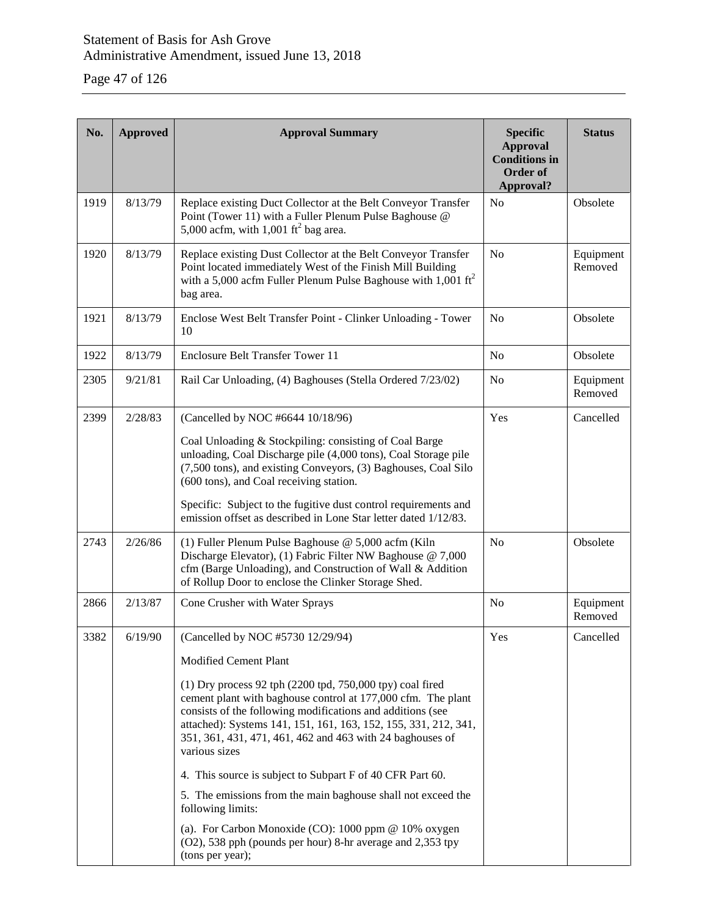| No. | Approved | Approval Summary | Specific Approval Conditions in Order of Approval? | Status |
|---|---|---|---|---|
| 1919 | 8/13/79 | Replace existing Duct Collector at the Belt Conveyor Transfer Point (Tower 11) with a Fuller Plenum Pulse Baghouse @ 5,000 acfm, with 1,001 $ft^2$ bag area. | No | Obsolete |
| 1920 | 8/13/79 | Replace existing Dust Collector at the Belt Conveyor Transfer Point located immediately West of the Finish Mill Building with a 5,000 acfm Fuller Plenum Pulse Baghouse with 1,001 $ft^2$ bag area. | No | Equipment Removed |
| 1921 | 8/13/79 | Enclose West Belt Transfer Point - Clinker Unloading - Tower 10 | No | Obsolete |
| 1922 | 8/13/79 | Enclosure Belt Transfer Tower 11 | No | Obsolete |
| 2305 | 9/21/81 | Rail Car Unloading, (4) Baghouses (Stella Ordered 7/23/02) | No | Equipment Removed |
| 2399 | 2/28/83 | (Cancelled by NOC #6644 10/18/96)<br><br>Coal Unloading & Stockpiling: consisting of Coal Barge unloading, Coal Discharge pile (4,000 tons), Coal Storage pile (7,500 tons), and existing Conveyors, (3) Baghouses, Coal Silo (600 tons), and Coal receiving station.<br><br>Specific: Subject to the fugitive dust control requirements and emission offset as described in Lone Star letter dated 1/12/83. | Yes | Cancelled |
| 2743 | 2/26/86 | (1) Fuller Plenum Pulse Baghouse @ 5,000 acfm (Kiln Discharge Elevator), (1) Fabric Filter NW Baghouse @ 7,000 cfm (Barge Unloading), and Construction of Wall & Addition of Rollup Door to enclose the Clinker Storage Shed. | No | Obsolete |
| 2866 | 2/13/87 | Cone Crusher with Water Sprays | No | Equipment Removed |
| 3382 | 6/19/90 | (Cancelled by NOC #5730 12/29/94)<br><br>Modified Cement Plant<br><br>(1) Dry process 92 tph (2200 tpd, 750,000 tpy) coal fired cement plant with baghouse control at 177,000 cfm. The plant consists of the following modifications and additions (see attached): Systems 141, 151, 161, 163, 152, 155, 331, 212, 341, 351, 361, 431, 471, 461, 462 and 463 with 24 baghouses of various sizes<br><br>4. This source is subject to Subpart F of 40 CFR Part 60.<br><br>5. The emissions from the main baghouse shall not exceed the following limits:<br><br>(a). For Carbon Monoxide (CO): 1000 ppm @ 10% oxygen ($O_2$), 538 pph (pounds per hour) 8-hr average and 2,353 tpy (tons per year); | Yes | Cancelled |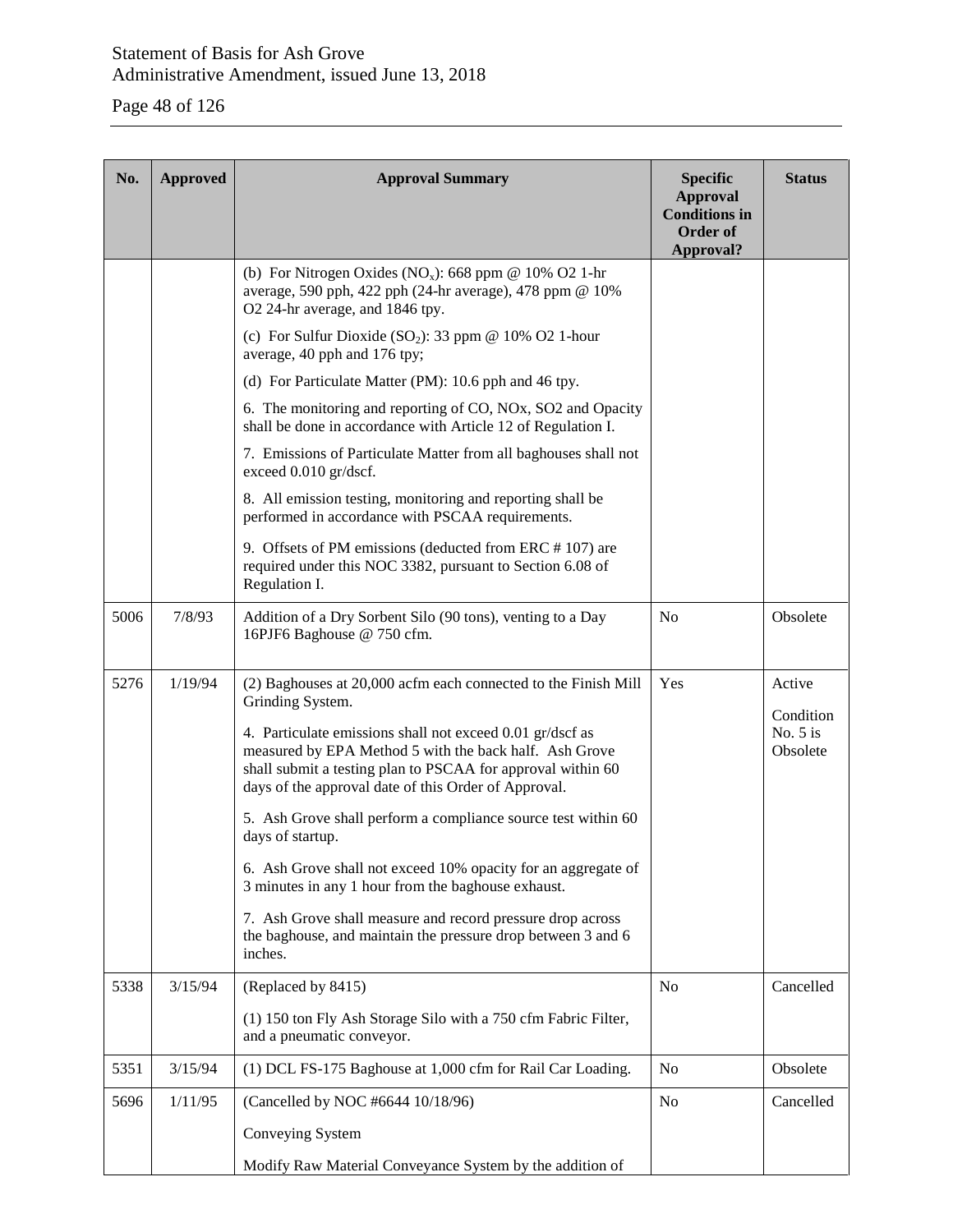| No. | Approved | Approval Summary | Specific Approval Conditions in Order of Approval? | Status |
|---|---|---|---|---|
| | | (b) For Nitrogen Oxides ($NO_x$): 668 ppm @ 10% O2 1-hr average, 590 pph, 422 pph (24-hr average), 478 ppm @ 10% O2 24-hr average, and 1846 tpy.<br><br>(c) For Sulfur Dioxide ($SO_2$): 33 ppm @ 10% O2 1-hour average, 40 pph and 176 tpy;<br><br>(d) For Particulate Matter (PM): 10.6 pph and 46 tpy.<br><br>6. The monitoring and reporting of CO, NOx, SO2 and Opacity shall be done in accordance with Article 12 of Regulation I.<br><br>7. Emissions of Particulate Matter from all baghouses shall not exceed 0.010 gr/dscf.<br><br>8. All emission testing, monitoring and reporting shall be performed in accordance with PSCAA requirements.<br><br>9. Offsets of PM emissions (deducted from ERC # 107) are required under this NOC 3382, pursuant to Section 6.08 of Regulation I. | | |
| 5006 | 7/8/93 | Addition of a Dry Sorbent Silo (90 tons), venting to a Day 16PJF6 Baghouse @ 750 cfm. | No | Obsolete |
| 5276 | 1/19/94 | (2) Baghouses at 20,000 acfm each connected to the Finish Mill Grinding System.<br><br>4. Particulate emissions shall not exceed 0.01 gr/dscf as measured by EPA Method 5 with the back half. Ash Grove shall submit a testing plan to PSCAA for approval within 60 days of the approval date of this Order of Approval.<br><br>5. Ash Grove shall perform a compliance source test within 60 days of startup.<br><br>6. Ash Grove shall not exceed 10% opacity for an aggregate of 3 minutes in any 1 hour from the baghouse exhaust.<br><br>7. Ash Grove shall measure and record pressure drop across the baghouse, and maintain the pressure drop between 3 and 6 inches. | Yes | Active<br><br>Condition No. 5 is Obsolete |
| 5338 | 3/15/94 | (Replaced by 8415)<br><br>(1) 150 ton Fly Ash Storage Silo with a 750 cfm Fabric Filter, and a pneumatic conveyor. | No | Cancelled |
| 5351 | 3/15/94 | (1) DCL FS-175 Baghouse at 1,000 cfm for Rail Car Loading. | No | Obsolete |
| 5696 | 1/11/95 | (Cancelled by NOC #6644 10/18/96)<br><br>Conveying System<br><br>Modify Raw Material Conveyance System by the addition of | No | Cancelled |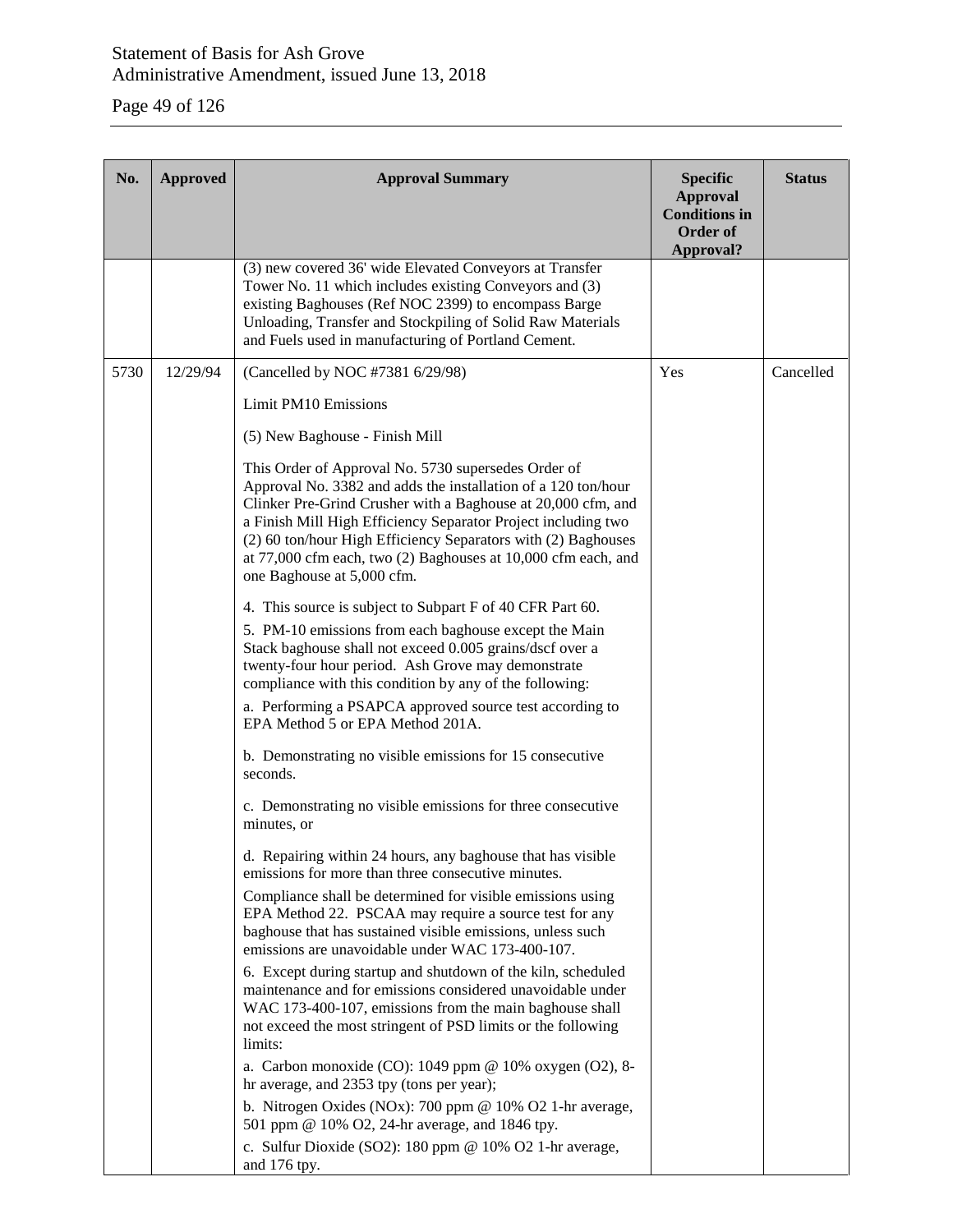| No. | Approved | Approval Summary | Specific Approval Conditions in Order of Approval? | Status |
|---|---|---|---|---|
| | | (3) new covered 36' wide Elevated Conveyors at Transfer Tower No. 11 which includes existing Conveyors and (3) existing Baghouses (Ref NOC 2399) to encompass Barge Unloading, Transfer and Stockpiling of Solid Raw Materials and Fuels used in manufacturing of Portland Cement. | | |
| 5730 | 12/29/94 | (Cancelled by NOC #7381 6/29/98)<br><br>Limit PM10 Emissions<br><br>(5) New Baghouse - Finish Mill<br><br>This Order of Approval No. 5730 supersedes Order of Approval No. 3382 and adds the installation of a 120 ton/hour Clinker Pre-Grind Crusher with a Baghouse at 20,000 cfm, and a Finish Mill High Efficiency Separator Project including two (2) 60 ton/hour High Efficiency Separators with (2) Baghouses at 77,000 cfm each, two (2) Baghouses at 10,000 cfm each, and one Baghouse at 5,000 cfm.<br><br>4. This source is subject to Subpart F of 40 CFR Part 60.<br>5. PM-10 emissions from each baghouse except the Main Stack baghouse shall not exceed 0.005 grains/dscf over a twenty-four hour period. Ash Grove may demonstrate compliance with this condition by any of the following:<br>a. Performing a PSAPCA approved source test according to EPA Method 5 or EPA Method 201A.<br><br>b. Demonstrating no visible emissions for 15 consecutive seconds.<br><br>c. Demonstrating no visible emissions for three consecutive minutes, or<br><br>d. Repairing within 24 hours, any baghouse that has visible emissions for more than three consecutive minutes.<br>Compliance shall be determined for visible emissions using EPA Method 22. PSCAA may require a source test for any baghouse that has sustained visible emissions, unless such emissions are unavoidable under WAC 173-400-107.<br>6. Except during startup and shutdown of the kiln, scheduled maintenance and for emissions considered unavoidable under WAC 173-400-107, emissions from the main baghouse shall not exceed the most stringent of PSD limits or the following limits:<br>a. Carbon monoxide (CO): 1049 ppm @ 10% oxygen ($O_2$), 8-hr average, and 2353 tpy (tons per year);<br>b. Nitrogen Oxides ($NO_x$): 700 ppm @ 10% $O_2$ 1-hr average, 501 ppm @ 10% $O_2$, 24-hr average, and 1846 tpy.<br>c. Sulfur Dioxide ($SO_2$): 180 ppm @ 10% $O_2$ 1-hr average, and 176 tpy. | Yes | Cancelled |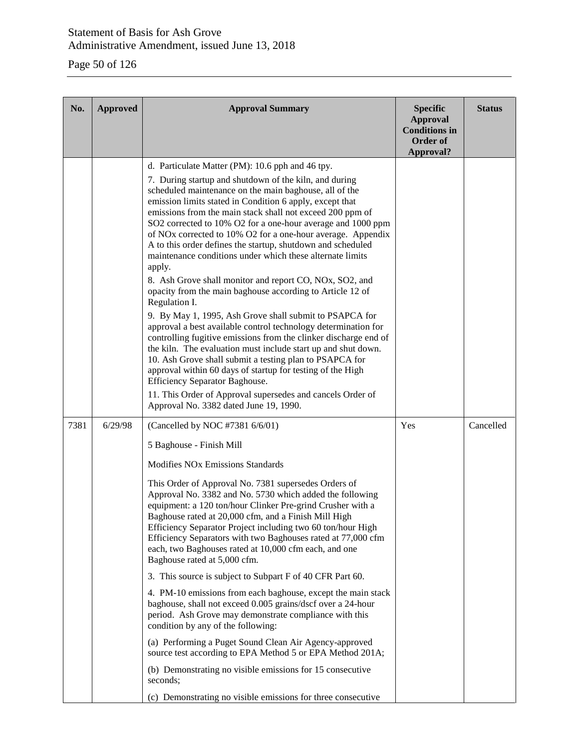| No. | Approved | Approval Summary | Specific Approval Conditions in Order of Approval? | Status |
|---|---|---|---|---|
| | | d. Particulate Matter (PM): 10.6 pph and 46 tpy.<br>7. During startup and shutdown of the kiln, and during scheduled maintenance on the main baghouse, all of the emission limits stated in Condition 6 apply, except that emissions from the main stack shall not exceed 200 ppm of $SO_2$ corrected to 10% $O_2$ for a one-hour average and 1000 ppm of $NO_x$ corrected to 10% $O_2$ for a one-hour average. Appendix A to this order defines the startup, shutdown and scheduled maintenance conditions under which these alternate limits apply.<br>8. Ash Grove shall monitor and report CO, $NO_x$, $SO_2$, and opacity from the main baghouse according to Article 12 of Regulation I.<br>9. By May 1, 1995, Ash Grove shall submit to PSAPCA for approval a best available control technology determination for controlling fugitive emissions from the clinker discharge end of the kiln. The evaluation must include start up and shut down.<br>10. Ash Grove shall submit a testing plan to PSAPCA for approval within 60 days of startup for testing of the High Efficiency Separator Baghouse.<br>11. This Order of Approval supersedes and cancels Order of Approval No. 3382 dated June 19, 1990. | | |
| 7381 | 6/29/98 | (Cancelled by NOC #7381 6/6/01)<br><br>5 Baghouse - Finish Mill<br><br>Modifies $NO_x$ Emissions Standards<br><br>This Order of Approval No. 7381 supersedes Orders of Approval No. 3382 and No. 5730 which added the following equipment: a 120 ton/hour Clinker Pre-grind Crusher with a Baghouse rated at 20,000 cfm, and a Finish Mill High Efficiency Separator Project including two 60 ton/hour High Efficiency Separators with two Baghouses rated at 77,000 cfm each, two Baghouses rated at 10,000 cfm each, and one Baghouse rated at 5,000 cfm.<br><br>3. This source is subject to Subpart F of 40 CFR Part 60.<br><br>4. PM-10 emissions from each baghouse, except the main stack baghouse, shall not exceed 0.005 grains/dscf over a 24-hour period. Ash Grove may demonstrate compliance with this condition by any of the following:<br><br>(a) Performing a Puget Sound Clean Air Agency-approved source test according to EPA Method 5 or EPA Method 201A;<br><br>(b) Demonstrating no visible emissions for 15 consecutive seconds;<br><br>(c) Demonstrating no visible emissions for three consecutive | Yes | Cancelled |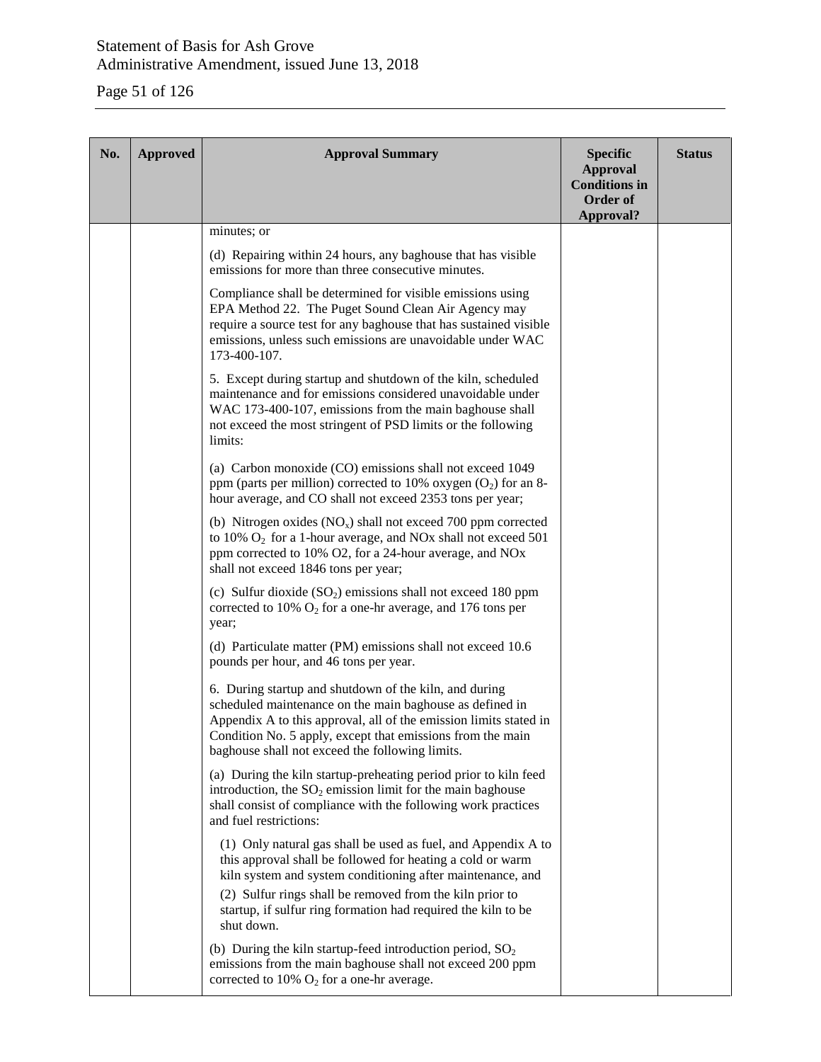| No. | Approved | Approval Summary | Specific Approval Conditions in Order of Approval? | Status |
|---|---|---|---|---|
| | | minutes; or<br><br>(d) Repairing within 24 hours, any baghouse that has visible emissions for more than three consecutive minutes.<br><br>Compliance shall be determined for visible emissions using EPA Method 22. The Puget Sound Clean Air Agency may require a source test for any baghouse that has sustained visible emissions, unless such emissions are unavoidable under WAC 173-400-107.<br><br>5. Except during startup and shutdown of the kiln, scheduled maintenance and for emissions considered unavoidable under WAC 173-400-107, emissions from the main baghouse shall not exceed the most stringent of PSD limits or the following limits:<br><br>(a) Carbon monoxide (CO) emissions shall not exceed 1049 ppm (parts per million) corrected to 10% oxygen ($O_2$) for an 8-hour average, and CO shall not exceed 2353 tons per year;<br><br>(b) Nitrogen oxides ($NO_x$) shall not exceed 700 ppm corrected to 10% $O_2$ for a 1-hour average, and NOx shall not exceed 501 ppm corrected to 10% O2, for a 24-hour average, and NOx shall not exceed 1846 tons per year;<br><br>(c) Sulfur dioxide ($SO_2$) emissions shall not exceed 180 ppm corrected to 10% $O_2$ for a one-hr average, and 176 tons per year;<br><br>(d) Particulate matter (PM) emissions shall not exceed 10.6 pounds per hour, and 46 tons per year.<br><br>6. During startup and shutdown of the kiln, and during scheduled maintenance on the main baghouse as defined in Appendix A to this approval, all of the emission limits stated in Condition No. 5 apply, except that emissions from the main baghouse shall not exceed the following limits.<br><br>(a) During the kiln startup-preheating period prior to kiln feed introduction, the $SO_2$ emission limit for the main baghouse shall consist of compliance with the following work practices and fuel restrictions:<br><br>(1) Only natural gas shall be used as fuel, and Appendix A to this approval shall be followed for heating a cold or warm kiln system and system conditioning after maintenance, and<br><br>(2) Sulfur rings shall be removed from the kiln prior to startup, if sulfur ring formation had required the kiln to be shut down.<br><br>(b) During the kiln startup-feed introduction period, $SO_2$ emissions from the main baghouse shall not exceed 200 ppm corrected to 10% $O_2$ for a one-hr average. | | |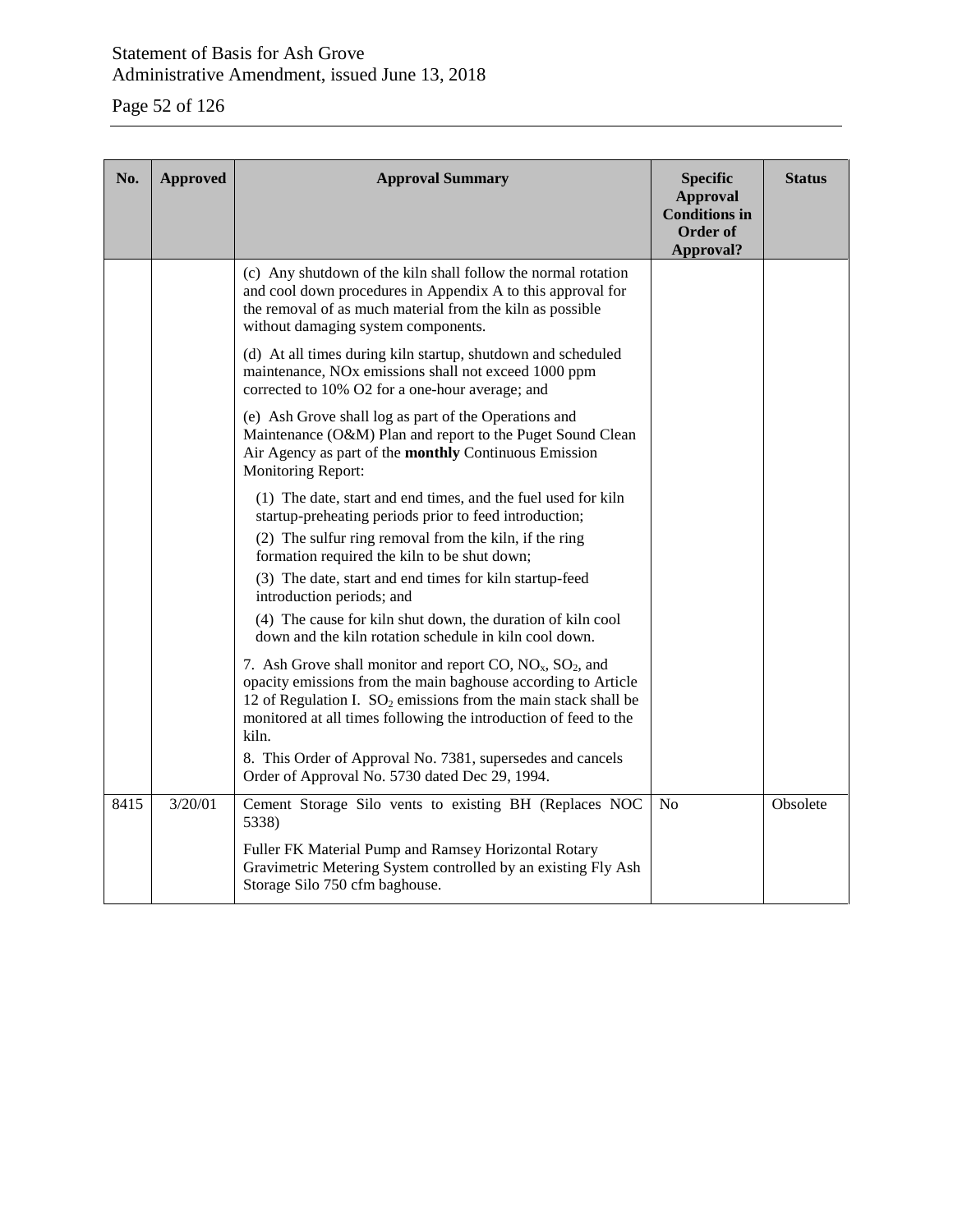| No. | Approved | Approval Summary | Specific Approval Conditions in Order of Approval? | Status |
|---|---|---|---|---|
| | | (c) Any shutdown of the kiln shall follow the normal rotation and cool down procedures in Appendix A to this approval for the removal of as much material from the kiln as possible without damaging system components.<br><br>(d) At all times during kiln startup, shutdown and scheduled maintenance, NOx emissions shall not exceed 1000 ppm corrected to 10% O2 for a one-hour average; and<br><br>(e) Ash Grove shall log as part of the Operations and Maintenance (O&M) Plan and report to the Puget Sound Clean Air Agency as part of the **monthly** Continuous Emission Monitoring Report:<br><br>(1) The date, start and end times, and the fuel used for kiln startup-preheating periods prior to feed introduction;<br>(2) The sulfur ring removal from the kiln, if the ring formation required the kiln to be shut down;<br>(3) The date, start and end times for kiln startup-feed introduction periods; and<br>(4) The cause for kiln shut down, the duration of kiln cool down and the kiln rotation schedule in kiln cool down.<br><br>7. Ash Grove shall monitor and report CO, $NO_x$, $SO_2$, and opacity emissions from the main baghouse according to Article 12 of Regulation I. $SO_2$ emissions from the main stack shall be monitored at all times following the introduction of feed to the kiln.<br>8. This Order of Approval No. 7381, supersedes and cancels Order of Approval No. 5730 dated Dec 29, 1994. | | |
| 8415 | 3/20/01 | Cement Storage Silo vents to existing BH (Replaces NOC 5338)<br><br>Fuller FK Material Pump and Ramsey Horizontal Rotary Gravimetric Metering System controlled by an existing Fly Ash Storage Silo 750 cfm baghouse. | No | Obsolete |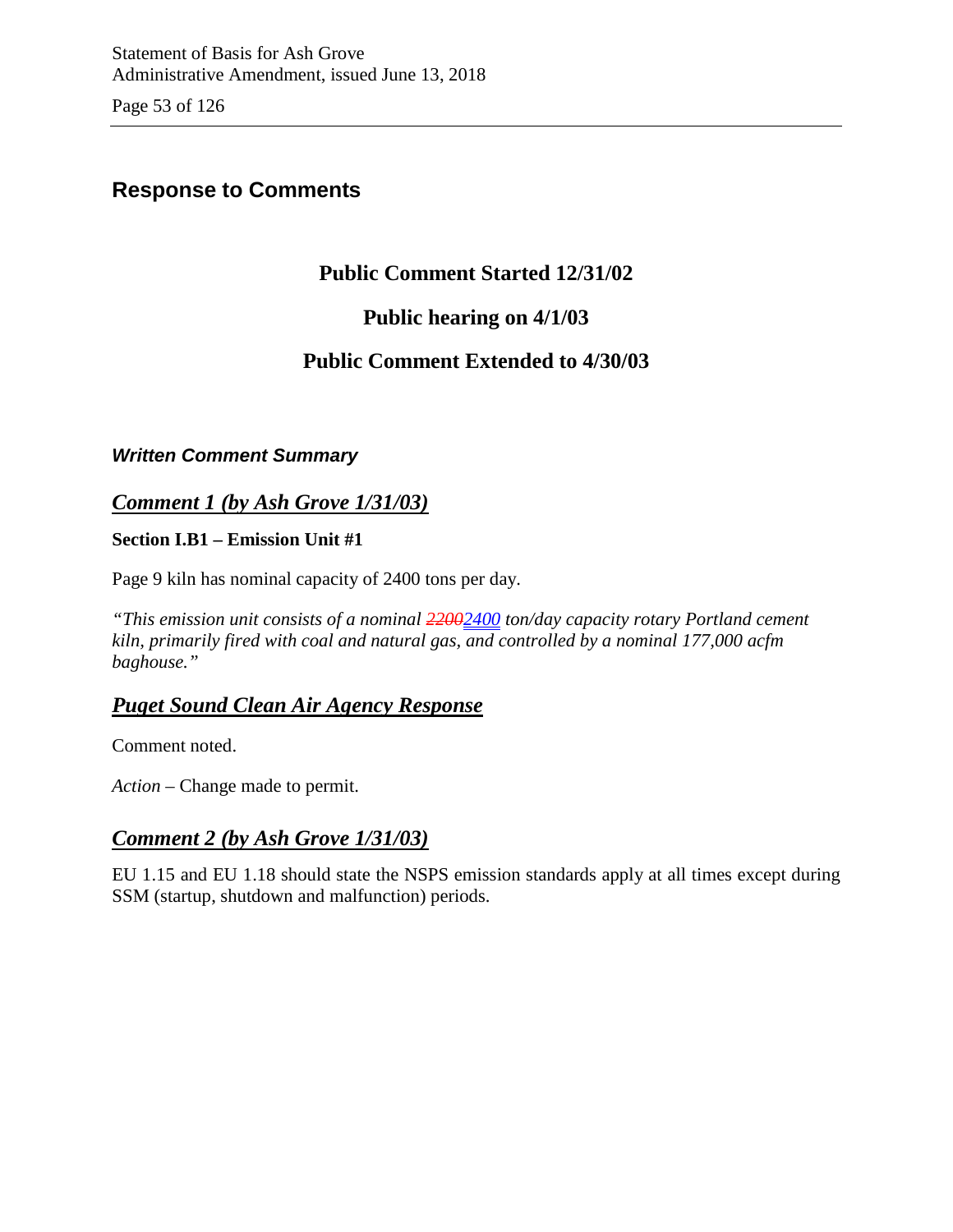## Response to Comments

### Public Comment Started 12/31/02

### Public hearing on 4/1/03

### Public Comment Extended to 4/30/03

***Written Comment Summary***

### *Comment 1 (by Ash Grove 1/31/03)*

**Section I.B1 – Emission Unit #1**

Page 9 kiln has nominal capacity of 2400 tons per day.

*"This emission unit consists of a nominal ~~2200~~2400 ton/day capacity rotary Portland cement kiln, primarily fired with coal and natural gas, and controlled by a nominal 177,000 acfm baghouse."*

### *Puget Sound Clean Air Agency Response*

Comment noted.

*Action* – Change made to permit.

### *Comment 2 (by Ash Grove 1/31/03)*

EU 1.15 and EU 1.18 should state the NSPS emission standards apply at all times except during SSM (startup, shutdown and malfunction) periods.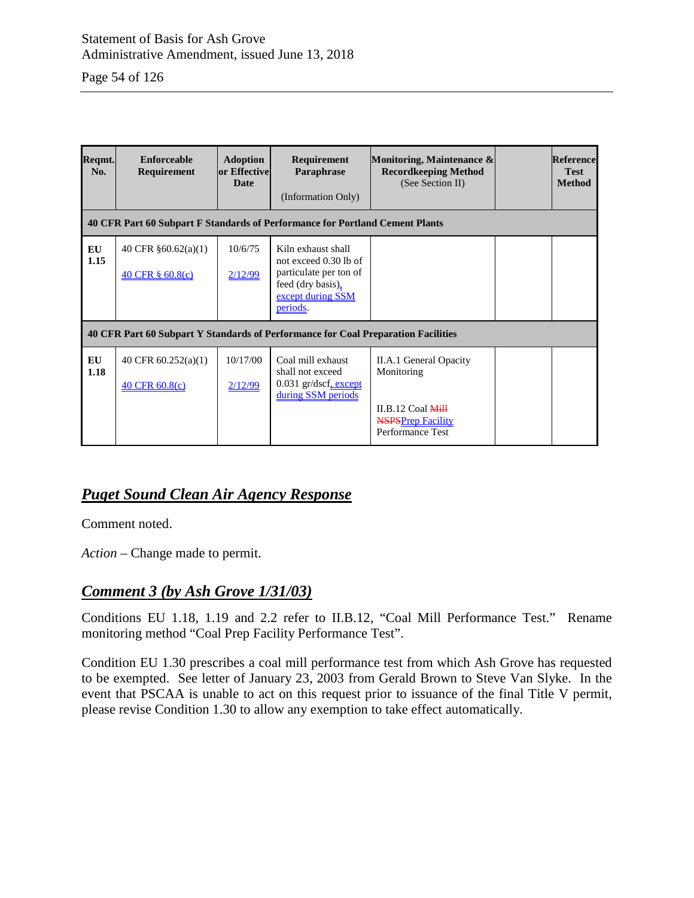| Reqmt. No. | Enforceable Requirement | Adoption or Effective Date | Requirement Paraphrase (Information Only) | Monitoring, Maintenance & Recordkeeping Method (See Section II) | | Reference Test Method |
|---|---|---|---|---|---|---|
| **40 CFR Part 60 Subpart F Standards of Performance for Portland Cement Plants** | | | | | | |
| **EU 1.15** | 40 CFR §60.62(a)(1)<br><br>40 CFR § 60.8(c) | 10/6/75<br><br>2/12/99 | Kiln exhaust shall not exceed 0.30 lb of particulate per ton of feed (dry basis), except during SSM periods. | | | |
| **40 CFR Part 60 Subpart Y Standards of Performance for Coal Preparation Facilities** | | | | | | |
| **EU 1.18** | 40 CFR 60.252(a)(1)<br><br>40 CFR 60.8(c) | 10/17/00<br><br>2/12/99 | Coal mill exhaust shall not exceed 0.031 gr/dscf, except during SSM periods | II.A.1 General Opacity Monitoring<br><br>II.B.12 Coal ~~Mill NSPS~~ Prep Facility Performance Test | | |

## *Puget Sound Clean Air Agency Response*

Comment noted.

*Action* – Change made to permit.

## *Comment 3 (by Ash Grove 1/31/03)*

Conditions EU 1.18, 1.19 and 2.2 refer to II.B.12, "Coal Mill Performance Test." Rename monitoring method "Coal Prep Facility Performance Test".

Condition EU 1.30 prescribes a coal mill performance test from which Ash Grove has requested to be exempted. See letter of January 23, 2003 from Gerald Brown to Steve Van Slyke. In the event that PSCAA is unable to act on this request prior to issuance of the final Title V permit, please revise Condition 1.30 to allow any exemption to take effect automatically.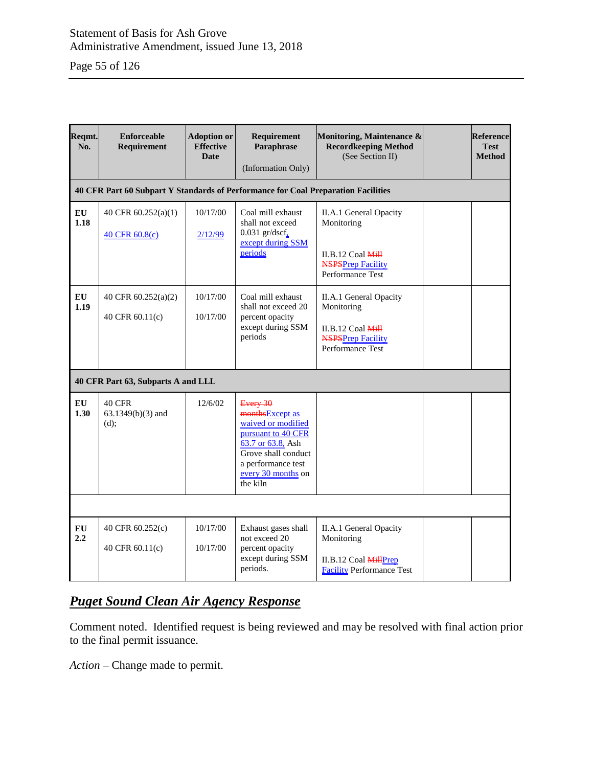| Reqmt. No. | Enforceable Requirement | Adoption or Effective Date | Requirement Paraphrase (Information Only) | Monitoring, Maintenance & Recordkeeping Method (See Section II) | | Reference Test Method |
|---|---|---|---|---|---|---|
| **40 CFR Part 60 Subpart Y Standards of Performance for Coal Preparation Facilities** | | | | | | |
| **EU 1.18** | 40 CFR 60.252(a)(1)<br><br>40 CFR 60.8(c) | 10/17/00<br><br>2/12/99 | Coal mill exhaust shall not exceed 0.031 gr/dscf, except during SSM periods | II.A.1 General Opacity Monitoring<br><br>II.B.12 Coal ~~Mill~~ ~~NSPS~~Prep Facility Performance Test | | |
| **EU 1.19** | 40 CFR 60.252(a)(2)<br><br>40 CFR 60.11(c) | 10/17/00<br><br>10/17/00 | Coal mill exhaust shall not exceed 20 percent opacity except during SSM periods | II.A.1 General Opacity Monitoring<br><br>II.B.12 Coal ~~Mill~~ ~~NSPS~~Prep Facility Performance Test | | |
| **40 CFR Part 63, Subparts A and LLL** | | | | | | |
| **EU 1.30** | 40 CFR 63.1349(b)(3) and (d); | 12/6/02 | ~~Every 30 months~~Except as waived or modified pursuant to 40 CFR 63.7 or 63.8, Ash Grove shall conduct a performance test every 30 months on the kiln | | | |
| | | | | | | |
| **EU 2.2** | 40 CFR 60.252(c)<br><br>40 CFR 60.11(c) | 10/17/00<br><br>10/17/00 | Exhaust gases shall not exceed 20 percent opacity except during SSM periods. | II.A.1 General Opacity Monitoring<br><br>II.B.12 Coal ~~Mill~~Prep Facility Performance Test | | |

## ***Puget Sound Clean Air Agency Response***

Comment noted. Identified request is being reviewed and may be resolved with final action prior to the final permit issuance.

*Action* – Change made to permit.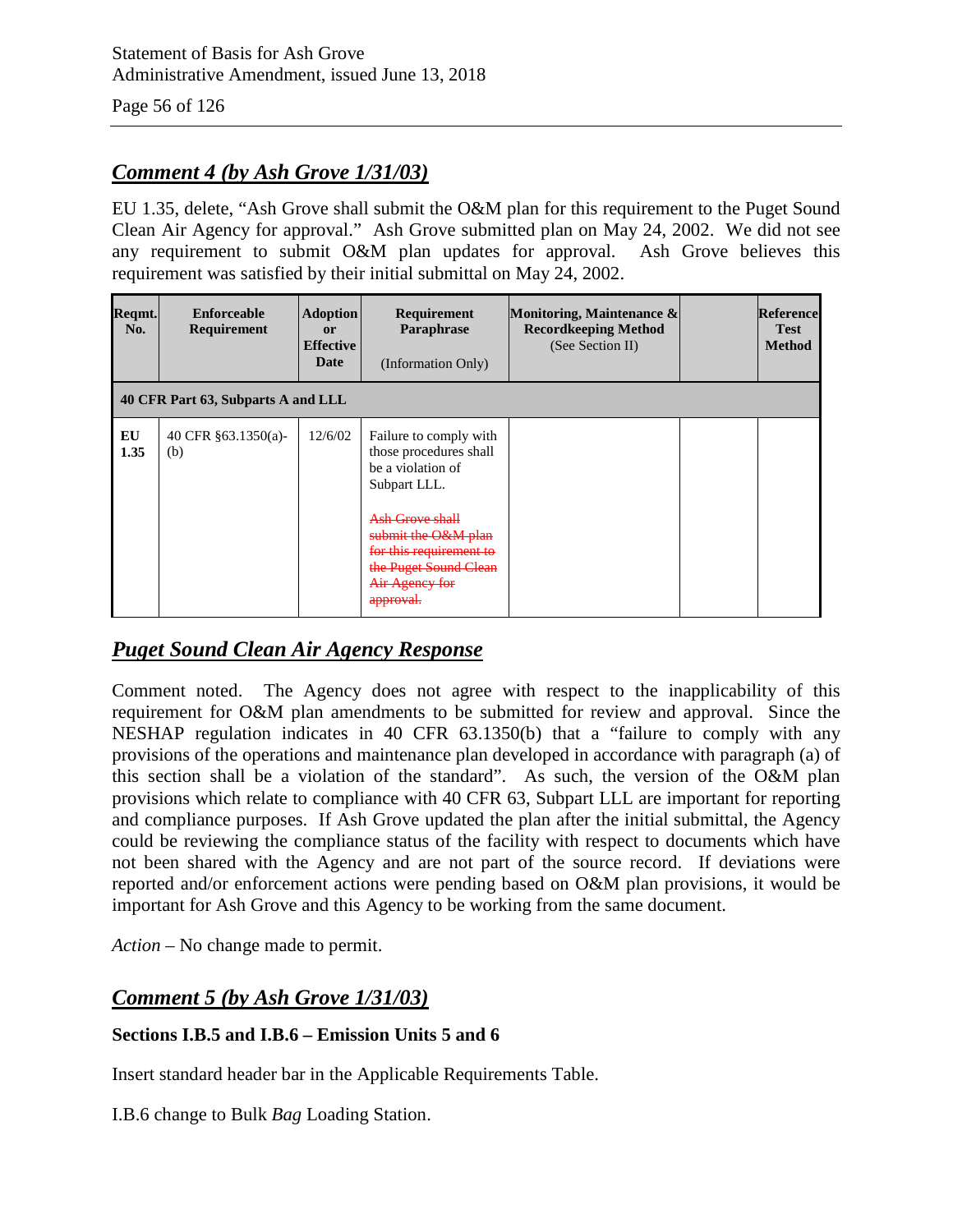## *Comment 4 (by Ash Grove 1/31/03)*

EU 1.35, delete, "Ash Grove shall submit the O&M plan for this requirement to the Puget Sound Clean Air Agency for approval." Ash Grove submitted plan on May 24, 2002. We did not see any requirement to submit O&M plan updates for approval. Ash Grove believes this requirement was satisfied by their initial submittal on May 24, 2002.

| Reqmt. No. | Enforceable Requirement | Adoption or Effective Date | Requirement Paraphrase<br><br>(Information Only) | Monitoring, Maintenance & Recordkeeping Method (See Section II) | | Reference Test Method |
|---|---|---|---|---|---|---|
| **40 CFR Part 63, Subparts A and LLL** | | | | | | |
| **EU 1.35** | 40 CFR §63.1350(a)-(b) | 12/6/02 | Failure to comply with those procedures shall be a violation of Subpart LLL.<br><br>~~Ash Grove shall submit the O&M plan for this requirement to the Puget Sound Clean Air Agency for approval.~~ | | | |

## *Puget Sound Clean Air Agency Response*

Comment noted. The Agency does not agree with respect to the inapplicability of this requirement for O&M plan amendments to be submitted for review and approval. Since the NESHAP regulation indicates in 40 CFR 63.1350(b) that a "failure to comply with any provisions of the operations and maintenance plan developed in accordance with paragraph (a) of this section shall be a violation of the standard". As such, the version of the O&M plan provisions which relate to compliance with 40 CFR 63, Subpart LLL are important for reporting and compliance purposes. If Ash Grove updated the plan after the initial submittal, the Agency could be reviewing the compliance status of the facility with respect to documents which have not been shared with the Agency and are not part of the source record. If deviations were reported and/or enforcement actions were pending based on O&M plan provisions, it would be important for Ash Grove and this Agency to be working from the same document.

*Action* – No change made to permit.

## *Comment 5 (by Ash Grove 1/31/03)*

**Sections I.B.5 and I.B.6 – Emission Units 5 and 6**

Insert standard header bar in the Applicable Requirements Table.

I.B.6 change to Bulk *Bag* Loading Station.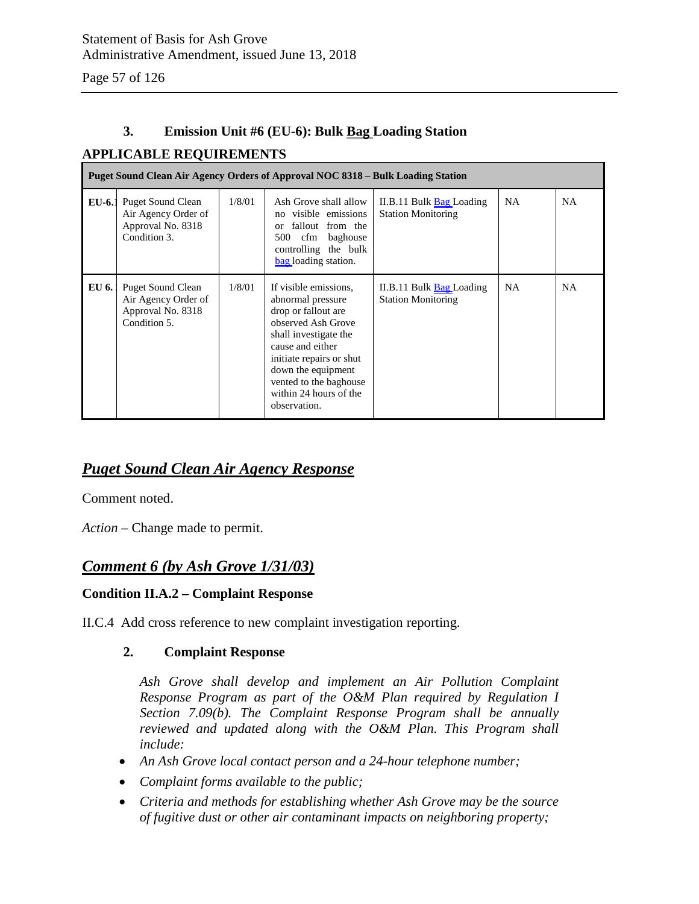### 3. Emission Unit #6 (EU-6): Bulk Bag Loading Station

**APPLICABLE REQUIREMENTS**

| Puget Sound Clean Air Agency Orders of Approval NOC 8318 – Bulk Loading Station | | | | | | |
|---|---|---|---|---|---|---|
| EU-6.1 | Puget Sound Clean Air Agency Order of Approval No. 8318 Condition 3. | 1/8/01 | Ash Grove shall allow no visible emissions or fallout from the 500 cfm baghouse controlling the bulk bag loading station. | II.B.11 Bulk Bag Loading Station Monitoring | NA | NA |
| EU 6. | Puget Sound Clean Air Agency Order of Approval No. 8318 Condition 5. | 1/8/01 | If visible emissions, abnormal pressure drop or fallout are observed Ash Grove shall investigate the cause and either initiate repairs or shut down the equipment vented to the baghouse within 24 hours of the observation. | II.B.11 Bulk Bag Loading Station Monitoring | NA | NA |

## *Puget Sound Clean Air Agency Response*

Comment noted.

*Action* – Change made to permit.

## *Comment 6 (by Ash Grove 1/31/03)*

**Condition II.A.2 – Complaint Response**

II.C.4 Add cross reference to new complaint investigation reporting.

**2. Complaint Response**

*Ash Grove shall develop and implement an Air Pollution Complaint Response Program as part of the O&M Plan required by Regulation I Section 7.09(b). The Complaint Response Program shall be annually reviewed and updated along with the O&M Plan. This Program shall include:*

- *An Ash Grove local contact person and a 24-hour telephone number;*
- *Complaint forms available to the public;*
- *Criteria and methods for establishing whether Ash Grove may be the source of fugitive dust or other air contaminant impacts on neighboring property;*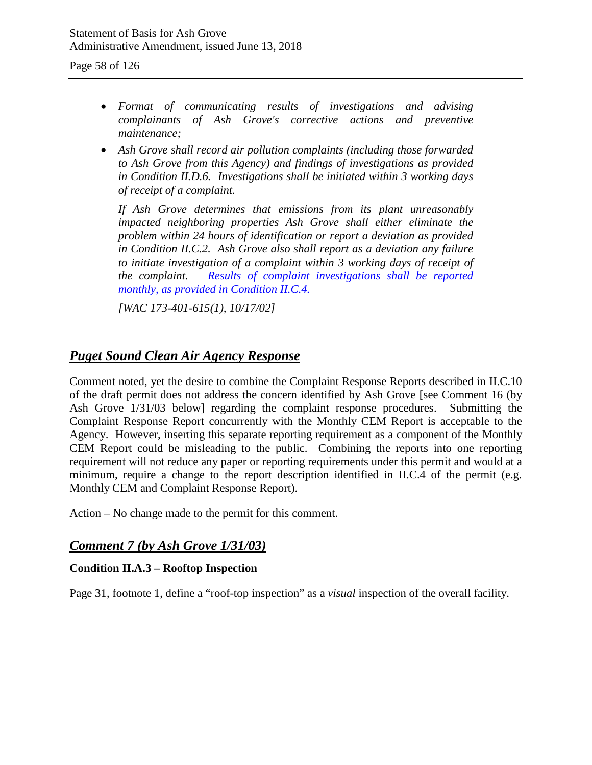- *Format of communicating results of investigations and advising complainants of Ash Grove's corrective actions and preventive maintenance;*
- *Ash Grove shall record air pollution complaints (including those forwarded to Ash Grove from this Agency) and findings of investigations as provided in Condition II.D.6. Investigations shall be initiated within 3 working days of receipt of a complaint.*

  *If Ash Grove determines that emissions from its plant unreasonably impacted neighboring properties Ash Grove shall either eliminate the problem within 24 hours of identification or report a deviation as provided in Condition II.C.2. Ash Grove also shall report as a deviation any failure to initiate investigation of a complaint within 3 working days of receipt of the complaint. Results of complaint investigations shall be reported monthly, as provided in Condition II.C.4.*

  *[WAC 173-401-615(1), 10/17/02]*

## ***Puget Sound Clean Air Agency Response***

Comment noted, yet the desire to combine the Complaint Response Reports described in II.C.10 of the draft permit does not address the concern identified by Ash Grove [see Comment 16 (by Ash Grove 1/31/03 below] regarding the complaint response procedures. Submitting the Complaint Response Report concurrently with the Monthly CEM Report is acceptable to the Agency. However, inserting this separate reporting requirement as a component of the Monthly CEM Report could be misleading to the public. Combining the reports into one reporting requirement will not reduce any paper or reporting requirements under this permit and would at a minimum, require a change to the report description identified in II.C.4 of the permit (e.g. Monthly CEM and Complaint Response Report).

Action – No change made to the permit for this comment.

## ***Comment 7 (by Ash Grove 1/31/03)***

**Condition II.A.3 – Rooftop Inspection**

Page 31, footnote 1, define a "roof-top inspection" as a *visual* inspection of the overall facility.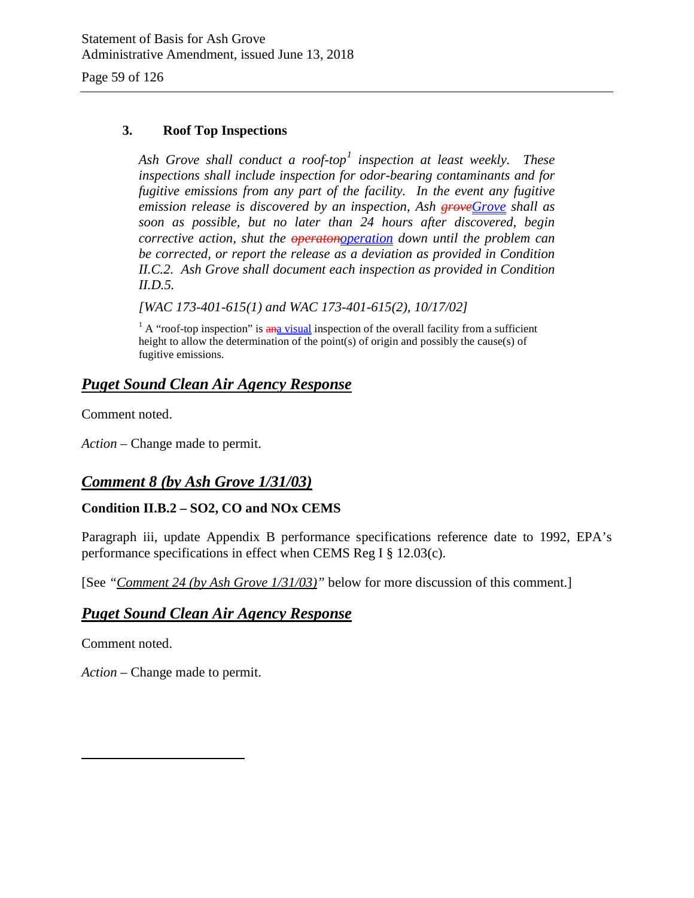### 3. Roof Top Inspections

*Ash Grove shall conduct a roof-top[1] inspection at least weekly. These inspections shall include inspection for odor-bearing contaminants and for fugitive emissions from any part of the facility. In the event any fugitive emission release is discovered by an inspection, Ash ~~grove~~Grove shall as soon as possible, but no later than 24 hours after discovered, begin corrective action, shut the ~~operaton~~operation down until the problem can be corrected, or report the release as a deviation as provided in Condition II.C.2. Ash Grove shall document each inspection as provided in Condition II.D.5.*

*[WAC 173-401-615(1) and WAC 173-401-615(2), 10/17/02]*

[1] A "roof-top inspection" is ~~an~~a visual inspection of the overall facility from a sufficient height to allow the determination of the point(s) of origin and possibly the cause(s) of fugitive emissions.

## *Puget Sound Clean Air Agency Response*

Comment noted.

*Action* – Change made to permit.

## *Comment 8 (by Ash Grove 1/31/03)*

**Condition II.B.2 – SO2, CO and NOx CEMS**

Paragraph iii, update Appendix B performance specifications reference date to 1992, EPA's performance specifications in effect when CEMS Reg I § 12.03(c).

[See *"Comment 24 (by Ash Grove 1/31/03)"* below for more discussion of this comment.]

## *Puget Sound Clean Air Agency Response*

Comment noted.

*Action* – Change made to permit.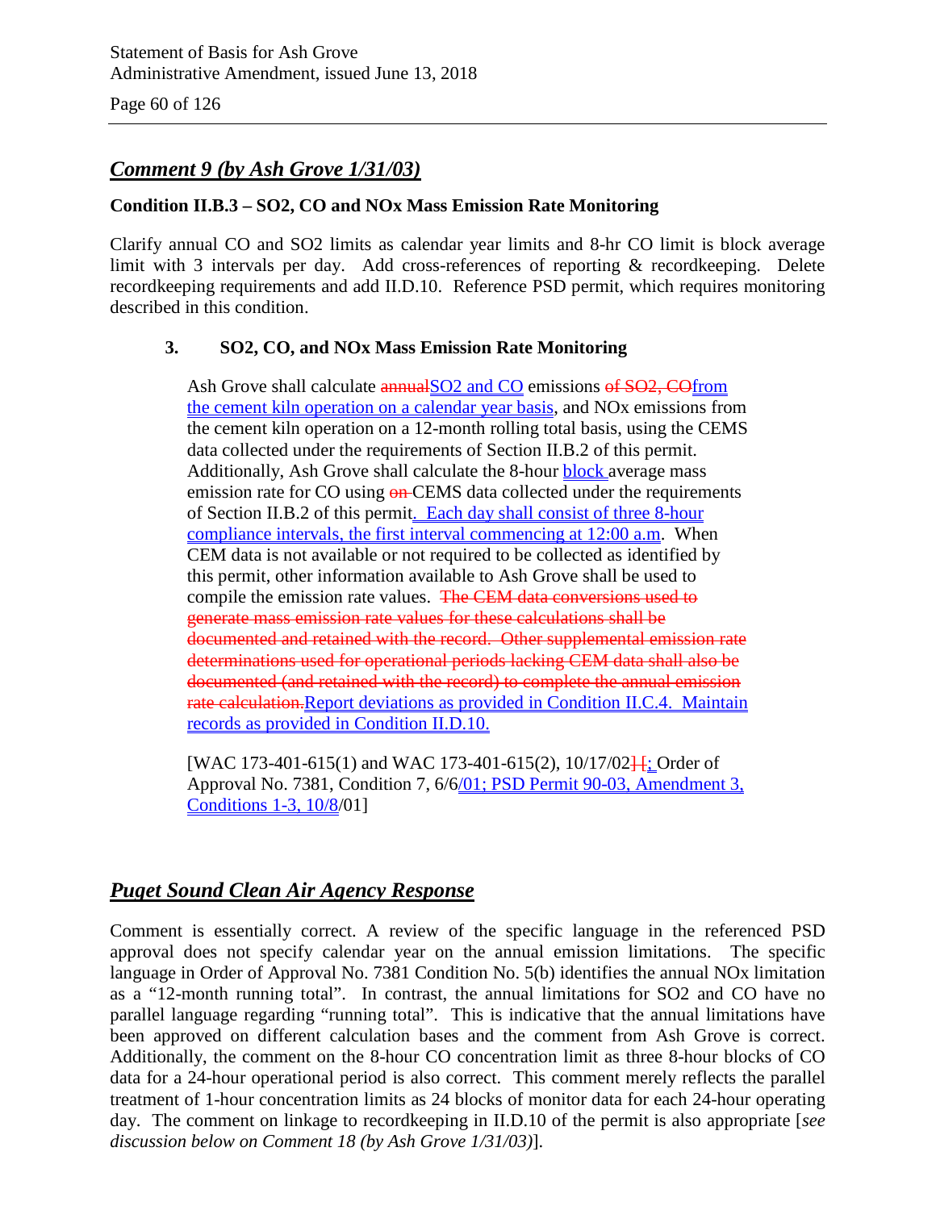## *Comment 9 (by Ash Grove 1/31/03)*

**Condition II.B.3 – SO2, CO and NOx Mass Emission Rate Monitoring**

Clarify annual CO and SO2 limits as calendar year limits and 8-hr CO limit is block average limit with 3 intervals per day. Add cross-references of reporting & recordkeeping. Delete recordkeeping requirements and add II.D.10. Reference PSD permit, which requires monitoring described in this condition.

**3. SO2, CO, and NOx Mass Emission Rate Monitoring**

> Ash Grove shall calculate ~~annual~~<u>SO2 and CO</u> emissions ~~of SO2, CO~~<u>from the cement kiln operation on a calendar year basis</u>, and NOx emissions from the cement kiln operation on a 12-month rolling total basis, using the CEMS data collected under the requirements of Section II.B.2 of this permit. Additionally, Ash Grove shall calculate the 8-hour <u>block</u> average mass emission rate for CO using ~~on~~ CEMS data collected under the requirements of Section II.B.2 of this permit<u>. Each day shall consist of three 8-hour compliance intervals, the first interval commencing at 12:00 a.m</u>. When CEM data is not available or not required to be collected as identified by this permit, other information available to Ash Grove shall be used to compile the emission rate values. ~~The CEM data conversions used to generate mass emission rate values for these calculations shall be documented and retained with the record. Other supplemental emission rate determinations used for operational periods lacking CEM data shall also be documented (and retained with the record) to complete the annual emission rate calculation.~~<u>Report deviations as provided in Condition II.C.4. Maintain records as provided in Condition II.D.10.</u>
>
> [WAC 173-401-615(1) and WAC 173-401-615(2), 10/17/02~~][~~<u>;</u> Order of Approval No. 7381, Condition 7, 6/6<u>/01; PSD Permit 90-03, Amendment 3, Conditions 1-3, 10/8</u>/01]

## *Puget Sound Clean Air Agency Response*

Comment is essentially correct. A review of the specific language in the referenced PSD approval does not specify calendar year on the annual emission limitations. The specific language in Order of Approval No. 7381 Condition No. 5(b) identifies the annual NOx limitation as a "12-month running total". In contrast, the annual limitations for SO2 and CO have no parallel language regarding "running total". This is indicative that the annual limitations have been approved on different calculation bases and the comment from Ash Grove is correct. Additionally, the comment on the 8-hour CO concentration limit as three 8-hour blocks of CO data for a 24-hour operational period is also correct. This comment merely reflects the parallel treatment of 1-hour concentration limits as 24 blocks of monitor data for each 24-hour operating day. The comment on linkage to recordkeeping in II.D.10 of the permit is also appropriate [*see discussion below on Comment 18 (by Ash Grove 1/31/03)*].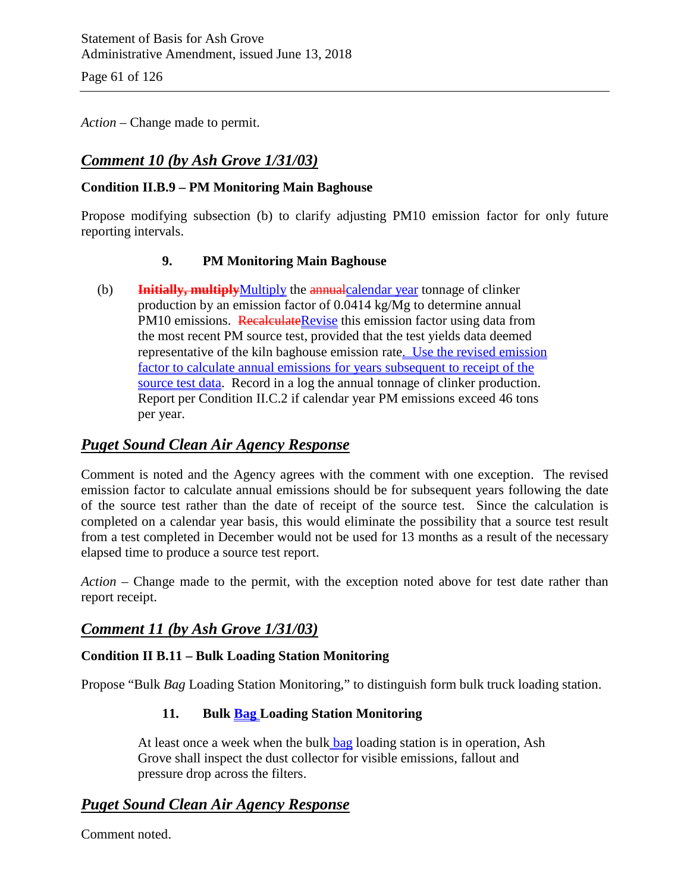*Action* – Change made to permit.

## ***Comment 10 (by Ash Grove 1/31/03)***

**Condition II.B.9 – PM Monitoring Main Baghouse**

Propose modifying subsection (b) to clarify adjusting PM10 emission factor for only future reporting intervals.

**9. PM Monitoring Main Baghouse**

(b) ~~**Initially, multiply**~~Multiply the ~~annual~~calendar year tonnage of clinker production by an emission factor of 0.0414 kg/Mg to determine annual PM10 emissions. ~~Recalculate~~Revise this emission factor using data from the most recent PM source test, provided that the test yields data deemed representative of the kiln baghouse emission rate. Use the revised emission factor to calculate annual emissions for years subsequent to receipt of the source test data. Record in a log the annual tonnage of clinker production. Report per Condition II.C.2 if calendar year PM emissions exceed 46 tons per year.

## ***Puget Sound Clean Air Agency Response***

Comment is noted and the Agency agrees with the comment with one exception. The revised emission factor to calculate annual emissions should be for subsequent years following the date of the source test rather than the date of receipt of the source test. Since the calculation is completed on a calendar year basis, this would eliminate the possibility that a source test result from a test completed in December would not be used for 13 months as a result of the necessary elapsed time to produce a source test report.

*Action* – Change made to the permit, with the exception noted above for test date rather than report receipt.

## ***Comment 11 (by Ash Grove 1/31/03)***

**Condition II B.11 – Bulk Loading Station Monitoring**

Propose "Bulk *Bag* Loading Station Monitoring," to distinguish form bulk truck loading station.

**11. Bulk Bag Loading Station Monitoring**

At least once a week when the bulk bag loading station is in operation, Ash Grove shall inspect the dust collector for visible emissions, fallout and pressure drop across the filters.

## ***Puget Sound Clean Air Agency Response***

Comment noted.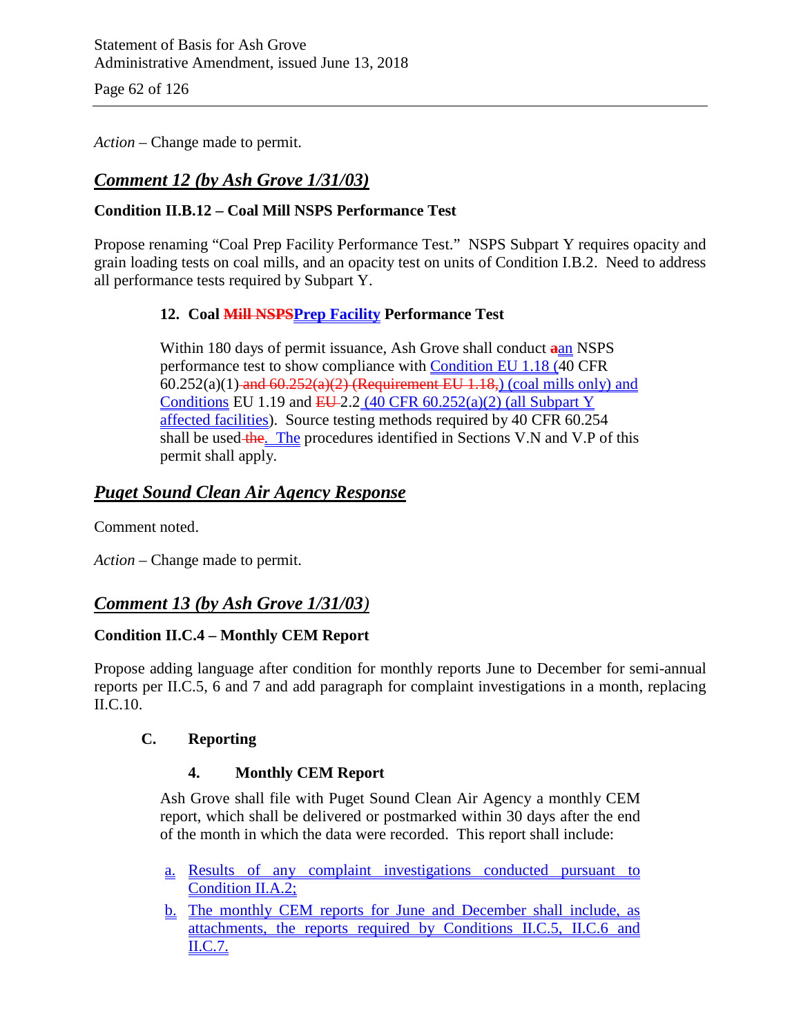*Action* – Change made to permit.

## *Comment 12 (by Ash Grove 1/31/03)*

**Condition II.B.12 – Coal Mill NSPS Performance Test**

Propose renaming "Coal Prep Facility Performance Test." NSPS Subpart Y requires opacity and grain loading tests on coal mills, and an opacity test on units of Condition I.B.2. Need to address all performance tests required by Subpart Y.

> **12. Coal ~~Mill NSPS~~Prep Facility Performance Test**
>
> Within 180 days of permit issuance, Ash Grove shall conduct ~~a~~an NSPS performance test to show compliance with Condition EU 1.18 (40 CFR 60.252(a)(1) ~~and 60.252(a)(2) (Requirement EU 1.18,~~) (coal mills only) and Conditions EU 1.19 and ~~EU~~ 2.2 (40 CFR 60.252(a)(2) (all Subpart Y affected facilities). Source testing methods required by 40 CFR 60.254 shall be used ~~the~~. The procedures identified in Sections V.N and V.P of this permit shall apply.

## *Puget Sound Clean Air Agency Response*

Comment noted.

*Action* – Change made to permit.

## *Comment 13 (by Ash Grove 1/31/03)*

**Condition II.C.4 – Monthly CEM Report**

Propose adding language after condition for monthly reports June to December for semi-annual reports per II.C.5, 6 and 7 and add paragraph for complaint investigations in a month, replacing II.C.10.

> **C. Reporting**
>
> **4. Monthly CEM Report**
>
> Ash Grove shall file with Puget Sound Clean Air Agency a monthly CEM report, which shall be delivered or postmarked within 30 days after the end of the month in which the data were recorded. This report shall include:
>
> a. Results of any complaint investigations conducted pursuant to Condition II.A.2;
>
> b. The monthly CEM reports for June and December shall include, as attachments, the reports required by Conditions II.C.5, II.C.6 and II.C.7.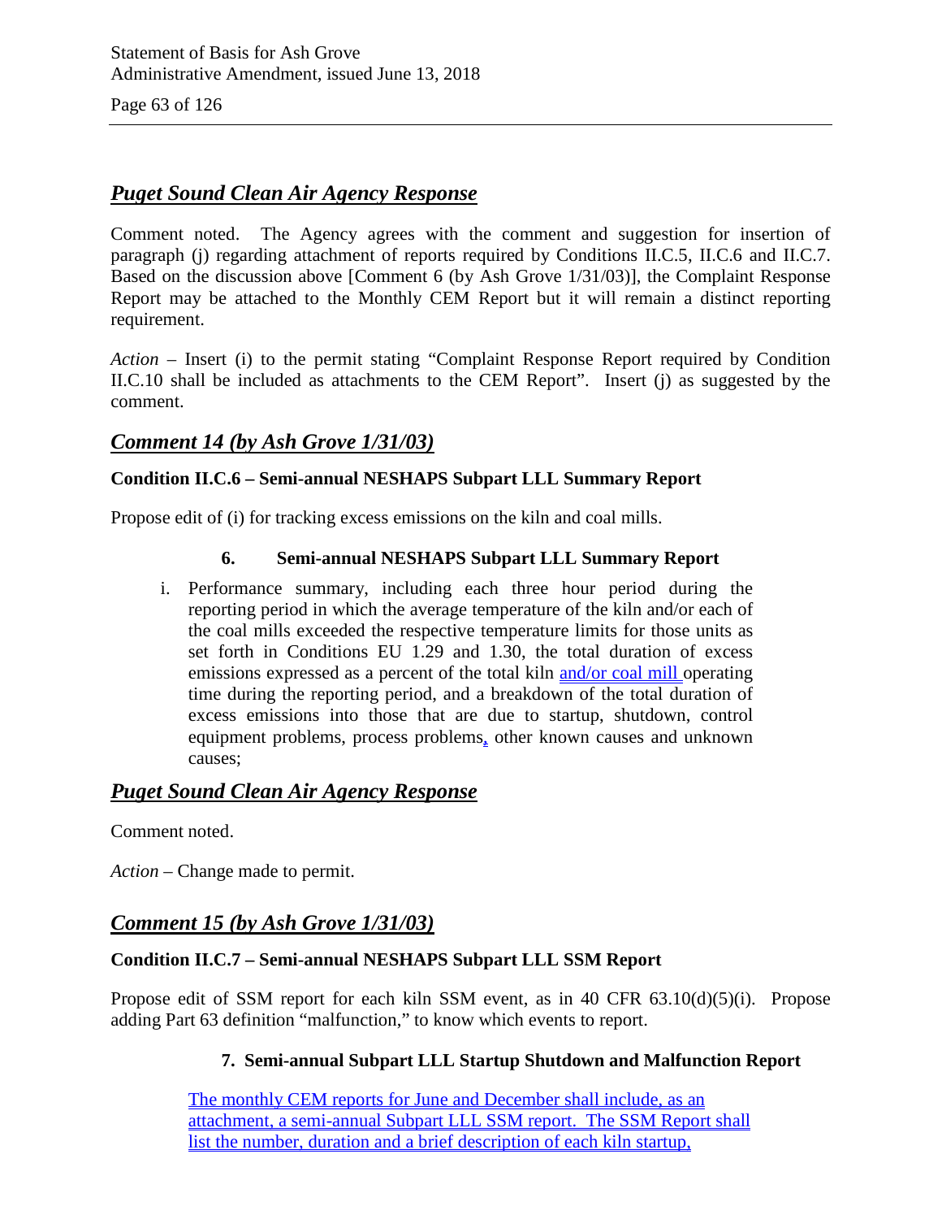## *Puget Sound Clean Air Agency Response*

Comment noted. The Agency agrees with the comment and suggestion for insertion of paragraph (j) regarding attachment of reports required by Conditions II.C.5, II.C.6 and II.C.7. Based on the discussion above [Comment 6 (by Ash Grove 1/31/03)], the Complaint Response Report may be attached to the Monthly CEM Report but it will remain a distinct reporting requirement.

*Action* – Insert (i) to the permit stating "Complaint Response Report required by Condition II.C.10 shall be included as attachments to the CEM Report". Insert (j) as suggested by the comment.

## *Comment 14 (by Ash Grove 1/31/03)*

**Condition II.C.6 – Semi-annual NESHAPS Subpart LLL Summary Report**

Propose edit of (i) for tracking excess emissions on the kiln and coal mills.

**6. Semi-annual NESHAPS Subpart LLL Summary Report**

i. Performance summary, including each three hour period during the reporting period in which the average temperature of the kiln and/or each of the coal mills exceeded the respective temperature limits for those units as set forth in Conditions EU 1.29 and 1.30, the total duration of excess emissions expressed as a percent of the total kiln <u>and/or coal mill</u> operating time during the reporting period, and a breakdown of the total duration of excess emissions into those that are due to startup, shutdown, control equipment problems, process problems<u>,</u> other known causes and unknown causes;

## *Puget Sound Clean Air Agency Response*

Comment noted.

*Action* – Change made to permit.

## *Comment 15 (by Ash Grove 1/31/03)*

**Condition II.C.7 – Semi-annual NESHAPS Subpart LLL SSM Report**

Propose edit of SSM report for each kiln SSM event, as in 40 CFR 63.10(d)(5)(i). Propose adding Part 63 definition "malfunction," to know which events to report.

**7. Semi-annual Subpart LLL Startup Shutdown and Malfunction Report**

<u>The monthly CEM reports for June and December shall include, as an attachment, a semi-annual Subpart LLL SSM report. The SSM Report shall list the number, duration and a brief description of each kiln startup,</u>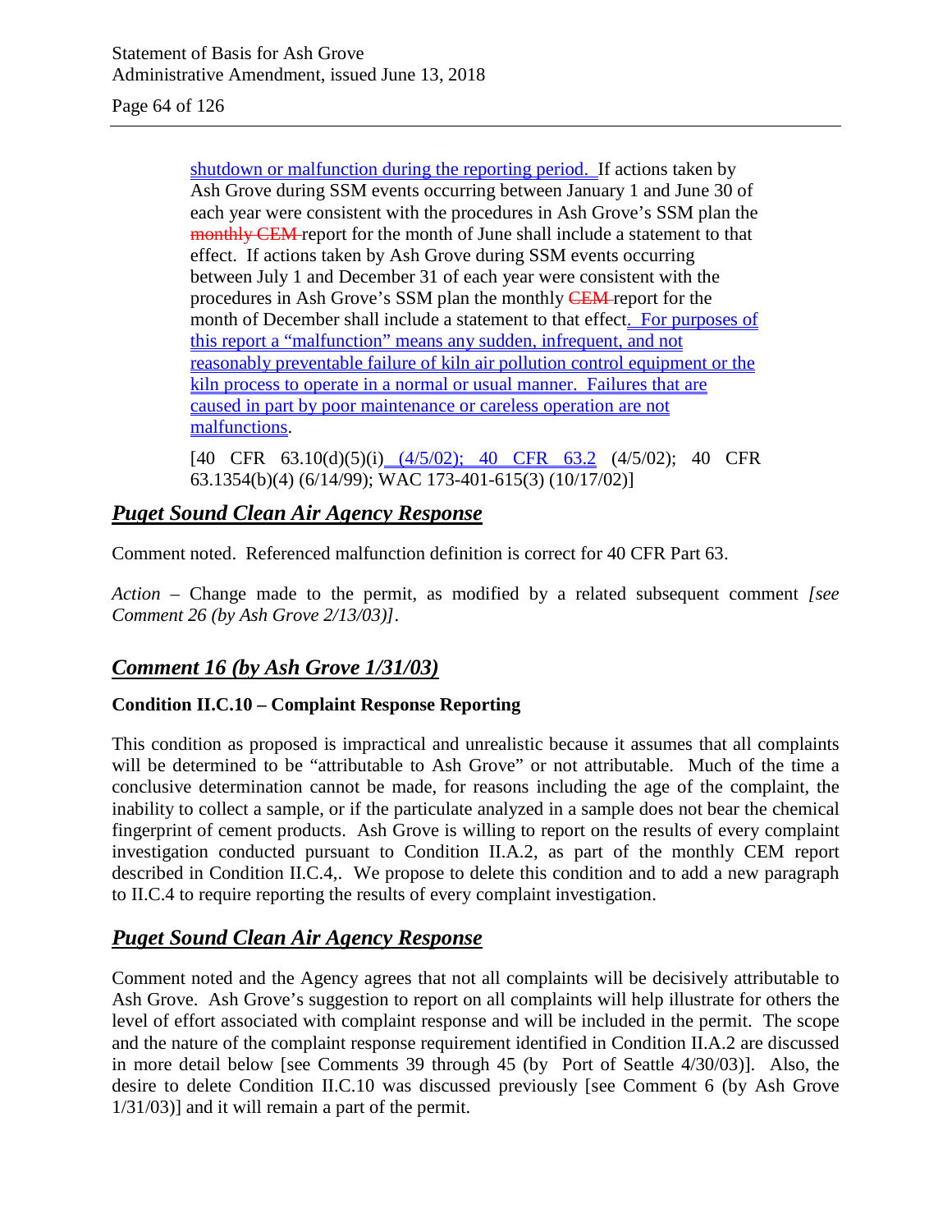shutdown or malfunction during the reporting period. If actions taken by Ash Grove during SSM events occurring between January 1 and June 30 of each year were consistent with the procedures in Ash Grove's SSM plan the ~~monthly CEM~~ report for the month of June shall include a statement to that effect. If actions taken by Ash Grove during SSM events occurring between July 1 and December 31 of each year were consistent with the procedures in Ash Grove's SSM plan the monthly ~~CEM~~ report for the month of December shall include a statement to that effect. For purposes of this report a "malfunction" means any sudden, infrequent, and not reasonably preventable failure of kiln air pollution control equipment or the kiln process to operate in a normal or usual manner. Failures that are caused in part by poor maintenance or careless operation are not malfunctions.

[40 CFR 63.10(d)(5)(i) (4/5/02); 40 CFR 63.2 (4/5/02); 40 CFR 63.1354(b)(4) (6/14/99); WAC 173-401-615(3) (10/17/02)]

## ***Puget Sound Clean Air Agency Response***

Comment noted. Referenced malfunction definition is correct for 40 CFR Part 63.

*Action* – Change made to the permit, as modified by a related subsequent comment *[see Comment 26 (by Ash Grove 2/13/03)]*.

## ***Comment 16 (by Ash Grove 1/31/03)***

**Condition II.C.10 – Complaint Response Reporting**

This condition as proposed is impractical and unrealistic because it assumes that all complaints will be determined to be "attributable to Ash Grove" or not attributable. Much of the time a conclusive determination cannot be made, for reasons including the age of the complaint, the inability to collect a sample, or if the particulate analyzed in a sample does not bear the chemical fingerprint of cement products. Ash Grove is willing to report on the results of every complaint investigation conducted pursuant to Condition II.A.2, as part of the monthly CEM report described in Condition II.C.4,. We propose to delete this condition and to add a new paragraph to II.C.4 to require reporting the results of every complaint investigation.

## ***Puget Sound Clean Air Agency Response***

Comment noted and the Agency agrees that not all complaints will be decisively attributable to Ash Grove. Ash Grove's suggestion to report on all complaints will help illustrate for others the level of effort associated with complaint response and will be included in the permit. The scope and the nature of the complaint response requirement identified in Condition II.A.2 are discussed in more detail below [see Comments 39 through 45 (by Port of Seattle 4/30/03)]. Also, the desire to delete Condition II.C.10 was discussed previously [see Comment 6 (by Ash Grove 1/31/03)] and it will remain a part of the permit.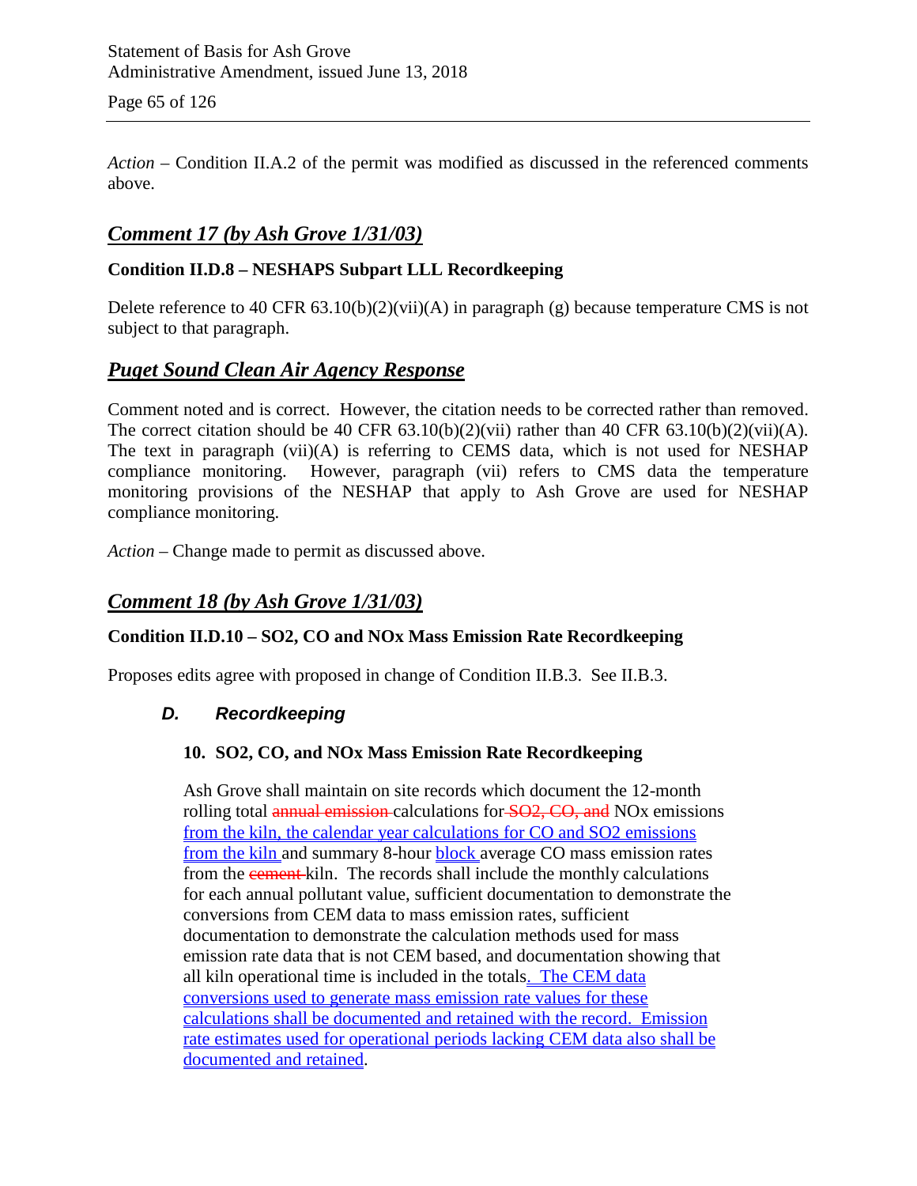*Action* – Condition II.A.2 of the permit was modified as discussed in the referenced comments above.

## *Comment 17 (by Ash Grove 1/31/03)*

**Condition II.D.8 – NESHAPS Subpart LLL Recordkeeping**

Delete reference to 40 CFR 63.10(b)(2)(vii)(A) in paragraph (g) because temperature CMS is not subject to that paragraph.

## *Puget Sound Clean Air Agency Response*

Comment noted and is correct. However, the citation needs to be corrected rather than removed. The correct citation should be 40 CFR 63.10(b)(2)(vii) rather than 40 CFR 63.10(b)(2)(vii)(A). The text in paragraph (vii)(A) is referring to CEMS data, which is not used for NESHAP compliance monitoring. However, paragraph (vii) refers to CMS data the temperature monitoring provisions of the NESHAP that apply to Ash Grove are used for NESHAP compliance monitoring.

*Action* – Change made to permit as discussed above.

## *Comment 18 (by Ash Grove 1/31/03)*

**Condition II.D.10 – SO2, CO and NOx Mass Emission Rate Recordkeeping**

Proposes edits agree with proposed in change of Condition II.B.3. See II.B.3.

### *D. Recordkeeping*

**10. SO2, CO, and NOx Mass Emission Rate Recordkeeping**

Ash Grove shall maintain on site records which document the 12-month rolling total ~~annual emission~~ calculations for ~~SO2, CO, and~~ NOx emissions from the kiln, the calendar year calculations for CO and SO2 emissions from the kiln and summary 8-hour block average CO mass emission rates from the ~~cement~~ kiln. The records shall include the monthly calculations for each annual pollutant value, sufficient documentation to demonstrate the conversions from CEM data to mass emission rates, sufficient documentation to demonstrate the calculation methods used for mass emission rate data that is not CEM based, and documentation showing that all kiln operational time is included in the totals. The CEM data conversions used to generate mass emission rate values for these calculations shall be documented and retained with the record. Emission rate estimates used for operational periods lacking CEM data also shall be documented and retained.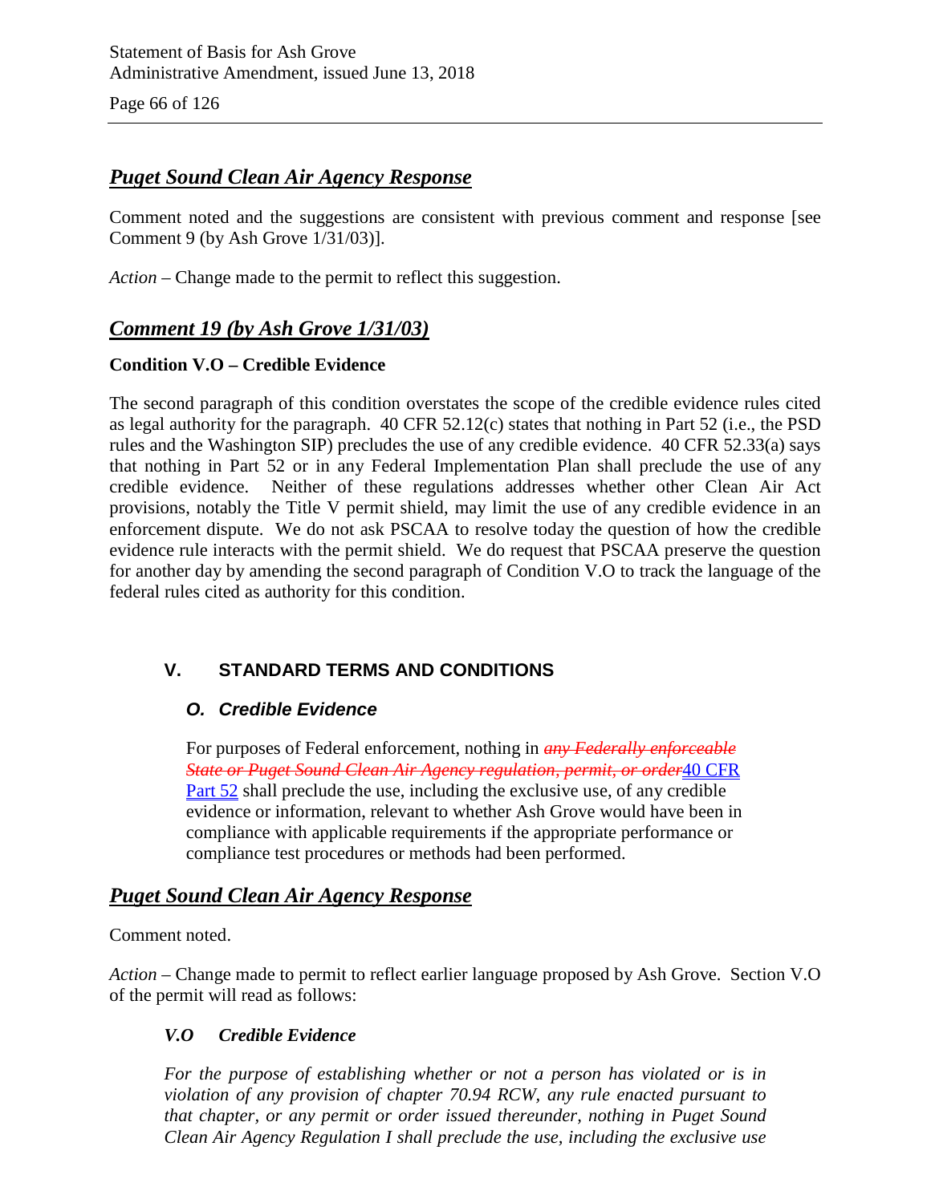## *Puget Sound Clean Air Agency Response*

Comment noted and the suggestions are consistent with previous comment and response [see Comment 9 (by Ash Grove 1/31/03)].

*Action* – Change made to the permit to reflect this suggestion.

## *Comment 19 (by Ash Grove 1/31/03)*

**Condition V.O – Credible Evidence**

The second paragraph of this condition overstates the scope of the credible evidence rules cited as legal authority for the paragraph. 40 CFR 52.12(c) states that nothing in Part 52 (i.e., the PSD rules and the Washington SIP) precludes the use of any credible evidence. 40 CFR 52.33(a) says that nothing in Part 52 or in any Federal Implementation Plan shall preclude the use of any credible evidence. Neither of these regulations addresses whether other Clean Air Act provisions, notably the Title V permit shield, may limit the use of any credible evidence in an enforcement dispute. We do not ask PSCAA to resolve today the question of how the credible evidence rule interacts with the permit shield. We do request that PSCAA preserve the question for another day by amending the second paragraph of Condition V.O to track the language of the federal rules cited as authority for this condition.

### V. STANDARD TERMS AND CONDITIONS

#### *O. Credible Evidence*

For purposes of Federal enforcement, nothing in ~~*any Federally enforceable State or Puget Sound Clean Air Agency regulation, permit, or order*~~<u>40 CFR Part 52</u> shall preclude the use, including the exclusive use, of any credible evidence or information, relevant to whether Ash Grove would have been in compliance with applicable requirements if the appropriate performance or compliance test procedures or methods had been performed.

## *Puget Sound Clean Air Agency Response*

Comment noted.

*Action* – Change made to permit to reflect earlier language proposed by Ash Grove. Section V.O of the permit will read as follows:

***V.O Credible Evidence***

*For the purpose of establishing whether or not a person has violated or is in violation of any provision of chapter 70.94 RCW, any rule enacted pursuant to that chapter, or any permit or order issued thereunder, nothing in Puget Sound Clean Air Agency Regulation I shall preclude the use, including the exclusive use*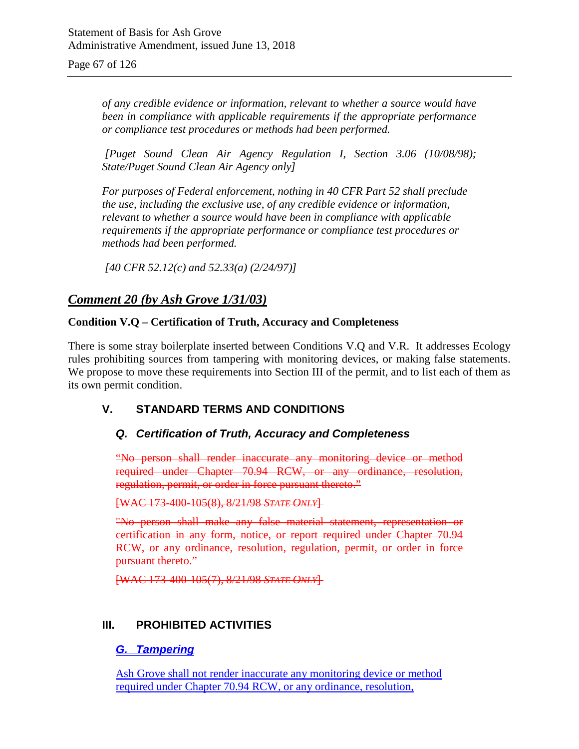*of any credible evidence or information, relevant to whether a source would have been in compliance with applicable requirements if the appropriate performance or compliance test procedures or methods had been performed.*

*[Puget Sound Clean Air Agency Regulation I, Section 3.06 (10/08/98); State/Puget Sound Clean Air Agency only]*

*For purposes of Federal enforcement, nothing in 40 CFR Part 52 shall preclude the use, including the exclusive use, of any credible evidence or information, relevant to whether a source would have been in compliance with applicable requirements if the appropriate performance or compliance test procedures or methods had been performed.*

*[40 CFR 52.12(c) and 52.33(a) (2/24/97)]*

## ***Comment 20 (by Ash Grove 1/31/03)***

**Condition V.Q – Certification of Truth, Accuracy and Completeness**

There is some stray boilerplate inserted between Conditions V.Q and V.R. It addresses Ecology rules prohibiting sources from tampering with monitoring devices, or making false statements. We propose to move these requirements into Section III of the permit, and to list each of them as its own permit condition.

### V. STANDARD TERMS AND CONDITIONS

#### *Q. Certification of Truth, Accuracy and Completeness*

~~"No person shall render inaccurate any monitoring device or method required under Chapter 70.94 RCW, or any ordinance, resolution, regulation, permit, or order in force pursuant thereto."~~

~~[WAC 173-400-105(8), 8/21/98 *STATE ONLY*]~~

~~"No person shall make any false material statement, representation or certification in any form, notice, or report required under Chapter 70.94 RCW, or any ordinance, resolution, regulation, permit, or order in force pursuant thereto."~~

~~[WAC 173-400-105(7), 8/21/98 *STATE ONLY*]~~

### III. PROHIBITED ACTIVITIES

#### *G. Tampering*

Ash Grove shall not render inaccurate any monitoring device or method required under Chapter 70.94 RCW, or any ordinance, resolution,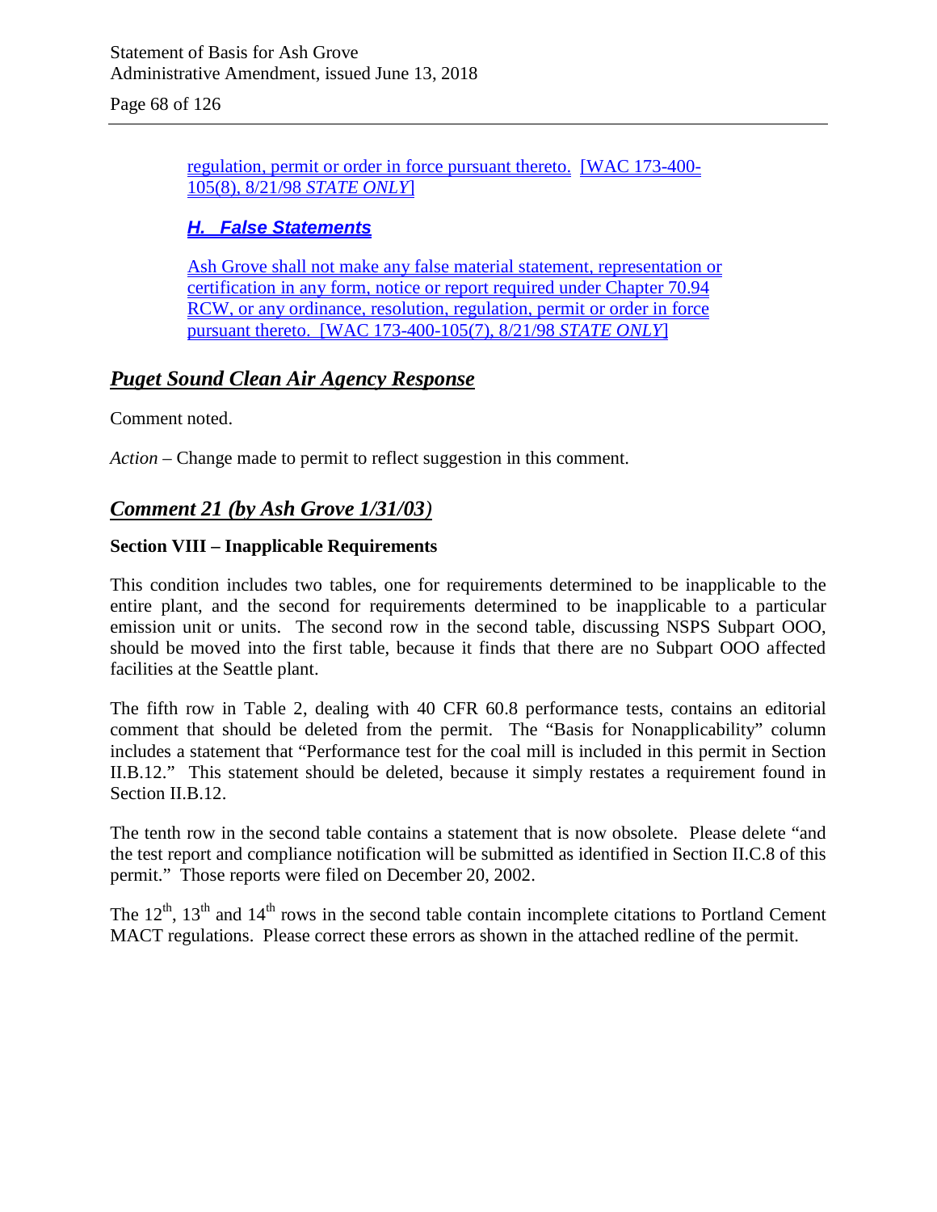regulation, permit or order in force pursuant thereto. [WAC 173-400-105(8), 8/21/98 *STATE ONLY*]

***H. False Statements***

Ash Grove shall not make any false material statement, representation or certification in any form, notice or report required under Chapter 70.94 RCW, or any ordinance, resolution, regulation, permit or order in force pursuant thereto. [WAC 173-400-105(7), 8/21/98 *STATE ONLY*]

## *Puget Sound Clean Air Agency Response*

Comment noted.

*Action* – Change made to permit to reflect suggestion in this comment.

## *Comment 21 (by Ash Grove 1/31/03)*

**Section VIII – Inapplicable Requirements**

This condition includes two tables, one for requirements determined to be inapplicable to the entire plant, and the second for requirements determined to be inapplicable to a particular emission unit or units. The second row in the second table, discussing NSPS Subpart OOO, should be moved into the first table, because it finds that there are no Subpart OOO affected facilities at the Seattle plant.

The fifth row in Table 2, dealing with 40 CFR 60.8 performance tests, contains an editorial comment that should be deleted from the permit. The "Basis for Nonapplicability" column includes a statement that "Performance test for the coal mill is included in this permit in Section II.B.12." This statement should be deleted, because it simply restates a requirement found in Section II.B.12.

The tenth row in the second table contains a statement that is now obsolete. Please delete "and the test report and compliance notification will be submitted as identified in Section II.C.8 of this permit." Those reports were filed on December 20, 2002.

The 12th, 13th and 14th rows in the second table contain incomplete citations to Portland Cement MACT regulations. Please correct these errors as shown in the attached redline of the permit.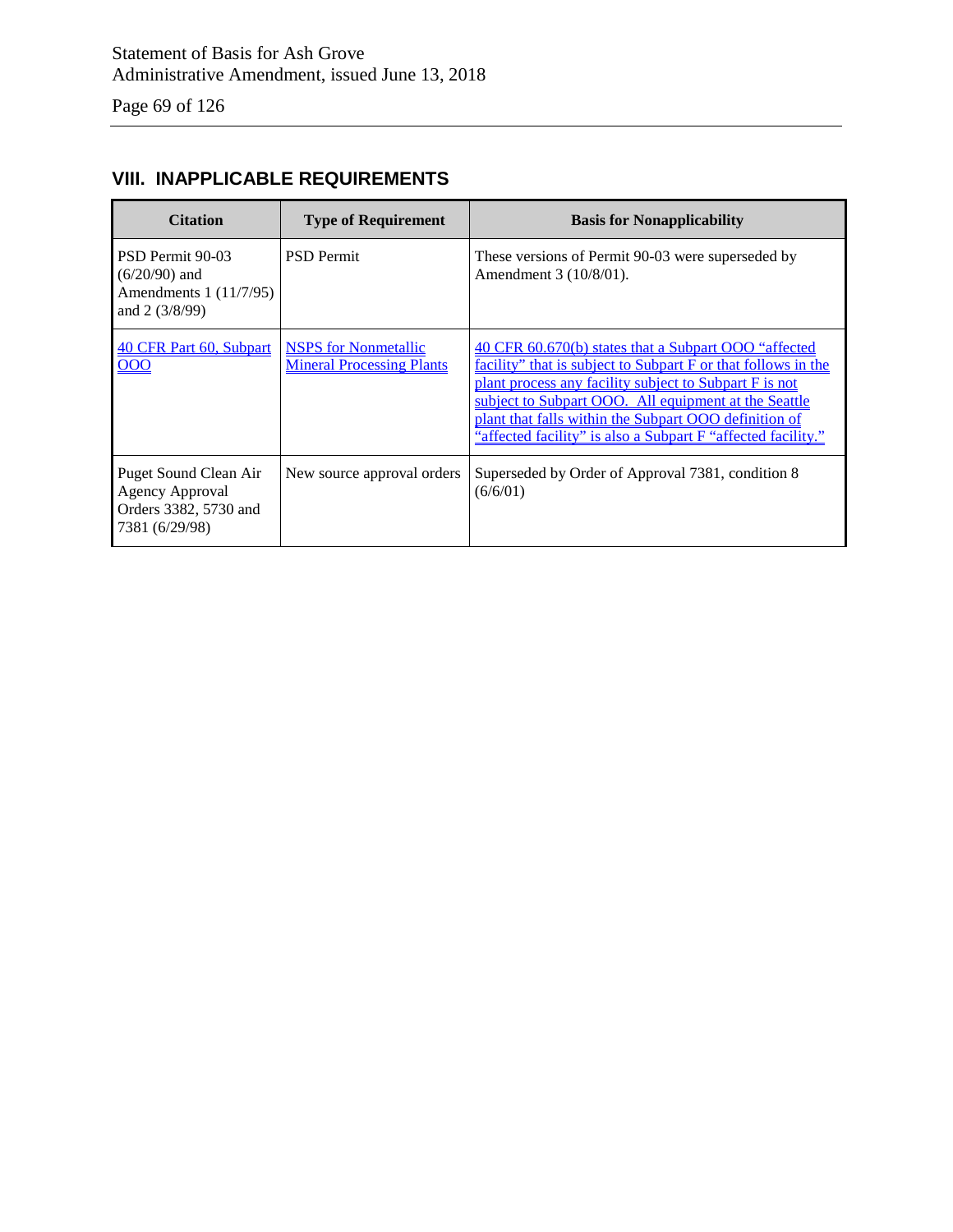## VIII. INAPPLICABLE REQUIREMENTS

| Citation | Type of Requirement | Basis for Nonapplicability |
|---|---|---|
| PSD Permit 90-03 (6/20/90) and Amendments 1 (11/7/95) and 2 (3/8/99) | PSD Permit | These versions of Permit 90-03 were superseded by Amendment 3 (10/8/01). |
| 40 CFR Part 60, Subpart OOO | NSPS for Nonmetallic Mineral Processing Plants | 40 CFR 60.670(b) states that a Subpart OOO “affected facility” that is subject to Subpart F or that follows in the plant process any facility subject to Subpart F is not subject to Subpart OOO. All equipment at the Seattle plant that falls within the Subpart OOO definition of “affected facility” is also a Subpart F “affected facility.” |
| Puget Sound Clean Air Agency Approval Orders 3382, 5730 and 7381 (6/29/98) | New source approval orders | Superseded by Order of Approval 7381, condition 8 (6/6/01) |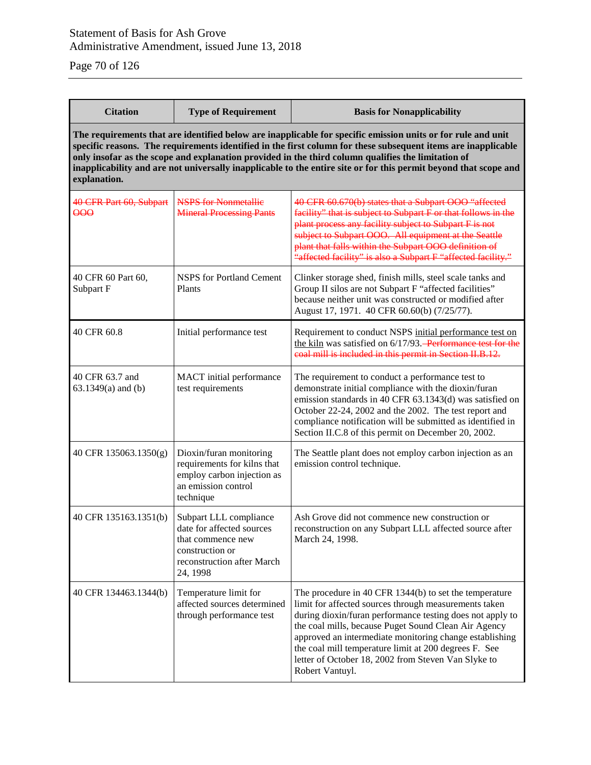| Citation | Type of Requirement | Basis for Nonapplicability |
|---|---|---|
| **The requirements that are identified below are inapplicable for specific emission units or for rule and unit specific reasons. The requirements identified in the first column for these subsequent items are inapplicable only insofar as the scope and explanation provided in the third column qualifies the limitation of inapplicability and are not universally inapplicable to the entire site or for this permit beyond that scope and explanation.** | | |
| ~~40 CFR Part 60, Subpart OOO~~ | ~~NSPS for Nonmetallic Mineral Processing Pants~~ | ~~40 CFR 60.670(b) states that a Subpart OOO "affected facility" that is subject to Subpart F or that follows in the plant process any facility subject to Subpart F is not subject to Subpart OOO. All equipment at the Seattle plant that falls within the Subpart OOO definition of "affected facility" is also a Subpart F "affected facility."~~ |
| 40 CFR 60 Part 60, Subpart F | NSPS for Portland Cement Plants | Clinker storage shed, finish mills, steel scale tanks and Group II silos are not Subpart F "affected facilities" because neither unit was constructed or modified after August 17, 1971. 40 CFR 60.60(b) (7/25/77). |
| 40 CFR 60.8 | Initial performance test | Requirement to conduct NSPS initial performance test on the kiln was satisfied on 6/17/93. ~~Performance test for the coal mill is included in this permit in Section II.B.12.~~ |
| 40 CFR 63.7 and 63.1349(a) and (b) | MACT initial performance test requirements | The requirement to conduct a performance test to demonstrate initial compliance with the dioxin/furan emission standards in 40 CFR 63.1343(d) was satisfied on October 22-24, 2002 and the 2002. The test report and compliance notification will be submitted as identified in Section II.C.8 of this permit on December 20, 2002. |
| 40 CFR 135063.1350(g) | Dioxin/furan monitoring requirements for kilns that employ carbon injection as an emission control technique | The Seattle plant does not employ carbon injection as an emission control technique. |
| 40 CFR 135163.1351(b) | Subpart LLL compliance date for affected sources that commence new construction or reconstruction after March 24, 1998 | Ash Grove did not commence new construction or reconstruction on any Subpart LLL affected source after March 24, 1998. |
| 40 CFR 134463.1344(b) | Temperature limit for affected sources determined through performance test | The procedure in 40 CFR 1344(b) to set the temperature limit for affected sources through measurements taken during dioxin/furan performance testing does not apply to the coal mills, because Puget Sound Clean Air Agency approved an intermediate monitoring change establishing the coal mill temperature limit at 200 degrees F. See letter of October 18, 2002 from Steven Van Slyke to Robert Vantuyl. |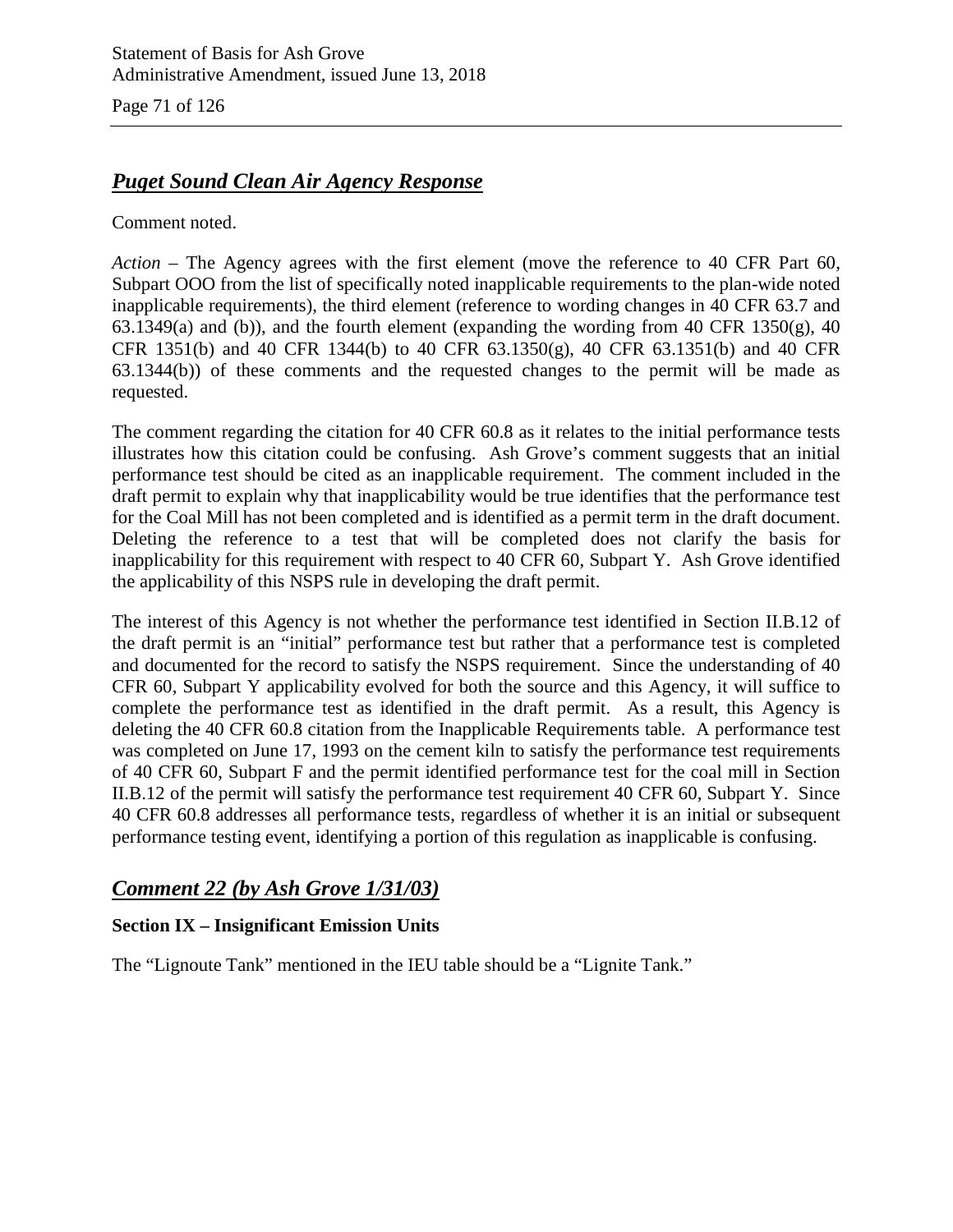## *Puget Sound Clean Air Agency Response*

Comment noted.

*Action* – The Agency agrees with the first element (move the reference to 40 CFR Part 60, Subpart OOO from the list of specifically noted inapplicable requirements to the plan-wide noted inapplicable requirements), the third element (reference to wording changes in 40 CFR 63.7 and 63.1349(a) and (b)), and the fourth element (expanding the wording from 40 CFR 1350(g), 40 CFR 1351(b) and 40 CFR 1344(b) to 40 CFR 63.1350(g), 40 CFR 63.1351(b) and 40 CFR 63.1344(b)) of these comments and the requested changes to the permit will be made as requested.

The comment regarding the citation for 40 CFR 60.8 as it relates to the initial performance tests illustrates how this citation could be confusing. Ash Grove's comment suggests that an initial performance test should be cited as an inapplicable requirement. The comment included in the draft permit to explain why that inapplicability would be true identifies that the performance test for the Coal Mill has not been completed and is identified as a permit term in the draft document. Deleting the reference to a test that will be completed does not clarify the basis for inapplicability for this requirement with respect to 40 CFR 60, Subpart Y. Ash Grove identified the applicability of this NSPS rule in developing the draft permit.

The interest of this Agency is not whether the performance test identified in Section II.B.12 of the draft permit is an "initial" performance test but rather that a performance test is completed and documented for the record to satisfy the NSPS requirement. Since the understanding of 40 CFR 60, Subpart Y applicability evolved for both the source and this Agency, it will suffice to complete the performance test as identified in the draft permit. As a result, this Agency is deleting the 40 CFR 60.8 citation from the Inapplicable Requirements table. A performance test was completed on June 17, 1993 on the cement kiln to satisfy the performance test requirements of 40 CFR 60, Subpart F and the permit identified performance test for the coal mill in Section II.B.12 of the permit will satisfy the performance test requirement 40 CFR 60, Subpart Y. Since 40 CFR 60.8 addresses all performance tests, regardless of whether it is an initial or subsequent performance testing event, identifying a portion of this regulation as inapplicable is confusing.

## *Comment 22 (by Ash Grove 1/31/03)*

**Section IX – Insignificant Emission Units**

The "Lignoute Tank" mentioned in the IEU table should be a "Lignite Tank."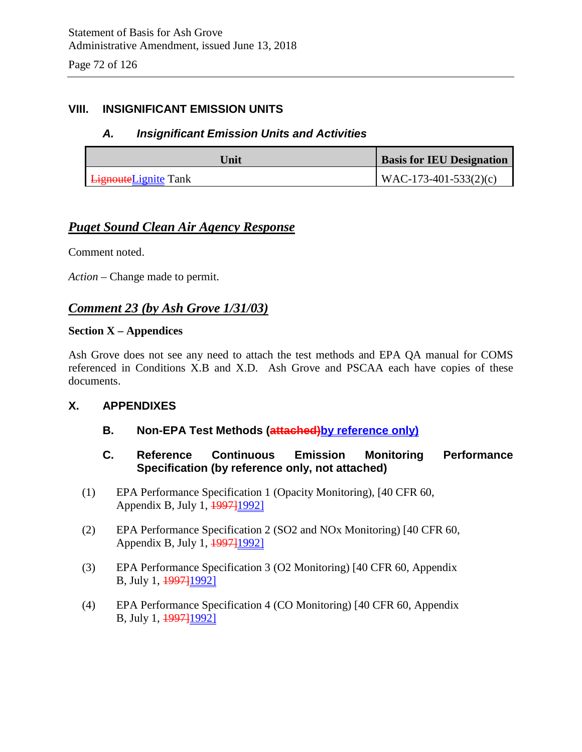## VIII. INSIGNIFICANT EMISSION UNITS

### *A. Insignificant Emission Units and Activities*

| Unit | Basis for IEU Designation |
|---|---|
| ~~Lignoute~~Lignite Tank | WAC-173-401-533(2)(c) |

## *Puget Sound Clean Air Agency Response*

Comment noted.

*Action* – Change made to permit.

## *Comment 23 (by Ash Grove 1/31/03)*

**Section X – Appendices**

Ash Grove does not see any need to attach the test methods and EPA QA manual for COMS referenced in Conditions X.B and X.D. Ash Grove and PSCAA each have copies of these documents.

## X. APPENDIXES

### B. Non-EPA Test Methods (~~attached)~~by reference only)

### C. Reference Continuous Emission Monitoring Performance Specification (by reference only, not attached)

(1) EPA Performance Specification 1 (Opacity Monitoring), [40 CFR 60, Appendix B, July 1, ~~1997]~~1992]

(2) EPA Performance Specification 2 (SO2 and NOx Monitoring) [40 CFR 60, Appendix B, July 1, ~~1997]~~1992]

(3) EPA Performance Specification 3 (O2 Monitoring) [40 CFR 60, Appendix B, July 1, ~~1997]~~1992]

(4) EPA Performance Specification 4 (CO Monitoring) [40 CFR 60, Appendix B, July 1, ~~1997]~~1992]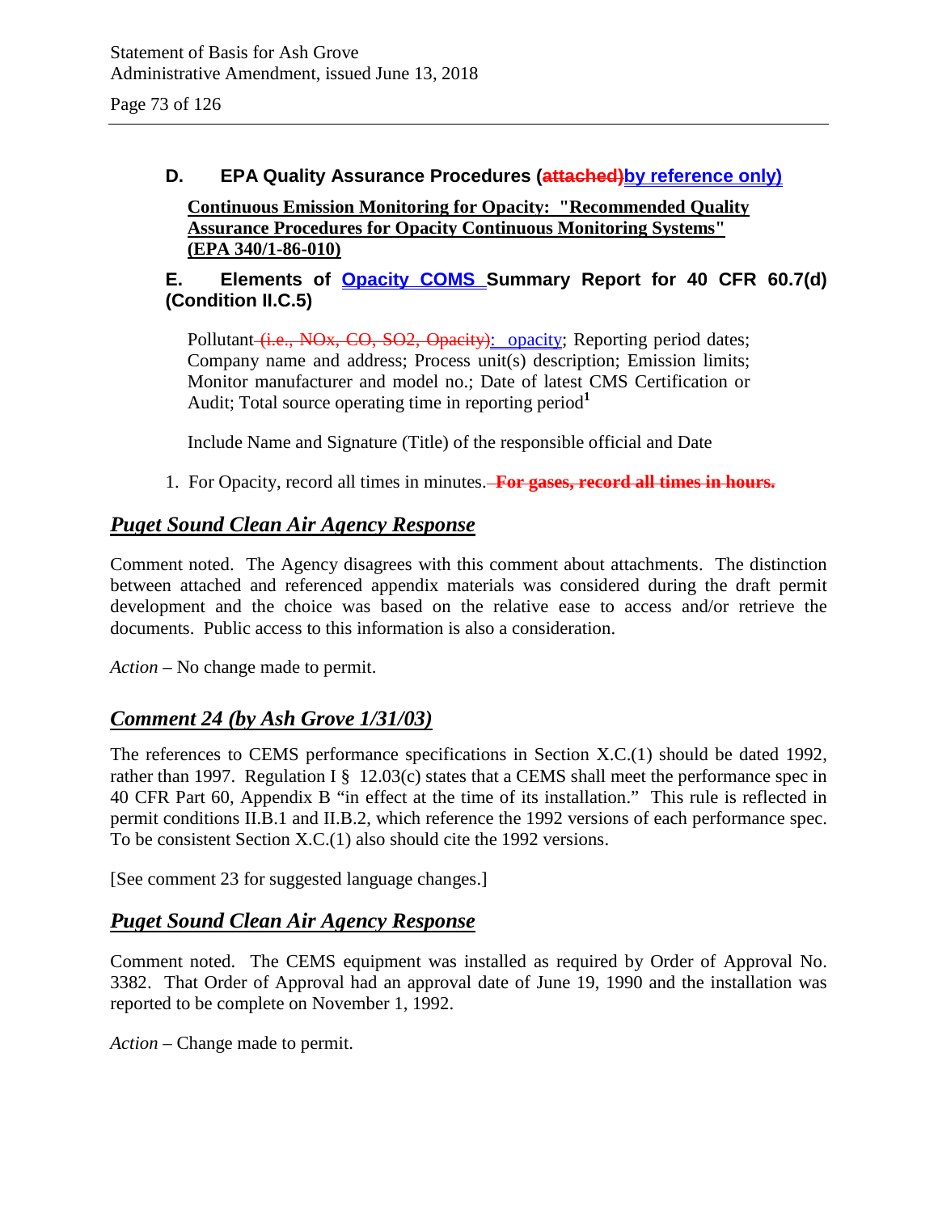**D. EPA Quality Assurance Procedures (~~attached)~~by reference only)**

**Continuous Emission Monitoring for Opacity: "Recommended Quality Assurance Procedures for Opacity Continuous Monitoring Systems" (EPA 340/1-86-010)**

**E. Elements of Opacity COMS Summary Report for 40 CFR 60.7(d) (Condition II.C.5)**

Pollutant ~~(i.e., NOx, CO, SO2, Opacity)~~: opacity; Reporting period dates; Company name and address; Process unit(s) description; Emission limits; Monitor manufacturer and model no.; Date of latest CMS Certification or Audit; Total source operating time in reporting period[1]

Include Name and Signature (Title) of the responsible official and Date

1. For Opacity, record all times in minutes. ~~**For gases, record all times in hours.**~~

## *Puget Sound Clean Air Agency Response*

Comment noted. The Agency disagrees with this comment about attachments. The distinction between attached and referenced appendix materials was considered during the draft permit development and the choice was based on the relative ease to access and/or retrieve the documents. Public access to this information is also a consideration.

*Action* – No change made to permit.

## *Comment 24 (by Ash Grove 1/31/03)*

The references to CEMS performance specifications in Section X.C.(1) should be dated 1992, rather than 1997. Regulation I § 12.03(c) states that a CEMS shall meet the performance spec in 40 CFR Part 60, Appendix B "in effect at the time of its installation." This rule is reflected in permit conditions II.B.1 and II.B.2, which reference the 1992 versions of each performance spec. To be consistent Section X.C.(1) also should cite the 1992 versions.

[See comment 23 for suggested language changes.]

## *Puget Sound Clean Air Agency Response*

Comment noted. The CEMS equipment was installed as required by Order of Approval No. 3382. That Order of Approval had an approval date of June 19, 1990 and the installation was reported to be complete on November 1, 1992.

*Action* – Change made to permit.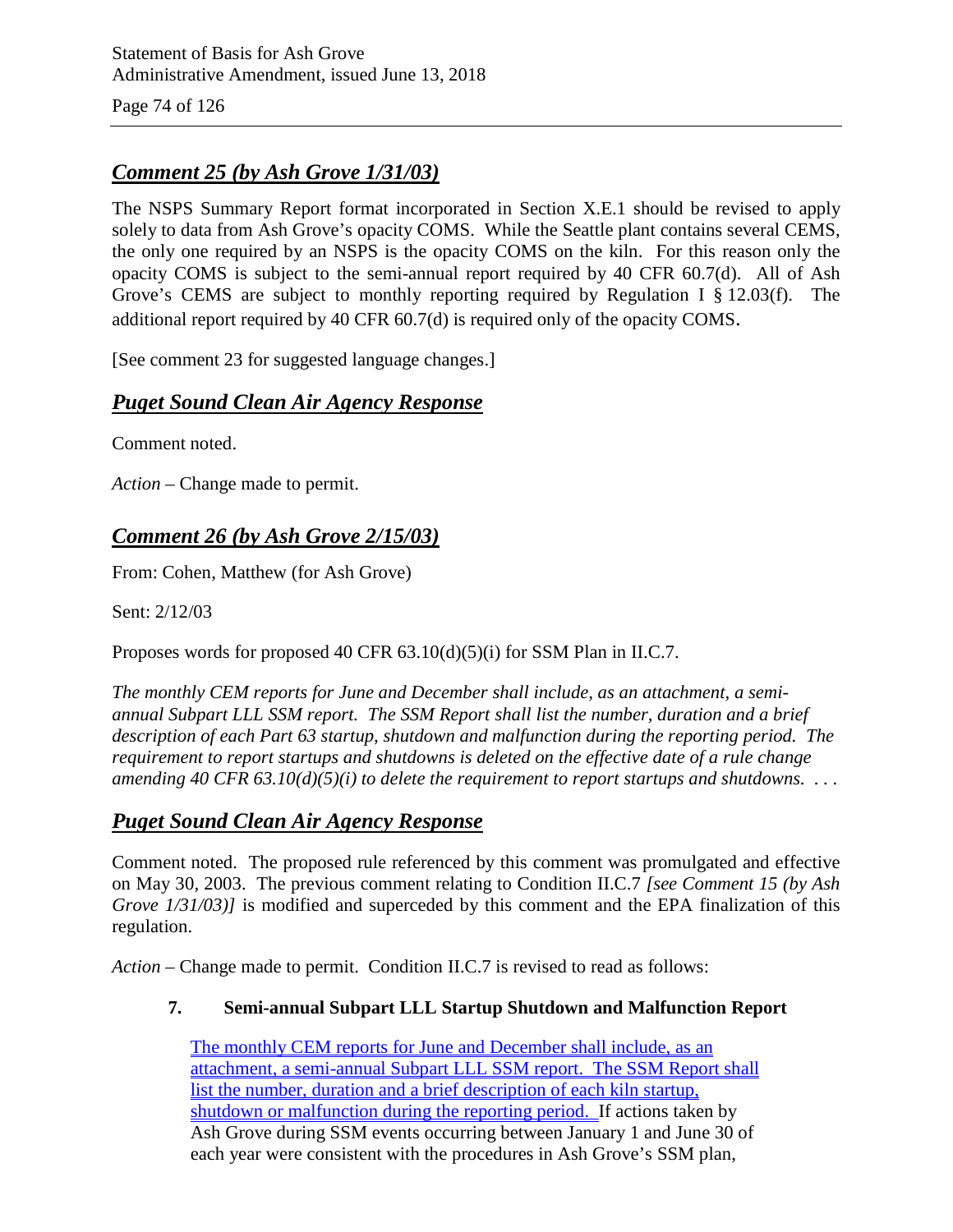## *Comment 25 (by Ash Grove 1/31/03)*

The NSPS Summary Report format incorporated in Section X.E.1 should be revised to apply solely to data from Ash Grove's opacity COMS. While the Seattle plant contains several CEMS, the only one required by an NSPS is the opacity COMS on the kiln. For this reason only the opacity COMS is subject to the semi-annual report required by 40 CFR 60.7(d). All of Ash Grove's CEMS are subject to monthly reporting required by Regulation I § 12.03(f). The additional report required by 40 CFR 60.7(d) is required only of the opacity COMS.

[See comment 23 for suggested language changes.]

## *Puget Sound Clean Air Agency Response*

Comment noted.

*Action* – Change made to permit.

## *Comment 26 (by Ash Grove 2/15/03)*

From: Cohen, Matthew (for Ash Grove)

Sent: 2/12/03

Proposes words for proposed 40 CFR 63.10(d)(5)(i) for SSM Plan in II.C.7.

*The monthly CEM reports for June and December shall include, as an attachment, a semi-annual Subpart LLL SSM report. The SSM Report shall list the number, duration and a brief description of each Part 63 startup, shutdown and malfunction during the reporting period. The requirement to report startups and shutdowns is deleted on the effective date of a rule change amending 40 CFR 63.10(d)(5)(i) to delete the requirement to report startups and shutdowns. . . .*

## *Puget Sound Clean Air Agency Response*

Comment noted. The proposed rule referenced by this comment was promulgated and effective on May 30, 2003. The previous comment relating to Condition II.C.7 *[see Comment 15 (by Ash Grove 1/31/03)]* is modified and superceded by this comment and the EPA finalization of this regulation.

*Action* – Change made to permit. Condition II.C.7 is revised to read as follows:

**7. Semi-annual Subpart LLL Startup Shutdown and Malfunction Report**

The monthly CEM reports for June and December shall include, as an attachment, a semi-annual Subpart LLL SSM report. The SSM Report shall list the number, duration and a brief description of each kiln startup, shutdown or malfunction during the reporting period. If actions taken by Ash Grove during SSM events occurring between January 1 and June 30 of each year were consistent with the procedures in Ash Grove's SSM plan,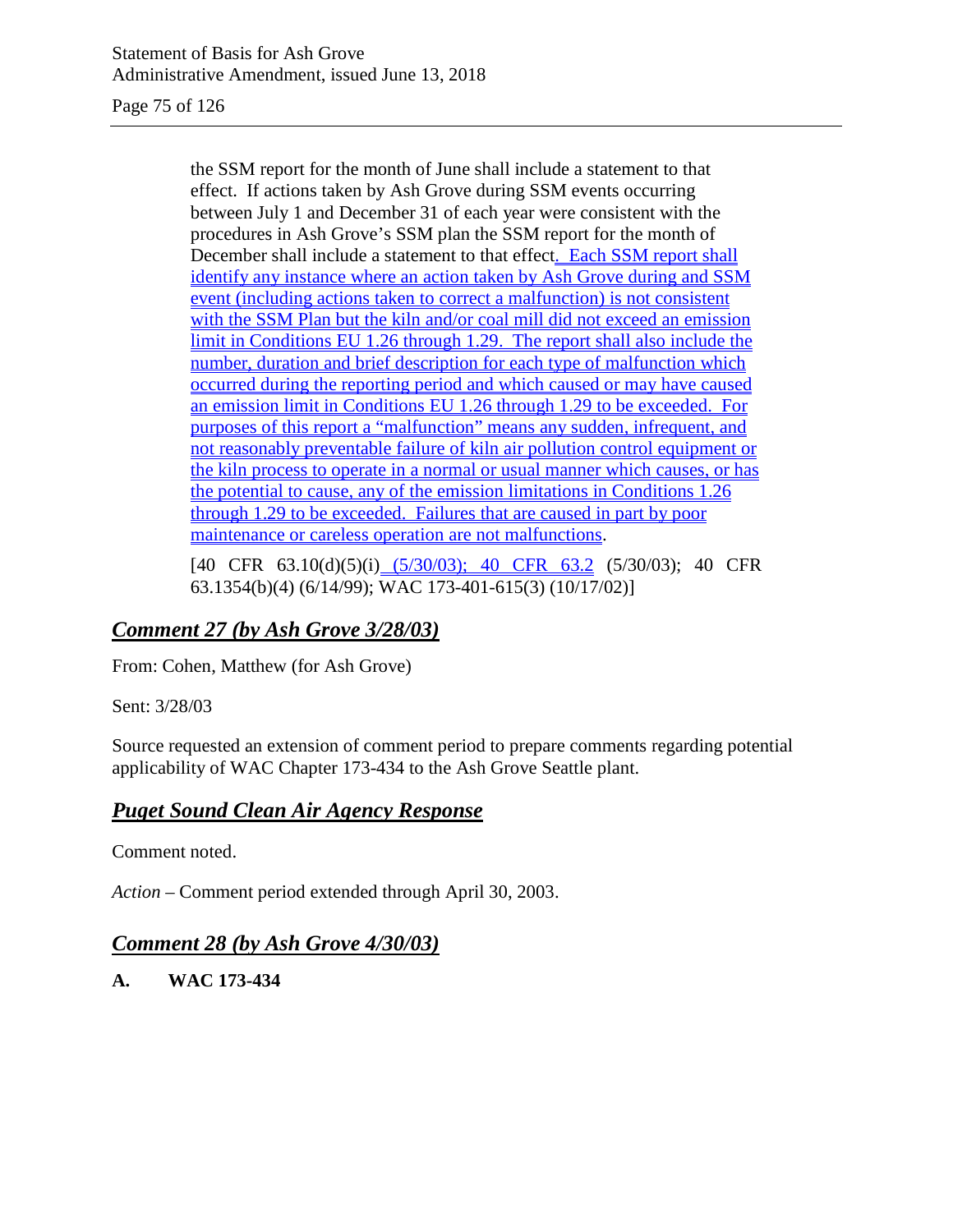the SSM report for the month of June shall include a statement to that effect. If actions taken by Ash Grove during SSM events occurring between July 1 and December 31 of each year were consistent with the procedures in Ash Grove's SSM plan the SSM report for the month of December shall include a statement to that effect. Each SSM report shall identify any instance where an action taken by Ash Grove during and SSM event (including actions taken to correct a malfunction) is not consistent with the SSM Plan but the kiln and/or coal mill did not exceed an emission limit in Conditions EU 1.26 through 1.29. The report shall also include the number, duration and brief description for each type of malfunction which occurred during the reporting period and which caused or may have caused an emission limit in Conditions EU 1.26 through 1.29 to be exceeded. For purposes of this report a "malfunction" means any sudden, infrequent, and not reasonably preventable failure of kiln air pollution control equipment or the kiln process to operate in a normal or usual manner which causes, or has the potential to cause, any of the emission limitations in Conditions 1.26 through 1.29 to be exceeded. Failures that are caused in part by poor maintenance or careless operation are not malfunctions.

[40 CFR 63.10(d)(5)(i) (5/30/03); 40 CFR 63.2 (5/30/03); 40 CFR 63.1354(b)(4) (6/14/99); WAC 173-401-615(3) (10/17/02)]

## *Comment 27 (by Ash Grove 3/28/03)*

From: Cohen, Matthew (for Ash Grove)

Sent: 3/28/03

Source requested an extension of comment period to prepare comments regarding potential applicability of WAC Chapter 173-434 to the Ash Grove Seattle plant.

## *Puget Sound Clean Air Agency Response*

Comment noted.

*Action* – Comment period extended through April 30, 2003.

## *Comment 28 (by Ash Grove 4/30/03)*

**A. WAC 173-434**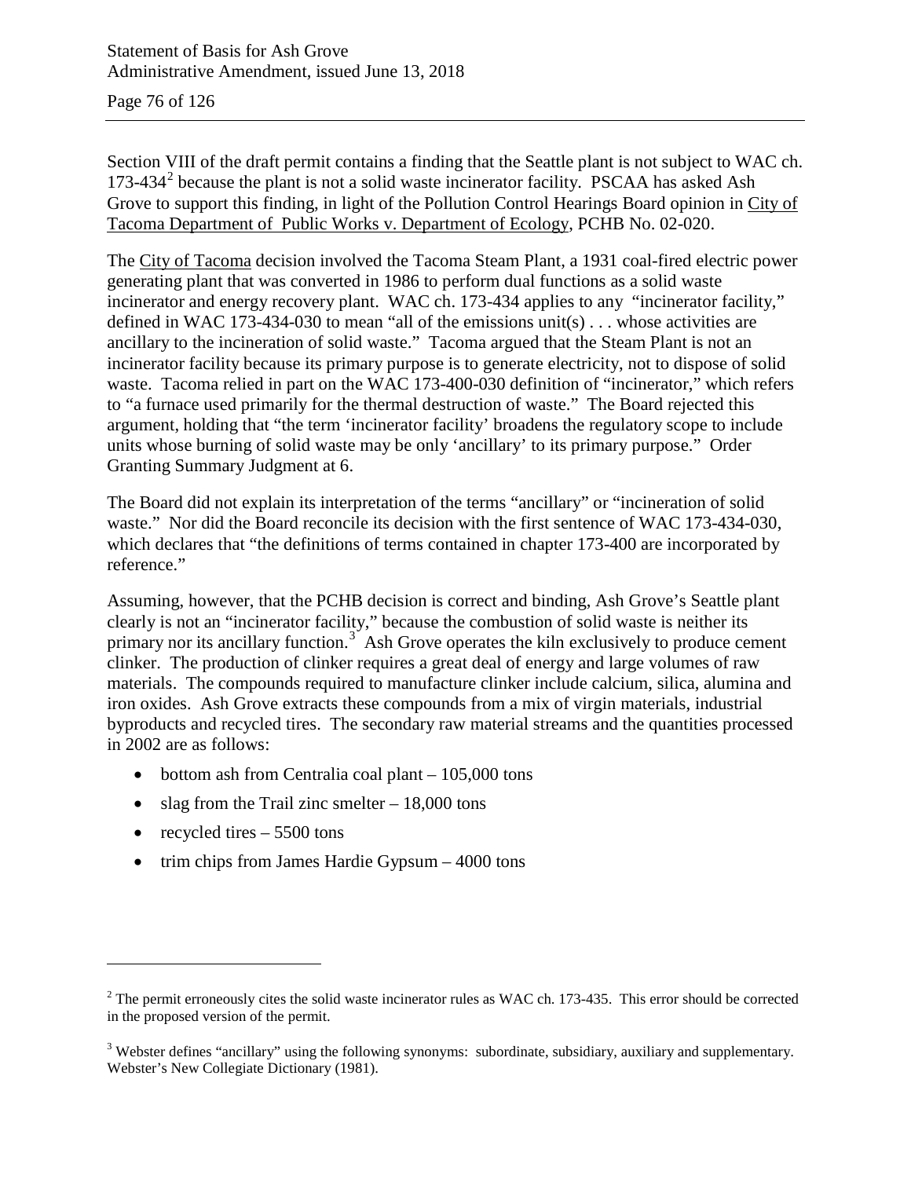Section VIII of the draft permit contains a finding that the Seattle plant is not subject to WAC ch. 173-434[2] because the plant is not a solid waste incinerator facility. PSCAA has asked Ash Grove to support this finding, in light of the Pollution Control Hearings Board opinion in City of Tacoma Department of Public Works v. Department of Ecology, PCHB No. 02-020.

The City of Tacoma decision involved the Tacoma Steam Plant, a 1931 coal-fired electric power generating plant that was converted in 1986 to perform dual functions as a solid waste incinerator and energy recovery plant. WAC ch. 173-434 applies to any "incinerator facility," defined in WAC 173-434-030 to mean "all of the emissions unit(s) . . . whose activities are ancillary to the incineration of solid waste." Tacoma argued that the Steam Plant is not an incinerator facility because its primary purpose is to generate electricity, not to dispose of solid waste. Tacoma relied in part on the WAC 173-400-030 definition of "incinerator," which refers to "a furnace used primarily for the thermal destruction of waste." The Board rejected this argument, holding that "the term 'incinerator facility' broadens the regulatory scope to include units whose burning of solid waste may be only 'ancillary' to its primary purpose." Order Granting Summary Judgment at 6.

The Board did not explain its interpretation of the terms "ancillary" or "incineration of solid waste." Nor did the Board reconcile its decision with the first sentence of WAC 173-434-030, which declares that "the definitions of terms contained in chapter 173-400 are incorporated by reference."

Assuming, however, that the PCHB decision is correct and binding, Ash Grove's Seattle plant clearly is not an "incinerator facility," because the combustion of solid waste is neither its primary nor its ancillary function.[3] Ash Grove operates the kiln exclusively to produce cement clinker. The production of clinker requires a great deal of energy and large volumes of raw materials. The compounds required to manufacture clinker include calcium, silica, alumina and iron oxides. Ash Grove extracts these compounds from a mix of virgin materials, industrial byproducts and recycled tires. The secondary raw material streams and the quantities processed in 2002 are as follows:

- bottom ash from Centralia coal plant – 105,000 tons
- slag from the Trail zinc smelter – 18,000 tons
- recycled tires – 5500 tons
- trim chips from James Hardie Gypsum – 4000 tons

---

[2] The permit erroneously cites the solid waste incinerator rules as WAC ch. 173-435. This error should be corrected in the proposed version of the permit.

[3] Webster defines "ancillary" using the following synonyms: subordinate, subsidiary, auxiliary and supplementary. Webster's New Collegiate Dictionary (1981).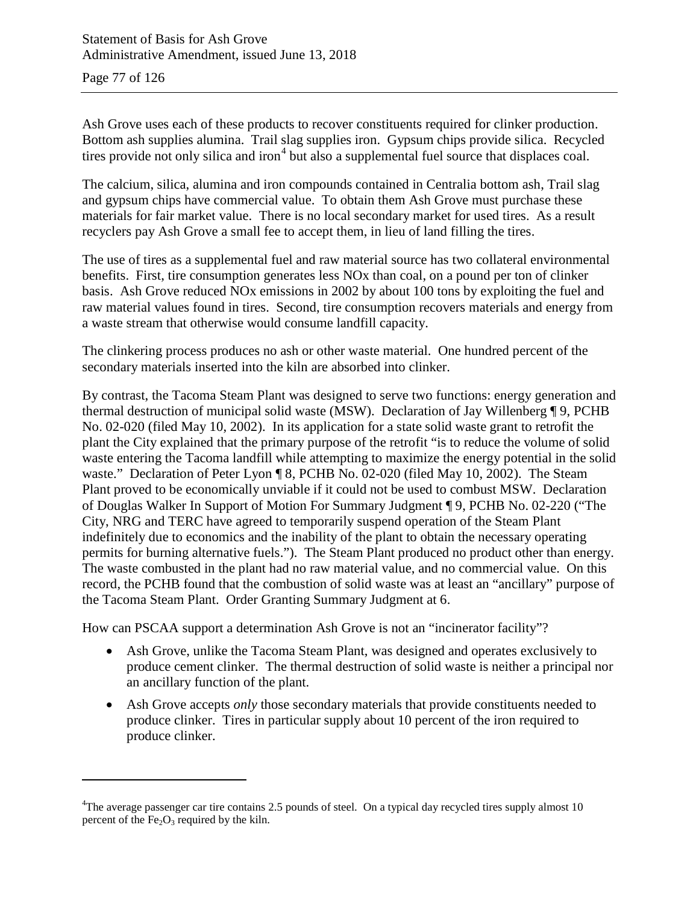Ash Grove uses each of these products to recover constituents required for clinker production. Bottom ash supplies alumina. Trail slag supplies iron. Gypsum chips provide silica. Recycled tires provide not only silica and iron[4] but also a supplemental fuel source that displaces coal.

The calcium, silica, alumina and iron compounds contained in Centralia bottom ash, Trail slag and gypsum chips have commercial value. To obtain them Ash Grove must purchase these materials for fair market value. There is no local secondary market for used tires. As a result recyclers pay Ash Grove a small fee to accept them, in lieu of land filling the tires.

The use of tires as a supplemental fuel and raw material source has two collateral environmental benefits. First, tire consumption generates less NOx than coal, on a pound per ton of clinker basis. Ash Grove reduced NOx emissions in 2002 by about 100 tons by exploiting the fuel and raw material values found in tires. Second, tire consumption recovers materials and energy from a waste stream that otherwise would consume landfill capacity.

The clinkering process produces no ash or other waste material. One hundred percent of the secondary materials inserted into the kiln are absorbed into clinker.

By contrast, the Tacoma Steam Plant was designed to serve two functions: energy generation and thermal destruction of municipal solid waste (MSW). Declaration of Jay Willenberg ¶ 9, PCHB No. 02-020 (filed May 10, 2002). In its application for a state solid waste grant to retrofit the plant the City explained that the primary purpose of the retrofit "is to reduce the volume of solid waste entering the Tacoma landfill while attempting to maximize the energy potential in the solid waste." Declaration of Peter Lyon ¶ 8, PCHB No. 02-020 (filed May 10, 2002). The Steam Plant proved to be economically unviable if it could not be used to combust MSW. Declaration of Douglas Walker In Support of Motion For Summary Judgment ¶ 9, PCHB No. 02-220 ("The City, NRG and TERC have agreed to temporarily suspend operation of the Steam Plant indefinitely due to economics and the inability of the plant to obtain the necessary operating permits for burning alternative fuels."). The Steam Plant produced no product other than energy. The waste combusted in the plant had no raw material value, and no commercial value. On this record, the PCHB found that the combustion of solid waste was at least an "ancillary" purpose of the Tacoma Steam Plant. Order Granting Summary Judgment at 6.

How can PSCAA support a determination Ash Grove is not an "incinerator facility"?

- Ash Grove, unlike the Tacoma Steam Plant, was designed and operates exclusively to produce cement clinker. The thermal destruction of solid waste is neither a principal nor an ancillary function of the plant.
- Ash Grove accepts *only* those secondary materials that provide constituents needed to produce clinker. Tires in particular supply about 10 percent of the iron required to produce clinker.

---

[4] The average passenger car tire contains 2.5 pounds of steel. On a typical day recycled tires supply almost 10 percent of the $Fe_2O_3$ required by the kiln.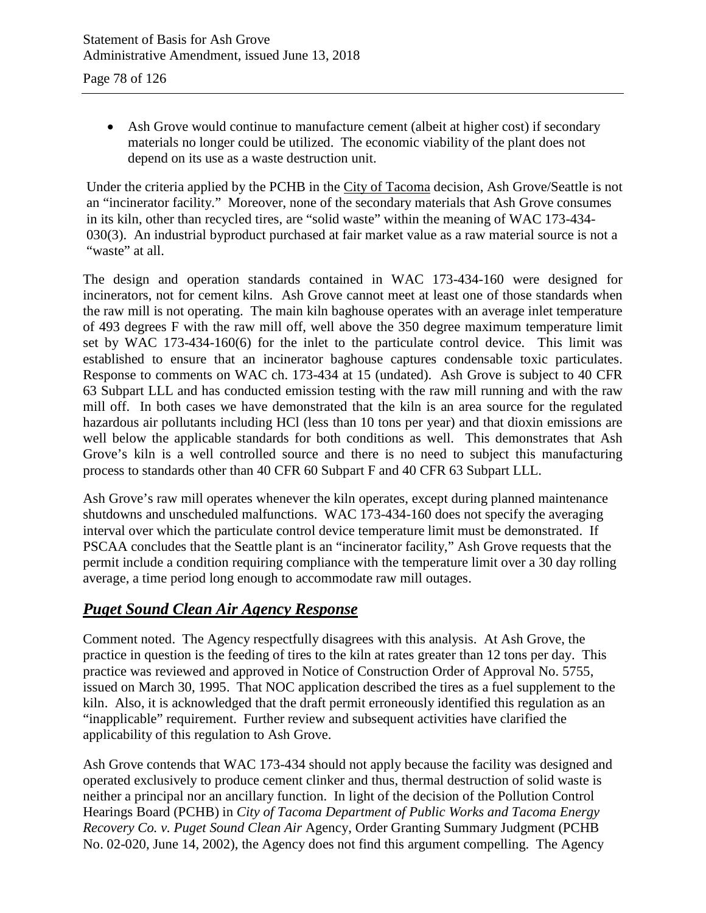- Ash Grove would continue to manufacture cement (albeit at higher cost) if secondary materials no longer could be utilized. The economic viability of the plant does not depend on its use as a waste destruction unit.

Under the criteria applied by the PCHB in the City of Tacoma decision, Ash Grove/Seattle is not an "incinerator facility." Moreover, none of the secondary materials that Ash Grove consumes in its kiln, other than recycled tires, are "solid waste" within the meaning of WAC 173-434-030(3). An industrial byproduct purchased at fair market value as a raw material source is not a "waste" at all.

The design and operation standards contained in WAC 173-434-160 were designed for incinerators, not for cement kilns. Ash Grove cannot meet at least one of those standards when the raw mill is not operating. The main kiln baghouse operates with an average inlet temperature of 493 degrees F with the raw mill off, well above the 350 degree maximum temperature limit set by WAC 173-434-160(6) for the inlet to the particulate control device. This limit was established to ensure that an incinerator baghouse captures condensable toxic particulates. Response to comments on WAC ch. 173-434 at 15 (undated). Ash Grove is subject to 40 CFR 63 Subpart LLL and has conducted emission testing with the raw mill running and with the raw mill off. In both cases we have demonstrated that the kiln is an area source for the regulated hazardous air pollutants including HCl (less than 10 tons per year) and that dioxin emissions are well below the applicable standards for both conditions as well. This demonstrates that Ash Grove's kiln is a well controlled source and there is no need to subject this manufacturing process to standards other than 40 CFR 60 Subpart F and 40 CFR 63 Subpart LLL.

Ash Grove's raw mill operates whenever the kiln operates, except during planned maintenance shutdowns and unscheduled malfunctions. WAC 173-434-160 does not specify the averaging interval over which the particulate control device temperature limit must be demonstrated. If PSCAA concludes that the Seattle plant is an "incinerator facility," Ash Grove requests that the permit include a condition requiring compliance with the temperature limit over a 30 day rolling average, a time period long enough to accommodate raw mill outages.

## ***Puget Sound Clean Air Agency Response***

Comment noted. The Agency respectfully disagrees with this analysis. At Ash Grove, the practice in question is the feeding of tires to the kiln at rates greater than 12 tons per day. This practice was reviewed and approved in Notice of Construction Order of Approval No. 5755, issued on March 30, 1995. That NOC application described the tires as a fuel supplement to the kiln. Also, it is acknowledged that the draft permit erroneously identified this regulation as an "inapplicable" requirement. Further review and subsequent activities have clarified the applicability of this regulation to Ash Grove.

Ash Grove contends that WAC 173-434 should not apply because the facility was designed and operated exclusively to produce cement clinker and thus, thermal destruction of solid waste is neither a principal nor an ancillary function. In light of the decision of the Pollution Control Hearings Board (PCHB) in *City of Tacoma Department of Public Works and Tacoma Energy Recovery Co. v. Puget Sound Clean Air* Agency, Order Granting Summary Judgment (PCHB No. 02-020, June 14, 2002), the Agency does not find this argument compelling. The Agency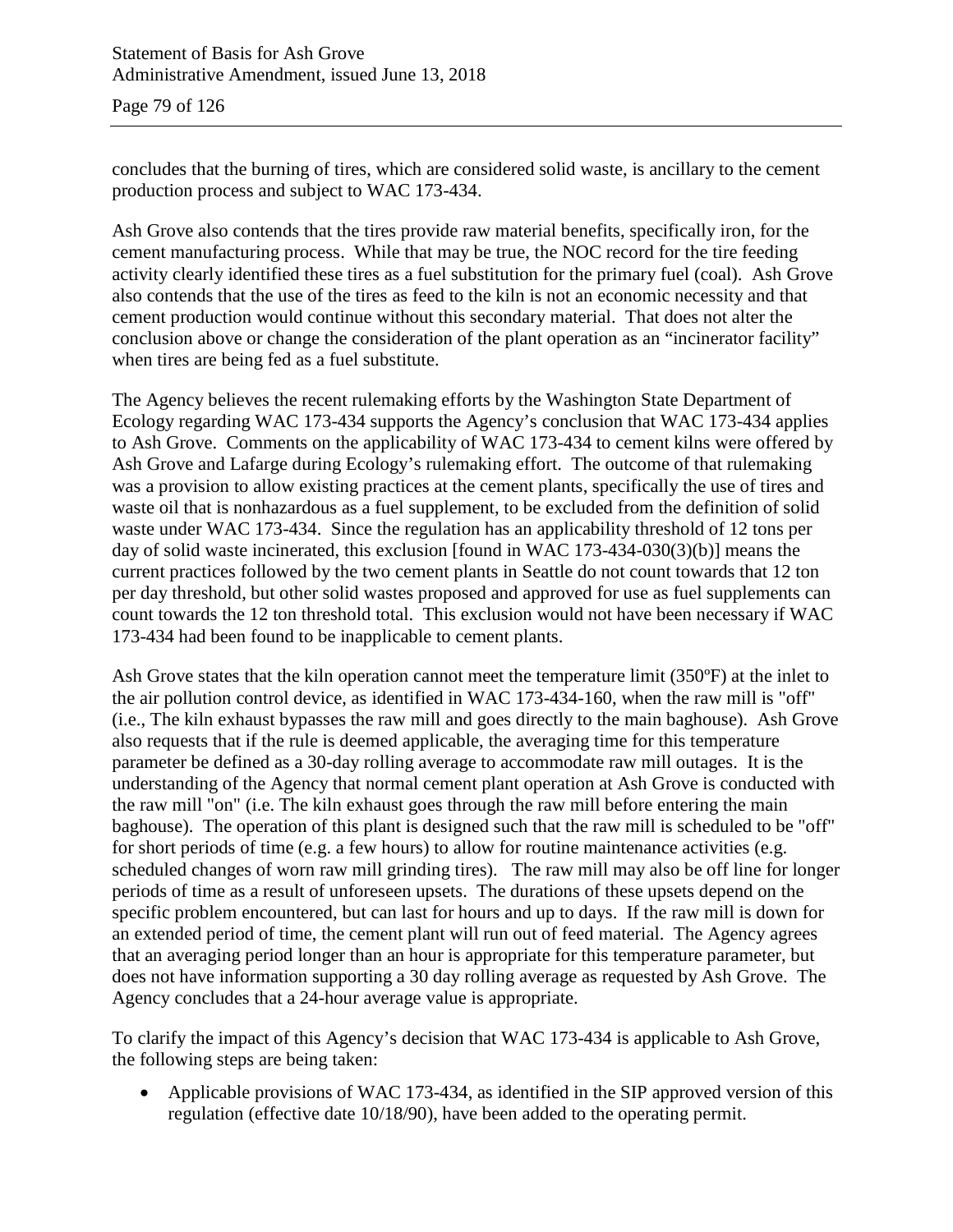concludes that the burning of tires, which are considered solid waste, is ancillary to the cement production process and subject to WAC 173-434.

Ash Grove also contends that the tires provide raw material benefits, specifically iron, for the cement manufacturing process. While that may be true, the NOC record for the tire feeding activity clearly identified these tires as a fuel substitution for the primary fuel (coal). Ash Grove also contends that the use of the tires as feed to the kiln is not an economic necessity and that cement production would continue without this secondary material. That does not alter the conclusion above or change the consideration of the plant operation as an "incinerator facility" when tires are being fed as a fuel substitute.

The Agency believes the recent rulemaking efforts by the Washington State Department of Ecology regarding WAC 173-434 supports the Agency's conclusion that WAC 173-434 applies to Ash Grove. Comments on the applicability of WAC 173-434 to cement kilns were offered by Ash Grove and Lafarge during Ecology's rulemaking effort. The outcome of that rulemaking was a provision to allow existing practices at the cement plants, specifically the use of tires and waste oil that is nonhazardous as a fuel supplement, to be excluded from the definition of solid waste under WAC 173-434. Since the regulation has an applicability threshold of 12 tons per day of solid waste incinerated, this exclusion [found in WAC 173-434-030(3)(b)] means the current practices followed by the two cement plants in Seattle do not count towards that 12 ton per day threshold, but other solid wastes proposed and approved for use as fuel supplements can count towards the 12 ton threshold total. This exclusion would not have been necessary if WAC 173-434 had been found to be inapplicable to cement plants.

Ash Grove states that the kiln operation cannot meet the temperature limit (350ºF) at the inlet to the air pollution control device, as identified in WAC 173-434-160, when the raw mill is "off" (i.e., The kiln exhaust bypasses the raw mill and goes directly to the main baghouse). Ash Grove also requests that if the rule is deemed applicable, the averaging time for this temperature parameter be defined as a 30-day rolling average to accommodate raw mill outages. It is the understanding of the Agency that normal cement plant operation at Ash Grove is conducted with the raw mill "on" (i.e. The kiln exhaust goes through the raw mill before entering the main baghouse). The operation of this plant is designed such that the raw mill is scheduled to be "off" for short periods of time (e.g. a few hours) to allow for routine maintenance activities (e.g. scheduled changes of worn raw mill grinding tires). The raw mill may also be off line for longer periods of time as a result of unforeseen upsets. The durations of these upsets depend on the specific problem encountered, but can last for hours and up to days. If the raw mill is down for an extended period of time, the cement plant will run out of feed material. The Agency agrees that an averaging period longer than an hour is appropriate for this temperature parameter, but does not have information supporting a 30 day rolling average as requested by Ash Grove. The Agency concludes that a 24-hour average value is appropriate.

To clarify the impact of this Agency's decision that WAC 173-434 is applicable to Ash Grove, the following steps are being taken:

- Applicable provisions of WAC 173-434, as identified in the SIP approved version of this regulation (effective date 10/18/90), have been added to the operating permit.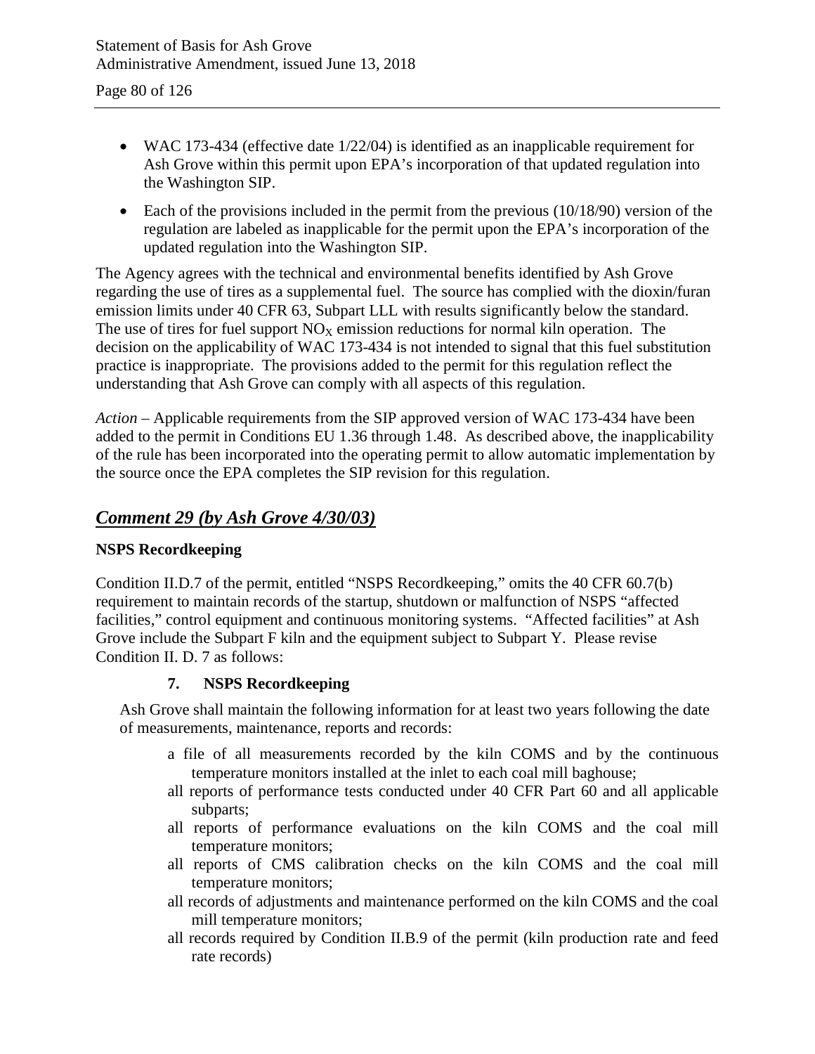- WAC 173-434 (effective date 1/22/04) is identified as an inapplicable requirement for Ash Grove within this permit upon EPA's incorporation of that updated regulation into the Washington SIP.
- Each of the provisions included in the permit from the previous (10/18/90) version of the regulation are labeled as inapplicable for the permit upon the EPA's incorporation of the updated regulation into the Washington SIP.

The Agency agrees with the technical and environmental benefits identified by Ash Grove regarding the use of tires as a supplemental fuel. The source has complied with the dioxin/furan emission limits under 40 CFR 63, Subpart LLL with results significantly below the standard. The use of tires for fuel support $NO_X$ emission reductions for normal kiln operation. The decision on the applicability of WAC 173-434 is not intended to signal that this fuel substitution practice is inappropriate. The provisions added to the permit for this regulation reflect the understanding that Ash Grove can comply with all aspects of this regulation.

*Action* – Applicable requirements from the SIP approved version of WAC 173-434 have been added to the permit in Conditions EU 1.36 through 1.48. As described above, the inapplicability of the rule has been incorporated into the operating permit to allow automatic implementation by the source once the EPA completes the SIP revision for this regulation.

## *Comment 29 (by Ash Grove 4/30/03)*

**NSPS Recordkeeping**

Condition II.D.7 of the permit, entitled "NSPS Recordkeeping," omits the 40 CFR 60.7(b) requirement to maintain records of the startup, shutdown or malfunction of NSPS "affected facilities," control equipment and continuous monitoring systems. "Affected facilities" at Ash Grove include the Subpart F kiln and the equipment subject to Subpart Y. Please revise Condition II. D. 7 as follows:

**7. NSPS Recordkeeping**

Ash Grove shall maintain the following information for at least two years following the date of measurements, maintenance, reports and records:

- a file of all measurements recorded by the kiln COMS and by the continuous temperature monitors installed at the inlet to each coal mill baghouse;
- all reports of performance tests conducted under 40 CFR Part 60 and all applicable subparts;
- all reports of performance evaluations on the kiln COMS and the coal mill temperature monitors;
- all reports of CMS calibration checks on the kiln COMS and the coal mill temperature monitors;
- all records of adjustments and maintenance performed on the kiln COMS and the coal mill temperature monitors;
- all records required by Condition II.B.9 of the permit (kiln production rate and feed rate records)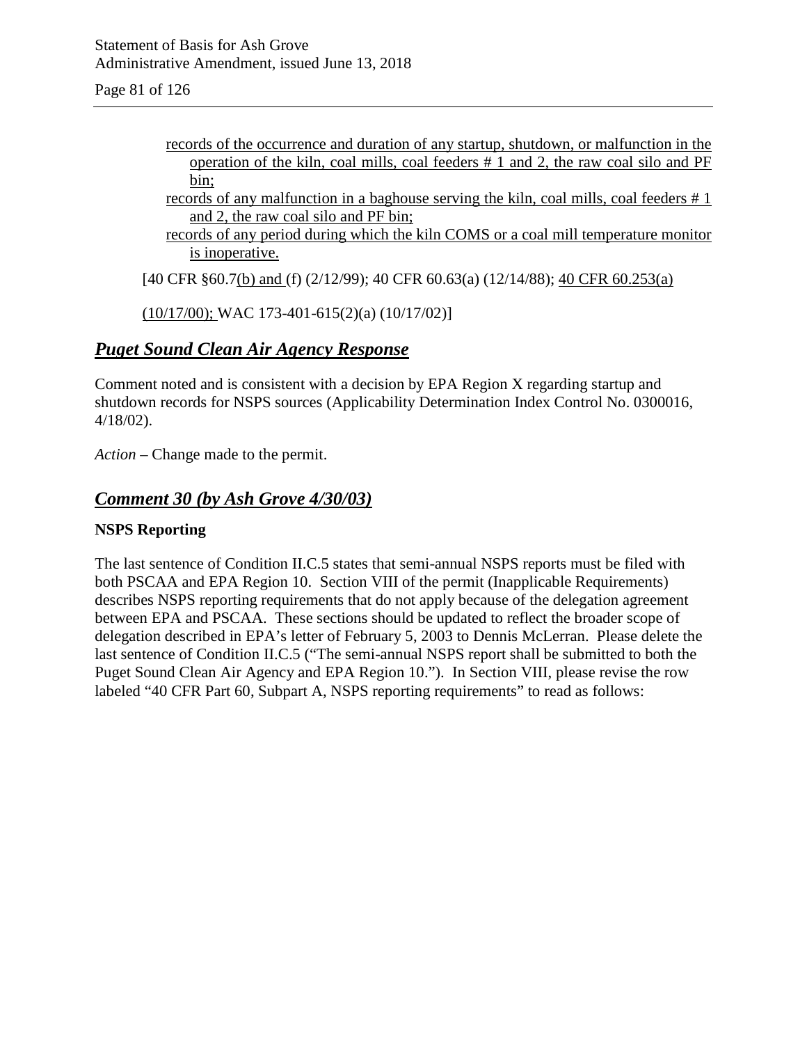records of the occurrence and duration of any startup, shutdown, or malfunction in the operation of the kiln, coal mills, coal feeders # 1 and 2, the raw coal silo and PF bin;

records of any malfunction in a baghouse serving the kiln, coal mills, coal feeders # 1 and 2, the raw coal silo and PF bin;

records of any period during which the kiln COMS or a coal mill temperature monitor is inoperative.

[40 CFR §60.7(b) and (f) (2/12/99); 40 CFR 60.63(a) (12/14/88); 40 CFR 60.253(a) (10/17/00); WAC 173-401-615(2)(a) (10/17/02)]

## *Puget Sound Clean Air Agency Response*

Comment noted and is consistent with a decision by EPA Region X regarding startup and shutdown records for NSPS sources (Applicability Determination Index Control No. 0300016, 4/18/02).

*Action* – Change made to the permit.

## *Comment 30 (by Ash Grove 4/30/03)*

**NSPS Reporting**

The last sentence of Condition II.C.5 states that semi-annual NSPS reports must be filed with both PSCAA and EPA Region 10. Section VIII of the permit (Inapplicable Requirements) describes NSPS reporting requirements that do not apply because of the delegation agreement between EPA and PSCAA. These sections should be updated to reflect the broader scope of delegation described in EPA's letter of February 5, 2003 to Dennis McLerran. Please delete the last sentence of Condition II.C.5 ("The semi-annual NSPS report shall be submitted to both the Puget Sound Clean Air Agency and EPA Region 10."). In Section VIII, please revise the row labeled "40 CFR Part 60, Subpart A, NSPS reporting requirements" to read as follows: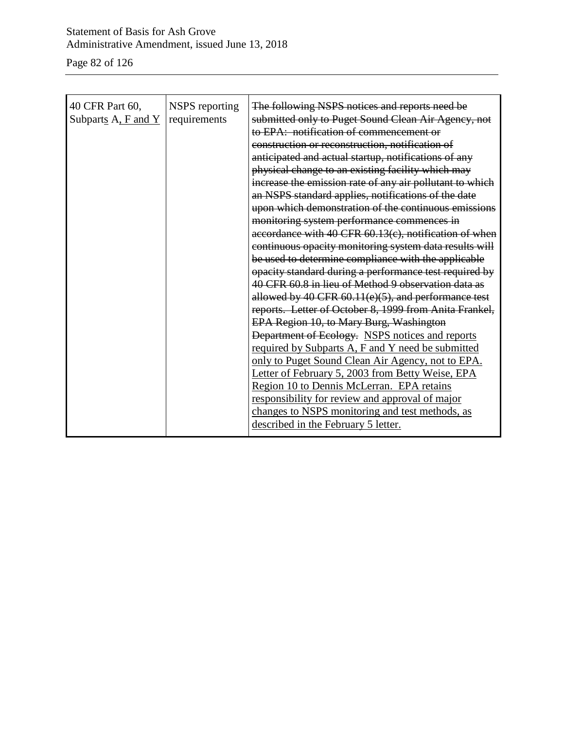| 40 CFR Part 60, Subparts A, F and Y | NSPS reporting requirements | ~~The following NSPS notices and reports need be submitted only to Puget Sound Clean Air Agency, not to EPA: notification of commencement or construction or reconstruction, notification of anticipated and actual startup, notifications of any physical change to an existing facility which may increase the emission rate of any air pollutant to which an NSPS standard applies, notifications of the date upon which demonstration of the continuous emissions monitoring system performance commences in accordance with 40 CFR 60.13(c), notification of when continuous opacity monitoring system data results will be used to determine compliance with the applicable opacity standard during a performance test required by 40 CFR 60.8 in lieu of Method 9 observation data as allowed by 40 CFR 60.11(e)(5), and performance test reports. Letter of October 8, 1999 from Anita Frankel, EPA Region 10, to Mary Burg, Washington Department of Ecology.~~ NSPS notices and reports required by Subparts A, F and Y need be submitted only to Puget Sound Clean Air Agency, not to EPA. Letter of February 5, 2003 from Betty Weise, EPA Region 10 to Dennis McLerran. EPA retains responsibility for review and approval of major changes to NSPS monitoring and test methods, as described in the February 5 letter. |
|---|---|---|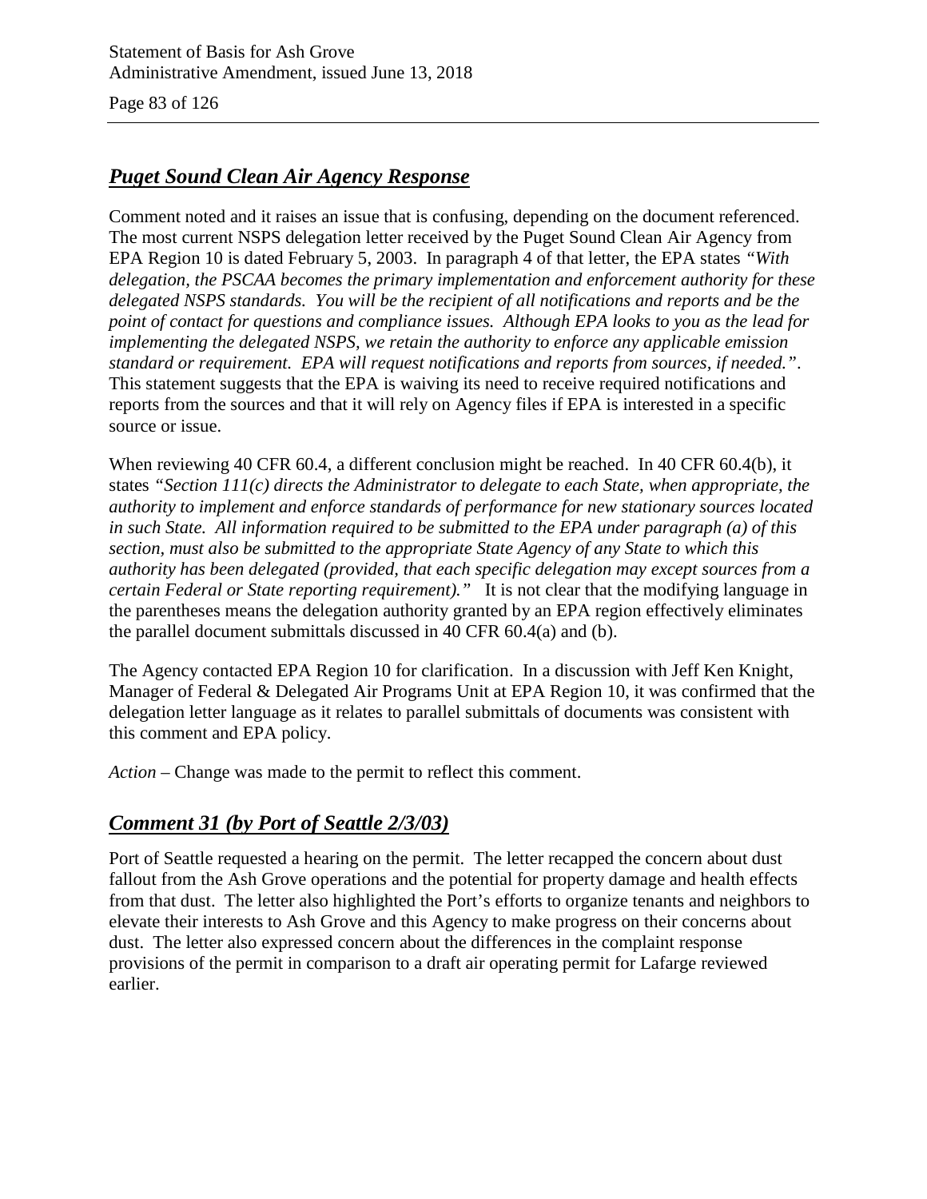## ***Puget Sound Clean Air Agency Response***

Comment noted and it raises an issue that is confusing, depending on the document referenced. The most current NSPS delegation letter received by the Puget Sound Clean Air Agency from EPA Region 10 is dated February 5, 2003. In paragraph 4 of that letter, the EPA states *"With delegation, the PSCAA becomes the primary implementation and enforcement authority for these delegated NSPS standards. You will be the recipient of all notifications and reports and be the point of contact for questions and compliance issues. Although EPA looks to you as the lead for implementing the delegated NSPS, we retain the authority to enforce any applicable emission standard or requirement. EPA will request notifications and reports from sources, if needed."*. This statement suggests that the EPA is waiving its need to receive required notifications and reports from the sources and that it will rely on Agency files if EPA is interested in a specific source or issue.

When reviewing 40 CFR 60.4, a different conclusion might be reached. In 40 CFR 60.4(b), it states *"Section 111(c) directs the Administrator to delegate to each State, when appropriate, the authority to implement and enforce standards of performance for new stationary sources located in such State. All information required to be submitted to the EPA under paragraph (a) of this section, must also be submitted to the appropriate State Agency of any State to which this authority has been delegated (provided, that each specific delegation may except sources from a certain Federal or State reporting requirement)."* It is not clear that the modifying language in the parentheses means the delegation authority granted by an EPA region effectively eliminates the parallel document submittals discussed in 40 CFR 60.4(a) and (b).

The Agency contacted EPA Region 10 for clarification. In a discussion with Jeff Ken Knight, Manager of Federal & Delegated Air Programs Unit at EPA Region 10, it was confirmed that the delegation letter language as it relates to parallel submittals of documents was consistent with this comment and EPA policy.

*Action* – Change was made to the permit to reflect this comment.

## ***Comment 31 (by Port of Seattle 2/3/03)***

Port of Seattle requested a hearing on the permit. The letter recapped the concern about dust fallout from the Ash Grove operations and the potential for property damage and health effects from that dust. The letter also highlighted the Port's efforts to organize tenants and neighbors to elevate their interests to Ash Grove and this Agency to make progress on their concerns about dust. The letter also expressed concern about the differences in the complaint response provisions of the permit in comparison to a draft air operating permit for Lafarge reviewed earlier.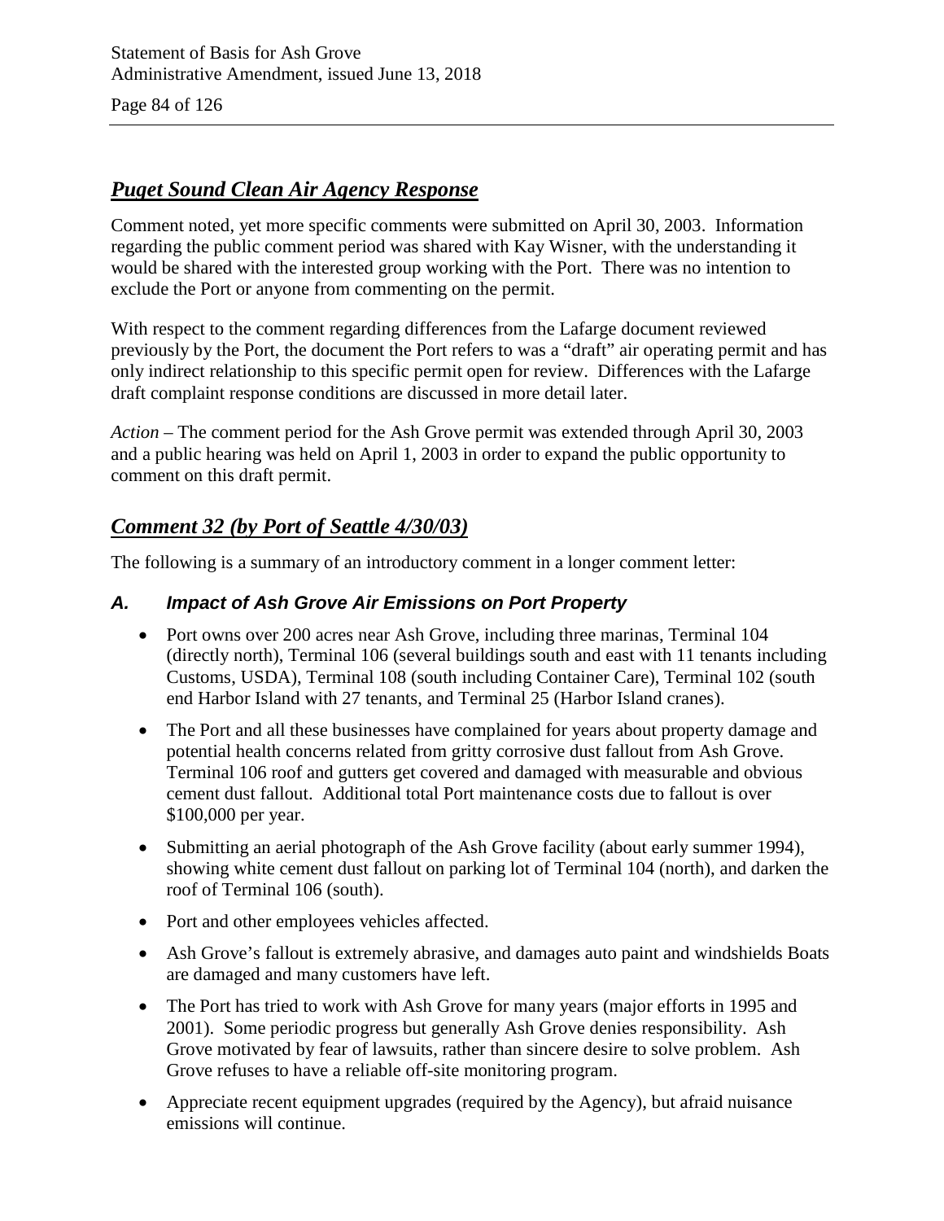## *Puget Sound Clean Air Agency Response*

Comment noted, yet more specific comments were submitted on April 30, 2003. Information regarding the public comment period was shared with Kay Wisner, with the understanding it would be shared with the interested group working with the Port. There was no intention to exclude the Port or anyone from commenting on the permit.

With respect to the comment regarding differences from the Lafarge document reviewed previously by the Port, the document the Port refers to was a "draft" air operating permit and has only indirect relationship to this specific permit open for review. Differences with the Lafarge draft complaint response conditions are discussed in more detail later.

*Action* – The comment period for the Ash Grove permit was extended through April 30, 2003 and a public hearing was held on April 1, 2003 in order to expand the public opportunity to comment on this draft permit.

## *Comment 32 (by Port of Seattle 4/30/03)*

The following is a summary of an introductory comment in a longer comment letter:

### *A. Impact of Ash Grove Air Emissions on Port Property*

- Port owns over 200 acres near Ash Grove, including three marinas, Terminal 104 (directly north), Terminal 106 (several buildings south and east with 11 tenants including Customs, USDA), Terminal 108 (south including Container Care), Terminal 102 (south end Harbor Island with 27 tenants, and Terminal 25 (Harbor Island cranes).
- The Port and all these businesses have complained for years about property damage and potential health concerns related from gritty corrosive dust fallout from Ash Grove. Terminal 106 roof and gutters get covered and damaged with measurable and obvious cement dust fallout. Additional total Port maintenance costs due to fallout is over $100,000 per year.
- Submitting an aerial photograph of the Ash Grove facility (about early summer 1994), showing white cement dust fallout on parking lot of Terminal 104 (north), and darken the roof of Terminal 106 (south).
- Port and other employees vehicles affected.
- Ash Grove's fallout is extremely abrasive, and damages auto paint and windshields Boats are damaged and many customers have left.
- The Port has tried to work with Ash Grove for many years (major efforts in 1995 and 2001). Some periodic progress but generally Ash Grove denies responsibility. Ash Grove motivated by fear of lawsuits, rather than sincere desire to solve problem. Ash Grove refuses to have a reliable off-site monitoring program.
- Appreciate recent equipment upgrades (required by the Agency), but afraid nuisance emissions will continue.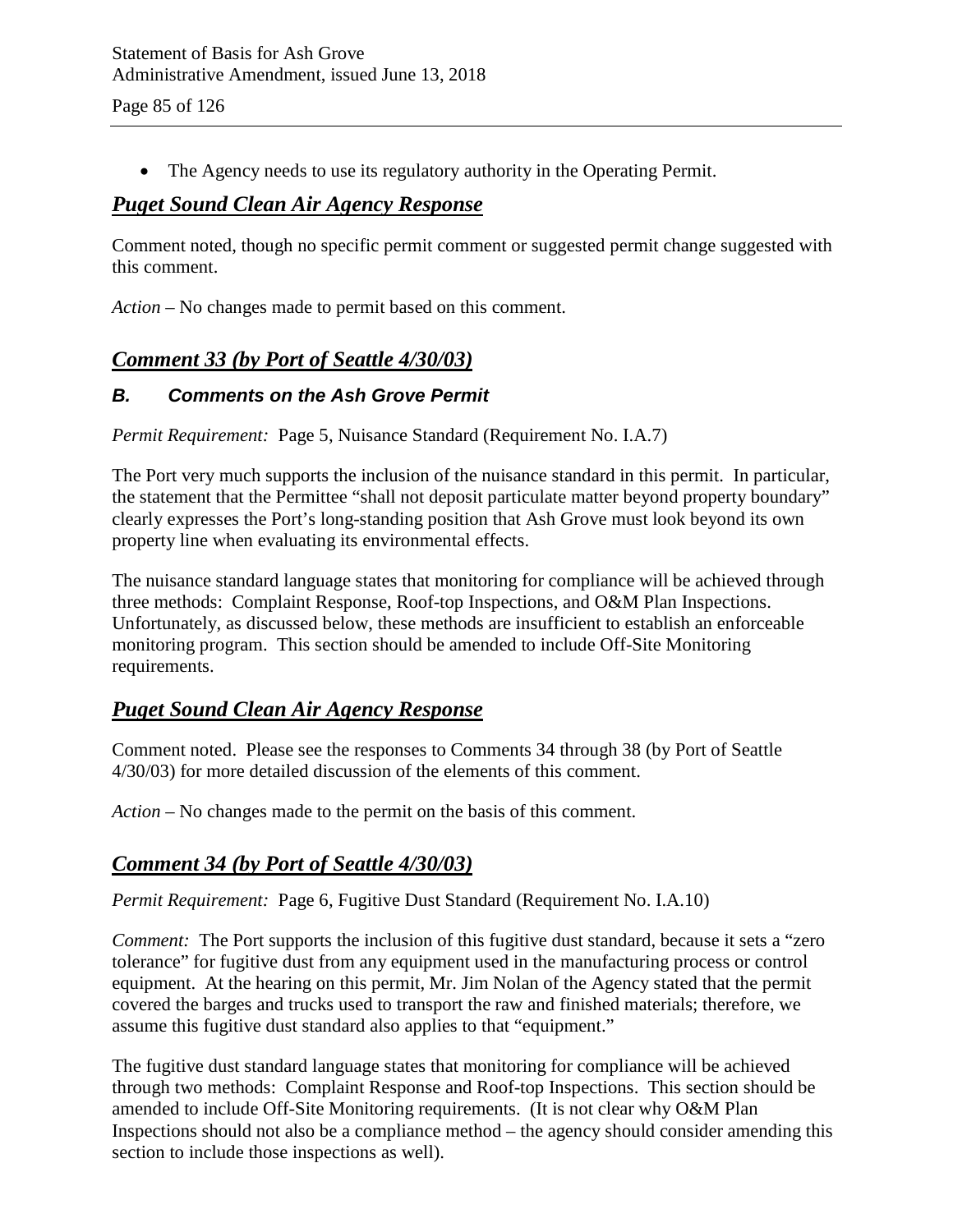- The Agency needs to use its regulatory authority in the Operating Permit.

## *Puget Sound Clean Air Agency Response*

Comment noted, though no specific permit comment or suggested permit change suggested with this comment.

*Action* – No changes made to permit based on this comment.

## *Comment 33 (by Port of Seattle 4/30/03)*

### ***B. Comments on the Ash Grove Permit***

*Permit Requirement:* Page 5, Nuisance Standard (Requirement No. I.A.7)

The Port very much supports the inclusion of the nuisance standard in this permit. In particular, the statement that the Permittee "shall not deposit particulate matter beyond property boundary" clearly expresses the Port's long-standing position that Ash Grove must look beyond its own property line when evaluating its environmental effects.

The nuisance standard language states that monitoring for compliance will be achieved through three methods: Complaint Response, Roof-top Inspections, and O&M Plan Inspections. Unfortunately, as discussed below, these methods are insufficient to establish an enforceable monitoring program. This section should be amended to include Off-Site Monitoring requirements.

## *Puget Sound Clean Air Agency Response*

Comment noted. Please see the responses to Comments 34 through 38 (by Port of Seattle 4/30/03) for more detailed discussion of the elements of this comment.

*Action* – No changes made to the permit on the basis of this comment.

## *Comment 34 (by Port of Seattle 4/30/03)*

*Permit Requirement:* Page 6, Fugitive Dust Standard (Requirement No. I.A.10)

*Comment:* The Port supports the inclusion of this fugitive dust standard, because it sets a "zero tolerance" for fugitive dust from any equipment used in the manufacturing process or control equipment. At the hearing on this permit, Mr. Jim Nolan of the Agency stated that the permit covered the barges and trucks used to transport the raw and finished materials; therefore, we assume this fugitive dust standard also applies to that "equipment."

The fugitive dust standard language states that monitoring for compliance will be achieved through two methods: Complaint Response and Roof-top Inspections. This section should be amended to include Off-Site Monitoring requirements. (It is not clear why O&M Plan Inspections should not also be a compliance method – the agency should consider amending this section to include those inspections as well).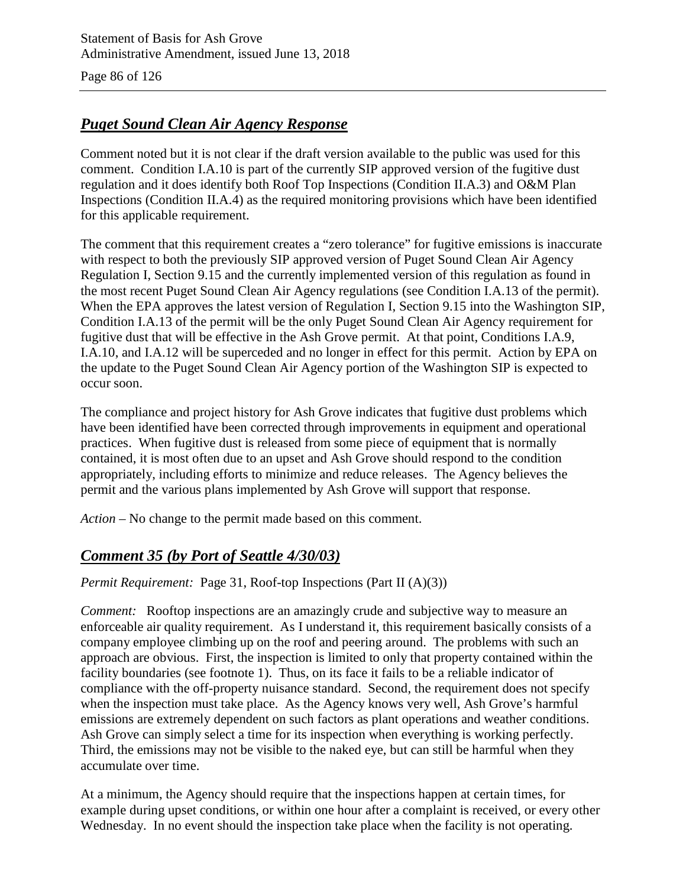## *Puget Sound Clean Air Agency Response*

Comment noted but it is not clear if the draft version available to the public was used for this comment. Condition I.A.10 is part of the currently SIP approved version of the fugitive dust regulation and it does identify both Roof Top Inspections (Condition II.A.3) and O&M Plan Inspections (Condition II.A.4) as the required monitoring provisions which have been identified for this applicable requirement.

The comment that this requirement creates a "zero tolerance" for fugitive emissions is inaccurate with respect to both the previously SIP approved version of Puget Sound Clean Air Agency Regulation I, Section 9.15 and the currently implemented version of this regulation as found in the most recent Puget Sound Clean Air Agency regulations (see Condition I.A.13 of the permit). When the EPA approves the latest version of Regulation I, Section 9.15 into the Washington SIP, Condition I.A.13 of the permit will be the only Puget Sound Clean Air Agency requirement for fugitive dust that will be effective in the Ash Grove permit. At that point, Conditions I.A.9, I.A.10, and I.A.12 will be superceded and no longer in effect for this permit. Action by EPA on the update to the Puget Sound Clean Air Agency portion of the Washington SIP is expected to occur soon.

The compliance and project history for Ash Grove indicates that fugitive dust problems which have been identified have been corrected through improvements in equipment and operational practices. When fugitive dust is released from some piece of equipment that is normally contained, it is most often due to an upset and Ash Grove should respond to the condition appropriately, including efforts to minimize and reduce releases. The Agency believes the permit and the various plans implemented by Ash Grove will support that response.

*Action* – No change to the permit made based on this comment.

## *Comment 35 (by Port of Seattle 4/30/03)*

*Permit Requirement:* Page 31, Roof-top Inspections (Part II (A)(3))

*Comment:* Rooftop inspections are an amazingly crude and subjective way to measure an enforceable air quality requirement. As I understand it, this requirement basically consists of a company employee climbing up on the roof and peering around. The problems with such an approach are obvious. First, the inspection is limited to only that property contained within the facility boundaries (see footnote 1). Thus, on its face it fails to be a reliable indicator of compliance with the off-property nuisance standard. Second, the requirement does not specify when the inspection must take place. As the Agency knows very well, Ash Grove's harmful emissions are extremely dependent on such factors as plant operations and weather conditions. Ash Grove can simply select a time for its inspection when everything is working perfectly. Third, the emissions may not be visible to the naked eye, but can still be harmful when they accumulate over time.

At a minimum, the Agency should require that the inspections happen at certain times, for example during upset conditions, or within one hour after a complaint is received, or every other Wednesday. In no event should the inspection take place when the facility is not operating.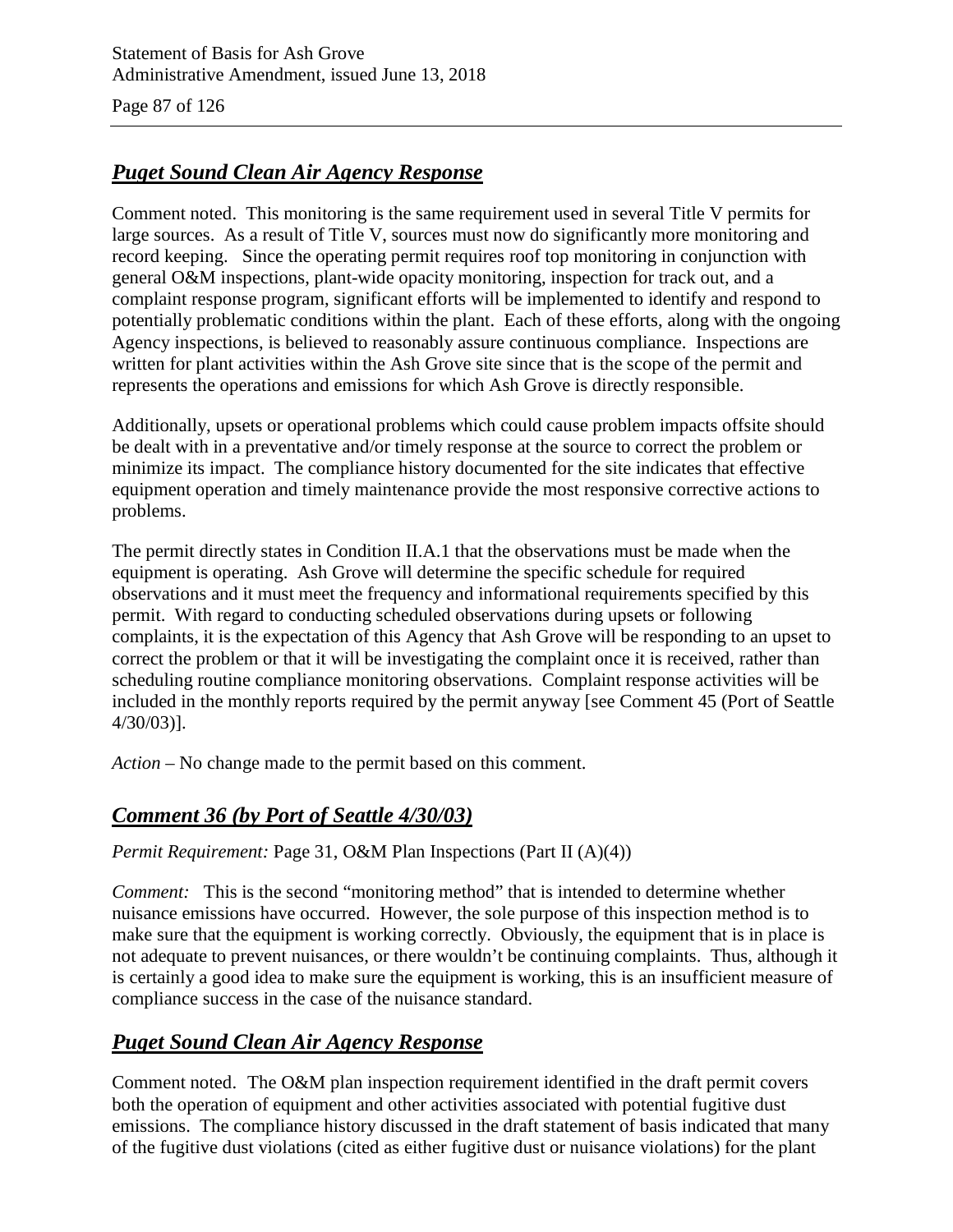## ***Puget Sound Clean Air Agency Response***

Comment noted. This monitoring is the same requirement used in several Title V permits for large sources. As a result of Title V, sources must now do significantly more monitoring and record keeping. Since the operating permit requires roof top monitoring in conjunction with general O&M inspections, plant-wide opacity monitoring, inspection for track out, and a complaint response program, significant efforts will be implemented to identify and respond to potentially problematic conditions within the plant. Each of these efforts, along with the ongoing Agency inspections, is believed to reasonably assure continuous compliance. Inspections are written for plant activities within the Ash Grove site since that is the scope of the permit and represents the operations and emissions for which Ash Grove is directly responsible.

Additionally, upsets or operational problems which could cause problem impacts offsite should be dealt with in a preventative and/or timely response at the source to correct the problem or minimize its impact. The compliance history documented for the site indicates that effective equipment operation and timely maintenance provide the most responsive corrective actions to problems.

The permit directly states in Condition II.A.1 that the observations must be made when the equipment is operating. Ash Grove will determine the specific schedule for required observations and it must meet the frequency and informational requirements specified by this permit. With regard to conducting scheduled observations during upsets or following complaints, it is the expectation of this Agency that Ash Grove will be responding to an upset to correct the problem or that it will be investigating the complaint once it is received, rather than scheduling routine compliance monitoring observations. Complaint response activities will be included in the monthly reports required by the permit anyway [see Comment 45 (Port of Seattle 4/30/03)].

*Action* – No change made to the permit based on this comment.

## ***Comment 36 (by Port of Seattle 4/30/03)***

*Permit Requirement:* Page 31, O&M Plan Inspections (Part II (A)(4))

*Comment:* This is the second "monitoring method" that is intended to determine whether nuisance emissions have occurred. However, the sole purpose of this inspection method is to make sure that the equipment is working correctly. Obviously, the equipment that is in place is not adequate to prevent nuisances, or there wouldn't be continuing complaints. Thus, although it is certainly a good idea to make sure the equipment is working, this is an insufficient measure of compliance success in the case of the nuisance standard.

## ***Puget Sound Clean Air Agency Response***

Comment noted. The O&M plan inspection requirement identified in the draft permit covers both the operation of equipment and other activities associated with potential fugitive dust emissions. The compliance history discussed in the draft statement of basis indicated that many of the fugitive dust violations (cited as either fugitive dust or nuisance violations) for the plant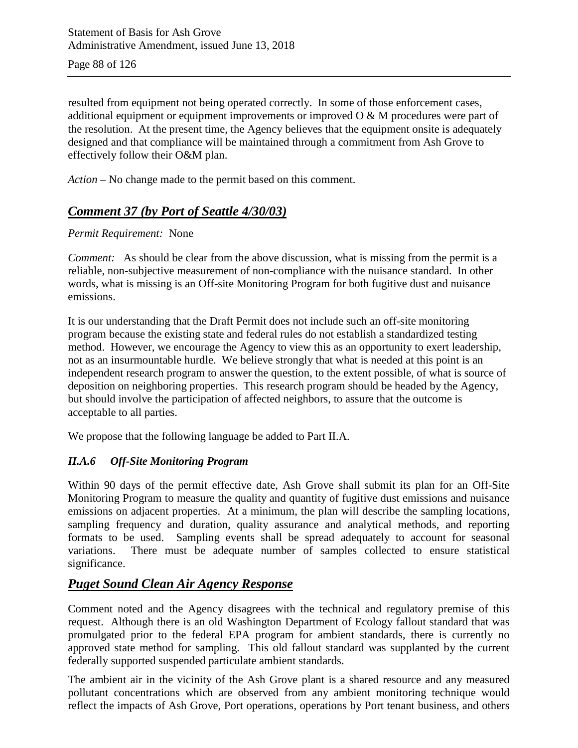resulted from equipment not being operated correctly. In some of those enforcement cases, additional equipment or equipment improvements or improved O & M procedures were part of the resolution. At the present time, the Agency believes that the equipment onsite is adequately designed and that compliance will be maintained through a commitment from Ash Grove to effectively follow their O&M plan.

*Action* – No change made to the permit based on this comment.

## ***Comment 37 (by Port of Seattle 4/30/03)***

*Permit Requirement:* None

*Comment:* As should be clear from the above discussion, what is missing from the permit is a reliable, non-subjective measurement of non-compliance with the nuisance standard. In other words, what is missing is an Off-site Monitoring Program for both fugitive dust and nuisance emissions.

It is our understanding that the Draft Permit does not include such an off-site monitoring program because the existing state and federal rules do not establish a standardized testing method. However, we encourage the Agency to view this as an opportunity to exert leadership, not as an insurmountable hurdle. We believe strongly that what is needed at this point is an independent research program to answer the question, to the extent possible, of what is source of deposition on neighboring properties. This research program should be headed by the Agency, but should involve the participation of affected neighbors, to assure that the outcome is acceptable to all parties.

We propose that the following language be added to Part II.A.

### ***II.A.6 Off-Site Monitoring Program***

Within 90 days of the permit effective date, Ash Grove shall submit its plan for an Off-Site Monitoring Program to measure the quality and quantity of fugitive dust emissions and nuisance emissions on adjacent properties. At a minimum, the plan will describe the sampling locations, sampling frequency and duration, quality assurance and analytical methods, and reporting formats to be used. Sampling events shall be spread adequately to account for seasonal variations. There must be adequate number of samples collected to ensure statistical significance.

## ***Puget Sound Clean Air Agency Response***

Comment noted and the Agency disagrees with the technical and regulatory premise of this request. Although there is an old Washington Department of Ecology fallout standard that was promulgated prior to the federal EPA program for ambient standards, there is currently no approved state method for sampling. This old fallout standard was supplanted by the current federally supported suspended particulate ambient standards.

The ambient air in the vicinity of the Ash Grove plant is a shared resource and any measured pollutant concentrations which are observed from any ambient monitoring technique would reflect the impacts of Ash Grove, Port operations, operations by Port tenant business, and others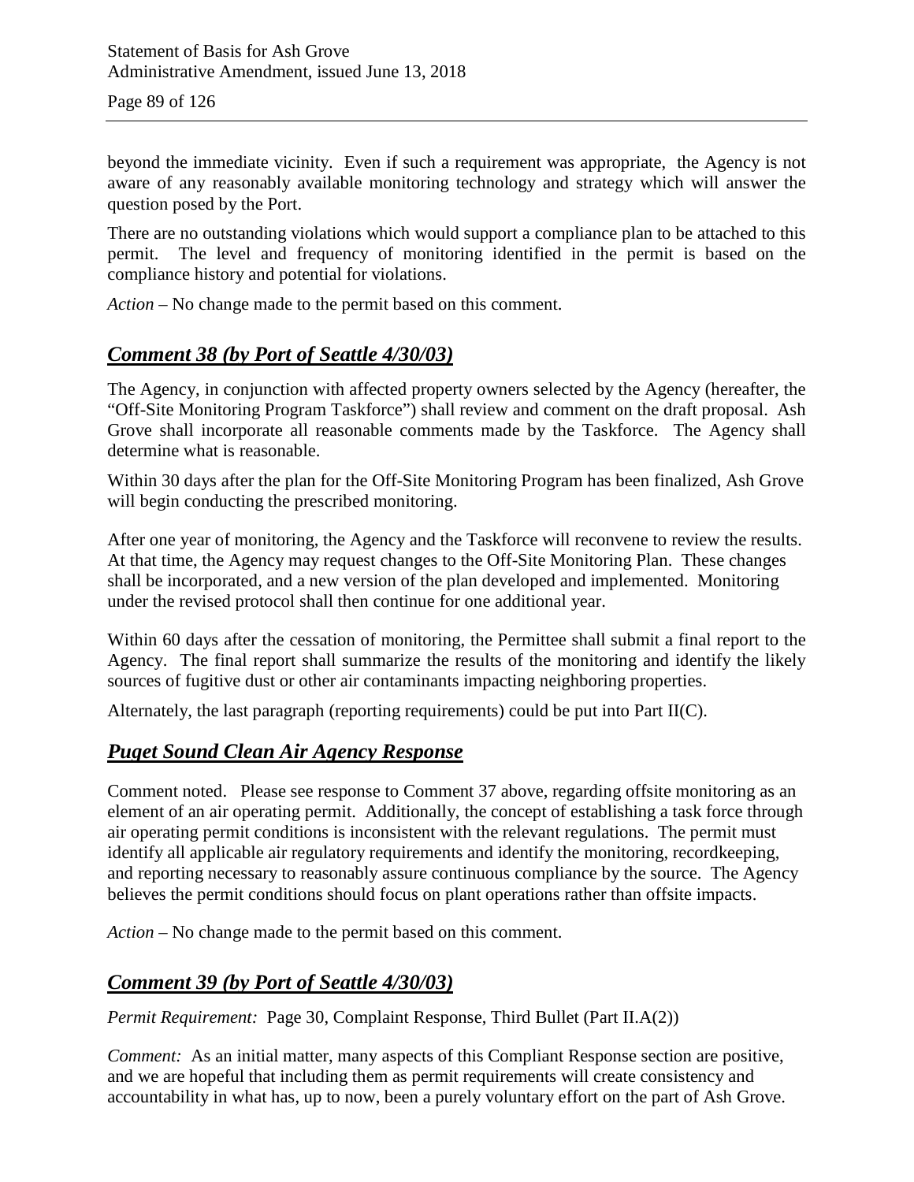beyond the immediate vicinity. Even if such a requirement was appropriate, the Agency is not aware of any reasonably available monitoring technology and strategy which will answer the question posed by the Port.

There are no outstanding violations which would support a compliance plan to be attached to this permit. The level and frequency of monitoring identified in the permit is based on the compliance history and potential for violations.

*Action* – No change made to the permit based on this comment.

## ***Comment 38 (by Port of Seattle 4/30/03)***

The Agency, in conjunction with affected property owners selected by the Agency (hereafter, the "Off-Site Monitoring Program Taskforce") shall review and comment on the draft proposal. Ash Grove shall incorporate all reasonable comments made by the Taskforce. The Agency shall determine what is reasonable.

Within 30 days after the plan for the Off-Site Monitoring Program has been finalized, Ash Grove will begin conducting the prescribed monitoring.

After one year of monitoring, the Agency and the Taskforce will reconvene to review the results. At that time, the Agency may request changes to the Off-Site Monitoring Plan. These changes shall be incorporated, and a new version of the plan developed and implemented. Monitoring under the revised protocol shall then continue for one additional year.

Within 60 days after the cessation of monitoring, the Permittee shall submit a final report to the Agency. The final report shall summarize the results of the monitoring and identify the likely sources of fugitive dust or other air contaminants impacting neighboring properties.

Alternately, the last paragraph (reporting requirements) could be put into Part II(C).

## ***Puget Sound Clean Air Agency Response***

Comment noted. Please see response to Comment 37 above, regarding offsite monitoring as an element of an air operating permit. Additionally, the concept of establishing a task force through air operating permit conditions is inconsistent with the relevant regulations. The permit must identify all applicable air regulatory requirements and identify the monitoring, recordkeeping, and reporting necessary to reasonably assure continuous compliance by the source. The Agency believes the permit conditions should focus on plant operations rather than offsite impacts.

*Action* – No change made to the permit based on this comment.

## ***Comment 39 (by Port of Seattle 4/30/03)***

*Permit Requirement:* Page 30, Complaint Response, Third Bullet (Part II.A(2))

*Comment:* As an initial matter, many aspects of this Compliant Response section are positive, and we are hopeful that including them as permit requirements will create consistency and accountability in what has, up to now, been a purely voluntary effort on the part of Ash Grove.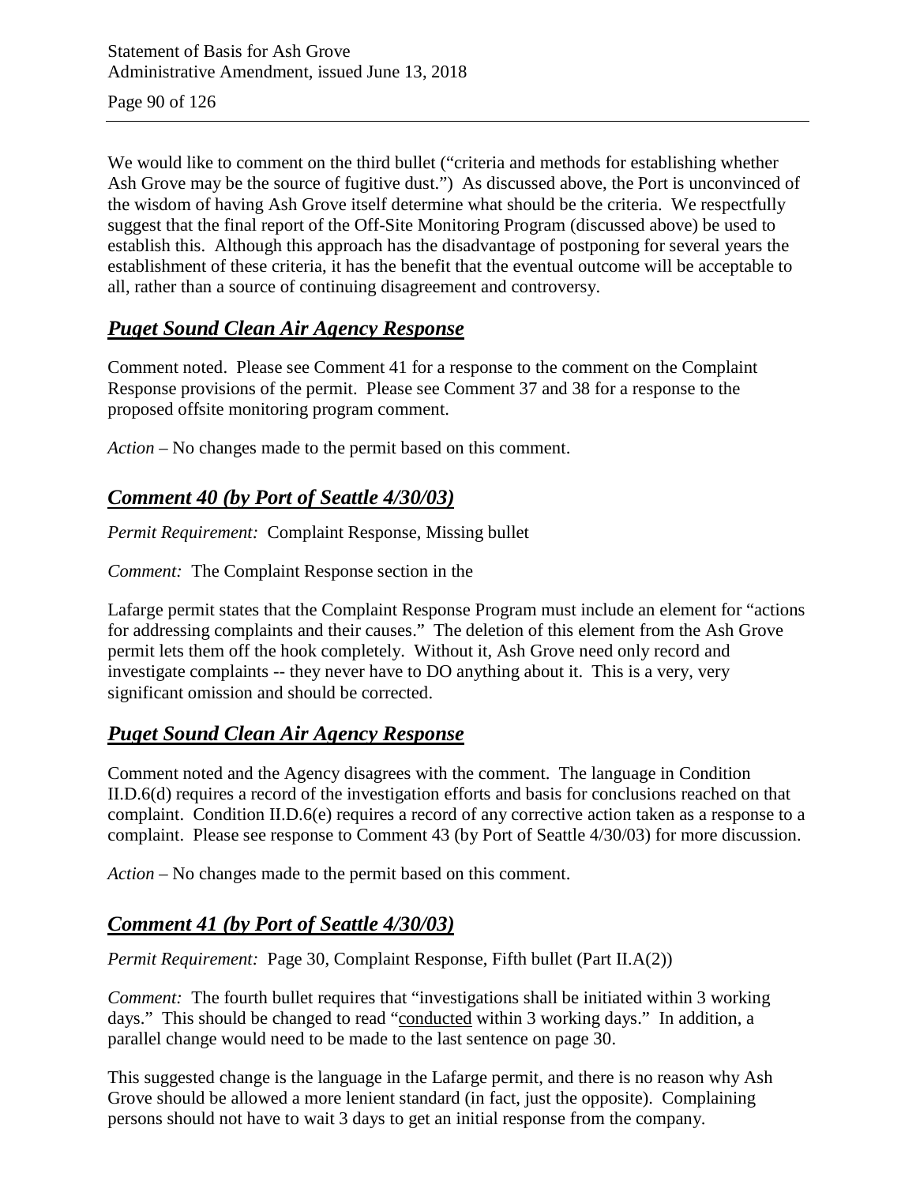We would like to comment on the third bullet ("criteria and methods for establishing whether Ash Grove may be the source of fugitive dust.") As discussed above, the Port is unconvinced of the wisdom of having Ash Grove itself determine what should be the criteria. We respectfully suggest that the final report of the Off-Site Monitoring Program (discussed above) be used to establish this. Although this approach has the disadvantage of postponing for several years the establishment of these criteria, it has the benefit that the eventual outcome will be acceptable to all, rather than a source of continuing disagreement and controversy.

## ***Puget Sound Clean Air Agency Response***

Comment noted. Please see Comment 41 for a response to the comment on the Complaint Response provisions of the permit. Please see Comment 37 and 38 for a response to the proposed offsite monitoring program comment.

*Action* – No changes made to the permit based on this comment.

## ***Comment 40 (by Port of Seattle 4/30/03)***

*Permit Requirement:* Complaint Response, Missing bullet

*Comment:* The Complaint Response section in the

Lafarge permit states that the Complaint Response Program must include an element for "actions for addressing complaints and their causes." The deletion of this element from the Ash Grove permit lets them off the hook completely. Without it, Ash Grove need only record and investigate complaints -- they never have to DO anything about it. This is a very, very significant omission and should be corrected.

## ***Puget Sound Clean Air Agency Response***

Comment noted and the Agency disagrees with the comment. The language in Condition II.D.6(d) requires a record of the investigation efforts and basis for conclusions reached on that complaint. Condition II.D.6(e) requires a record of any corrective action taken as a response to a complaint. Please see response to Comment 43 (by Port of Seattle 4/30/03) for more discussion.

*Action* – No changes made to the permit based on this comment.

## ***Comment 41 (by Port of Seattle 4/30/03)***

*Permit Requirement:* Page 30, Complaint Response, Fifth bullet (Part II.A(2))

*Comment:* The fourth bullet requires that "investigations shall be initiated within 3 working days." This should be changed to read "<u>conducted</u> within 3 working days." In addition, a parallel change would need to be made to the last sentence on page 30.

This suggested change is the language in the Lafarge permit, and there is no reason why Ash Grove should be allowed a more lenient standard (in fact, just the opposite). Complaining persons should not have to wait 3 days to get an initial response from the company.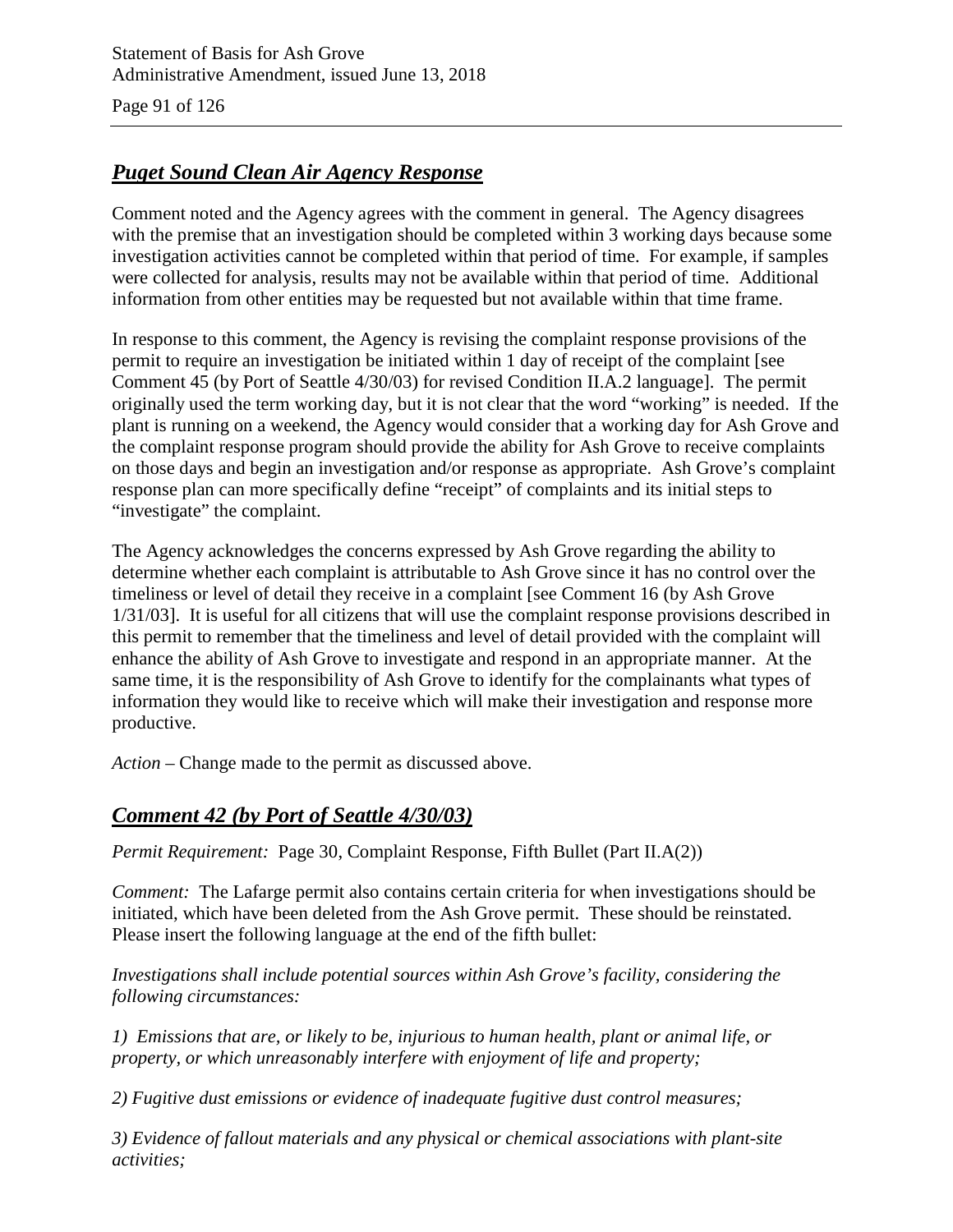## *Puget Sound Clean Air Agency Response*

Comment noted and the Agency agrees with the comment in general. The Agency disagrees with the premise that an investigation should be completed within 3 working days because some investigation activities cannot be completed within that period of time. For example, if samples were collected for analysis, results may not be available within that period of time. Additional information from other entities may be requested but not available within that time frame.

In response to this comment, the Agency is revising the complaint response provisions of the permit to require an investigation be initiated within 1 day of receipt of the complaint [see Comment 45 (by Port of Seattle 4/30/03) for revised Condition II.A.2 language]. The permit originally used the term working day, but it is not clear that the word "working" is needed. If the plant is running on a weekend, the Agency would consider that a working day for Ash Grove and the complaint response program should provide the ability for Ash Grove to receive complaints on those days and begin an investigation and/or response as appropriate. Ash Grove's complaint response plan can more specifically define "receipt" of complaints and its initial steps to "investigate" the complaint.

The Agency acknowledges the concerns expressed by Ash Grove regarding the ability to determine whether each complaint is attributable to Ash Grove since it has no control over the timeliness or level of detail they receive in a complaint [see Comment 16 (by Ash Grove 1/31/03]. It is useful for all citizens that will use the complaint response provisions described in this permit to remember that the timeliness and level of detail provided with the complaint will enhance the ability of Ash Grove to investigate and respond in an appropriate manner. At the same time, it is the responsibility of Ash Grove to identify for the complainants what types of information they would like to receive which will make their investigation and response more productive.

*Action* – Change made to the permit as discussed above.

## *Comment 42 (by Port of Seattle 4/30/03)*

*Permit Requirement:* Page 30, Complaint Response, Fifth Bullet (Part II.A(2))

*Comment:* The Lafarge permit also contains certain criteria for when investigations should be initiated, which have been deleted from the Ash Grove permit. These should be reinstated. Please insert the following language at the end of the fifth bullet:

*Investigations shall include potential sources within Ash Grove's facility, considering the following circumstances:*

*1) Emissions that are, or likely to be, injurious to human health, plant or animal life, or property, or which unreasonably interfere with enjoyment of life and property;*

*2) Fugitive dust emissions or evidence of inadequate fugitive dust control measures;*

*3) Evidence of fallout materials and any physical or chemical associations with plant-site activities;*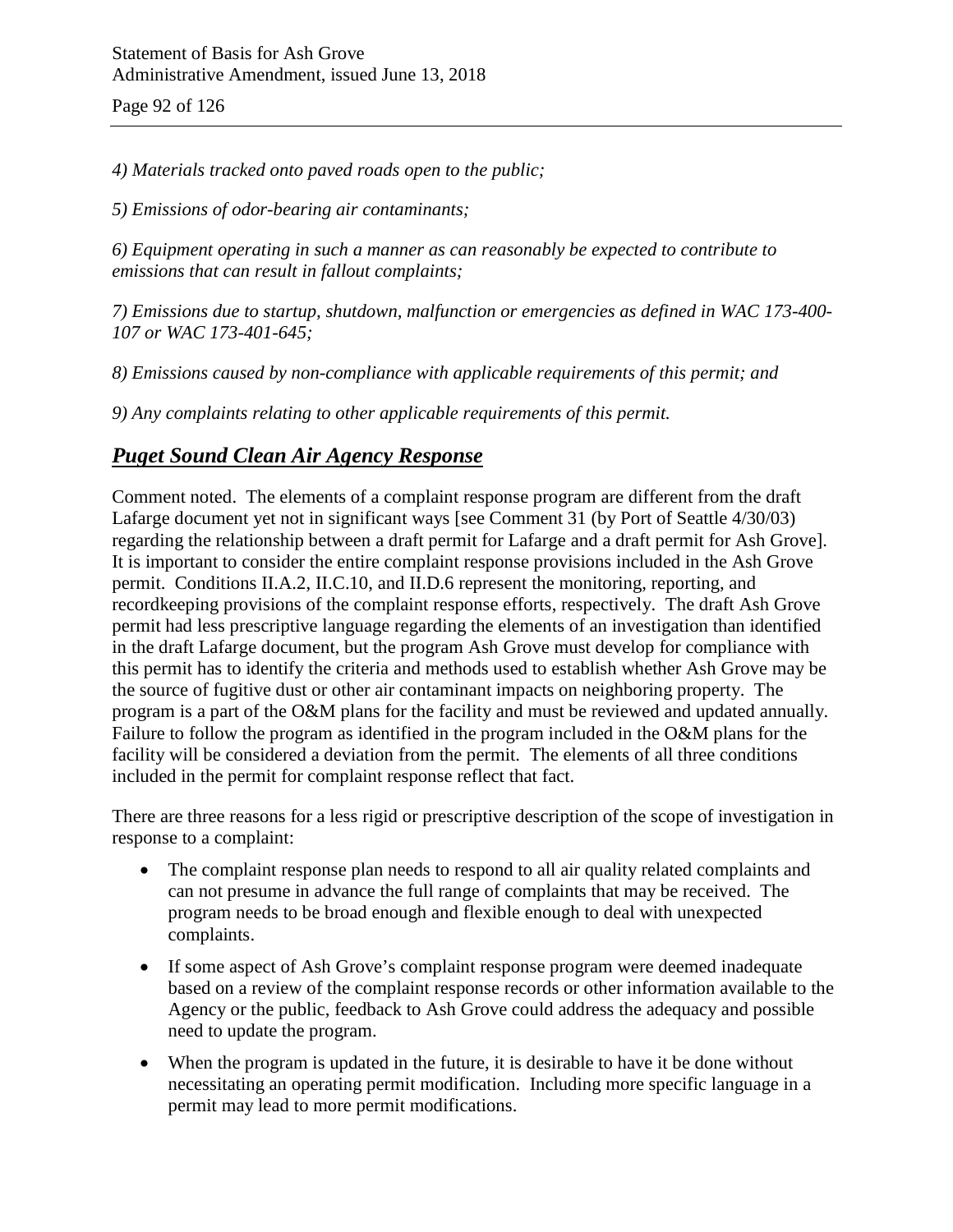*4) Materials tracked onto paved roads open to the public;*

*5) Emissions of odor-bearing air contaminants;*

*6) Equipment operating in such a manner as can reasonably be expected to contribute to emissions that can result in fallout complaints;*

*7) Emissions due to startup, shutdown, malfunction or emergencies as defined in WAC 173-400-107 or WAC 173-401-645;*

*8) Emissions caused by non-compliance with applicable requirements of this permit; and*

*9) Any complaints relating to other applicable requirements of this permit.*

## ***Puget Sound Clean Air Agency Response***

Comment noted. The elements of a complaint response program are different from the draft Lafarge document yet not in significant ways [see Comment 31 (by Port of Seattle 4/30/03) regarding the relationship between a draft permit for Lafarge and a draft permit for Ash Grove]. It is important to consider the entire complaint response provisions included in the Ash Grove permit. Conditions II.A.2, II.C.10, and II.D.6 represent the monitoring, reporting, and recordkeeping provisions of the complaint response efforts, respectively. The draft Ash Grove permit had less prescriptive language regarding the elements of an investigation than identified in the draft Lafarge document, but the program Ash Grove must develop for compliance with this permit has to identify the criteria and methods used to establish whether Ash Grove may be the source of fugitive dust or other air contaminant impacts on neighboring property. The program is a part of the O&M plans for the facility and must be reviewed and updated annually. Failure to follow the program as identified in the program included in the O&M plans for the facility will be considered a deviation from the permit. The elements of all three conditions included in the permit for complaint response reflect that fact.

There are three reasons for a less rigid or prescriptive description of the scope of investigation in response to a complaint:

- The complaint response plan needs to respond to all air quality related complaints and can not presume in advance the full range of complaints that may be received. The program needs to be broad enough and flexible enough to deal with unexpected complaints.
- If some aspect of Ash Grove's complaint response program were deemed inadequate based on a review of the complaint response records or other information available to the Agency or the public, feedback to Ash Grove could address the adequacy and possible need to update the program.
- When the program is updated in the future, it is desirable to have it be done without necessitating an operating permit modification. Including more specific language in a permit may lead to more permit modifications.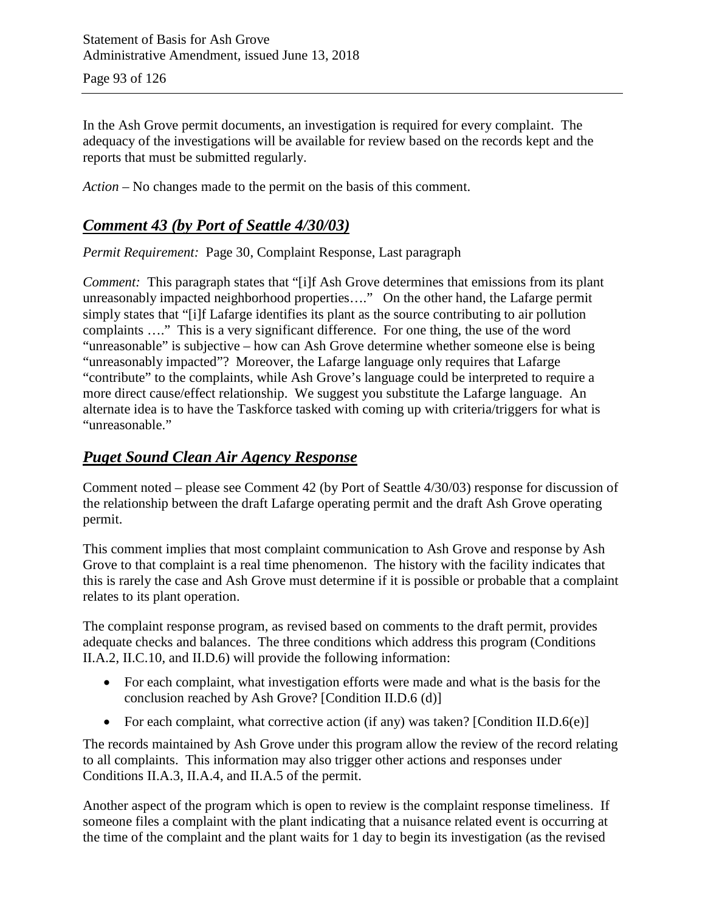In the Ash Grove permit documents, an investigation is required for every complaint. The adequacy of the investigations will be available for review based on the records kept and the reports that must be submitted regularly.

*Action* – No changes made to the permit on the basis of this comment.

## ***Comment 43 (by Port of Seattle 4/30/03)***

*Permit Requirement:* Page 30, Complaint Response, Last paragraph

*Comment:* This paragraph states that "[i]f Ash Grove determines that emissions from its plant unreasonably impacted neighborhood properties…." On the other hand, the Lafarge permit simply states that "[i]f Lafarge identifies its plant as the source contributing to air pollution complaints …." This is a very significant difference. For one thing, the use of the word "unreasonable" is subjective – how can Ash Grove determine whether someone else is being "unreasonably impacted"? Moreover, the Lafarge language only requires that Lafarge "contribute" to the complaints, while Ash Grove's language could be interpreted to require a more direct cause/effect relationship. We suggest you substitute the Lafarge language. An alternate idea is to have the Taskforce tasked with coming up with criteria/triggers for what is "unreasonable."

## ***Puget Sound Clean Air Agency Response***

Comment noted – please see Comment 42 (by Port of Seattle 4/30/03) response for discussion of the relationship between the draft Lafarge operating permit and the draft Ash Grove operating permit.

This comment implies that most complaint communication to Ash Grove and response by Ash Grove to that complaint is a real time phenomenon. The history with the facility indicates that this is rarely the case and Ash Grove must determine if it is possible or probable that a complaint relates to its plant operation.

The complaint response program, as revised based on comments to the draft permit, provides adequate checks and balances. The three conditions which address this program (Conditions II.A.2, II.C.10, and II.D.6) will provide the following information:

- For each complaint, what investigation efforts were made and what is the basis for the conclusion reached by Ash Grove? [Condition II.D.6 (d)]
- For each complaint, what corrective action (if any) was taken? [Condition II.D.6(e)]

The records maintained by Ash Grove under this program allow the review of the record relating to all complaints. This information may also trigger other actions and responses under Conditions II.A.3, II.A.4, and II.A.5 of the permit.

Another aspect of the program which is open to review is the complaint response timeliness. If someone files a complaint with the plant indicating that a nuisance related event is occurring at the time of the complaint and the plant waits for 1 day to begin its investigation (as the revised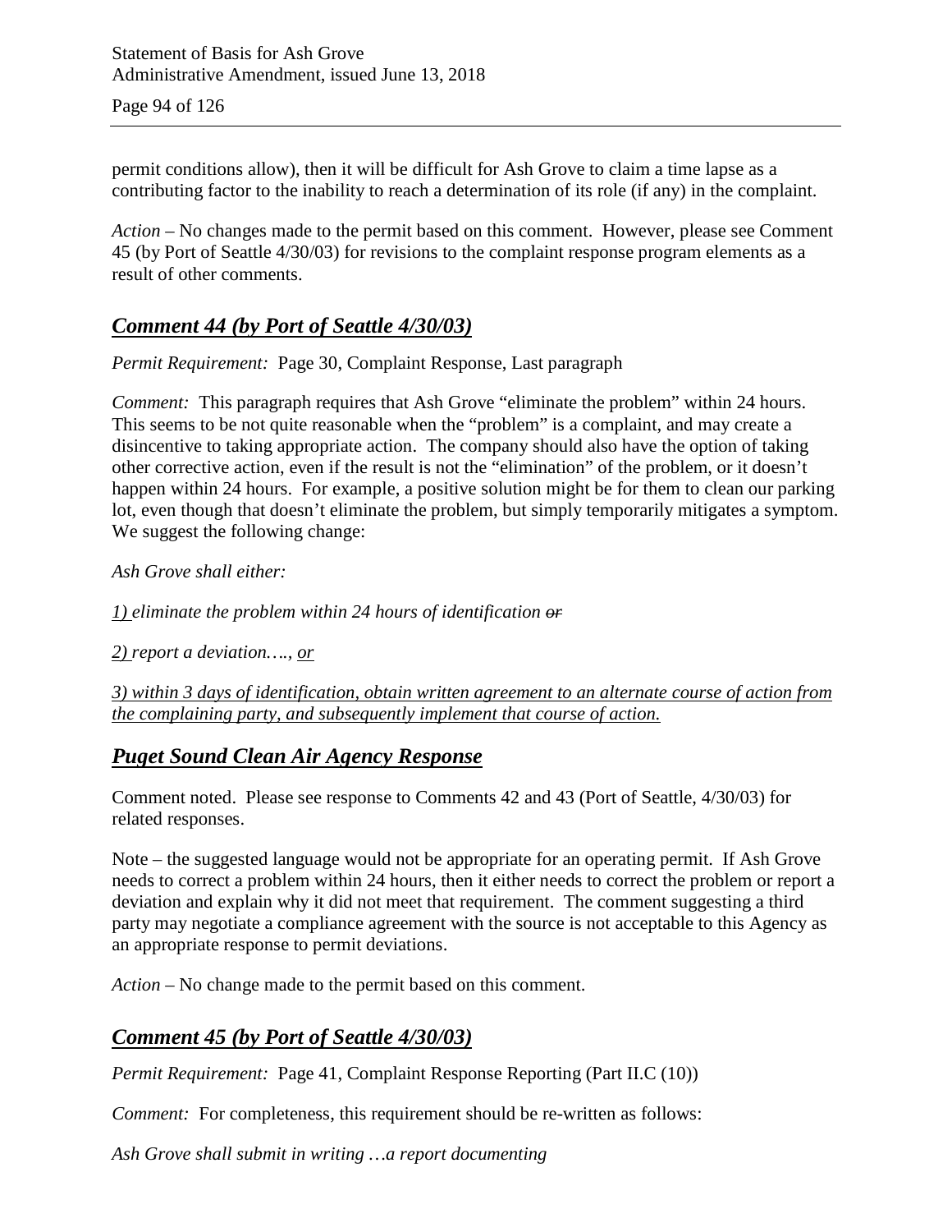permit conditions allow), then it will be difficult for Ash Grove to claim a time lapse as a contributing factor to the inability to reach a determination of its role (if any) in the complaint.

*Action* – No changes made to the permit based on this comment. However, please see Comment 45 (by Port of Seattle 4/30/03) for revisions to the complaint response program elements as a result of other comments.

## *Comment 44 (by Port of Seattle 4/30/03)*

*Permit Requirement:* Page 30, Complaint Response, Last paragraph

*Comment:* This paragraph requires that Ash Grove "eliminate the problem" within 24 hours. This seems to be not quite reasonable when the "problem" is a complaint, and may create a disincentive to taking appropriate action. The company should also have the option of taking other corrective action, even if the result is not the "elimination" of the problem, or it doesn't happen within 24 hours. For example, a positive solution might be for them to clean our parking lot, even though that doesn't eliminate the problem, but simply temporarily mitigates a symptom. We suggest the following change:

*Ash Grove shall either:*

*<u>1)</u> eliminate the problem within 24 hours of identification ~~or~~*

*<u>2)</u> report a deviation…., <u>or</u>*

*<u>3) within 3 days of identification, obtain written agreement to an alternate course of action from the complaining party, and subsequently implement that course of action.</u>*

## *Puget Sound Clean Air Agency Response*

Comment noted. Please see response to Comments 42 and 43 (Port of Seattle, 4/30/03) for related responses.

Note – the suggested language would not be appropriate for an operating permit. If Ash Grove needs to correct a problem within 24 hours, then it either needs to correct the problem or report a deviation and explain why it did not meet that requirement. The comment suggesting a third party may negotiate a compliance agreement with the source is not acceptable to this Agency as an appropriate response to permit deviations.

*Action* – No change made to the permit based on this comment.

## *Comment 45 (by Port of Seattle 4/30/03)*

*Permit Requirement:* Page 41, Complaint Response Reporting (Part II.C (10))

*Comment:* For completeness, this requirement should be re-written as follows:

*Ash Grove shall submit in writing …a report documenting*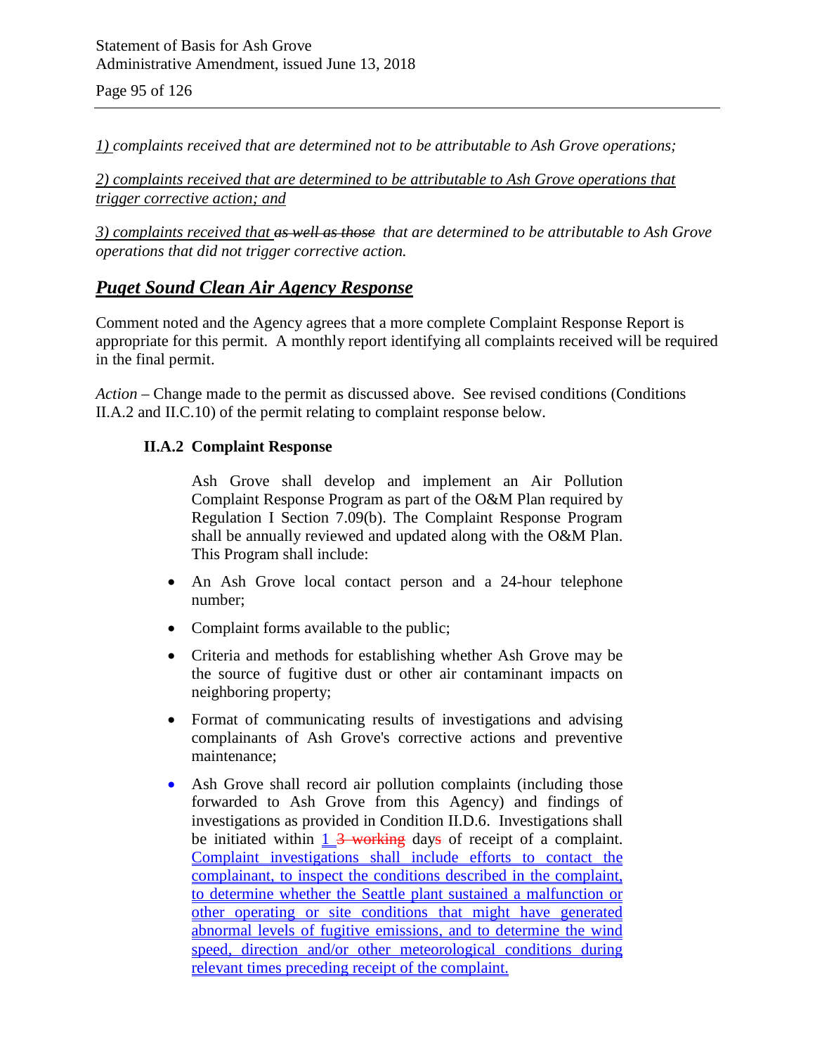*1) complaints received that are determined not to be attributable to Ash Grove operations;*

*2) complaints received that are determined to be attributable to Ash Grove operations that trigger corrective action; and*

*3) complaints received that ~~as well as those~~ that are determined to be attributable to Ash Grove operations that did not trigger corrective action.*

## ***Puget Sound Clean Air Agency Response***

Comment noted and the Agency agrees that a more complete Complaint Response Report is appropriate for this permit. A monthly report identifying all complaints received will be required in the final permit.

*Action* – Change made to the permit as discussed above. See revised conditions (Conditions II.A.2 and II.C.10) of the permit relating to complaint response below.

**II.A.2 Complaint Response**

Ash Grove shall develop and implement an Air Pollution Complaint Response Program as part of the O&M Plan required by Regulation I Section 7.09(b). The Complaint Response Program shall be annually reviewed and updated along with the O&M Plan. This Program shall include:

- An Ash Grove local contact person and a 24-hour telephone number;
- Complaint forms available to the public;
- Criteria and methods for establishing whether Ash Grove may be the source of fugitive dust or other air contaminant impacts on neighboring property;
- Format of communicating results of investigations and advising complainants of Ash Grove's corrective actions and preventive maintenance;
- Ash Grove shall record air pollution complaints (including those forwarded to Ash Grove from this Agency) and findings of investigations as provided in Condition II.D.6. Investigations shall be initiated within 1 ~~3 working~~ day~~s~~ of receipt of a complaint. Complaint investigations shall include efforts to contact the complainant, to inspect the conditions described in the complaint, to determine whether the Seattle plant sustained a malfunction or other operating or site conditions that might have generated abnormal levels of fugitive emissions, and to determine the wind speed, direction and/or other meteorological conditions during relevant times preceding receipt of the complaint.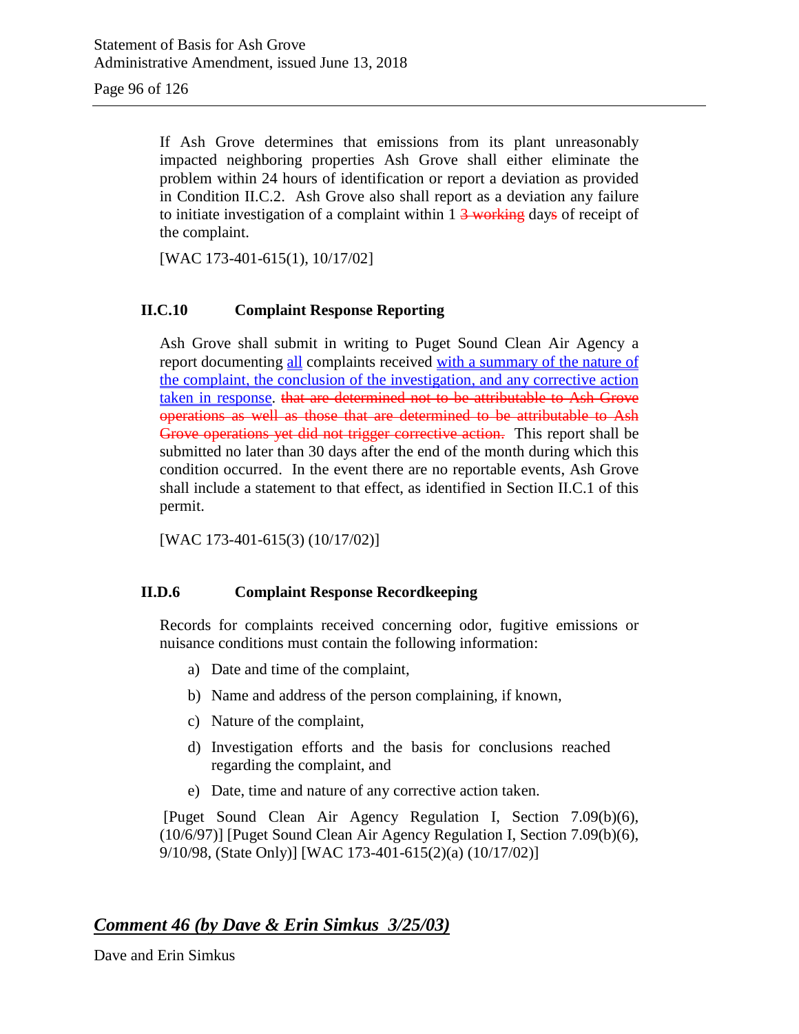If Ash Grove determines that emissions from its plant unreasonably impacted neighboring properties Ash Grove shall either eliminate the problem within 24 hours of identification or report a deviation as provided in Condition II.C.2. Ash Grove also shall report as a deviation any failure to initiate investigation of a complaint within 1 ~~3 working~~ day~~s~~ of receipt of the complaint.

[WAC 173-401-615(1), 10/17/02]

### II.C.10 Complaint Response Reporting

Ash Grove shall submit in writing to Puget Sound Clean Air Agency a report documenting <u>all</u> complaints received <u>with a summary of the nature of the complaint, the conclusion of the investigation, and any corrective action taken in response</u>. ~~that are determined not to be attributable to Ash Grove operations as well as those that are determined to be attributable to Ash Grove operations yet did not trigger corrective action.~~ This report shall be submitted no later than 30 days after the end of the month during which this condition occurred. In the event there are no reportable events, Ash Grove shall include a statement to that effect, as identified in Section II.C.1 of this permit.

[WAC 173-401-615(3) (10/17/02)]

### II.D.6 Complaint Response Recordkeeping

Records for complaints received concerning odor, fugitive emissions or nuisance conditions must contain the following information:

a) Date and time of the complaint,

b) Name and address of the person complaining, if known,

c) Nature of the complaint,

d) Investigation efforts and the basis for conclusions reached regarding the complaint, and

e) Date, time and nature of any corrective action taken.

[Puget Sound Clean Air Agency Regulation I, Section 7.09(b)(6), (10/6/97)] [Puget Sound Clean Air Agency Regulation I, Section 7.09(b)(6), 9/10/98, (State Only)] [WAC 173-401-615(2)(a) (10/17/02)]

## *<u>Comment 46 (by Dave & Erin Simkus 3/25/03)</u>*

Dave and Erin Simkus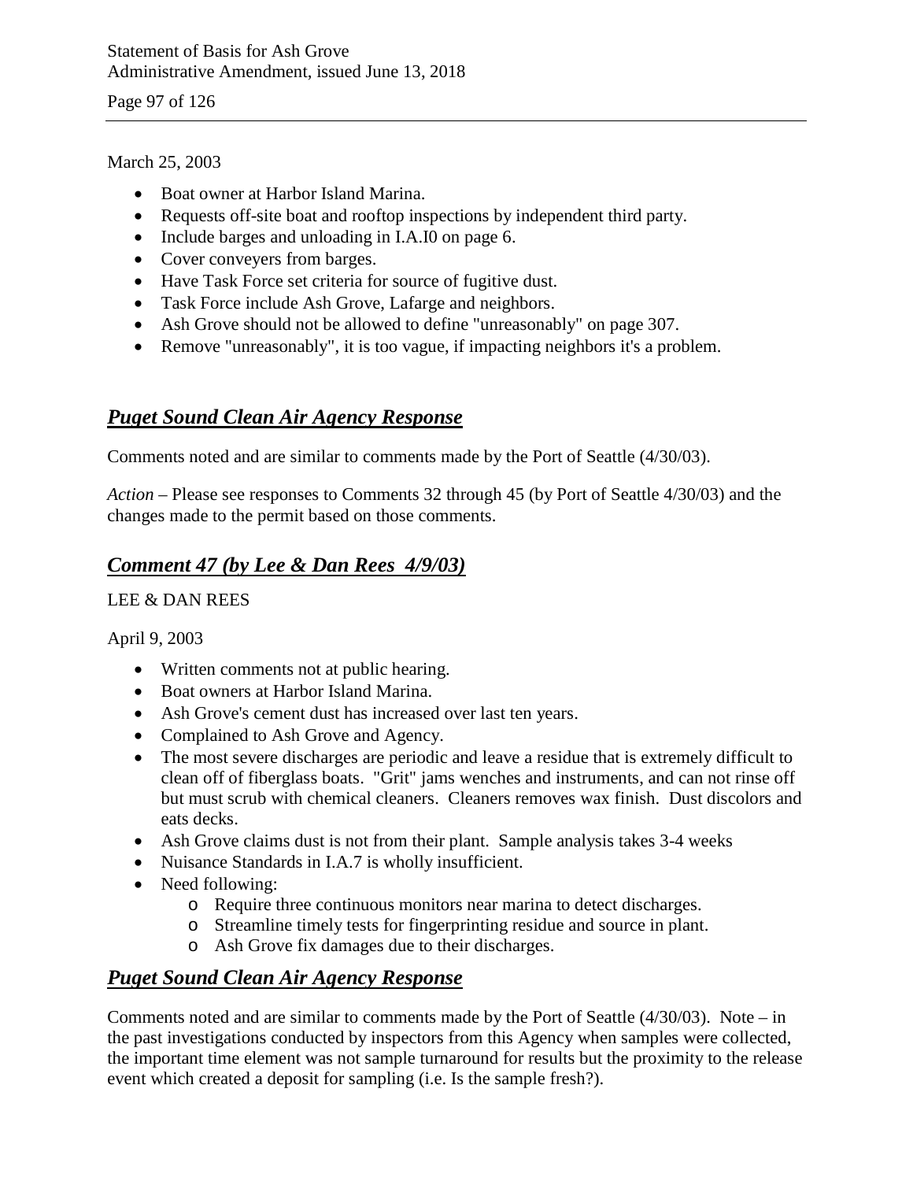March 25, 2003

- Boat owner at Harbor Island Marina.
- Requests off-site boat and rooftop inspections by independent third party.
- Include barges and unloading in I.A.I0 on page 6.
- Cover conveyers from barges.
- Have Task Force set criteria for source of fugitive dust.
- Task Force include Ash Grove, Lafarge and neighbors.
- Ash Grove should not be allowed to define "unreasonably" on page 307.
- Remove "unreasonably", it is too vague, if impacting neighbors it's a problem.

## ***Puget Sound Clean Air Agency Response***

Comments noted and are similar to comments made by the Port of Seattle (4/30/03).

*Action* – Please see responses to Comments 32 through 45 (by Port of Seattle 4/30/03) and the changes made to the permit based on those comments.

## ***Comment 47 (by Lee & Dan Rees 4/9/03)***

LEE & DAN REES

April 9, 2003

- Written comments not at public hearing.
- Boat owners at Harbor Island Marina.
- Ash Grove's cement dust has increased over last ten years.
- Complained to Ash Grove and Agency.
- The most severe discharges are periodic and leave a residue that is extremely difficult to clean off of fiberglass boats. "Grit" jams wenches and instruments, and can not rinse off but must scrub with chemical cleaners. Cleaners removes wax finish. Dust discolors and eats decks.
- Ash Grove claims dust is not from their plant. Sample analysis takes 3-4 weeks
- Nuisance Standards in I.A.7 is wholly insufficient.
- Need following:
    - Require three continuous monitors near marina to detect discharges.
    - Streamline timely tests for fingerprinting residue and source in plant.
    - Ash Grove fix damages due to their discharges.

## ***Puget Sound Clean Air Agency Response***

Comments noted and are similar to comments made by the Port of Seattle (4/30/03). Note – in the past investigations conducted by inspectors from this Agency when samples were collected, the important time element was not sample turnaround for results but the proximity to the release event which created a deposit for sampling (i.e. Is the sample fresh?).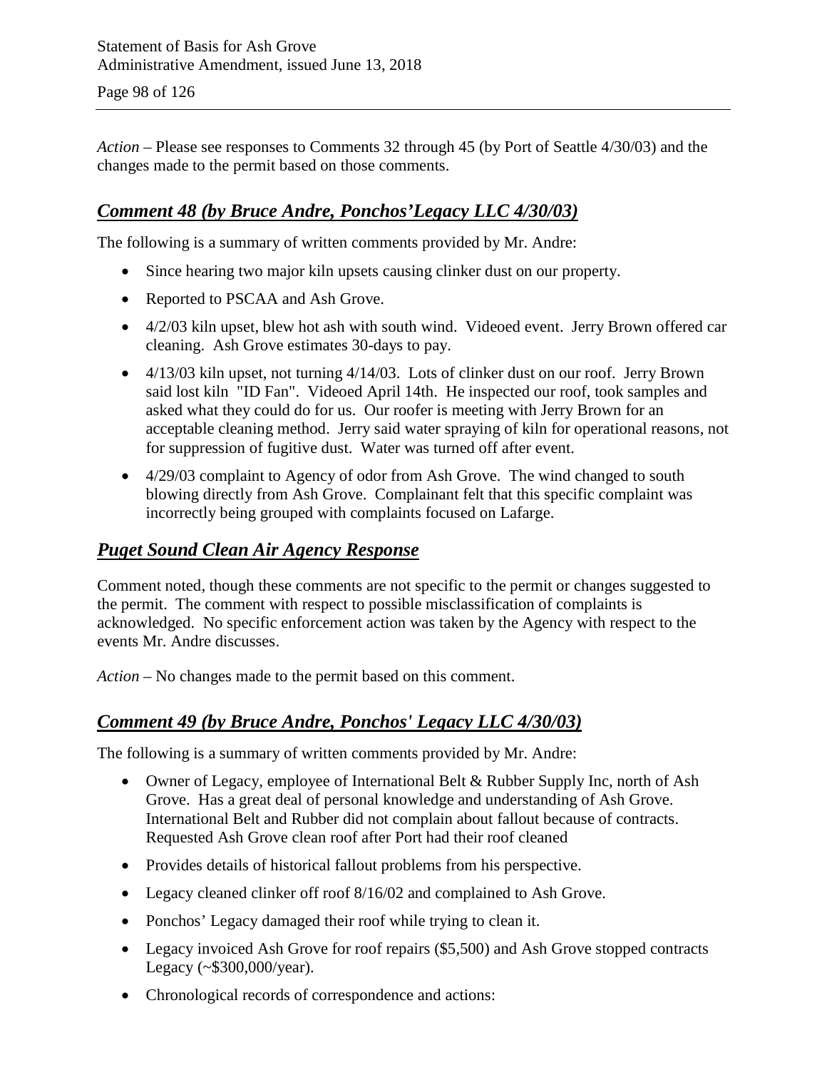*Action* – Please see responses to Comments 32 through 45 (by Port of Seattle 4/30/03) and the changes made to the permit based on those comments.

## ***Comment 48 (by Bruce Andre, Ponchos'Legacy LLC 4/30/03)***

The following is a summary of written comments provided by Mr. Andre:

- Since hearing two major kiln upsets causing clinker dust on our property.
- Reported to PSCAA and Ash Grove.
- 4/2/03 kiln upset, blew hot ash with south wind. Videoed event. Jerry Brown offered car cleaning. Ash Grove estimates 30-days to pay.
- 4/13/03 kiln upset, not turning 4/14/03. Lots of clinker dust on our roof. Jerry Brown said lost kiln "ID Fan". Videoed April 14th. He inspected our roof, took samples and asked what they could do for us. Our roofer is meeting with Jerry Brown for an acceptable cleaning method. Jerry said water spraying of kiln for operational reasons, not for suppression of fugitive dust. Water was turned off after event.
- 4/29/03 complaint to Agency of odor from Ash Grove. The wind changed to south blowing directly from Ash Grove. Complainant felt that this specific complaint was incorrectly being grouped with complaints focused on Lafarge.

## ***Puget Sound Clean Air Agency Response***

Comment noted, though these comments are not specific to the permit or changes suggested to the permit. The comment with respect to possible misclassification of complaints is acknowledged. No specific enforcement action was taken by the Agency with respect to the events Mr. Andre discusses.

*Action* – No changes made to the permit based on this comment.

## ***Comment 49 (by Bruce Andre, Ponchos' Legacy LLC 4/30/03)***

The following is a summary of written comments provided by Mr. Andre:

- Owner of Legacy, employee of International Belt & Rubber Supply Inc, north of Ash Grove. Has a great deal of personal knowledge and understanding of Ash Grove. International Belt and Rubber did not complain about fallout because of contracts. Requested Ash Grove clean roof after Port had their roof cleaned
- Provides details of historical fallout problems from his perspective.
- Legacy cleaned clinker off roof 8/16/02 and complained to Ash Grove.
- Ponchos' Legacy damaged their roof while trying to clean it.
- Legacy invoiced Ash Grove for roof repairs ($5,500) and Ash Grove stopped contracts Legacy (~$300,000/year).
- Chronological records of correspondence and actions: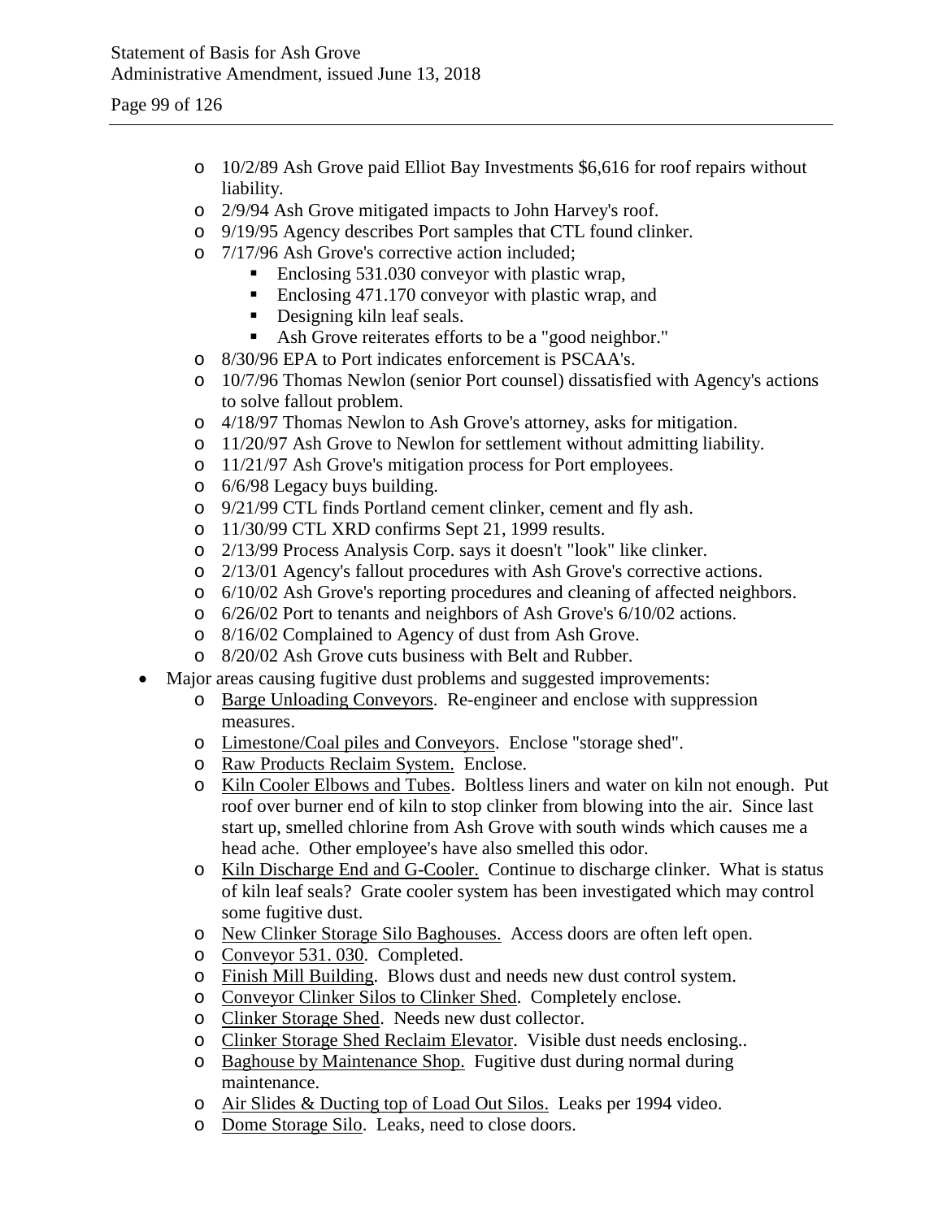- 10/2/89 Ash Grove paid Elliot Bay Investments $6,616 for roof repairs without liability.
- 2/9/94 Ash Grove mitigated impacts to John Harvey's roof.
- 9/19/95 Agency describes Port samples that CTL found clinker.
- 7/17/96 Ash Grove's corrective action included;
  - Enclosing 531.030 conveyor with plastic wrap,
  - Enclosing 471.170 conveyor with plastic wrap, and
  - Designing kiln leaf seals.
  - Ash Grove reiterates efforts to be a "good neighbor."
- 8/30/96 EPA to Port indicates enforcement is PSCAA's.
- 10/7/96 Thomas Newlon (senior Port counsel) dissatisfied with Agency's actions to solve fallout problem.
- 4/18/97 Thomas Newlon to Ash Grove's attorney, asks for mitigation.
- 11/20/97 Ash Grove to Newlon for settlement without admitting liability.
- 11/21/97 Ash Grove's mitigation process for Port employees.
- 6/6/98 Legacy buys building.
- 9/21/99 CTL finds Portland cement clinker, cement and fly ash.
- 11/30/99 CTL XRD confirms Sept 21, 1999 results.
- 2/13/99 Process Analysis Corp. says it doesn't "look" like clinker.
- 2/13/01 Agency's fallout procedures with Ash Grove's corrective actions.
- 6/10/02 Ash Grove's reporting procedures and cleaning of affected neighbors.
- 6/26/02 Port to tenants and neighbors of Ash Grove's 6/10/02 actions.
- 8/16/02 Complained to Agency of dust from Ash Grove.
- 8/20/02 Ash Grove cuts business with Belt and Rubber.

- Major areas causing fugitive dust problems and suggested improvements:
  - Barge Unloading Conveyors. Re-engineer and enclose with suppression measures.
  - Limestone/Coal piles and Conveyors. Enclose "storage shed".
  - Raw Products Reclaim System. Enclose.
  - Kiln Cooler Elbows and Tubes. Boltless liners and water on kiln not enough. Put roof over burner end of kiln to stop clinker from blowing into the air. Since last start up, smelled chlorine from Ash Grove with south winds which causes me a head ache. Other employee's have also smelled this odor.
  - Kiln Discharge End and G-Cooler. Continue to discharge clinker. What is status of kiln leaf seals? Grate cooler system has been investigated which may control some fugitive dust.
  - New Clinker Storage Silo Baghouses. Access doors are often left open.
  - Conveyor 531. 030. Completed.
  - Finish Mill Building. Blows dust and needs new dust control system.
  - Conveyor Clinker Silos to Clinker Shed. Completely enclose.
  - Clinker Storage Shed. Needs new dust collector.
  - Clinker Storage Shed Reclaim Elevator. Visible dust needs enclosing..
  - Baghouse by Maintenance Shop. Fugitive dust during normal during maintenance.
  - Air Slides & Ducting top of Load Out Silos. Leaks per 1994 video.
  - Dome Storage Silo. Leaks, need to close doors.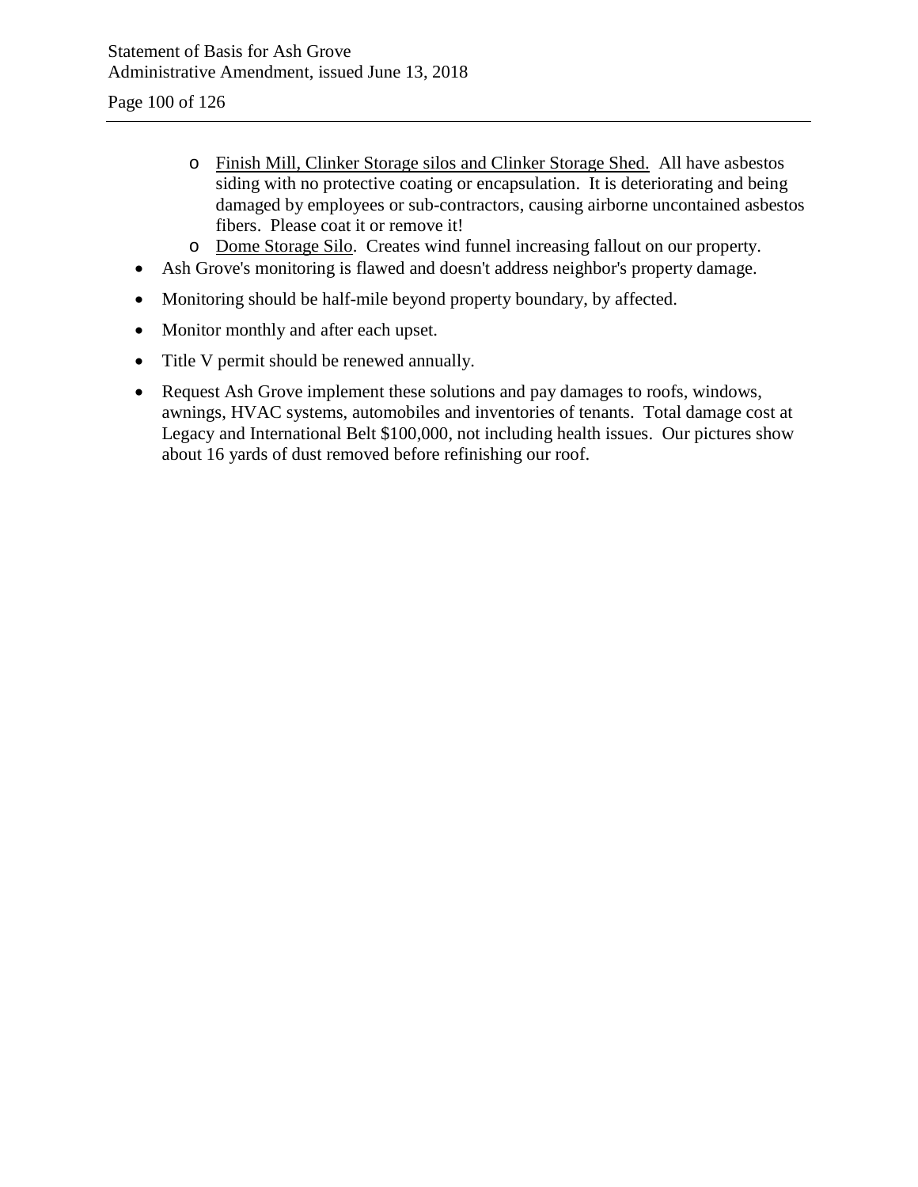- <u>Finish Mill, Clinker Storage silos and Clinker Storage Shed.</u> All have asbestos siding with no protective coating or encapsulation. It is deteriorating and being damaged by employees or sub-contractors, causing airborne uncontained asbestos fibers. Please coat it or remove it!
  - <u>Dome Storage Silo</u>. Creates wind funnel increasing fallout on our property.
- Ash Grove's monitoring is flawed and doesn't address neighbor's property damage.
- Monitoring should be half-mile beyond property boundary, by affected.
- Monitor monthly and after each upset.
- Title V permit should be renewed annually.
- Request Ash Grove implement these solutions and pay damages to roofs, windows, awnings, HVAC systems, automobiles and inventories of tenants. Total damage cost at Legacy and International Belt $100,000, not including health issues. Our pictures show about 16 yards of dust removed before refinishing our roof.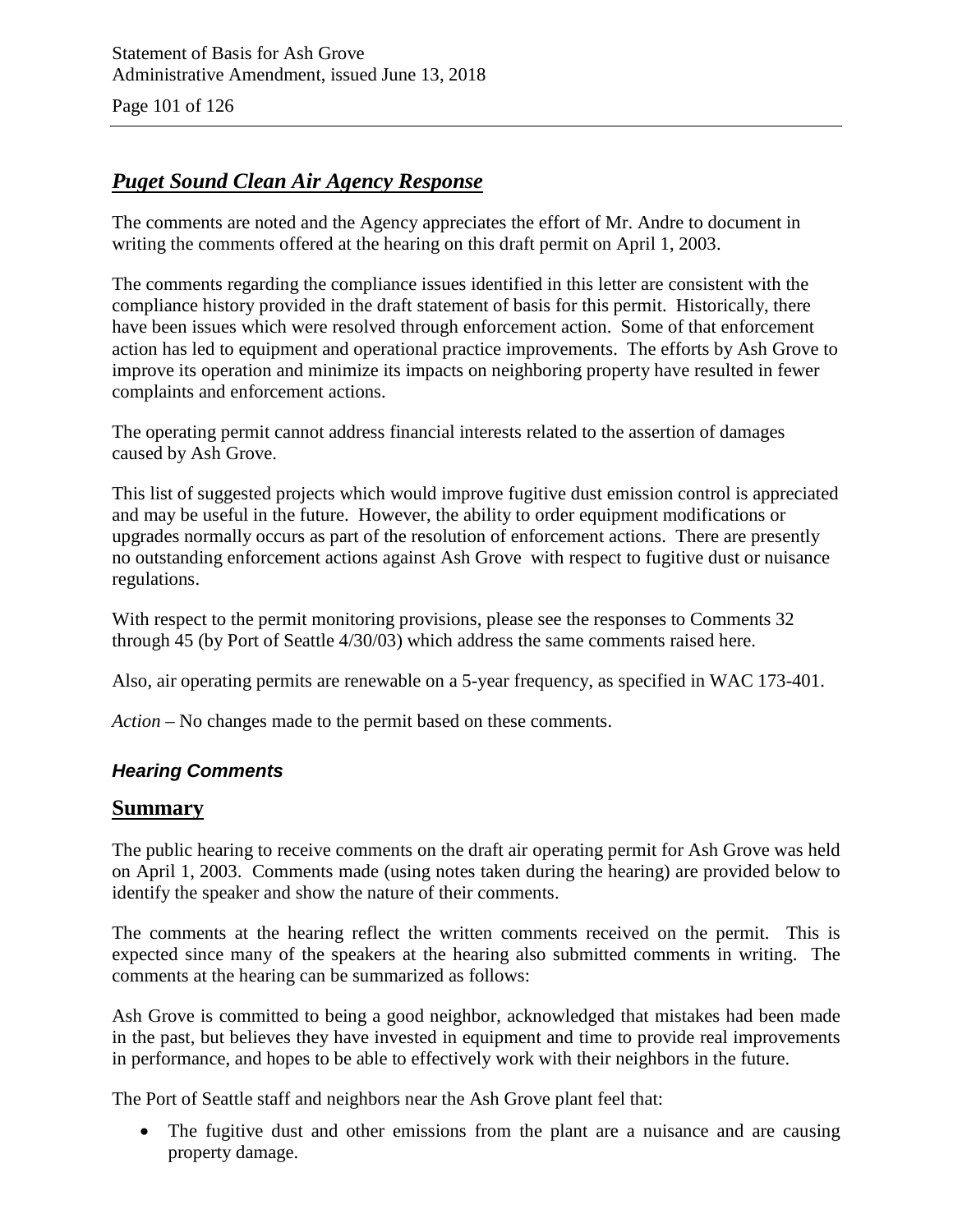## ***Puget Sound Clean Air Agency Response***

The comments are noted and the Agency appreciates the effort of Mr. Andre to document in writing the comments offered at the hearing on this draft permit on April 1, 2003.

The comments regarding the compliance issues identified in this letter are consistent with the compliance history provided in the draft statement of basis for this permit. Historically, there have been issues which were resolved through enforcement action. Some of that enforcement action has led to equipment and operational practice improvements. The efforts by Ash Grove to improve its operation and minimize its impacts on neighboring property have resulted in fewer complaints and enforcement actions.

The operating permit cannot address financial interests related to the assertion of damages caused by Ash Grove.

This list of suggested projects which would improve fugitive dust emission control is appreciated and may be useful in the future. However, the ability to order equipment modifications or upgrades normally occurs as part of the resolution of enforcement actions. There are presently no outstanding enforcement actions against Ash Grove with respect to fugitive dust or nuisance regulations.

With respect to the permit monitoring provisions, please see the responses to Comments 32 through 45 (by Port of Seattle 4/30/03) which address the same comments raised here.

Also, air operating permits are renewable on a 5-year frequency, as specified in WAC 173-401.

*Action* – No changes made to the permit based on these comments.

### ***Hearing Comments***

## **Summary**

The public hearing to receive comments on the draft air operating permit for Ash Grove was held on April 1, 2003. Comments made (using notes taken during the hearing) are provided below to identify the speaker and show the nature of their comments.

The comments at the hearing reflect the written comments received on the permit. This is expected since many of the speakers at the hearing also submitted comments in writing. The comments at the hearing can be summarized as follows:

Ash Grove is committed to being a good neighbor, acknowledged that mistakes had been made in the past, but believes they have invested in equipment and time to provide real improvements in performance, and hopes to be able to effectively work with their neighbors in the future.

The Port of Seattle staff and neighbors near the Ash Grove plant feel that:

- The fugitive dust and other emissions from the plant are a nuisance and are causing property damage.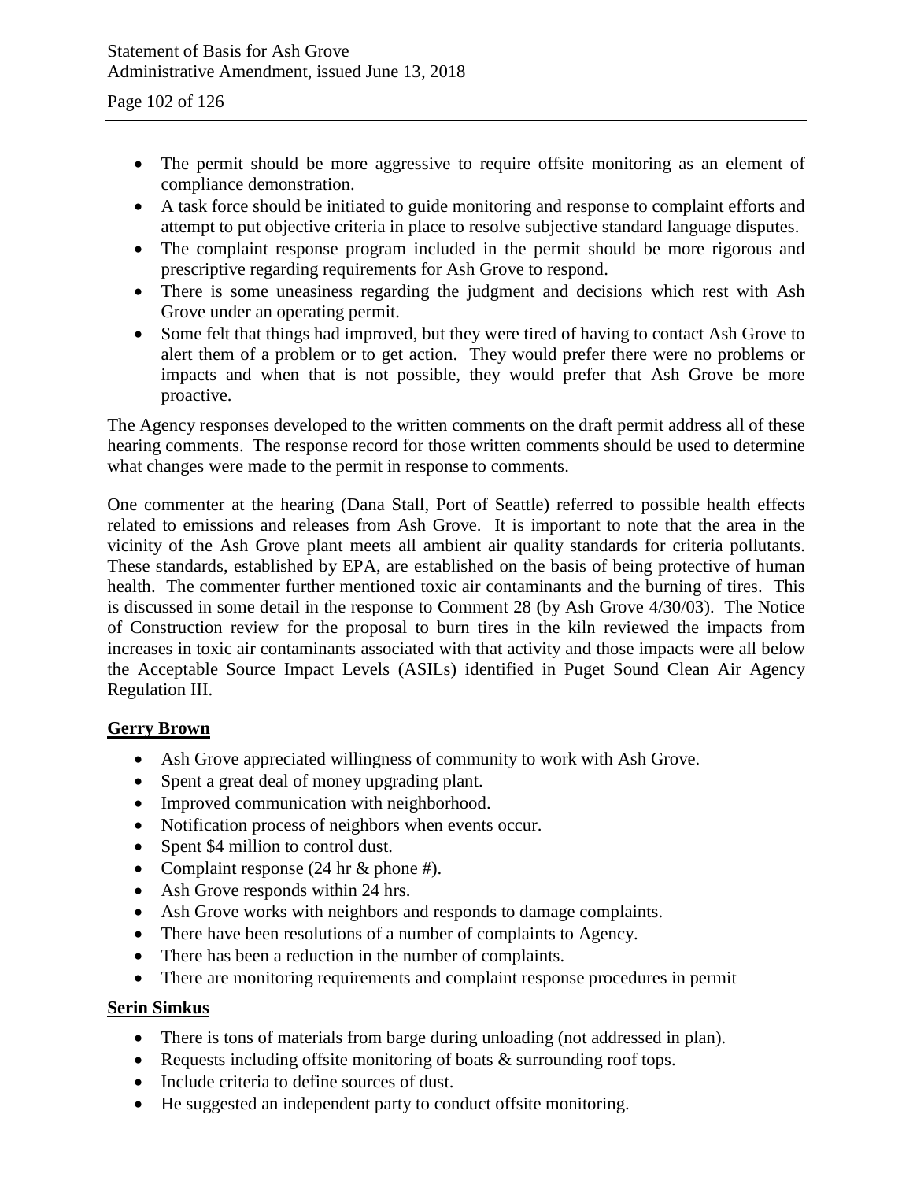- The permit should be more aggressive to require offsite monitoring as an element of compliance demonstration.
- A task force should be initiated to guide monitoring and response to complaint efforts and attempt to put objective criteria in place to resolve subjective standard language disputes.
- The complaint response program included in the permit should be more rigorous and prescriptive regarding requirements for Ash Grove to respond.
- There is some uneasiness regarding the judgment and decisions which rest with Ash Grove under an operating permit.
- Some felt that things had improved, but they were tired of having to contact Ash Grove to alert them of a problem or to get action. They would prefer there were no problems or impacts and when that is not possible, they would prefer that Ash Grove be more proactive.

The Agency responses developed to the written comments on the draft permit address all of these hearing comments. The response record for those written comments should be used to determine what changes were made to the permit in response to comments.

One commenter at the hearing (Dana Stall, Port of Seattle) referred to possible health effects related to emissions and releases from Ash Grove. It is important to note that the area in the vicinity of the Ash Grove plant meets all ambient air quality standards for criteria pollutants. These standards, established by EPA, are established on the basis of being protective of human health. The commenter further mentioned toxic air contaminants and the burning of tires. This is discussed in some detail in the response to Comment 28 (by Ash Grove 4/30/03). The Notice of Construction review for the proposal to burn tires in the kiln reviewed the impacts from increases in toxic air contaminants associated with that activity and those impacts were all below the Acceptable Source Impact Levels (ASILs) identified in Puget Sound Clean Air Agency Regulation III.

**Gerry Brown**

- Ash Grove appreciated willingness of community to work with Ash Grove.
- Spent a great deal of money upgrading plant.
- Improved communication with neighborhood.
- Notification process of neighbors when events occur.
- Spent $4 million to control dust.
- Complaint response (24 hr & phone #).
- Ash Grove responds within 24 hrs.
- Ash Grove works with neighbors and responds to damage complaints.
- There have been resolutions of a number of complaints to Agency.
- There has been a reduction in the number of complaints.
- There are monitoring requirements and complaint response procedures in permit

**Serin Simkus**

- There is tons of materials from barge during unloading (not addressed in plan).
- Requests including offsite monitoring of boats & surrounding roof tops.
- Include criteria to define sources of dust.
- He suggested an independent party to conduct offsite monitoring.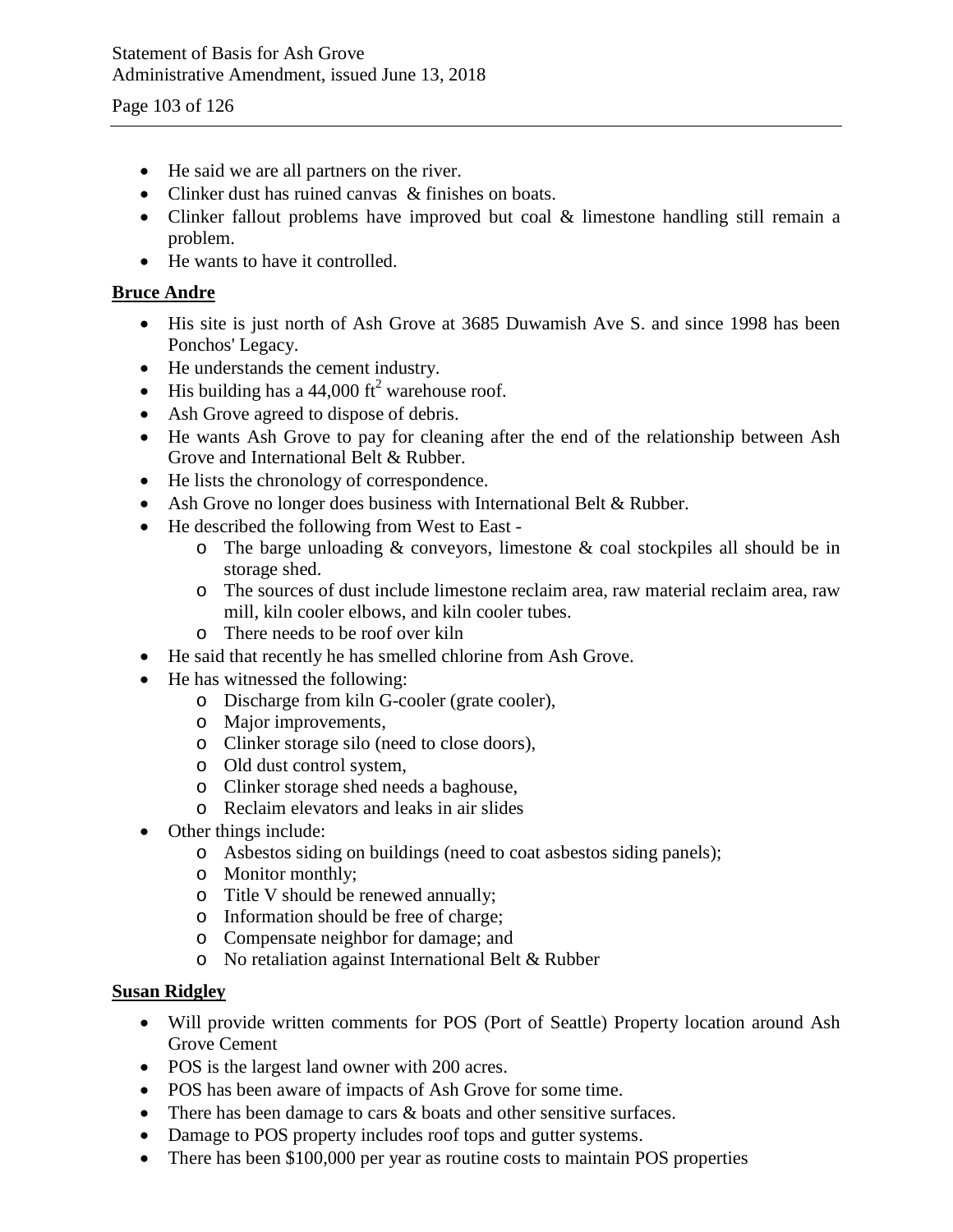- He said we are all partners on the river.
- Clinker dust has ruined canvas & finishes on boats.
- Clinker fallout problems have improved but coal & limestone handling still remain a problem.
- He wants to have it controlled.

**Bruce Andre**

- His site is just north of Ash Grove at 3685 Duwamish Ave S. and since 1998 has been Ponchos' Legacy.
- He understands the cement industry.
- His building has a 44,000 $ft^2$ warehouse roof.
- Ash Grove agreed to dispose of debris.
- He wants Ash Grove to pay for cleaning after the end of the relationship between Ash Grove and International Belt & Rubber.
- He lists the chronology of correspondence.
- Ash Grove no longer does business with International Belt & Rubber.
- He described the following from West to East -
    - The barge unloading & conveyors, limestone & coal stockpiles all should be in storage shed.
    - The sources of dust include limestone reclaim area, raw material reclaim area, raw mill, kiln cooler elbows, and kiln cooler tubes.
    - There needs to be roof over kiln
- He said that recently he has smelled chlorine from Ash Grove.
- He has witnessed the following:
    - Discharge from kiln G-cooler (grate cooler),
    - Major improvements,
    - Clinker storage silo (need to close doors),
    - Old dust control system,
    - Clinker storage shed needs a baghouse,
    - Reclaim elevators and leaks in air slides
- Other things include:
    - Asbestos siding on buildings (need to coat asbestos siding panels);
    - Monitor monthly;
    - Title V should be renewed annually;
    - Information should be free of charge;
    - Compensate neighbor for damage; and
    - No retaliation against International Belt & Rubber

**Susan Ridgley**

- Will provide written comments for POS (Port of Seattle) Property location around Ash Grove Cement
- POS is the largest land owner with 200 acres.
- POS has been aware of impacts of Ash Grove for some time.
- There has been damage to cars & boats and other sensitive surfaces.
- Damage to POS property includes roof tops and gutter systems.
- There has been $100,000 per year as routine costs to maintain POS properties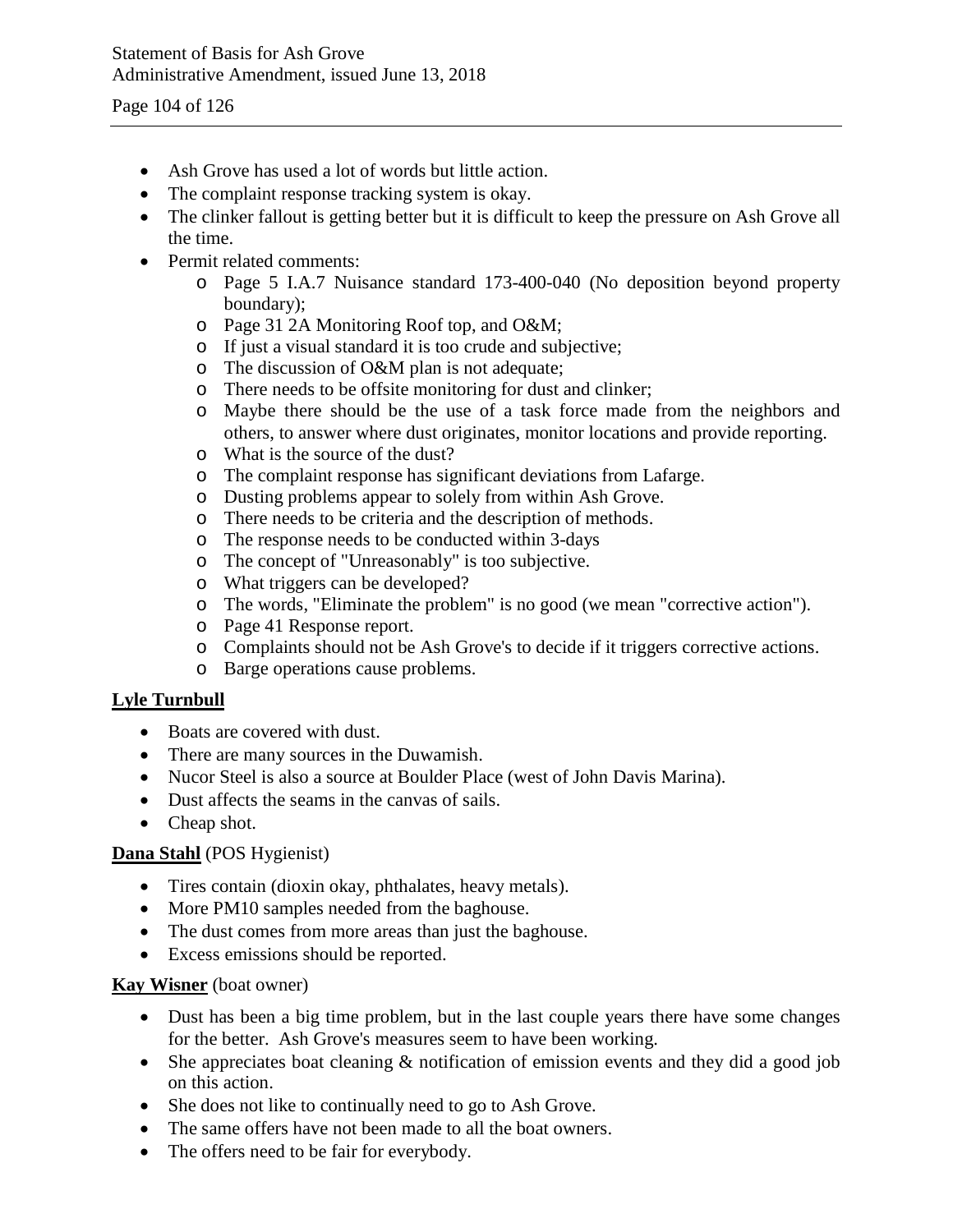- Ash Grove has used a lot of words but little action.
- The complaint response tracking system is okay.
- The clinker fallout is getting better but it is difficult to keep the pressure on Ash Grove all the time.
- Permit related comments:
  - Page 5 I.A.7 Nuisance standard 173-400-040 (No deposition beyond property boundary);
  - Page 31 2A Monitoring Roof top, and O&M;
  - If just a visual standard it is too crude and subjective;
  - The discussion of O&M plan is not adequate;
  - There needs to be offsite monitoring for dust and clinker;
  - Maybe there should be the use of a task force made from the neighbors and others, to answer where dust originates, monitor locations and provide reporting.
  - What is the source of the dust?
  - The complaint response has significant deviations from Lafarge.
  - Dusting problems appear to solely from within Ash Grove.
  - There needs to be criteria and the description of methods.
  - The response needs to be conducted within 3-days
  - The concept of "Unreasonably" is too subjective.
  - What triggers can be developed?
  - The words, "Eliminate the problem" is no good (we mean "corrective action").
  - Page 41 Response report.
  - Complaints should not be Ash Grove's to decide if it triggers corrective actions.
  - Barge operations cause problems.

**Lyle Turnbull**

- Boats are covered with dust.
- There are many sources in the Duwamish.
- Nucor Steel is also a source at Boulder Place (west of John Davis Marina).
- Dust affects the seams in the canvas of sails.
- Cheap shot.

**Dana Stahl** (POS Hygienist)

- Tires contain (dioxin okay, phthalates, heavy metals).
- More PM10 samples needed from the baghouse.
- The dust comes from more areas than just the baghouse.
- Excess emissions should be reported.

**Kay Wisner** (boat owner)

- Dust has been a big time problem, but in the last couple years there have some changes for the better. Ash Grove's measures seem to have been working.
- She appreciates boat cleaning & notification of emission events and they did a good job on this action.
- She does not like to continually need to go to Ash Grove.
- The same offers have not been made to all the boat owners.
- The offers need to be fair for everybody.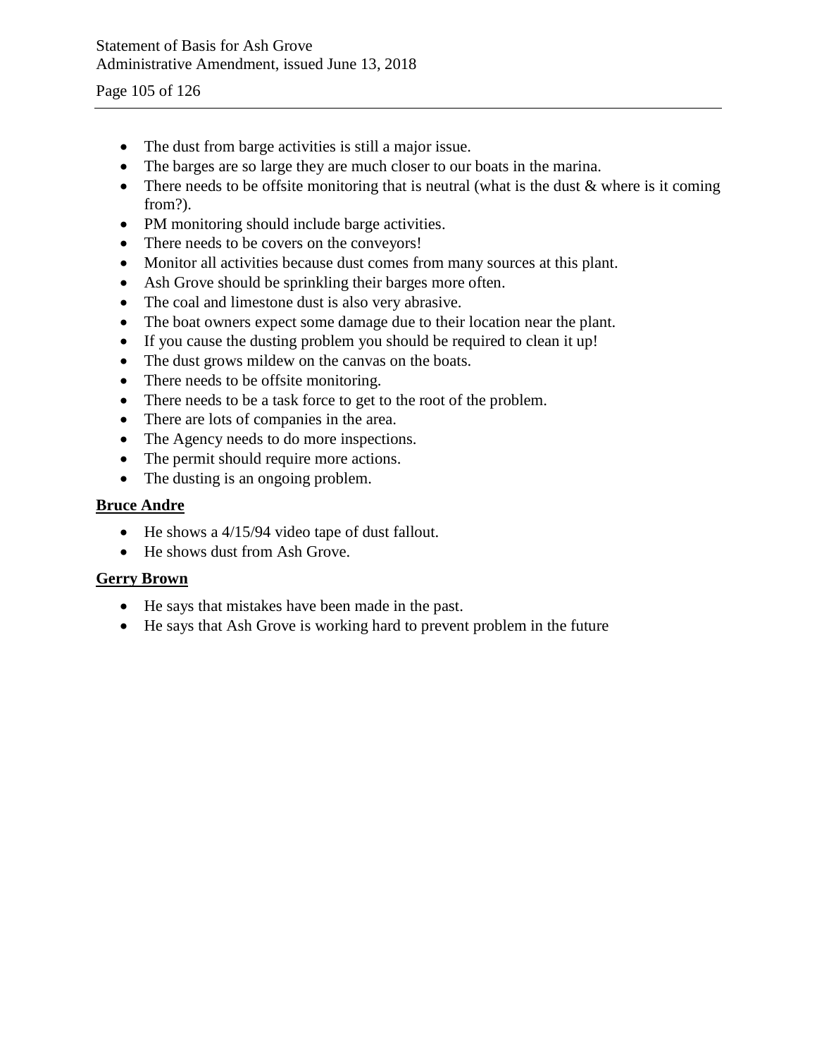- The dust from barge activities is still a major issue.
- The barges are so large they are much closer to our boats in the marina.
- There needs to be offsite monitoring that is neutral (what is the dust & where is it coming from?).
- PM monitoring should include barge activities.
- There needs to be covers on the conveyors!
- Monitor all activities because dust comes from many sources at this plant.
- Ash Grove should be sprinkling their barges more often.
- The coal and limestone dust is also very abrasive.
- The boat owners expect some damage due to their location near the plant.
- If you cause the dusting problem you should be required to clean it up!
- The dust grows mildew on the canvas on the boats.
- There needs to be offsite monitoring.
- There needs to be a task force to get to the root of the problem.
- There are lots of companies in the area.
- The Agency needs to do more inspections.
- The permit should require more actions.
- The dusting is an ongoing problem.

**Bruce Andre**

- He shows a 4/15/94 video tape of dust fallout.
- He shows dust from Ash Grove.

**Gerry Brown**

- He says that mistakes have been made in the past.
- He says that Ash Grove is working hard to prevent problem in the future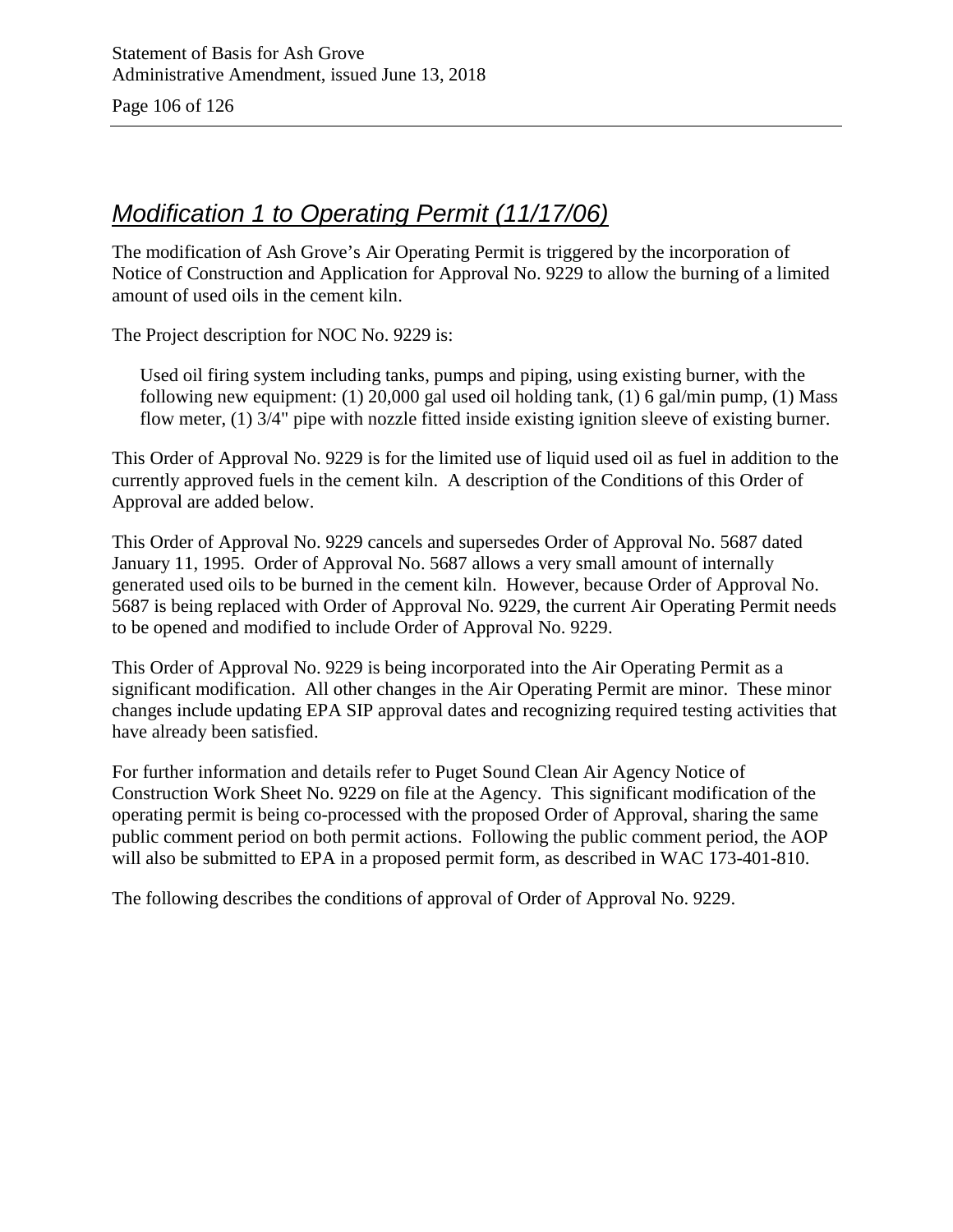## *Modification 1 to Operating Permit (11/17/06)*

The modification of Ash Grove's Air Operating Permit is triggered by the incorporation of Notice of Construction and Application for Approval No. 9229 to allow the burning of a limited amount of used oils in the cement kiln.

The Project description for NOC No. 9229 is:

> Used oil firing system including tanks, pumps and piping, using existing burner, with the following new equipment: (1) 20,000 gal used oil holding tank, (1) 6 gal/min pump, (1) Mass flow meter, (1) 3/4" pipe with nozzle fitted inside existing ignition sleeve of existing burner.

This Order of Approval No. 9229 is for the limited use of liquid used oil as fuel in addition to the currently approved fuels in the cement kiln. A description of the Conditions of this Order of Approval are added below.

This Order of Approval No. 9229 cancels and supersedes Order of Approval No. 5687 dated January 11, 1995. Order of Approval No. 5687 allows a very small amount of internally generated used oils to be burned in the cement kiln. However, because Order of Approval No. 5687 is being replaced with Order of Approval No. 9229, the current Air Operating Permit needs to be opened and modified to include Order of Approval No. 9229.

This Order of Approval No. 9229 is being incorporated into the Air Operating Permit as a significant modification. All other changes in the Air Operating Permit are minor. These minor changes include updating EPA SIP approval dates and recognizing required testing activities that have already been satisfied.

For further information and details refer to Puget Sound Clean Air Agency Notice of Construction Work Sheet No. 9229 on file at the Agency. This significant modification of the operating permit is being co-processed with the proposed Order of Approval, sharing the same public comment period on both permit actions. Following the public comment period, the AOP will also be submitted to EPA in a proposed permit form, as described in WAC 173-401-810.

The following describes the conditions of approval of Order of Approval No. 9229.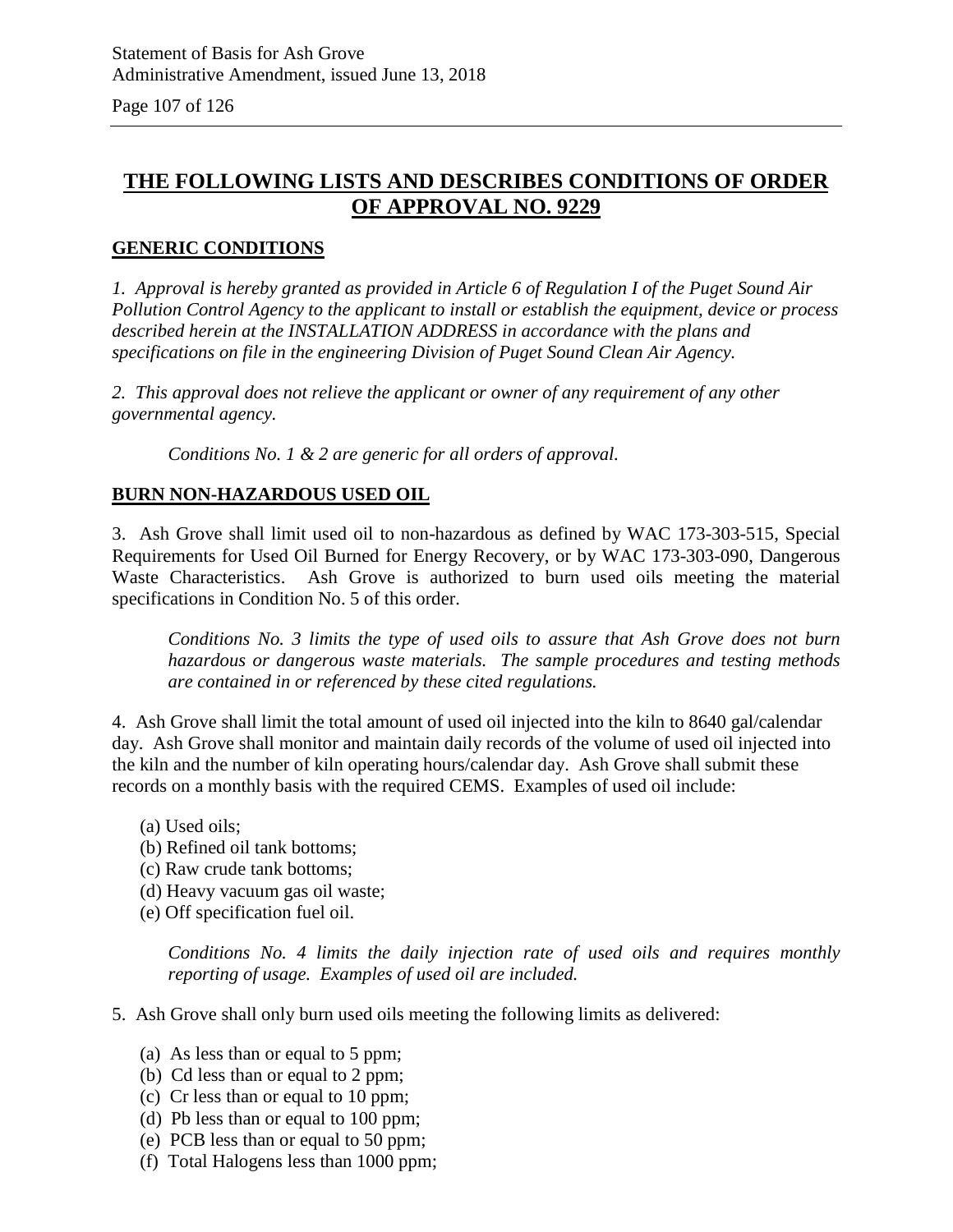## THE FOLLOWING LISTS AND DESCRIBES CONDITIONS OF ORDER OF APPROVAL NO. 9229

### GENERIC CONDITIONS

*1. Approval is hereby granted as provided in Article 6 of Regulation I of the Puget Sound Air Pollution Control Agency to the applicant to install or establish the equipment, device or process described herein at the INSTALLATION ADDRESS in accordance with the plans and specifications on file in the engineering Division of Puget Sound Clean Air Agency.*

*2. This approval does not relieve the applicant or owner of any requirement of any other governmental agency.*

> *Conditions No. 1 & 2 are generic for all orders of approval.*

### BURN NON-HAZARDOUS USED OIL

3. Ash Grove shall limit used oil to non-hazardous as defined by WAC 173-303-515, Special Requirements for Used Oil Burned for Energy Recovery, or by WAC 173-303-090, Dangerous Waste Characteristics. Ash Grove is authorized to burn used oils meeting the material specifications in Condition No. 5 of this order.

> *Conditions No. 3 limits the type of used oils to assure that Ash Grove does not burn hazardous or dangerous waste materials. The sample procedures and testing methods are contained in or referenced by these cited regulations.*

4. Ash Grove shall limit the total amount of used oil injected into the kiln to 8640 gal/calendar day. Ash Grove shall monitor and maintain daily records of the volume of used oil injected into the kiln and the number of kiln operating hours/calendar day. Ash Grove shall submit these records on a monthly basis with the required CEMS. Examples of used oil include:

- (a) Used oils;
- (b) Refined oil tank bottoms;
- (c) Raw crude tank bottoms;
- (d) Heavy vacuum gas oil waste;
- (e) Off specification fuel oil.

> *Conditions No. 4 limits the daily injection rate of used oils and requires monthly reporting of usage. Examples of used oil are included.*

5. Ash Grove shall only burn used oils meeting the following limits as delivered:

- (a) As less than or equal to 5 ppm;
- (b) Cd less than or equal to 2 ppm;
- (c) Cr less than or equal to 10 ppm;
- (d) Pb less than or equal to 100 ppm;
- (e) PCB less than or equal to 50 ppm;
- (f) Total Halogens less than 1000 ppm;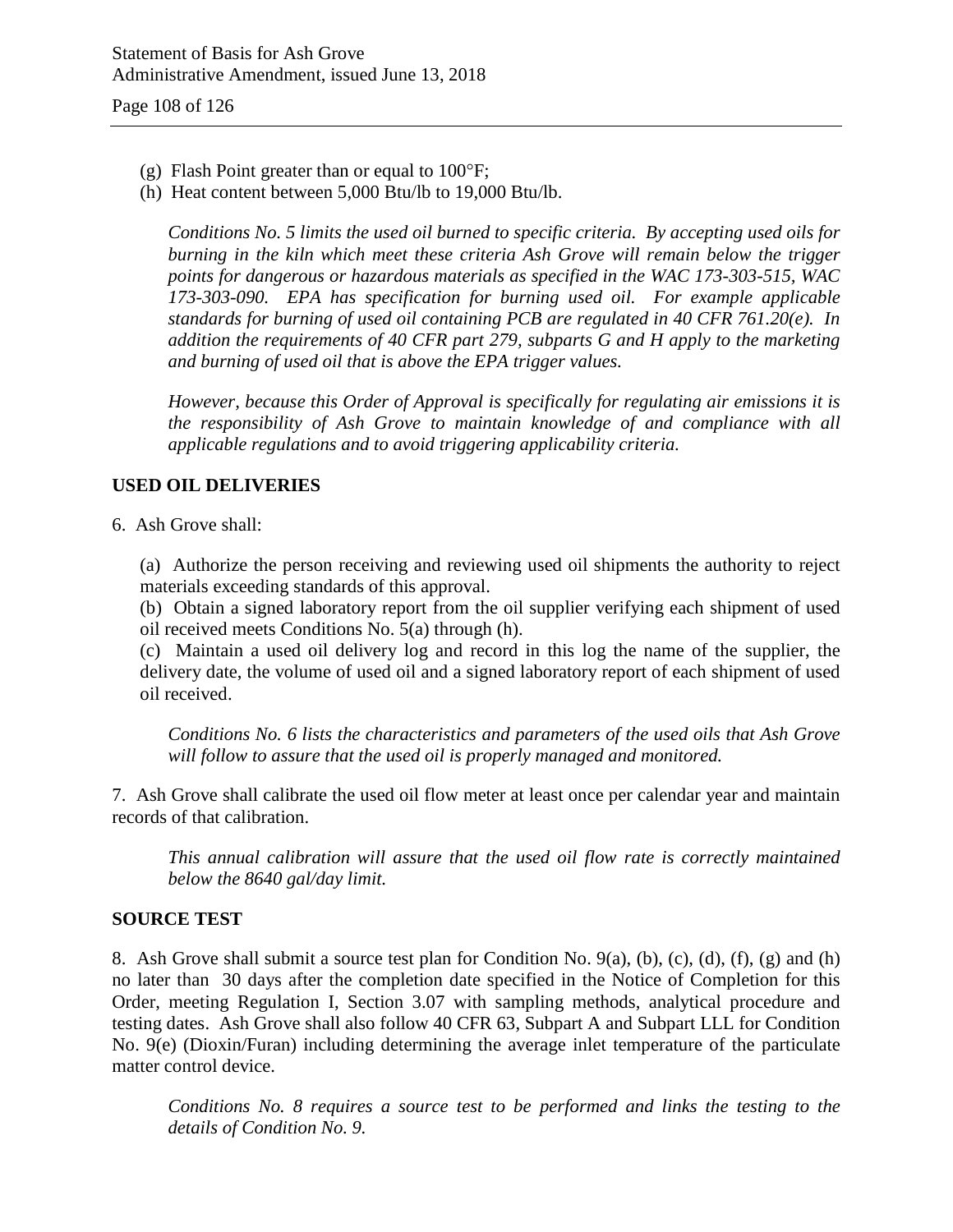(g) Flash Point greater than or equal to 100°F;
(h) Heat content between 5,000 Btu/lb to 19,000 Btu/lb.

*Conditions No. 5 limits the used oil burned to specific criteria. By accepting used oils for burning in the kiln which meet these criteria Ash Grove will remain below the trigger points for dangerous or hazardous materials as specified in the WAC 173-303-515, WAC 173-303-090. EPA has specification for burning used oil. For example applicable standards for burning of used oil containing PCB are regulated in 40 CFR 761.20(e). In addition the requirements of 40 CFR part 279, subparts G and H apply to the marketing and burning of used oil that is above the EPA trigger values.*

*However, because this Order of Approval is specifically for regulating air emissions it is the responsibility of Ash Grove to maintain knowledge of and compliance with all applicable regulations and to avoid triggering applicability criteria.*

**USED OIL DELIVERIES**

6. Ash Grove shall:

(a) Authorize the person receiving and reviewing used oil shipments the authority to reject materials exceeding standards of this approval.
(b) Obtain a signed laboratory report from the oil supplier verifying each shipment of used oil received meets Conditions No. 5(a) through (h).
(c) Maintain a used oil delivery log and record in this log the name of the supplier, the delivery date, the volume of used oil and a signed laboratory report of each shipment of used oil received.

*Conditions No. 6 lists the characteristics and parameters of the used oils that Ash Grove will follow to assure that the used oil is properly managed and monitored.*

7. Ash Grove shall calibrate the used oil flow meter at least once per calendar year and maintain records of that calibration.

*This annual calibration will assure that the used oil flow rate is correctly maintained below the 8640 gal/day limit.*

**SOURCE TEST**

8. Ash Grove shall submit a source test plan for Condition No. 9(a), (b), (c), (d), (f), (g) and (h) no later than 30 days after the completion date specified in the Notice of Completion for this Order, meeting Regulation I, Section 3.07 with sampling methods, analytical procedure and testing dates. Ash Grove shall also follow 40 CFR 63, Subpart A and Subpart LLL for Condition No. 9(e) (Dioxin/Furan) including determining the average inlet temperature of the particulate matter control device.

*Conditions No. 8 requires a source test to be performed and links the testing to the details of Condition No. 9.*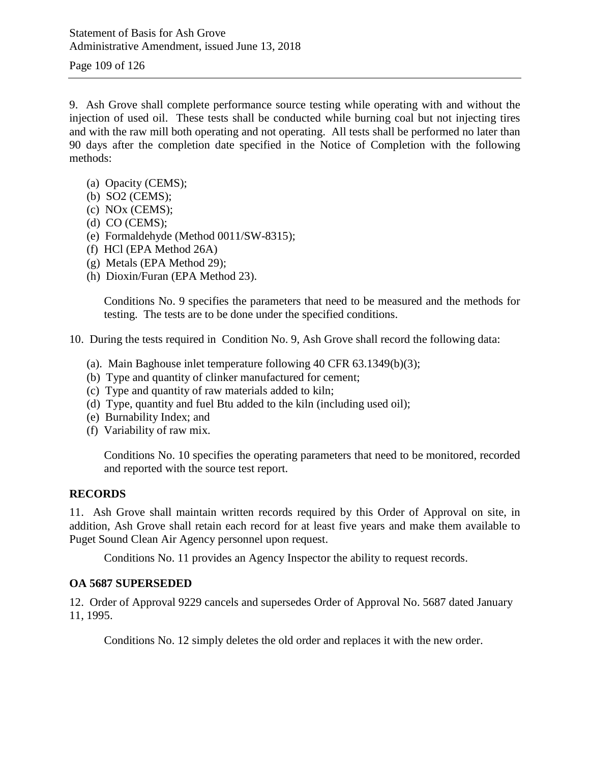9. Ash Grove shall complete performance source testing while operating with and without the injection of used oil. These tests shall be conducted while burning coal but not injecting tires and with the raw mill both operating and not operating. All tests shall be performed no later than 90 days after the completion date specified in the Notice of Completion with the following methods:

- (a) Opacity (CEMS);
- (b) SO2 (CEMS);
- (c) NOx (CEMS);
- (d) CO (CEMS);
- (e) Formaldehyde (Method 0011/SW-8315);
- (f) HCl (EPA Method 26A)
- (g) Metals (EPA Method 29);
- (h) Dioxin/Furan (EPA Method 23).

Conditions No. 9 specifies the parameters that need to be measured and the methods for testing. The tests are to be done under the specified conditions.

10. During the tests required in Condition No. 9, Ash Grove shall record the following data:

- (a). Main Baghouse inlet temperature following 40 CFR 63.1349(b)(3);
- (b) Type and quantity of clinker manufactured for cement;
- (c) Type and quantity of raw materials added to kiln;
- (d) Type, quantity and fuel Btu added to the kiln (including used oil);
- (e) Burnability Index; and
- (f) Variability of raw mix.

Conditions No. 10 specifies the operating parameters that need to be monitored, recorded and reported with the source test report.

**RECORDS**

11. Ash Grove shall maintain written records required by this Order of Approval on site, in addition, Ash Grove shall retain each record for at least five years and make them available to Puget Sound Clean Air Agency personnel upon request.

Conditions No. 11 provides an Agency Inspector the ability to request records.

**OA 5687 SUPERSEDED**

12. Order of Approval 9229 cancels and supersedes Order of Approval No. 5687 dated January 11, 1995.

Conditions No. 12 simply deletes the old order and replaces it with the new order.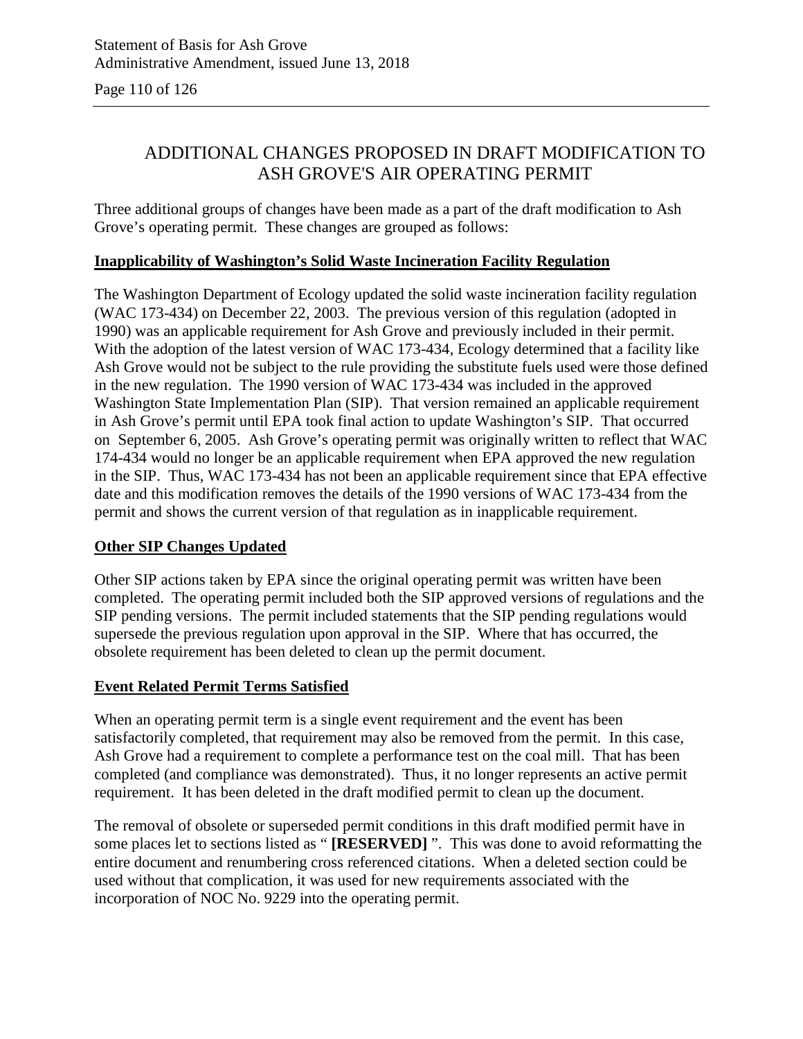# ADDITIONAL CHANGES PROPOSED IN DRAFT MODIFICATION TO ASH GROVE'S AIR OPERATING PERMIT

Three additional groups of changes have been made as a part of the draft modification to Ash Grove's operating permit. These changes are grouped as follows:

**Inapplicability of Washington's Solid Waste Incineration Facility Regulation**

The Washington Department of Ecology updated the solid waste incineration facility regulation (WAC 173-434) on December 22, 2003. The previous version of this regulation (adopted in 1990) was an applicable requirement for Ash Grove and previously included in their permit. With the adoption of the latest version of WAC 173-434, Ecology determined that a facility like Ash Grove would not be subject to the rule providing the substitute fuels used were those defined in the new regulation. The 1990 version of WAC 173-434 was included in the approved Washington State Implementation Plan (SIP). That version remained an applicable requirement in Ash Grove's permit until EPA took final action to update Washington's SIP. That occurred on September 6, 2005. Ash Grove's operating permit was originally written to reflect that WAC 174-434 would no longer be an applicable requirement when EPA approved the new regulation in the SIP. Thus, WAC 173-434 has not been an applicable requirement since that EPA effective date and this modification removes the details of the 1990 versions of WAC 173-434 from the permit and shows the current version of that regulation as in inapplicable requirement.

**Other SIP Changes Updated**

Other SIP actions taken by EPA since the original operating permit was written have been completed. The operating permit included both the SIP approved versions of regulations and the SIP pending versions. The permit included statements that the SIP pending regulations would supersede the previous regulation upon approval in the SIP. Where that has occurred, the obsolete requirement has been deleted to clean up the permit document.

**Event Related Permit Terms Satisfied**

When an operating permit term is a single event requirement and the event has been satisfactorily completed, that requirement may also be removed from the permit. In this case, Ash Grove had a requirement to complete a performance test on the coal mill. That has been completed (and compliance was demonstrated). Thus, it no longer represents an active permit requirement. It has been deleted in the draft modified permit to clean up the document.

The removal of obsolete or superseded permit conditions in this draft modified permit have in some places let to sections listed as " **[RESERVED]** ". This was done to avoid reformatting the entire document and renumbering cross referenced citations. When a deleted section could be used without that complication, it was used for new requirements associated with the incorporation of NOC No. 9229 into the operating permit.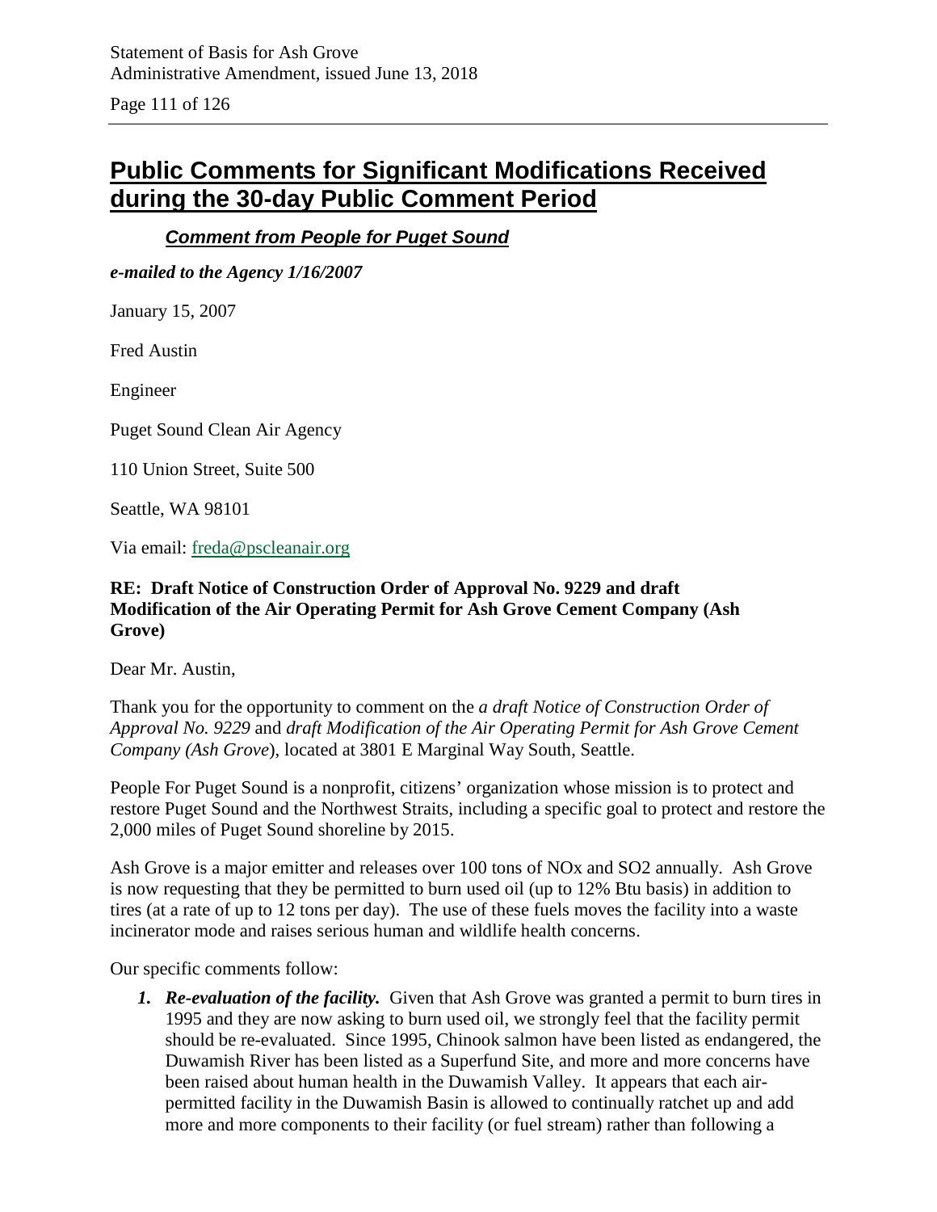# Public Comments for Significant Modifications Received during the 30-day Public Comment Period

## *Comment from People for Puget Sound*

***e-mailed to the Agency 1/16/2007***

January 15, 2007

Fred Austin

Engineer

Puget Sound Clean Air Agency

110 Union Street, Suite 500

Seattle, WA 98101

Via email: freda@pscleanair.org

**RE: Draft Notice of Construction Order of Approval No. 9229 and draft Modification of the Air Operating Permit for Ash Grove Cement Company (Ash Grove)**

Dear Mr. Austin,

Thank you for the opportunity to comment on the *a draft Notice of Construction Order of Approval No. 9229* and *draft Modification of the Air Operating Permit for Ash Grove Cement Company (Ash Grove*), located at 3801 E Marginal Way South, Seattle.

People For Puget Sound is a nonprofit, citizens' organization whose mission is to protect and restore Puget Sound and the Northwest Straits, including a specific goal to protect and restore the 2,000 miles of Puget Sound shoreline by 2015.

Ash Grove is a major emitter and releases over 100 tons of NOx and $SO_2$ annually. Ash Grove is now requesting that they be permitted to burn used oil (up to 12% Btu basis) in addition to tires (at a rate of up to 12 tons per day). The use of these fuels moves the facility into a waste incinerator mode and raises serious human and wildlife health concerns.

Our specific comments follow:

1. ***Re-evaluation of the facility.*** Given that Ash Grove was granted a permit to burn tires in 1995 and they are now asking to burn used oil, we strongly feel that the facility permit should be re-evaluated. Since 1995, Chinook salmon have been listed as endangered, the Duwamish River has been listed as a Superfund Site, and more and more concerns have been raised about human health in the Duwamish Valley. It appears that each air-permitted facility in the Duwamish Basin is allowed to continually ratchet up and add more and more components to their facility (or fuel stream) rather than following a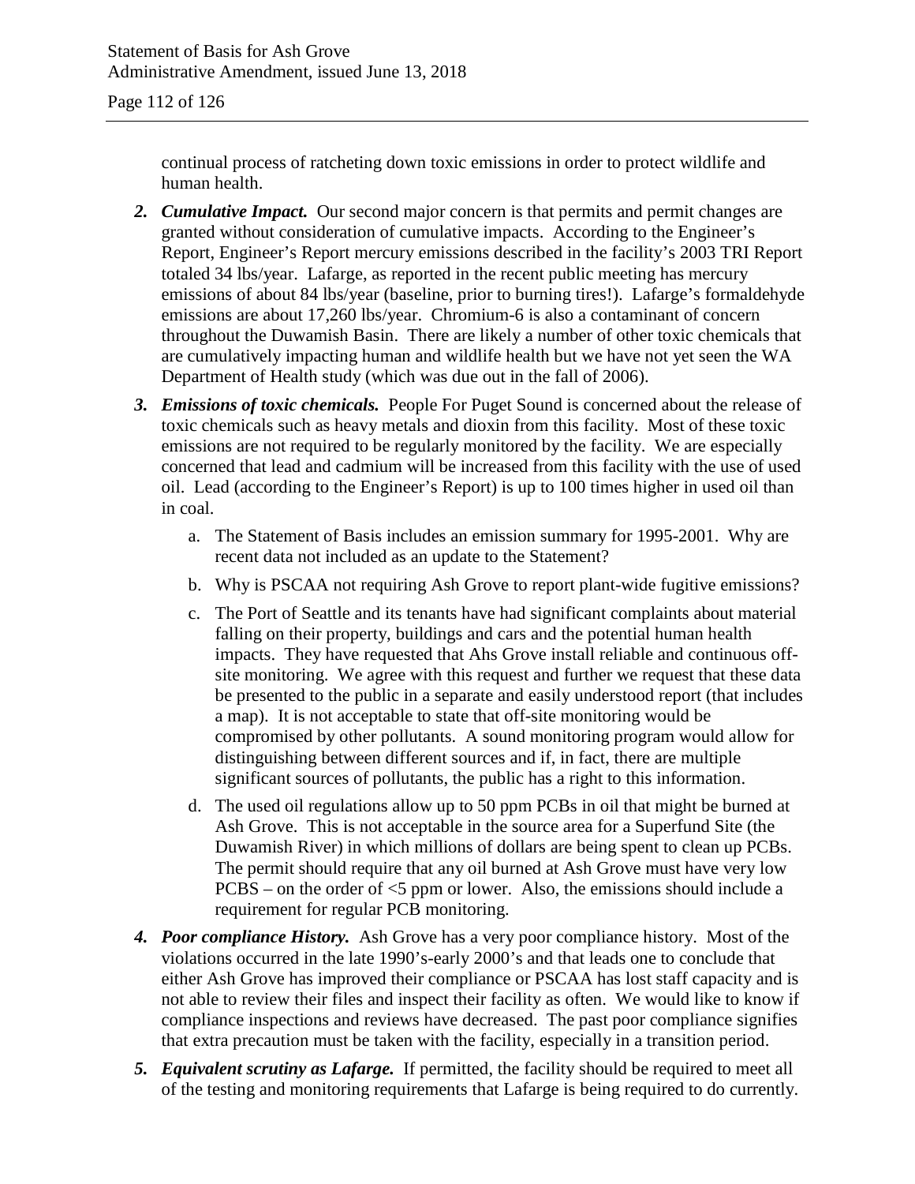continual process of ratcheting down toxic emissions in order to protect wildlife and human health.

2. ***Cumulative Impact.*** Our second major concern is that permits and permit changes are granted without consideration of cumulative impacts. According to the Engineer's Report, Engineer's Report mercury emissions described in the facility's 2003 TRI Report totaled 34 lbs/year. Lafarge, as reported in the recent public meeting has mercury emissions of about 84 lbs/year (baseline, prior to burning tires!). Lafarge's formaldehyde emissions are about 17,260 lbs/year. Chromium-6 is also a contaminant of concern throughout the Duwamish Basin. There are likely a number of other toxic chemicals that are cumulatively impacting human and wildlife health but we have not yet seen the WA Department of Health study (which was due out in the fall of 2006).

3. ***Emissions of toxic chemicals.*** People For Puget Sound is concerned about the release of toxic chemicals such as heavy metals and dioxin from this facility. Most of these toxic emissions are not required to be regularly monitored by the facility. We are especially concerned that lead and cadmium will be increased from this facility with the use of used oil. Lead (according to the Engineer's Report) is up to 100 times higher in used oil than in coal.

   a. The Statement of Basis includes an emission summary for 1995-2001. Why are recent data not included as an update to the Statement?

   b. Why is PSCAA not requiring Ash Grove to report plant-wide fugitive emissions?

   c. The Port of Seattle and its tenants have had significant complaints about material falling on their property, buildings and cars and the potential human health impacts. They have requested that Ahs Grove install reliable and continuous off-site monitoring. We agree with this request and further we request that these data be presented to the public in a separate and easily understood report (that includes a map). It is not acceptable to state that off-site monitoring would be compromised by other pollutants. A sound monitoring program would allow for distinguishing between different sources and if, in fact, there are multiple significant sources of pollutants, the public has a right to this information.

   d. The used oil regulations allow up to 50 ppm PCBs in oil that might be burned at Ash Grove. This is not acceptable in the source area for a Superfund Site (the Duwamish River) in which millions of dollars are being spent to clean up PCBs. The permit should require that any oil burned at Ash Grove must have very low PCBS – on the order of <5 ppm or lower. Also, the emissions should include a requirement for regular PCB monitoring.

4. ***Poor compliance History.*** Ash Grove has a very poor compliance history. Most of the violations occurred in the late 1990's-early 2000's and that leads one to conclude that either Ash Grove has improved their compliance or PSCAA has lost staff capacity and is not able to review their files and inspect their facility as often. We would like to know if compliance inspections and reviews have decreased. The past poor compliance signifies that extra precaution must be taken with the facility, especially in a transition period.

5. ***Equivalent scrutiny as Lafarge.*** If permitted, the facility should be required to meet all of the testing and monitoring requirements that Lafarge is being required to do currently.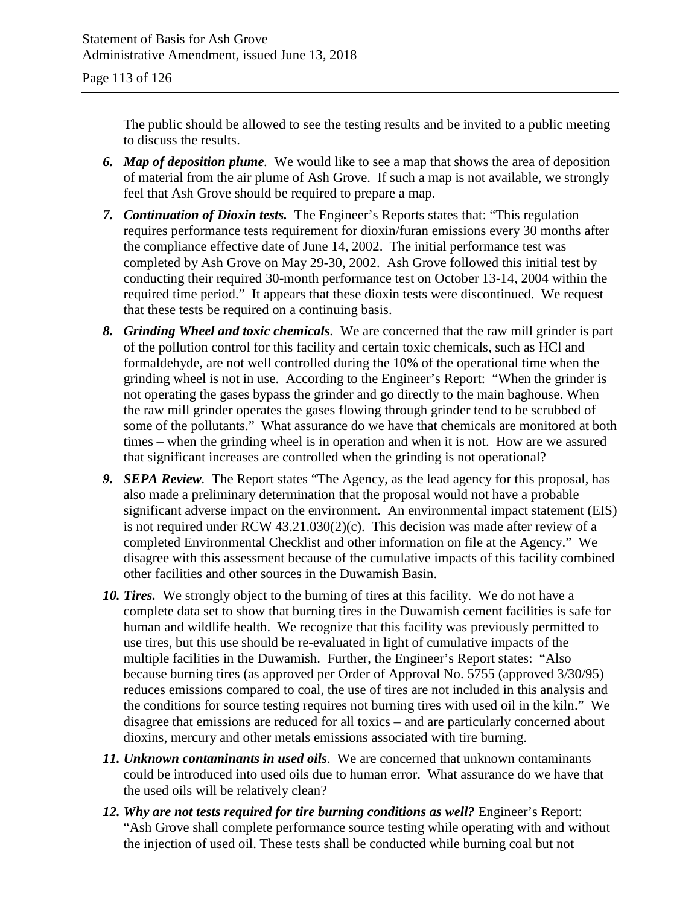The public should be allowed to see the testing results and be invited to a public meeting to discuss the results.

6. ***Map of deposition plume***. We would like to see a map that shows the area of deposition of material from the air plume of Ash Grove. If such a map is not available, we strongly feel that Ash Grove should be required to prepare a map.

7. ***Continuation of Dioxin tests.*** The Engineer's Reports states that: "This regulation requires performance tests requirement for dioxin/furan emissions every 30 months after the compliance effective date of June 14, 2002. The initial performance test was completed by Ash Grove on May 29-30, 2002. Ash Grove followed this initial test by conducting their required 30-month performance test on October 13-14, 2004 within the required time period." It appears that these dioxin tests were discontinued. We request that these tests be required on a continuing basis.

8. ***Grinding Wheel and toxic chemicals***. We are concerned that the raw mill grinder is part of the pollution control for this facility and certain toxic chemicals, such as HCl and formaldehyde, are not well controlled during the 10% of the operational time when the grinding wheel is not in use. According to the Engineer's Report: "When the grinder is not operating the gases bypass the grinder and go directly to the main baghouse. When the raw mill grinder operates the gases flowing through grinder tend to be scrubbed of some of the pollutants." What assurance do we have that chemicals are monitored at both times – when the grinding wheel is in operation and when it is not. How are we assured that significant increases are controlled when the grinding is not operational?

9. ***SEPA Review***. The Report states "The Agency, as the lead agency for this proposal, has also made a preliminary determination that the proposal would not have a probable significant adverse impact on the environment. An environmental impact statement (EIS) is not required under RCW 43.21.030(2)(c). This decision was made after review of a completed Environmental Checklist and other information on file at the Agency." We disagree with this assessment because of the cumulative impacts of this facility combined other facilities and other sources in the Duwamish Basin.

10. ***Tires.*** We strongly object to the burning of tires at this facility. We do not have a complete data set to show that burning tires in the Duwamish cement facilities is safe for human and wildlife health. We recognize that this facility was previously permitted to use tires, but this use should be re-evaluated in light of cumulative impacts of the multiple facilities in the Duwamish. Further, the Engineer's Report states: "Also because burning tires (as approved per Order of Approval No. 5755 (approved 3/30/95) reduces emissions compared to coal, the use of tires are not included in this analysis and the conditions for source testing requires not burning tires with used oil in the kiln." We disagree that emissions are reduced for all toxics – and are particularly concerned about dioxins, mercury and other metals emissions associated with tire burning.

11. ***Unknown contaminants in used oils***. We are concerned that unknown contaminants could be introduced into used oils due to human error. What assurance do we have that the used oils will be relatively clean?

12. ***Why are not tests required for tire burning conditions as well?*** Engineer's Report: "Ash Grove shall complete performance source testing while operating with and without the injection of used oil. These tests shall be conducted while burning coal but not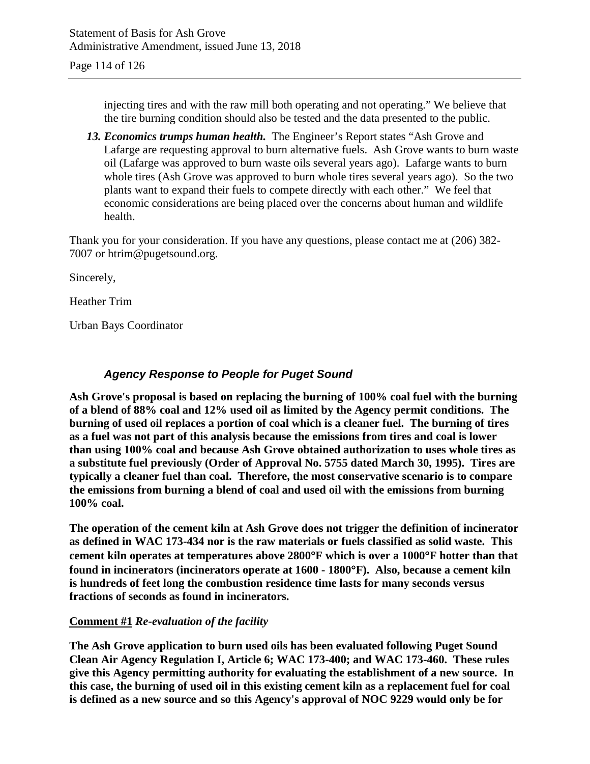injecting tires and with the raw mill both operating and not operating." We believe that the tire burning condition should also be tested and the data presented to the public.

13. ***Economics trumps human health.*** The Engineer's Report states "Ash Grove and Lafarge are requesting approval to burn alternative fuels. Ash Grove wants to burn waste oil (Lafarge was approved to burn waste oils several years ago). Lafarge wants to burn whole tires (Ash Grove was approved to burn whole tires several years ago). So the two plants want to expand their fuels to compete directly with each other." We feel that economic considerations are being placed over the concerns about human and wildlife health.

Thank you for your consideration. If you have any questions, please contact me at (206) 382-7007 or htrim@pugetsound.org.

Sincerely,

Heather Trim

Urban Bays Coordinator

### *Agency Response to People for Puget Sound*

**Ash Grove's proposal is based on replacing the burning of 100% coal fuel with the burning of a blend of 88% coal and 12% used oil as limited by the Agency permit conditions. The burning of used oil replaces a portion of coal which is a cleaner fuel. The burning of tires as a fuel was not part of this analysis because the emissions from tires and coal is lower than using 100% coal and because Ash Grove obtained authorization to uses whole tires as a substitute fuel previously (Order of Approval No. 5755 dated March 30, 1995). Tires are typically a cleaner fuel than coal. Therefore, the most conservative scenario is to compare the emissions from burning a blend of coal and used oil with the emissions from burning 100% coal.**

**The operation of the cement kiln at Ash Grove does not trigger the definition of incinerator as defined in WAC 173-434 nor is the raw materials or fuels classified as solid waste. This cement kiln operates at temperatures above 2800°F which is over a 1000°F hotter than that found in incinerators (incinerators operate at 1600 - 1800°F). Also, because a cement kiln is hundreds of feet long the combustion residence time lasts for many seconds versus fractions of seconds as found in incinerators.**

**<u>Comment #1</u>** ***Re-evaluation of the facility***

**The Ash Grove application to burn used oils has been evaluated following Puget Sound Clean Air Agency Regulation I, Article 6; WAC 173-400; and WAC 173-460. These rules give this Agency permitting authority for evaluating the establishment of a new source. In this case, the burning of used oil in this existing cement kiln as a replacement fuel for coal is defined as a new source and so this Agency's approval of NOC 9229 would only be for**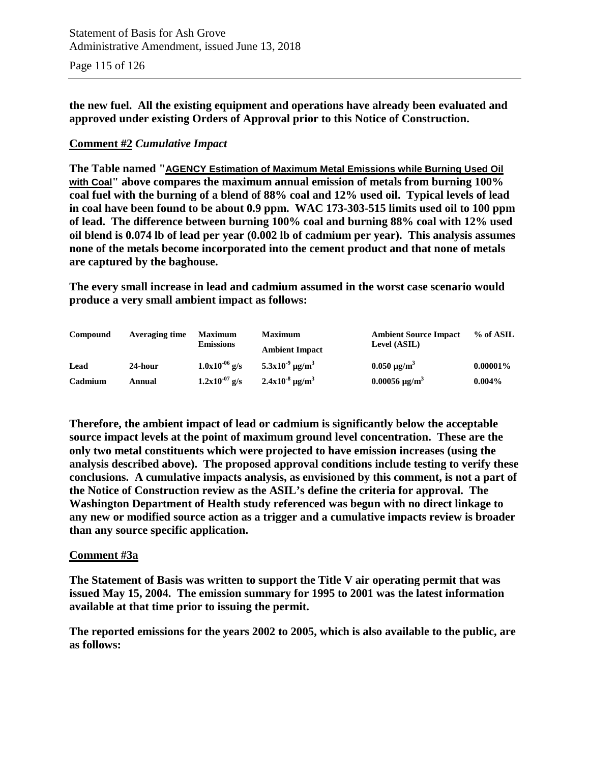**the new fuel. All the existing equipment and operations have already been evaluated and approved under existing Orders of Approval prior to this Notice of Construction.**

**Comment #2** ***Cumulative Impact***

**The Table named "AGENCY Estimation of Maximum Metal Emissions while Burning Used Oil with Coal" above compares the maximum annual emission of metals from burning 100% coal fuel with the burning of a blend of 88% coal and 12% used oil. Typical levels of lead in coal have been found to be about 0.9 ppm. WAC 173-303-515 limits used oil to 100 ppm of lead. The difference between burning 100% coal and burning 88% coal with 12% used oil blend is 0.074 lb of lead per year (0.002 lb of cadmium per year). This analysis assumes none of the metals become incorporated into the cement product and that none of metals are captured by the baghouse.**

**The every small increase in lead and cadmium assumed in the worst case scenario would produce a very small ambient impact as follows:**

| Compound | Averaging time | Maximum Emissions | Maximum Ambient Impact | Ambient Source Impact Level (ASIL) | % of ASIL |
|---|---|---|---|---|---|
| Lead | 24-hour | $1.0x10^{-06}$ g/s | $5.3x10^{-9}$ μg/m$^3$ | 0.050 μg/m$^3$ | 0.00001% |
| Cadmium | Annual | $1.2x10^{-07}$ g/s | $2.4x10^{-8}$ μg/m$^3$ | 0.00056 μg/m$^3$ | 0.004% |

**Therefore, the ambient impact of lead or cadmium is significantly below the acceptable source impact levels at the point of maximum ground level concentration. These are the only two metal constituents which were projected to have emission increases (using the analysis described above). The proposed approval conditions include testing to verify these conclusions. A cumulative impacts analysis, as envisioned by this comment, is not a part of the Notice of Construction review as the ASIL's define the criteria for approval. The Washington Department of Health study referenced was begun with no direct linkage to any new or modified source action as a trigger and a cumulative impacts review is broader than any source specific application.**

**Comment #3a**

**The Statement of Basis was written to support the Title V air operating permit that was issued May 15, 2004. The emission summary for 1995 to 2001 was the latest information available at that time prior to issuing the permit.**

**The reported emissions for the years 2002 to 2005, which is also available to the public, are as follows:**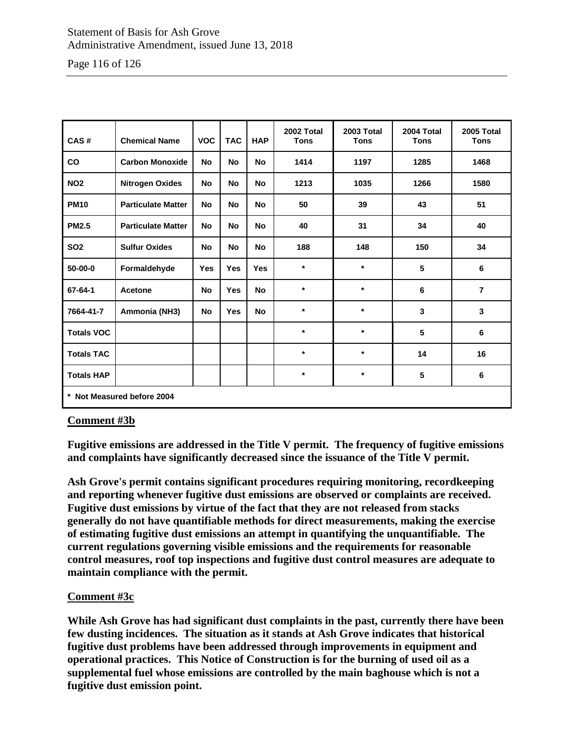| CAS # | Chemical Name | VOC | TAC | HAP | 2002 Total Tons | 2003 Total Tons | 2004 Total Tons | 2005 Total Tons |
|---|---|---|---|---|---|---|---|---|
| CO | Carbon Monoxide | No | No | No | 1414 | 1197 | 1285 | 1468 |
| NO2 | Nitrogen Oxides | No | No | No | 1213 | 1035 | 1266 | 1580 |
| PM10 | Particulate Matter | No | No | No | 50 | 39 | 43 | 51 |
| PM2.5 | Particulate Matter | No | No | No | 40 | 31 | 34 | 40 |
| SO2 | Sulfur Oxides | No | No | No | 188 | 148 | 150 | 34 |
| 50-00-0 | Formaldehyde | Yes | Yes | Yes | * | * | 5 | 6 |
| 67-64-1 | Acetone | No | Yes | No | * | * | 6 | 7 |
| 7664-41-7 | Ammonia (NH3) | No | Yes | No | * | * | 3 | 3 |
| Totals VOC | | | | | * | * | 5 | 6 |
| Totals TAC | | | | | * | * | 14 | 16 |
| Totals HAP | | | | | * | * | 5 | 6 |
| * Not Measured before 2004 | | | | | | | | |

**Comment #3b**

**Fugitive emissions are addressed in the Title V permit. The frequency of fugitive emissions and complaints have significantly decreased since the issuance of the Title V permit.**

**Ash Grove's permit contains significant procedures requiring monitoring, recordkeeping and reporting whenever fugitive dust emissions are observed or complaints are received. Fugitive dust emissions by virtue of the fact that they are not released from stacks generally do not have quantifiable methods for direct measurements, making the exercise of estimating fugitive dust emissions an attempt in quantifying the unquantifiable. The current regulations governing visible emissions and the requirements for reasonable control measures, roof top inspections and fugitive dust control measures are adequate to maintain compliance with the permit.**

**Comment #3c**

**While Ash Grove has had significant dust complaints in the past, currently there have been few dusting incidences. The situation as it stands at Ash Grove indicates that historical fugitive dust problems have been addressed through improvements in equipment and operational practices. This Notice of Construction is for the burning of used oil as a supplemental fuel whose emissions are controlled by the main baghouse which is not a fugitive dust emission point.**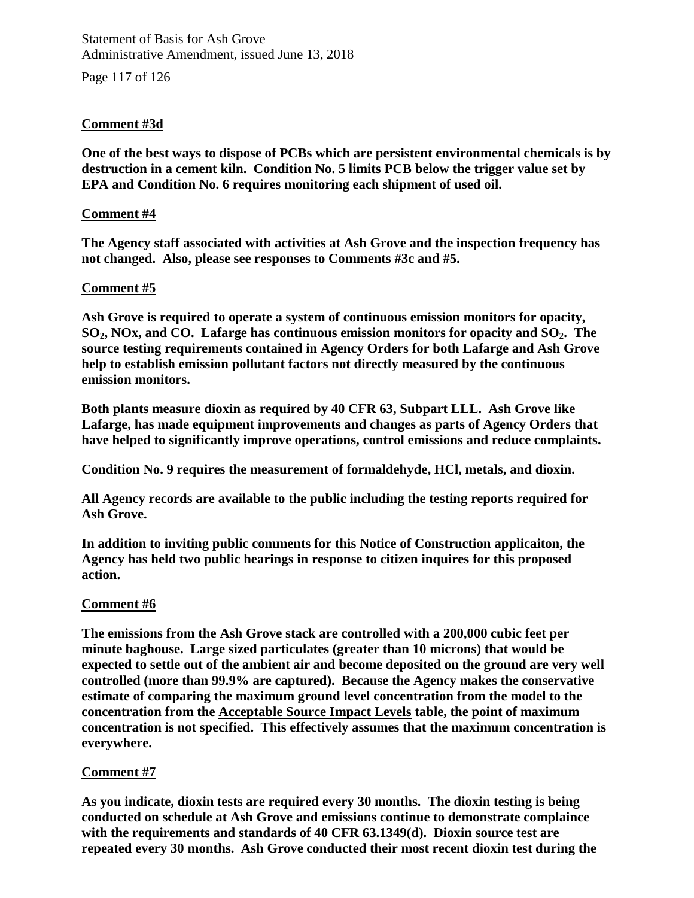**Comment #3d**

**One of the best ways to dispose of PCBs which are persistent environmental chemicals is by destruction in a cement kiln. Condition No. 5 limits PCB below the trigger value set by EPA and Condition No. 6 requires monitoring each shipment of used oil.**

**Comment #4**

**The Agency staff associated with activities at Ash Grove and the inspection frequency has not changed. Also, please see responses to Comments #3c and #5.**

**Comment #5**

**Ash Grove is required to operate a system of continuous emission monitors for opacity, $SO_2$, NOx, and CO. Lafarge has continuous emission monitors for opacity and $SO_2$. The source testing requirements contained in Agency Orders for both Lafarge and Ash Grove help to establish emission pollutant factors not directly measured by the continuous emission monitors.**

**Both plants measure dioxin as required by 40 CFR 63, Subpart LLL. Ash Grove like Lafarge, has made equipment improvements and changes as parts of Agency Orders that have helped to significantly improve operations, control emissions and reduce complaints.**

**Condition No. 9 requires the measurement of formaldehyde, HCl, metals, and dioxin.**

**All Agency records are available to the public including the testing reports required for Ash Grove.**

**In addition to inviting public comments for this Notice of Construction applicaiton, the Agency has held two public hearings in response to citizen inquires for this proposed action.**

**Comment #6**

**The emissions from the Ash Grove stack are controlled with a 200,000 cubic feet per minute baghouse. Large sized particulates (greater than 10 microns) that would be expected to settle out of the ambient air and become deposited on the ground are very well controlled (more than 99.9% are captured). Because the Agency makes the conservative estimate of comparing the maximum ground level concentration from the model to the concentration from the <u>Acceptable Source Impact Levels</u> table, the point of maximum concentration is not specified. This effectively assumes that the maximum concentration is everywhere.**

**Comment #7**

**As you indicate, dioxin tests are required every 30 months. The dioxin testing is being conducted on schedule at Ash Grove and emissions continue to demonstrate complaince with the requirements and standards of 40 CFR 63.1349(d). Dioxin source test are repeated every 30 months. Ash Grove conducted their most recent dioxin test during the**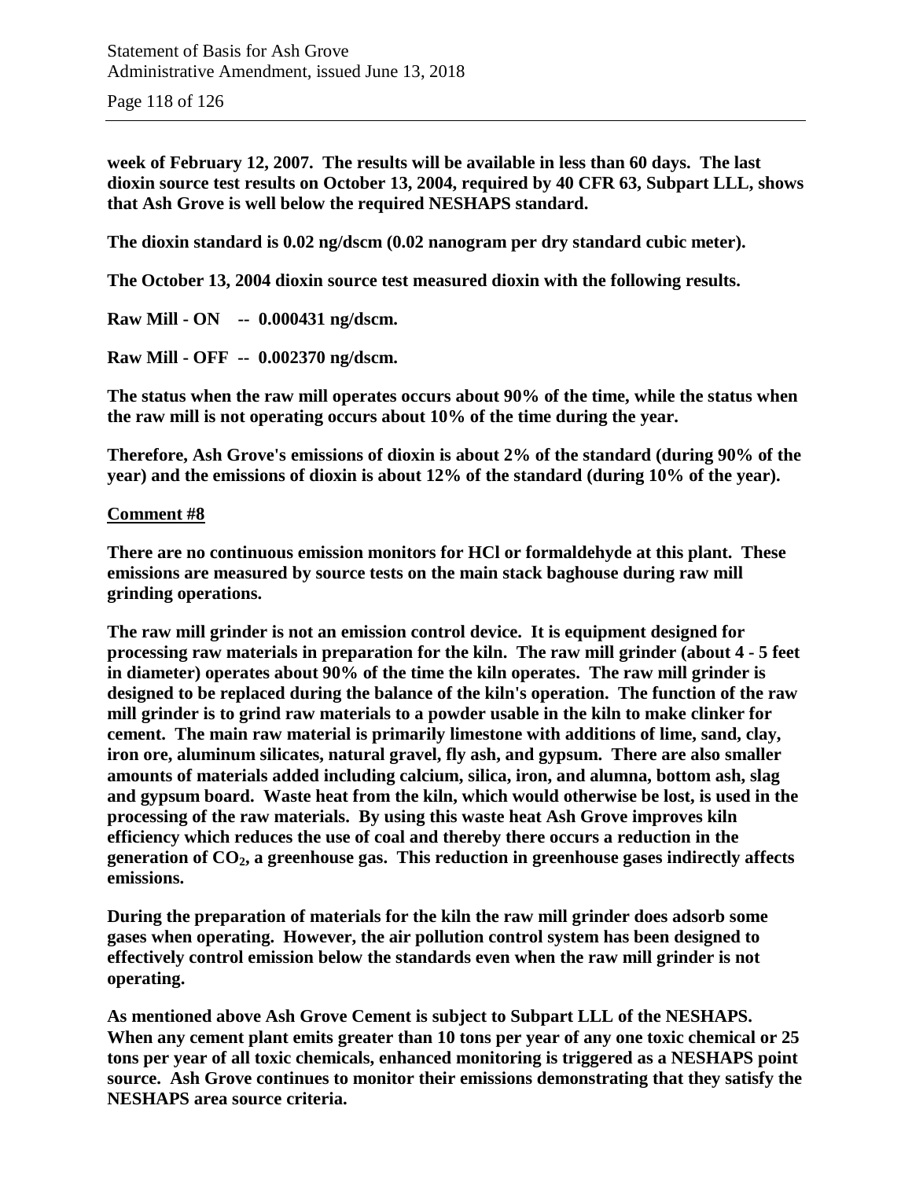**week of February 12, 2007. The results will be available in less than 60 days. The last dioxin source test results on October 13, 2004, required by 40 CFR 63, Subpart LLL, shows that Ash Grove is well below the required NESHAPS standard.**

**The dioxin standard is 0.02 ng/dscm (0.02 nanogram per dry standard cubic meter).**

**The October 13, 2004 dioxin source test measured dioxin with the following results.**

**Raw Mill - ON -- 0.000431 ng/dscm.**

**Raw Mill - OFF -- 0.002370 ng/dscm.**

**The status when the raw mill operates occurs about 90% of the time, while the status when the raw mill is not operating occurs about 10% of the time during the year.**

**Therefore, Ash Grove's emissions of dioxin is about 2% of the standard (during 90% of the year) and the emissions of dioxin is about 12% of the standard (during 10% of the year).**

**<u>Comment #8</u>**

**There are no continuous emission monitors for HCl or formaldehyde at this plant. These emissions are measured by source tests on the main stack baghouse during raw mill grinding operations.**

**The raw mill grinder is not an emission control device. It is equipment designed for processing raw materials in preparation for the kiln. The raw mill grinder (about 4 - 5 feet in diameter) operates about 90% of the time the kiln operates. The raw mill grinder is designed to be replaced during the balance of the kiln's operation. The function of the raw mill grinder is to grind raw materials to a powder usable in the kiln to make clinker for cement. The main raw material is primarily limestone with additions of lime, sand, clay, iron ore, aluminum silicates, natural gravel, fly ash, and gypsum. There are also smaller amounts of materials added including calcium, silica, iron, and alumna, bottom ash, slag and gypsum board. Waste heat from the kiln, which would otherwise be lost, is used in the processing of the raw materials. By using this waste heat Ash Grove improves kiln efficiency which reduces the use of coal and thereby there occurs a reduction in the generation of $CO_2$, a greenhouse gas. This reduction in greenhouse gases indirectly affects emissions.**

**During the preparation of materials for the kiln the raw mill grinder does adsorb some gases when operating. However, the air pollution control system has been designed to effectively control emission below the standards even when the raw mill grinder is not operating.**

**As mentioned above Ash Grove Cement is subject to Subpart LLL of the NESHAPS. When any cement plant emits greater than 10 tons per year of any one toxic chemical or 25 tons per year of all toxic chemicals, enhanced monitoring is triggered as a NESHAPS point source. Ash Grove continues to monitor their emissions demonstrating that they satisfy the NESHAPS area source criteria.**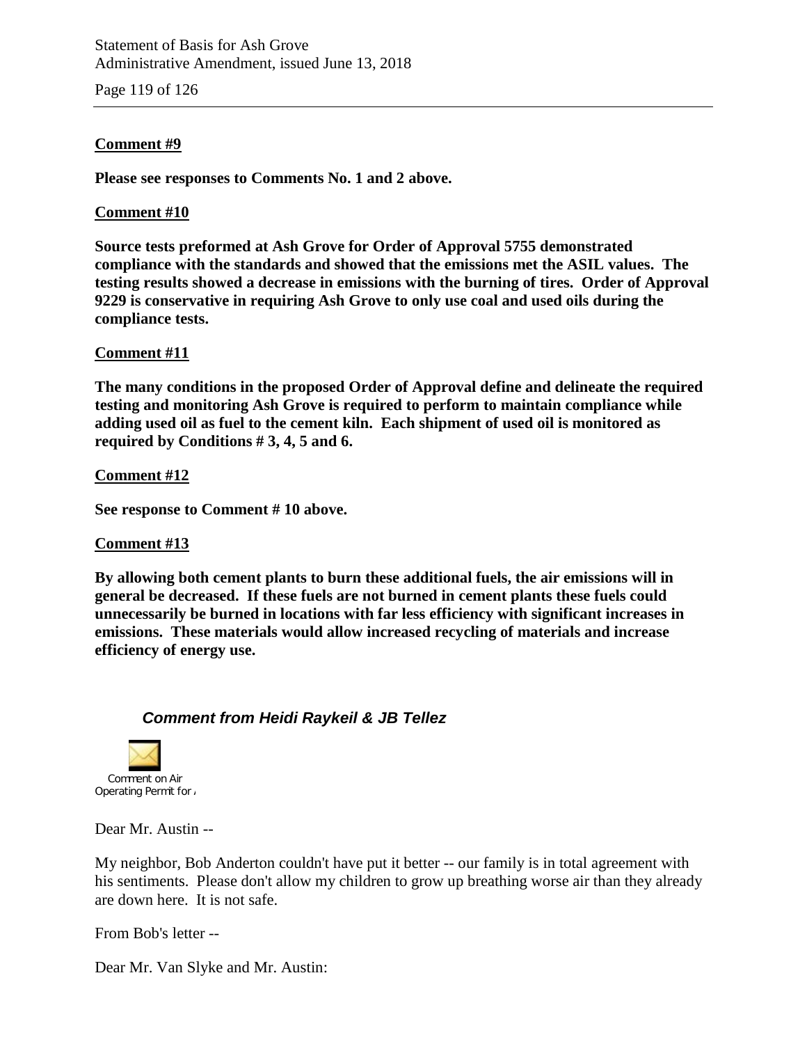**Comment #9**

**Please see responses to Comments No. 1 and 2 above.**

**Comment #10**

**Source tests preformed at Ash Grove for Order of Approval 5755 demonstrated compliance with the standards and showed that the emissions met the ASIL values. The testing results showed a decrease in emissions with the burning of tires. Order of Approval 9229 is conservative in requiring Ash Grove to only use coal and used oils during the compliance tests.**

**Comment #11**

**The many conditions in the proposed Order of Approval define and delineate the required testing and monitoring Ash Grove is required to perform to maintain compliance while adding used oil as fuel to the cement kiln. Each shipment of used oil is monitored as required by Conditions # 3, 4, 5 and 6.**

**Comment #12**

**See response to Comment # 10 above.**

**Comment #13**

**By allowing both cement plants to burn these additional fuels, the air emissions will in general be decreased. If these fuels are not burned in cement plants these fuels could unnecessarily be burned in locations with far less efficiency with significant increases in emissions. These materials would allow increased recycling of materials and increase efficiency of energy use.**

***Comment from Heidi Raykeil & JB Tellez***

Comment on Air Operating Permit for /

Dear Mr. Austin --

My neighbor, Bob Anderton couldn't have put it better -- our family is in total agreement with his sentiments. Please don't allow my children to grow up breathing worse air than they already are down here. It is not safe.

From Bob's letter --

Dear Mr. Van Slyke and Mr. Austin: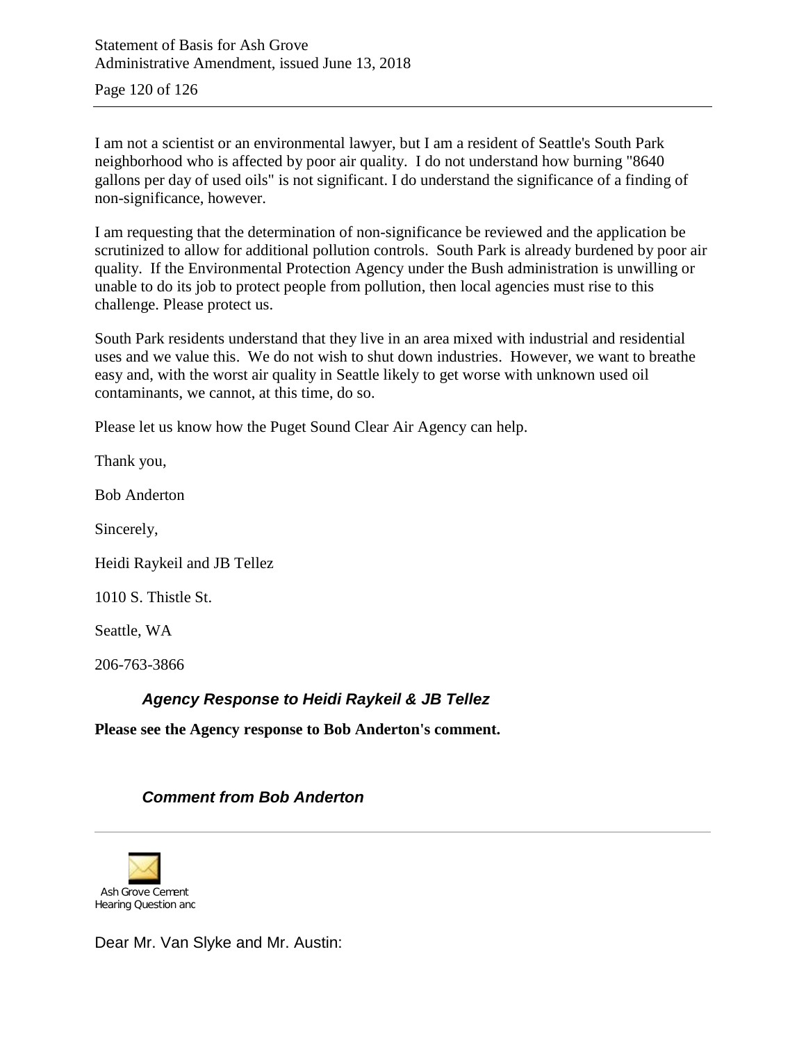I am not a scientist or an environmental lawyer, but I am a resident of Seattle's South Park neighborhood who is affected by poor air quality. I do not understand how burning "8640 gallons per day of used oils" is not significant. I do understand the significance of a finding of non-significance, however.

I am requesting that the determination of non-significance be reviewed and the application be scrutinized to allow for additional pollution controls. South Park is already burdened by poor air quality. If the Environmental Protection Agency under the Bush administration is unwilling or unable to do its job to protect people from pollution, then local agencies must rise to this challenge. Please protect us.

South Park residents understand that they live in an area mixed with industrial and residential uses and we value this. We do not wish to shut down industries. However, we want to breathe easy and, with the worst air quality in Seattle likely to get worse with unknown used oil contaminants, we cannot, at this time, do so.

Please let us know how the Puget Sound Clear Air Agency can help.

Thank you,

Bob Anderton

Sincerely,

Heidi Raykeil and JB Tellez

1010 S. Thistle St.

Seattle, WA

206-763-3866

### *Agency Response to Heidi Raykeil & JB Tellez*

**Please see the Agency response to Bob Anderton's comment.**

### *Comment from Bob Anderton*

---

Ash Grove Cement Hearing Question anc

Dear Mr. Van Slyke and Mr. Austin: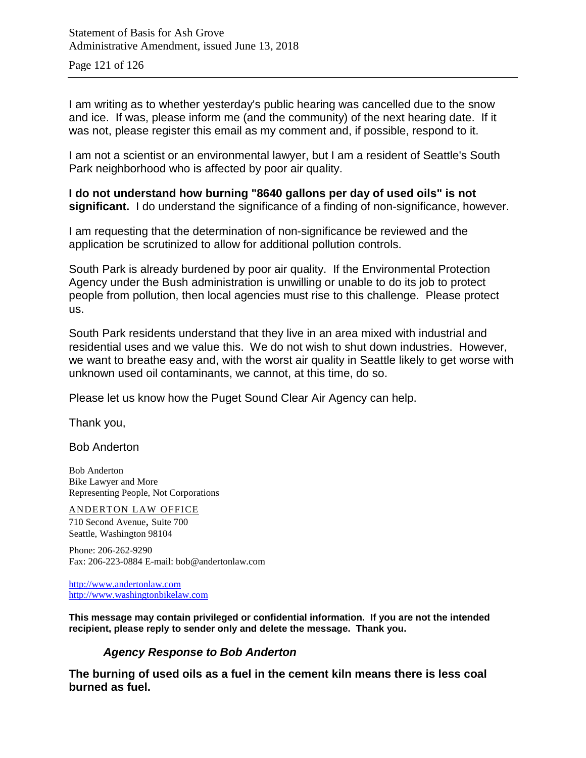I am writing as to whether yesterday's public hearing was cancelled due to the snow and ice. If was, please inform me (and the community) of the next hearing date. If it was not, please register this email as my comment and, if possible, respond to it.

I am not a scientist or an environmental lawyer, but I am a resident of Seattle's South Park neighborhood who is affected by poor air quality.

**I do not understand how burning "8640 gallons per day of used oils" is not significant.** I do understand the significance of a finding of non-significance, however.

I am requesting that the determination of non-significance be reviewed and the application be scrutinized to allow for additional pollution controls.

South Park is already burdened by poor air quality. If the Environmental Protection Agency under the Bush administration is unwilling or unable to do its job to protect people from pollution, then local agencies must rise to this challenge. Please protect us.

South Park residents understand that they live in an area mixed with industrial and residential uses and we value this. We do not wish to shut down industries. However, we want to breathe easy and, with the worst air quality in Seattle likely to get worse with unknown used oil contaminants, we cannot, at this time, do so.

Please let us know how the Puget Sound Clear Air Agency can help.

Thank you,

Bob Anderton

Bob Anderton
Bike Lawyer and More
Representing People, Not Corporations

ANDERTON LAW OFFICE
710 Second Avenue, Suite 700
Seattle, Washington 98104

Phone: 206-262-9290
Fax: 206-223-0884 E-mail: bob@andertonlaw.com

http://www.andertonlaw.com
http://www.washingtonbikelaw.com

**This message may contain privileged or confidential information. If you are not the intended recipient, please reply to sender only and delete the message. Thank you.**

### *Agency Response to Bob Anderton*

**The burning of used oils as a fuel in the cement kiln means there is less coal burned as fuel.**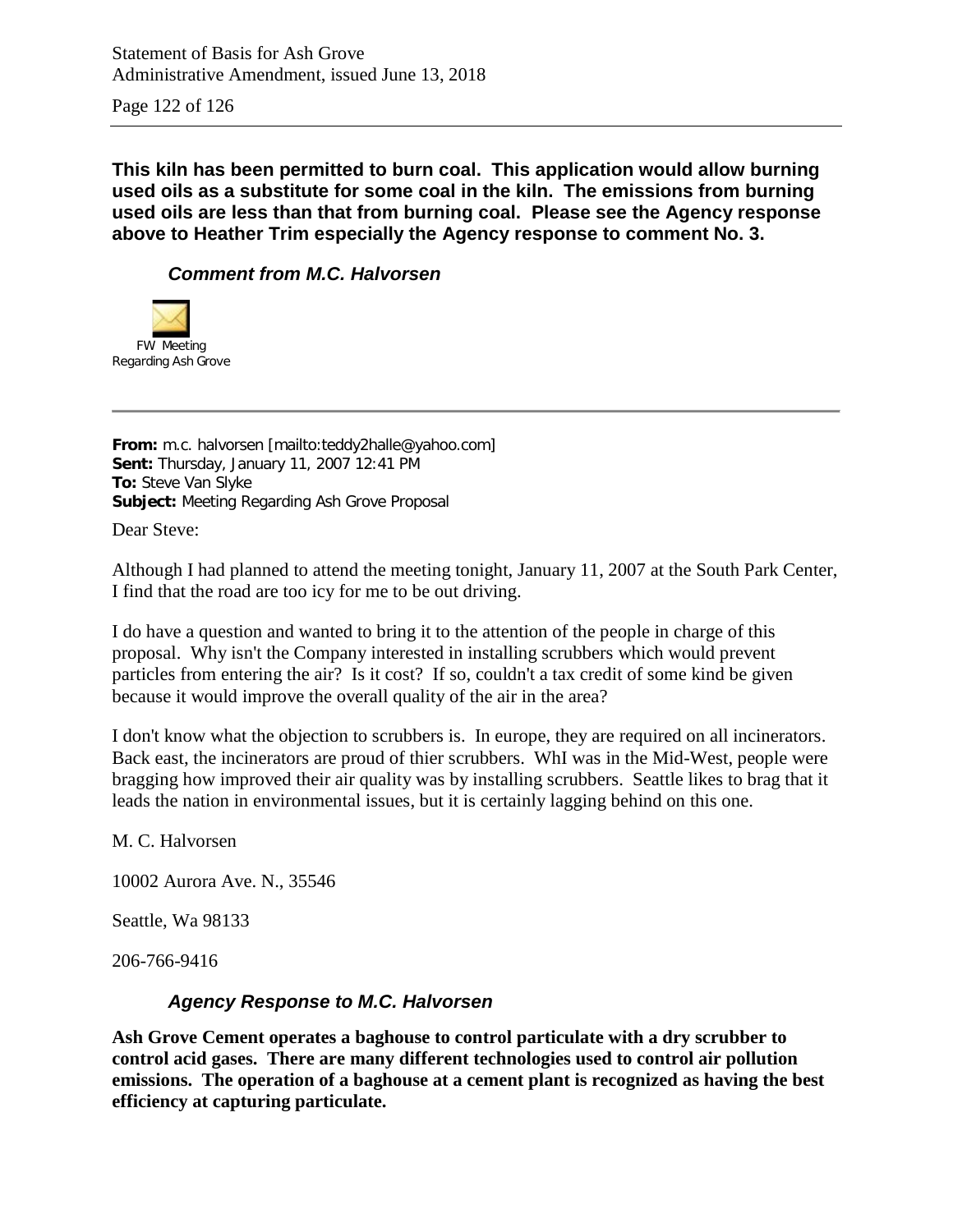**This kiln has been permitted to burn coal. This application would allow burning used oils as a substitute for some coal in the kiln. The emissions from burning used oils are less than that from burning coal. Please see the Agency response above to Heather Trim especially the Agency response to comment No. 3.**

### *Comment from M.C. Halvorsen*

FW Meeting Regarding Ash Grove

---

**From:** m.c. halvorsen [mailto:teddy2halle@yahoo.com]
**Sent:** Thursday, January 11, 2007 12:41 PM
**To:** Steve Van Slyke
**Subject:** Meeting Regarding Ash Grove Proposal

Dear Steve:

Although I had planned to attend the meeting tonight, January 11, 2007 at the South Park Center, I find that the road are too icy for me to be out driving.

I do have a question and wanted to bring it to the attention of the people in charge of this proposal. Why isn't the Company interested in installing scrubbers which would prevent particles from entering the air? Is it cost? If so, couldn't a tax credit of some kind be given because it would improve the overall quality of the air in the area?

I don't know what the objection to scrubbers is. In europe, they are required on all incinerators. Back east, the incinerators are proud of thier scrubbers. WhI was in the Mid-West, people were bragging how improved their air quality was by installing scrubbers. Seattle likes to brag that it leads the nation in environmental issues, but it is certainly lagging behind on this one.

M. C. Halvorsen

10002 Aurora Ave. N., 35546

Seattle, Wa 98133

206-766-9416

### *Agency Response to M.C. Halvorsen*

**Ash Grove Cement operates a baghouse to control particulate with a dry scrubber to control acid gases. There are many different technologies used to control air pollution emissions. The operation of a baghouse at a cement plant is recognized as having the best efficiency at capturing particulate.**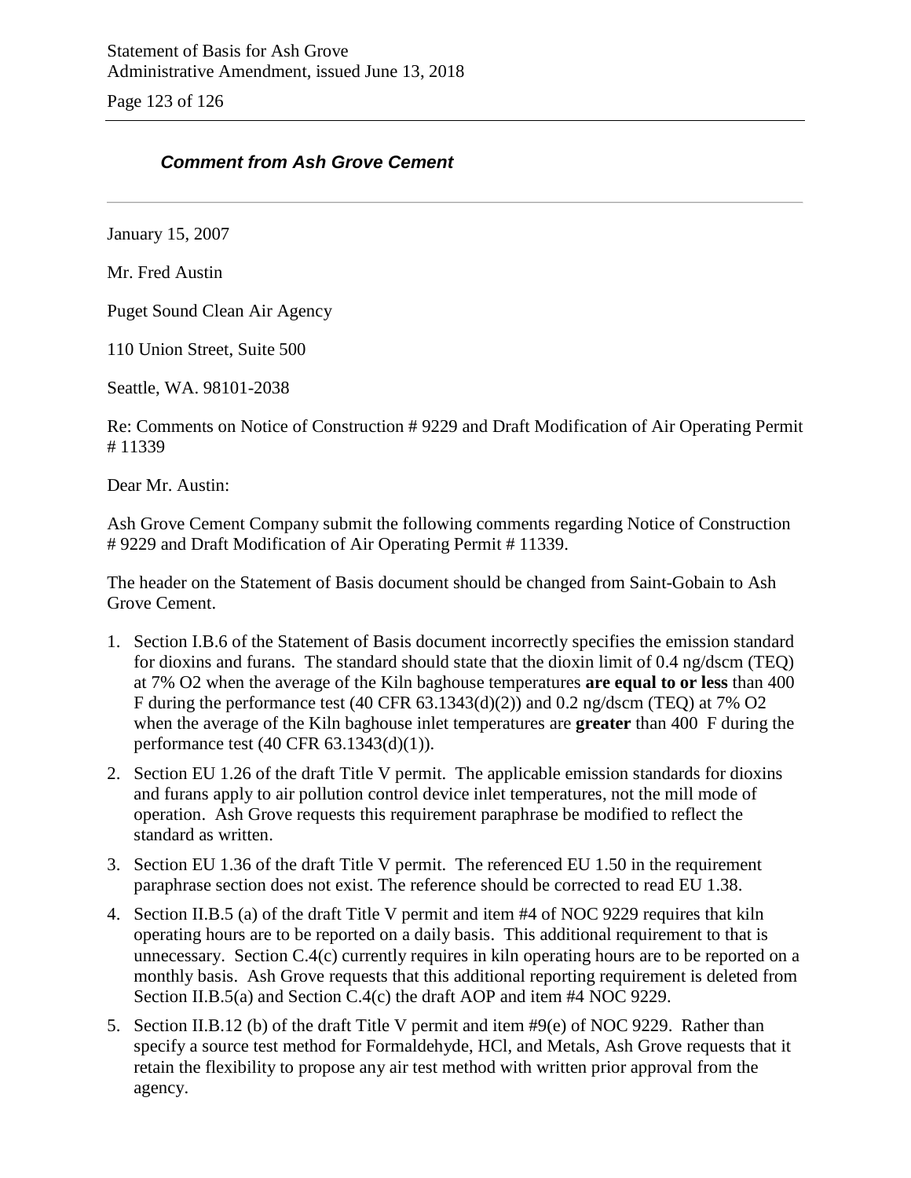### *Comment from Ash Grove Cement*

---

January 15, 2007

Mr. Fred Austin

Puget Sound Clean Air Agency

110 Union Street, Suite 500

Seattle, WA. 98101-2038

Re: Comments on Notice of Construction # 9229 and Draft Modification of Air Operating Permit # 11339

Dear Mr. Austin:

Ash Grove Cement Company submit the following comments regarding Notice of Construction # 9229 and Draft Modification of Air Operating Permit # 11339.

The header on the Statement of Basis document should be changed from Saint-Gobain to Ash Grove Cement.

1. Section I.B.6 of the Statement of Basis document incorrectly specifies the emission standard for dioxins and furans. The standard should state that the dioxin limit of 0.4 ng/dscm (TEQ) at 7% $O_2$ when the average of the Kiln baghouse temperatures **are equal to or less** than 400 F during the performance test (40 CFR 63.1343(d)(2)) and 0.2 ng/dscm (TEQ) at 7% $O_2$ when the average of the Kiln baghouse inlet temperatures are **greater** than 400 F during the performance test (40 CFR 63.1343(d)(1)).
2. Section EU 1.26 of the draft Title V permit. The applicable emission standards for dioxins and furans apply to air pollution control device inlet temperatures, not the mill mode of operation. Ash Grove requests this requirement paraphrase be modified to reflect the standard as written.
3. Section EU 1.36 of the draft Title V permit. The referenced EU 1.50 in the requirement paraphrase section does not exist. The reference should be corrected to read EU 1.38.
4. Section II.B.5 (a) of the draft Title V permit and item #4 of NOC 9229 requires that kiln operating hours are to be reported on a daily basis. This additional requirement to that is unnecessary. Section C.4(c) currently requires in kiln operating hours are to be reported on a monthly basis. Ash Grove requests that this additional reporting requirement is deleted from Section II.B.5(a) and Section C.4(c) the draft AOP and item #4 NOC 9229.
5. Section II.B.12 (b) of the draft Title V permit and item #9(e) of NOC 9229. Rather than specify a source test method for Formaldehyde, HCl, and Metals, Ash Grove requests that it retain the flexibility to propose any air test method with written prior approval from the agency.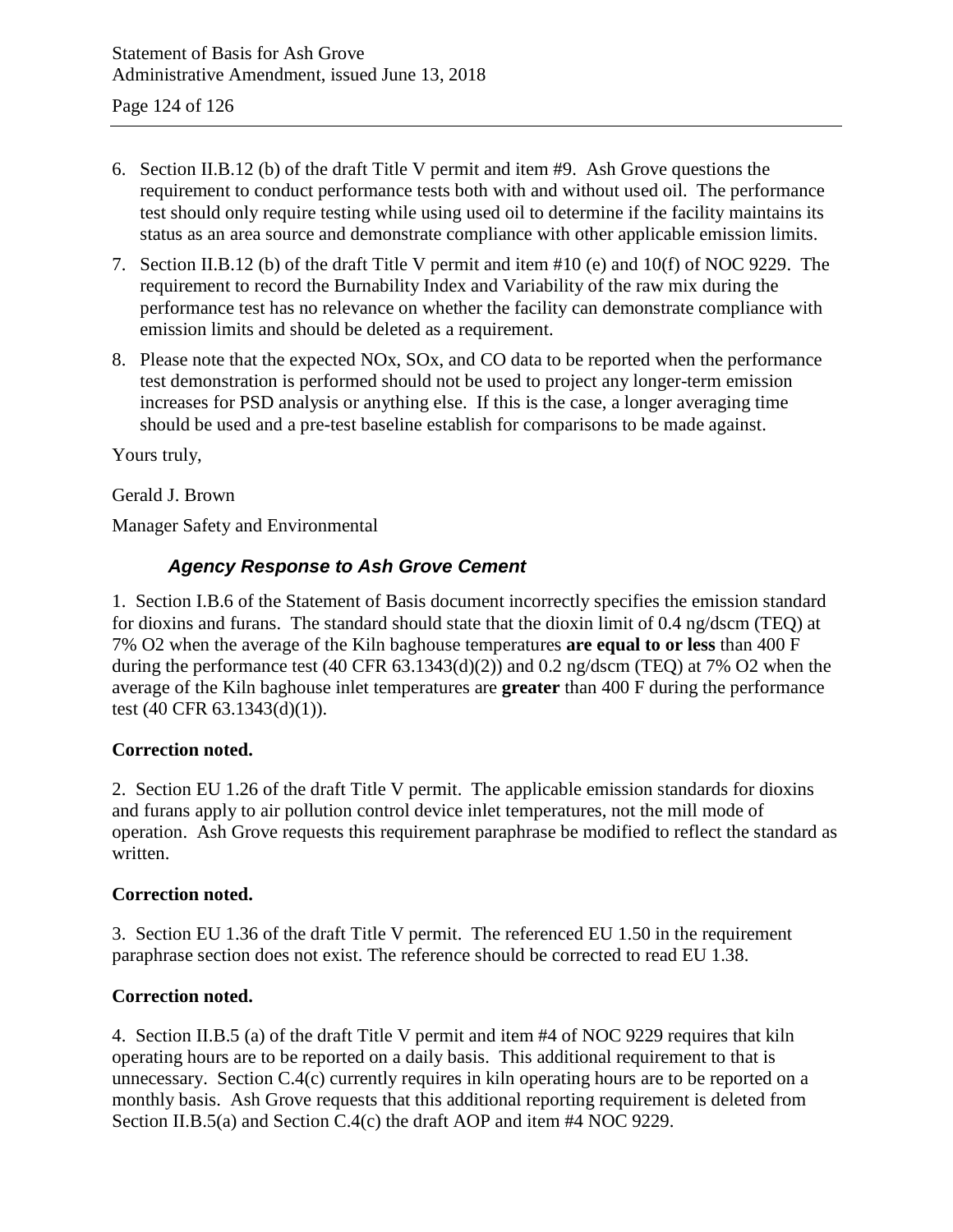6. Section II.B.12 (b) of the draft Title V permit and item #9. Ash Grove questions the requirement to conduct performance tests both with and without used oil. The performance test should only require testing while using used oil to determine if the facility maintains its status as an area source and demonstrate compliance with other applicable emission limits.
7. Section II.B.12 (b) of the draft Title V permit and item #10 (e) and 10(f) of NOC 9229. The requirement to record the Burnability Index and Variability of the raw mix during the performance test has no relevance on whether the facility can demonstrate compliance with emission limits and should be deleted as a requirement.
8. Please note that the expected NOx, SOx, and CO data to be reported when the performance test demonstration is performed should not be used to project any longer-term emission increases for PSD analysis or anything else. If this is the case, a longer averaging time should be used and a pre-test baseline establish for comparisons to be made against.

Yours truly,

Gerald J. Brown

Manager Safety and Environmental

### *Agency Response to Ash Grove Cement*

1. Section I.B.6 of the Statement of Basis document incorrectly specifies the emission standard for dioxins and furans. The standard should state that the dioxin limit of 0.4 ng/dscm (TEQ) at 7% O2 when the average of the Kiln baghouse temperatures **are equal to or less** than 400 F during the performance test (40 CFR 63.1343(d)(2)) and 0.2 ng/dscm (TEQ) at 7% O2 when the average of the Kiln baghouse inlet temperatures are **greater** than 400 F during the performance test (40 CFR 63.1343(d)(1)).

**Correction noted.**

2. Section EU 1.26 of the draft Title V permit. The applicable emission standards for dioxins and furans apply to air pollution control device inlet temperatures, not the mill mode of operation. Ash Grove requests this requirement paraphrase be modified to reflect the standard as written.

**Correction noted.**

3. Section EU 1.36 of the draft Title V permit. The referenced EU 1.50 in the requirement paraphrase section does not exist. The reference should be corrected to read EU 1.38.

**Correction noted.**

4. Section II.B.5 (a) of the draft Title V permit and item #4 of NOC 9229 requires that kiln operating hours are to be reported on a daily basis. This additional requirement to that is unnecessary. Section C.4(c) currently requires in kiln operating hours are to be reported on a monthly basis. Ash Grove requests that this additional reporting requirement is deleted from Section II.B.5(a) and Section C.4(c) the draft AOP and item #4 NOC 9229.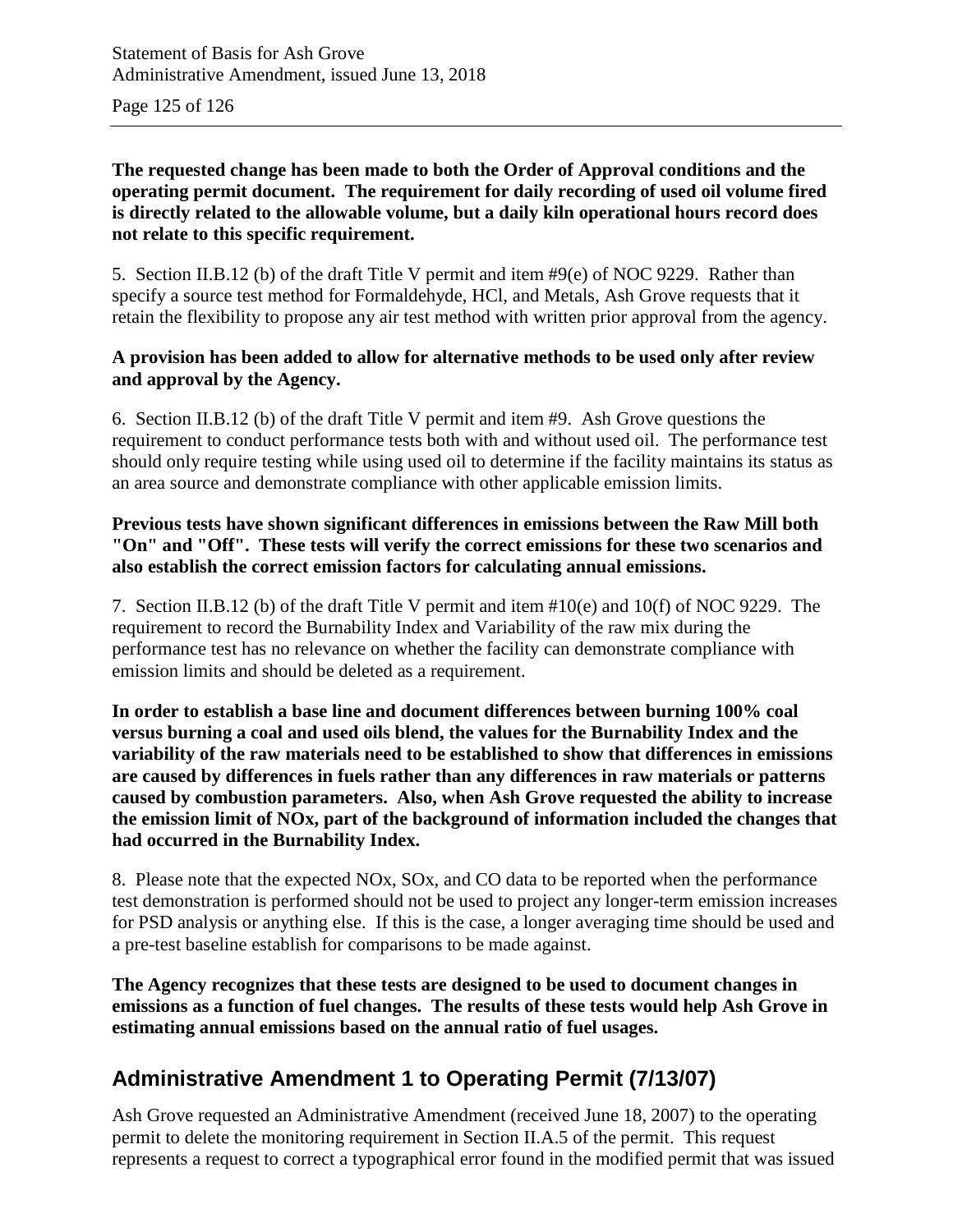**The requested change has been made to both the Order of Approval conditions and the operating permit document. The requirement for daily recording of used oil volume fired is directly related to the allowable volume, but a daily kiln operational hours record does not relate to this specific requirement.**

5. Section II.B.12 (b) of the draft Title V permit and item #9(e) of NOC 9229. Rather than specify a source test method for Formaldehyde, HCl, and Metals, Ash Grove requests that it retain the flexibility to propose any air test method with written prior approval from the agency.

**A provision has been added to allow for alternative methods to be used only after review and approval by the Agency.**

6. Section II.B.12 (b) of the draft Title V permit and item #9. Ash Grove questions the requirement to conduct performance tests both with and without used oil. The performance test should only require testing while using used oil to determine if the facility maintains its status as an area source and demonstrate compliance with other applicable emission limits.

**Previous tests have shown significant differences in emissions between the Raw Mill both "On" and "Off". These tests will verify the correct emissions for these two scenarios and also establish the correct emission factors for calculating annual emissions.**

7. Section II.B.12 (b) of the draft Title V permit and item #10(e) and 10(f) of NOC 9229. The requirement to record the Burnability Index and Variability of the raw mix during the performance test has no relevance on whether the facility can demonstrate compliance with emission limits and should be deleted as a requirement.

**In order to establish a base line and document differences between burning 100% coal versus burning a coal and used oils blend, the values for the Burnability Index and the variability of the raw materials need to be established to show that differences in emissions are caused by differences in fuels rather than any differences in raw materials or patterns caused by combustion parameters. Also, when Ash Grove requested the ability to increase the emission limit of NOx, part of the background of information included the changes that had occurred in the Burnability Index.**

8. Please note that the expected NOx, SOx, and CO data to be reported when the performance test demonstration is performed should not be used to project any longer-term emission increases for PSD analysis or anything else. If this is the case, a longer averaging time should be used and a pre-test baseline establish for comparisons to be made against.

**The Agency recognizes that these tests are designed to be used to document changes in emissions as a function of fuel changes. The results of these tests would help Ash Grove in estimating annual emissions based on the annual ratio of fuel usages.**

## Administrative Amendment 1 to Operating Permit (7/13/07)

Ash Grove requested an Administrative Amendment (received June 18, 2007) to the operating permit to delete the monitoring requirement in Section II.A.5 of the permit. This request represents a request to correct a typographical error found in the modified permit that was issued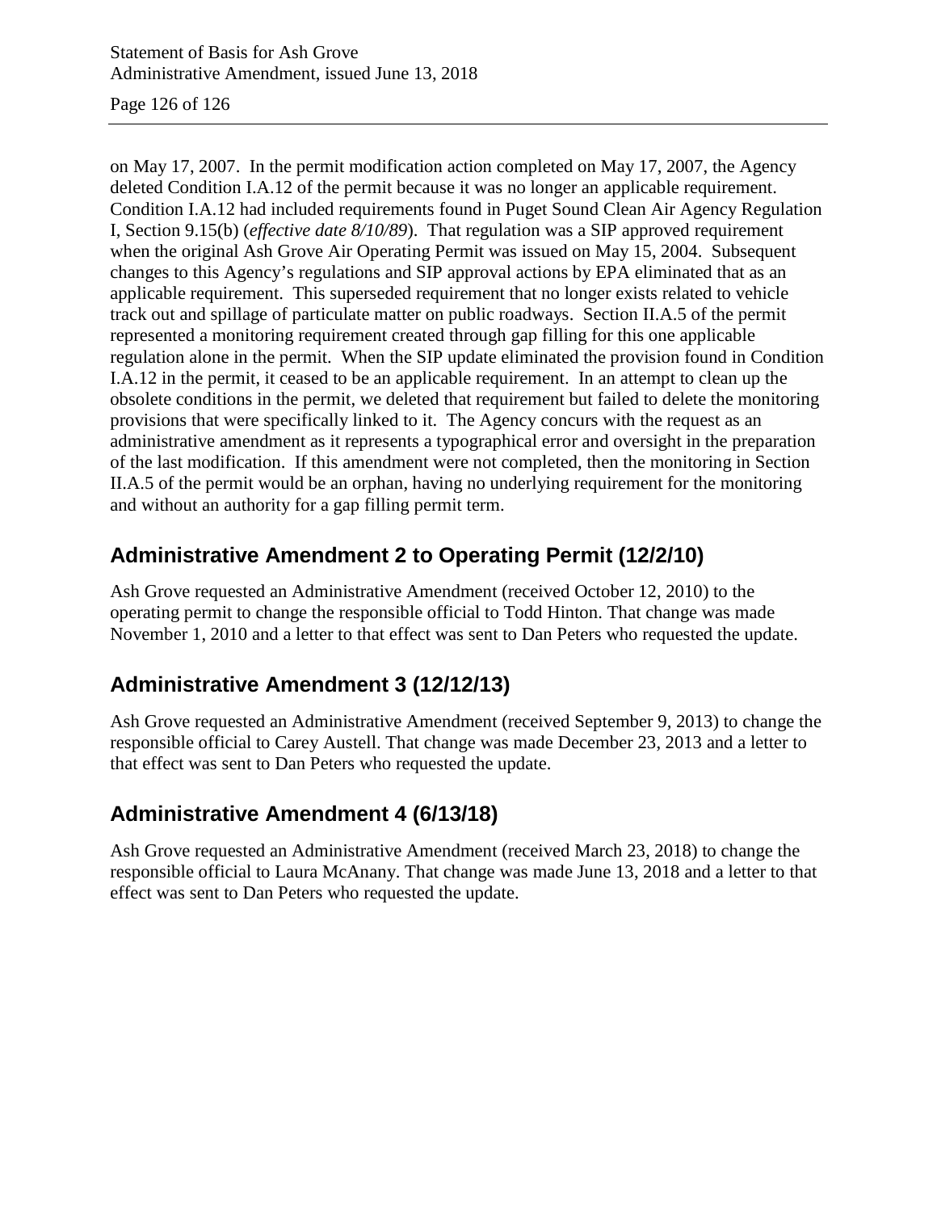on May 17, 2007. In the permit modification action completed on May 17, 2007, the Agency deleted Condition I.A.12 of the permit because it was no longer an applicable requirement. Condition I.A.12 had included requirements found in Puget Sound Clean Air Agency Regulation I, Section 9.15(b) (*effective date 8/10/89*). That regulation was a SIP approved requirement when the original Ash Grove Air Operating Permit was issued on May 15, 2004. Subsequent changes to this Agency's regulations and SIP approval actions by EPA eliminated that as an applicable requirement. This superseded requirement that no longer exists related to vehicle track out and spillage of particulate matter on public roadways. Section II.A.5 of the permit represented a monitoring requirement created through gap filling for this one applicable regulation alone in the permit. When the SIP update eliminated the provision found in Condition I.A.12 in the permit, it ceased to be an applicable requirement. In an attempt to clean up the obsolete conditions in the permit, we deleted that requirement but failed to delete the monitoring provisions that were specifically linked to it. The Agency concurs with the request as an administrative amendment as it represents a typographical error and oversight in the preparation of the last modification. If this amendment were not completed, then the monitoring in Section II.A.5 of the permit would be an orphan, having no underlying requirement for the monitoring and without an authority for a gap filling permit term.

## Administrative Amendment 2 to Operating Permit (12/2/10)

Ash Grove requested an Administrative Amendment (received October 12, 2010) to the operating permit to change the responsible official to Todd Hinton. That change was made November 1, 2010 and a letter to that effect was sent to Dan Peters who requested the update.

## Administrative Amendment 3 (12/12/13)

Ash Grove requested an Administrative Amendment (received September 9, 2013) to change the responsible official to Carey Austell. That change was made December 23, 2013 and a letter to that effect was sent to Dan Peters who requested the update.

## Administrative Amendment 4 (6/13/18)

Ash Grove requested an Administrative Amendment (received March 23, 2018) to change the responsible official to Laura McAnany. That change was made June 13, 2018 and a letter to that effect was sent to Dan Peters who requested the update.